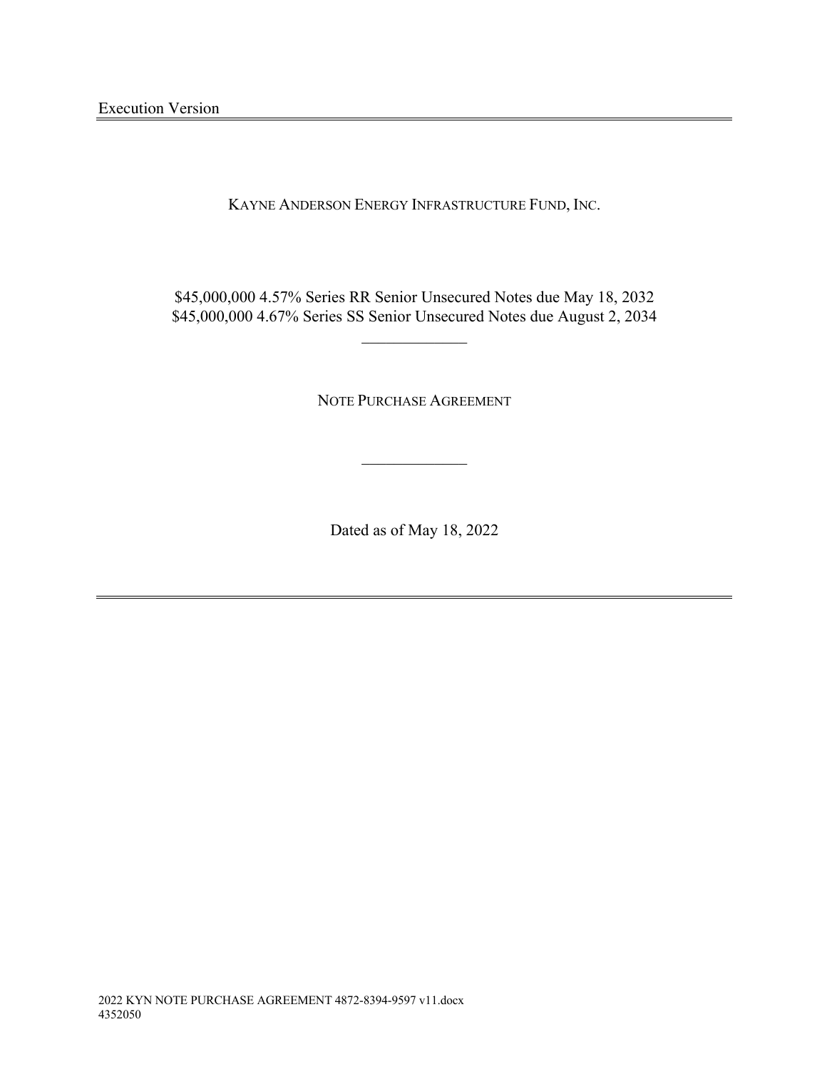Execution Version

# KAYNE ANDERSON ENERGY INFRASTRUCTURE FUND, INC.

$45,000,000 4.57% Series RR Senior Unsecured Notes due May 18, 2032
$45,000,000 4.67% Series SS Senior Unsecured Notes due August 2, 2034

---

## NOTE PURCHASE AGREEMENT

---

Dated as of May 18, 2022

2022 KYN NOTE PURCHASE AGREEMENT 4872-8394-9597 v11.docx
4352050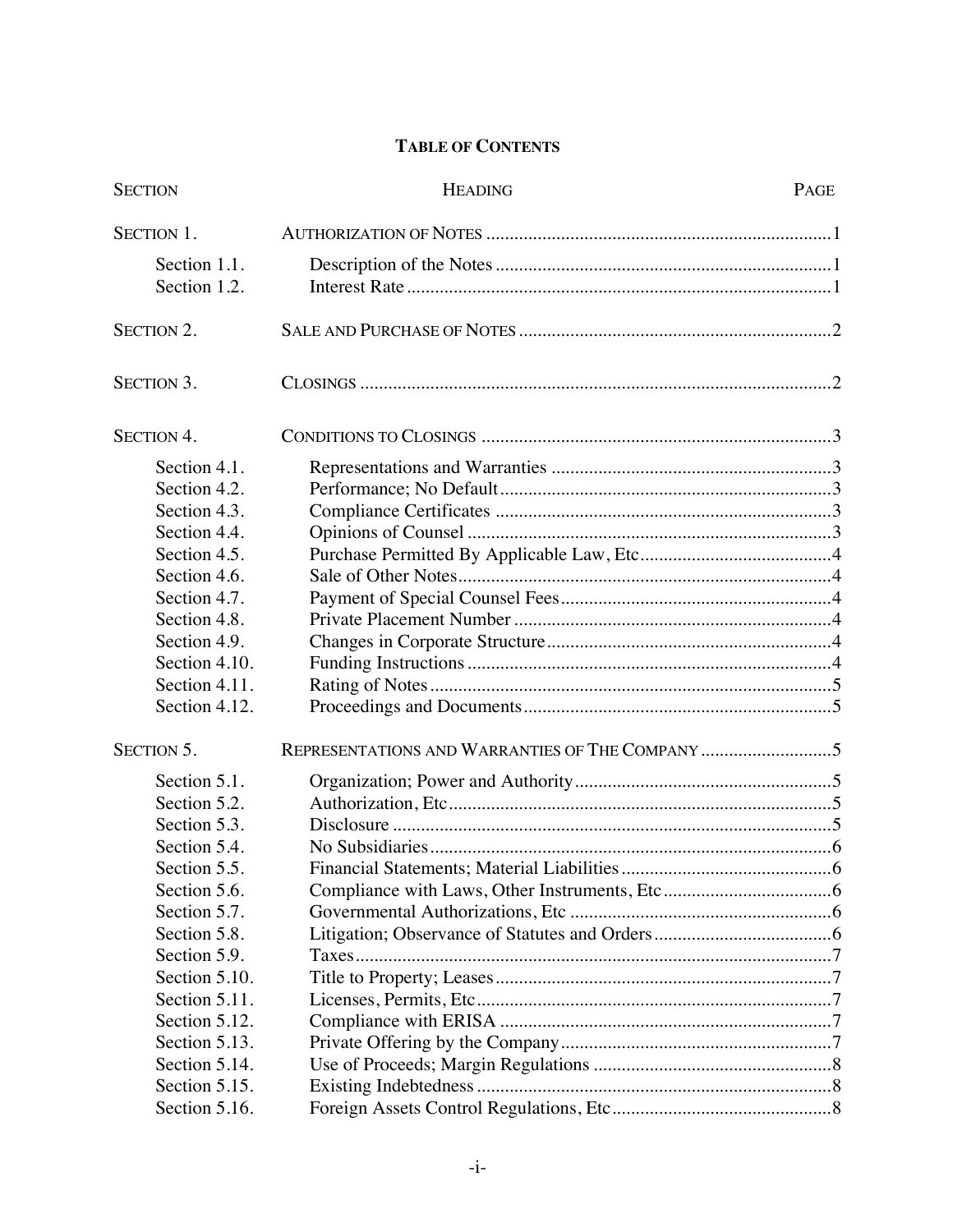# TABLE OF CONTENTS

| SECTION | HEADING | PAGE |
|---|---|---|
| SECTION 1. | AUTHORIZATION OF NOTES | 1 |
| Section 1.1. | Description of the Notes | 1 |
| Section 1.2. | Interest Rate | 1 |
| SECTION 2. | SALE AND PURCHASE OF NOTES | 2 |
| SECTION 3. | CLOSINGS | 2 |
| SECTION 4. | CONDITIONS TO CLOSINGS | 3 |
| Section 4.1. | Representations and Warranties | 3 |
| Section 4.2. | Performance; No Default | 3 |
| Section 4.3. | Compliance Certificates | 3 |
| Section 4.4. | Opinions of Counsel | 3 |
| Section 4.5. | Purchase Permitted By Applicable Law, Etc | 4 |
| Section 4.6. | Sale of Other Notes | 4 |
| Section 4.7. | Payment of Special Counsel Fees | 4 |
| Section 4.8. | Private Placement Number | 4 |
| Section 4.9. | Changes in Corporate Structure | 4 |
| Section 4.10. | Funding Instructions | 4 |
| Section 4.11. | Rating of Notes | 5 |
| Section 4.12. | Proceedings and Documents | 5 |
| SECTION 5. | REPRESENTATIONS AND WARRANTIES OF THE COMPANY | 5 |
| Section 5.1. | Organization; Power and Authority | 5 |
| Section 5.2. | Authorization, Etc | 5 |
| Section 5.3. | Disclosure | 5 |
| Section 5.4. | No Subsidiaries | 6 |
| Section 5.5. | Financial Statements; Material Liabilities | 6 |
| Section 5.6. | Compliance with Laws, Other Instruments, Etc | 6 |
| Section 5.7. | Governmental Authorizations, Etc | 6 |
| Section 5.8. | Litigation; Observance of Statutes and Orders | 6 |
| Section 5.9. | Taxes | 7 |
| Section 5.10. | Title to Property; Leases | 7 |
| Section 5.11. | Licenses, Permits, Etc | 7 |
| Section 5.12. | Compliance with ERISA | 7 |
| Section 5.13. | Private Offering by the Company | 7 |
| Section 5.14. | Use of Proceeds; Margin Regulations | 8 |
| Section 5.15. | Existing Indebtedness | 8 |
| Section 5.16. | Foreign Assets Control Regulations, Etc | 8 |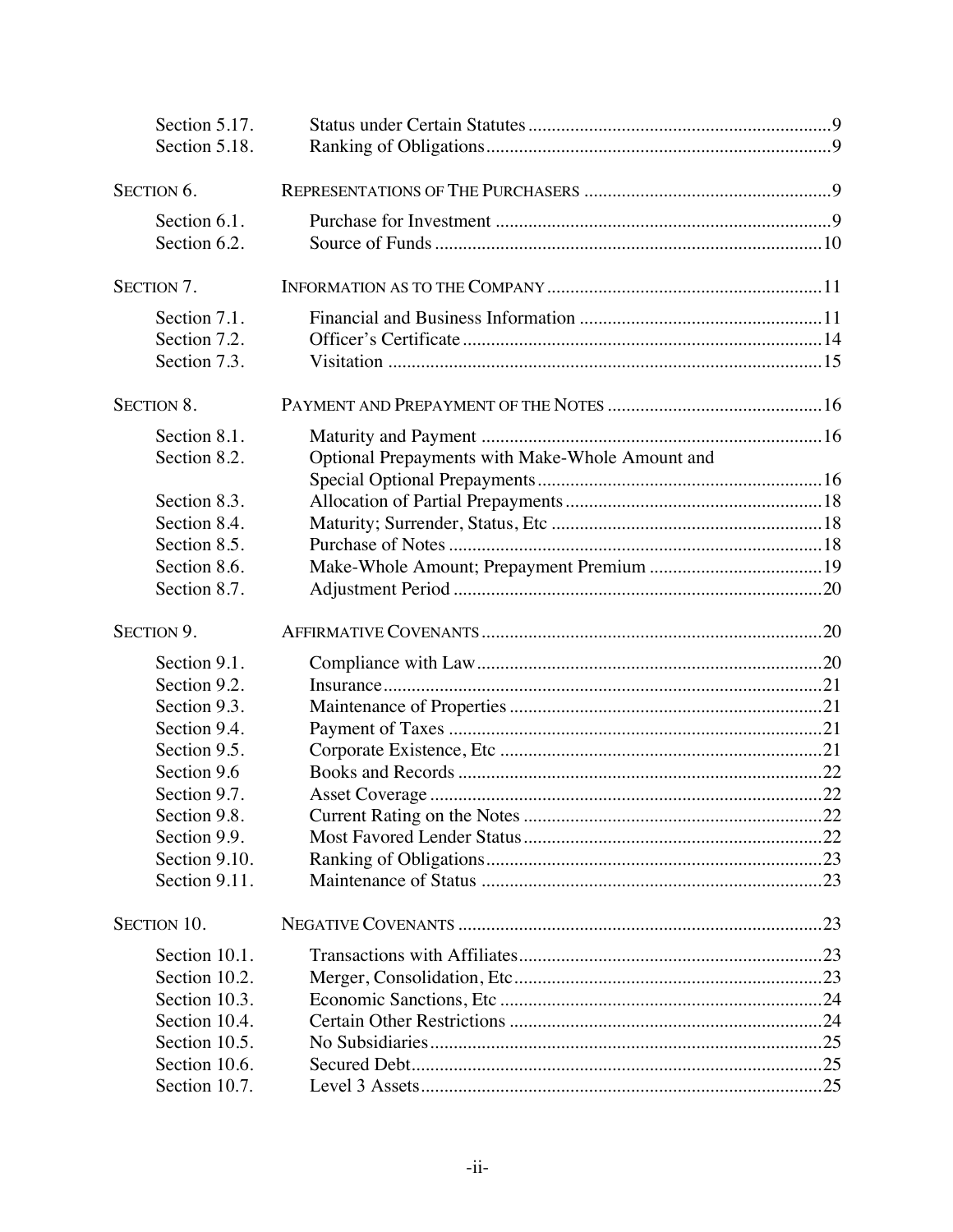| | | |
|---|---|---|
| Section 5.17. | Status under Certain Statutes | 9 |
| Section 5.18. | Ranking of Obligations | 9 |
| SECTION 6. | REPRESENTATIONS OF THE PURCHASERS | 9 |
| Section 6.1. | Purchase for Investment | 9 |
| Section 6.2. | Source of Funds | 10 |
| SECTION 7. | INFORMATION AS TO THE COMPANY | 11 |
| Section 7.1. | Financial and Business Information | 11 |
| Section 7.2. | Officer's Certificate | 14 |
| Section 7.3. | Visitation | 15 |
| SECTION 8. | PAYMENT AND PREPAYMENT OF THE NOTES | 16 |
| Section 8.1. | Maturity and Payment | 16 |
| Section 8.2. | Optional Prepayments with Make-Whole Amount and Special Optional Prepayments | 16 |
| Section 8.3. | Allocation of Partial Prepayments | 18 |
| Section 8.4. | Maturity; Surrender, Status, Etc | 18 |
| Section 8.5. | Purchase of Notes | 18 |
| Section 8.6. | Make-Whole Amount; Prepayment Premium | 19 |
| Section 8.7. | Adjustment Period | 20 |
| SECTION 9. | AFFIRMATIVE COVENANTS | 20 |
| Section 9.1. | Compliance with Law | 20 |
| Section 9.2. | Insurance | 21 |
| Section 9.3. | Maintenance of Properties | 21 |
| Section 9.4. | Payment of Taxes | 21 |
| Section 9.5. | Corporate Existence, Etc | 21 |
| Section 9.6 | Books and Records | 22 |
| Section 9.7. | Asset Coverage | 22 |
| Section 9.8. | Current Rating on the Notes | 22 |
| Section 9.9. | Most Favored Lender Status | 22 |
| Section 9.10. | Ranking of Obligations | 23 |
| Section 9.11. | Maintenance of Status | 23 |
| SECTION 10. | NEGATIVE COVENANTS | 23 |
| Section 10.1. | Transactions with Affiliates | 23 |
| Section 10.2. | Merger, Consolidation, Etc | 23 |
| Section 10.3. | Economic Sanctions, Etc | 24 |
| Section 10.4. | Certain Other Restrictions | 24 |
| Section 10.5. | No Subsidiaries | 25 |
| Section 10.6. | Secured Debt | 25 |
| Section 10.7. | Level 3 Assets | 25 |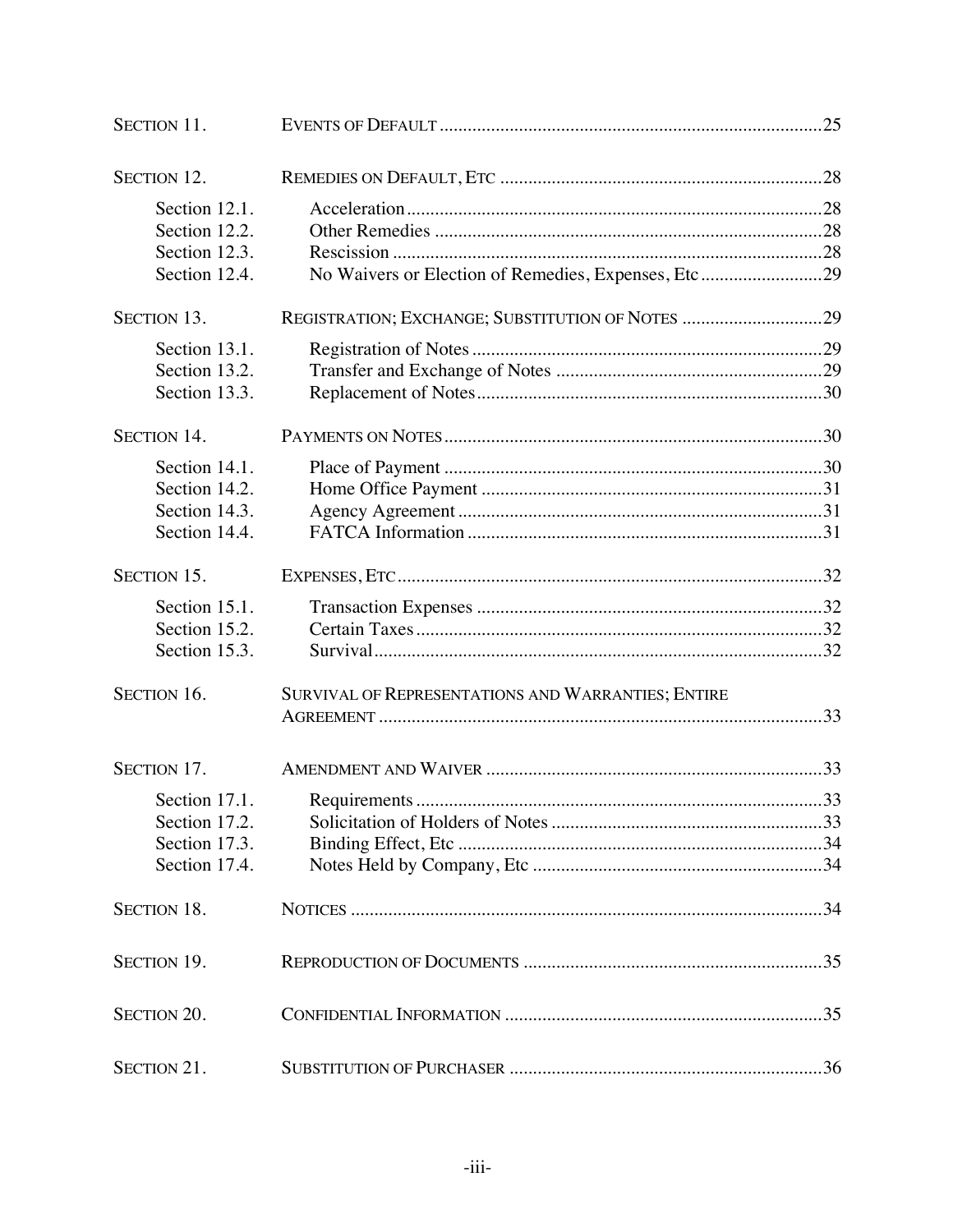| | | |
|---|---|---|
| SECTION 11. | EVENTS OF DEFAULT | 25 |
| SECTION 12. | REMEDIES ON DEFAULT, ETC | 28 |
| Section 12.1. | Acceleration | 28 |
| Section 12.2. | Other Remedies | 28 |
| Section 12.3. | Rescission | 28 |
| Section 12.4. | No Waivers or Election of Remedies, Expenses, Etc | 29 |
| SECTION 13. | REGISTRATION; EXCHANGE; SUBSTITUTION OF NOTES | 29 |
| Section 13.1. | Registration of Notes | 29 |
| Section 13.2. | Transfer and Exchange of Notes | 29 |
| Section 13.3. | Replacement of Notes | 30 |
| SECTION 14. | PAYMENTS ON NOTES | 30 |
| Section 14.1. | Place of Payment | 30 |
| Section 14.2. | Home Office Payment | 31 |
| Section 14.3. | Agency Agreement | 31 |
| Section 14.4. | FATCA Information | 31 |
| SECTION 15. | EXPENSES, ETC | 32 |
| Section 15.1. | Transaction Expenses | 32 |
| Section 15.2. | Certain Taxes | 32 |
| Section 15.3. | Survival | 32 |
| SECTION 16. | SURVIVAL OF REPRESENTATIONS AND WARRANTIES; ENTIRE AGREEMENT | 33 |
| SECTION 17. | AMENDMENT AND WAIVER | 33 |
| Section 17.1. | Requirements | 33 |
| Section 17.2. | Solicitation of Holders of Notes | 33 |
| Section 17.3. | Binding Effect, Etc | 34 |
| Section 17.4. | Notes Held by Company, Etc | 34 |
| SECTION 18. | NOTICES | 34 |
| SECTION 19. | REPRODUCTION OF DOCUMENTS | 35 |
| SECTION 20. | CONFIDENTIAL INFORMATION | 35 |
| SECTION 21. | SUBSTITUTION OF PURCHASER | 36 |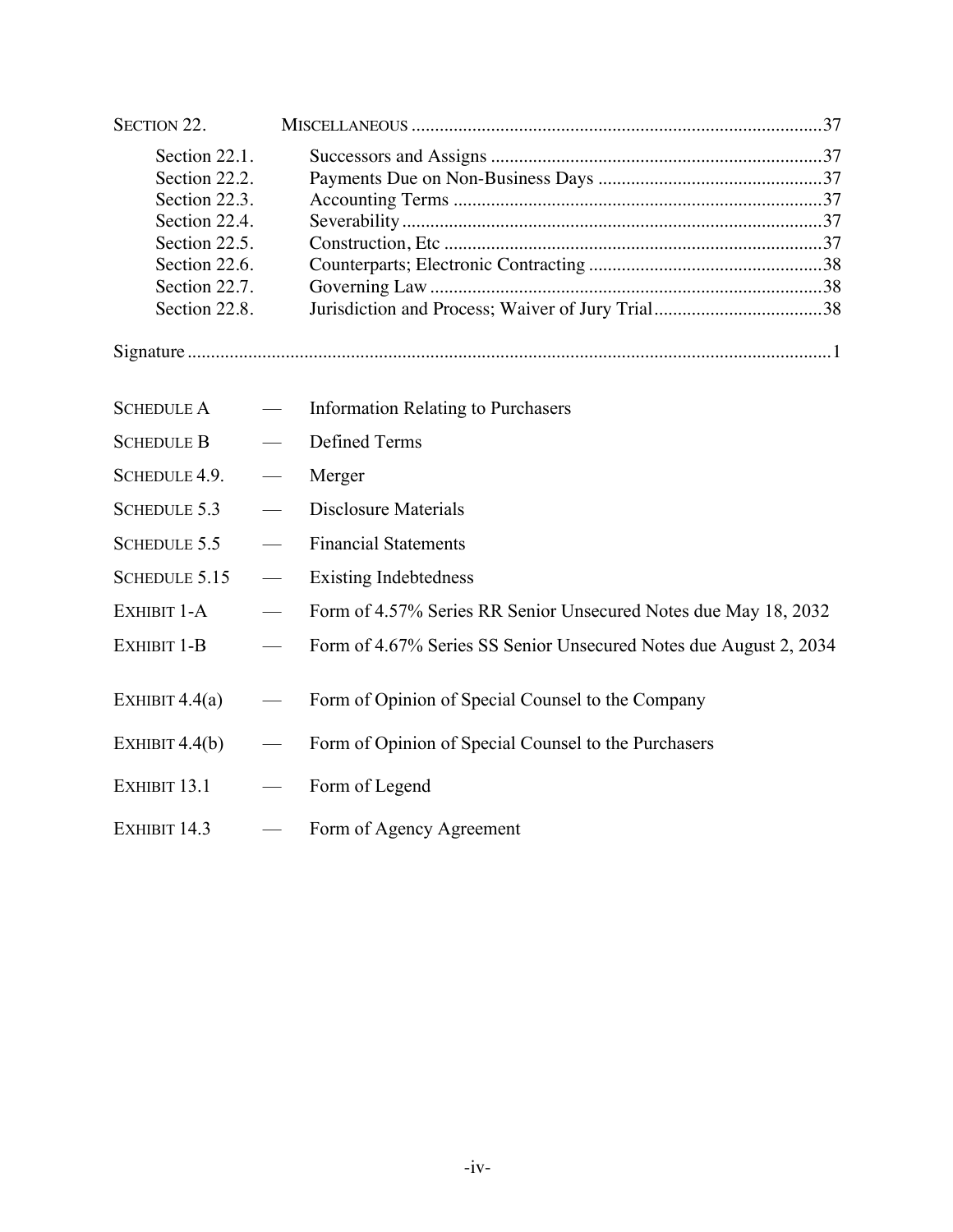| | | |
|---|---|---|
| SECTION 22. | MISCELLANEOUS | 37 |
| Section 22.1. | Successors and Assigns | 37 |
| Section 22.2. | Payments Due on Non-Business Days | 37 |
| Section 22.3. | Accounting Terms | 37 |
| Section 22.4. | Severability | 37 |
| Section 22.5. | Construction, Etc | 37 |
| Section 22.6. | Counterparts; Electronic Contracting | 38 |
| Section 22.7. | Governing Law | 38 |
| Section 22.8. | Jurisdiction and Process; Waiver of Jury Trial | 38 |

Signature ........ 1

| | | |
|---|---|---|
| SCHEDULE A | — | Information Relating to Purchasers |
| SCHEDULE B | — | Defined Terms |
| SCHEDULE 4.9. | — | Merger |
| SCHEDULE 5.3 | — | Disclosure Materials |
| SCHEDULE 5.5 | — | Financial Statements |
| SCHEDULE 5.15 | — | Existing Indebtedness |
| EXHIBIT 1-A | — | Form of 4.57% Series RR Senior Unsecured Notes due May 18, 2032 |
| EXHIBIT 1-B | — | Form of 4.67% Series SS Senior Unsecured Notes due August 2, 2034 |
| EXHIBIT 4.4(a) | — | Form of Opinion of Special Counsel to the Company |
| EXHIBIT 4.4(b) | — | Form of Opinion of Special Counsel to the Purchasers |
| EXHIBIT 13.1 | — | Form of Legend |
| EXHIBIT 14.3 | — | Form of Agency Agreement |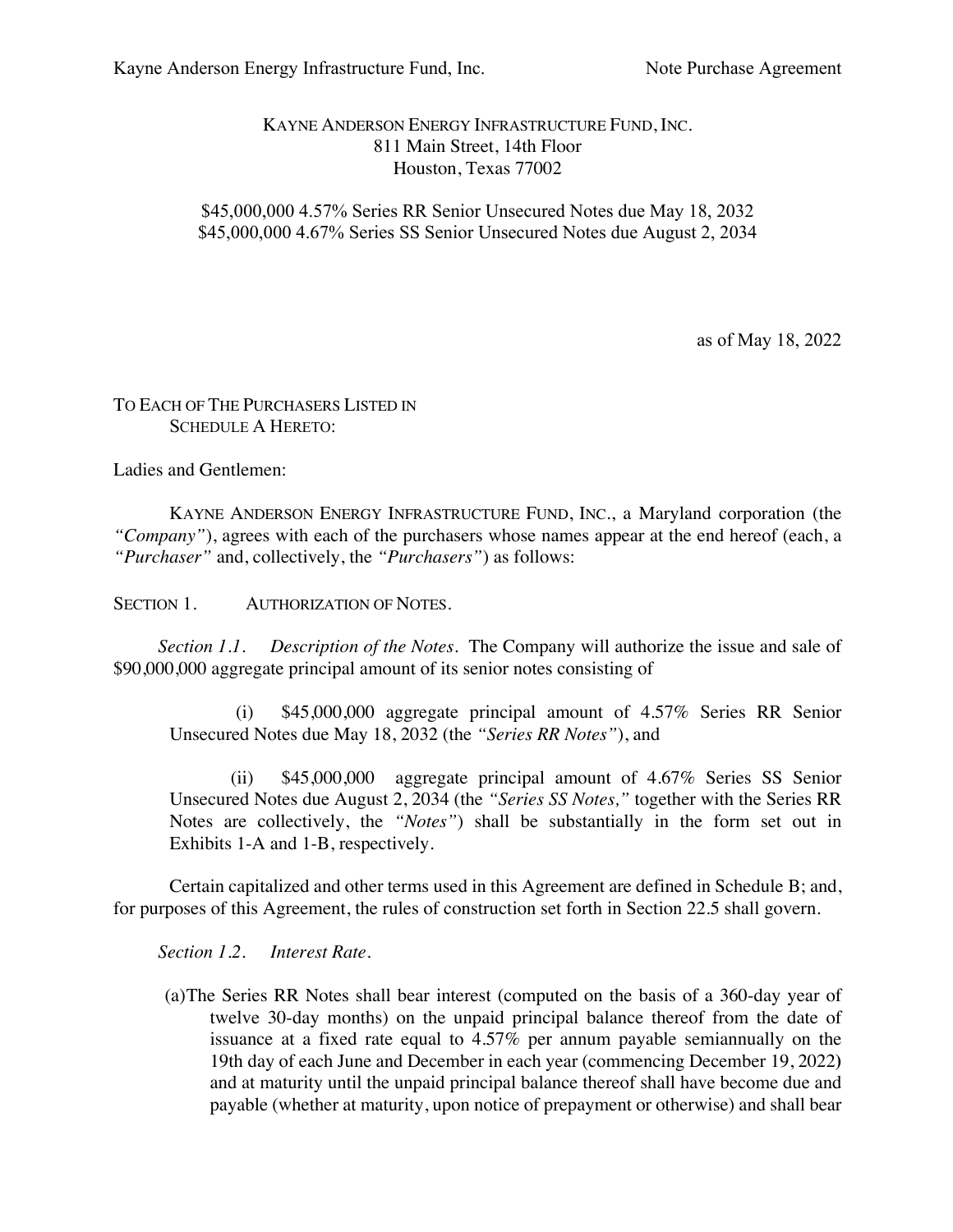KAYNE ANDERSON ENERGY INFRASTRUCTURE FUND, INC.
811 Main Street, 14th Floor
Houston, Texas 77002

$45,000,000 4.57% Series RR Senior Unsecured Notes due May 18, 2032
$45,000,000 4.67% Series SS Senior Unsecured Notes due August 2, 2034

as of May 18, 2022

TO EACH OF THE PURCHASERS LISTED IN
SCHEDULE A HERETO:

Ladies and Gentlemen:

KAYNE ANDERSON ENERGY INFRASTRUCTURE FUND, INC., a Maryland corporation (the *"Company"*), agrees with each of the purchasers whose names appear at the end hereof (each, a *"Purchaser"* and, collectively, the *"Purchasers"*) as follows:

## SECTION 1. AUTHORIZATION OF NOTES.

*Section 1.1. Description of the Notes.* The Company will authorize the issue and sale of $90,000,000 aggregate principal amount of its senior notes consisting of

(i) $45,000,000 aggregate principal amount of 4.57% Series RR Senior Unsecured Notes due May 18, 2032 (the *"Series RR Notes"*), and

(ii) $45,000,000 aggregate principal amount of 4.67% Series SS Senior Unsecured Notes due August 2, 2034 (the *"Series SS Notes,"* together with the Series RR Notes are collectively, the *"Notes"*) shall be substantially in the form set out in Exhibits 1-A and 1-B, respectively.

Certain capitalized and other terms used in this Agreement are defined in Schedule B; and, for purposes of this Agreement, the rules of construction set forth in Section 22.5 shall govern.

*Section 1.2. Interest Rate.*

(a) The Series RR Notes shall bear interest (computed on the basis of a 360-day year of twelve 30-day months) on the unpaid principal balance thereof from the date of issuance at a fixed rate equal to 4.57% per annum payable semiannually on the 19th day of each June and December in each year (commencing December 19, 2022) and at maturity until the unpaid principal balance thereof shall have become due and payable (whether at maturity, upon notice of prepayment or otherwise) and shall bear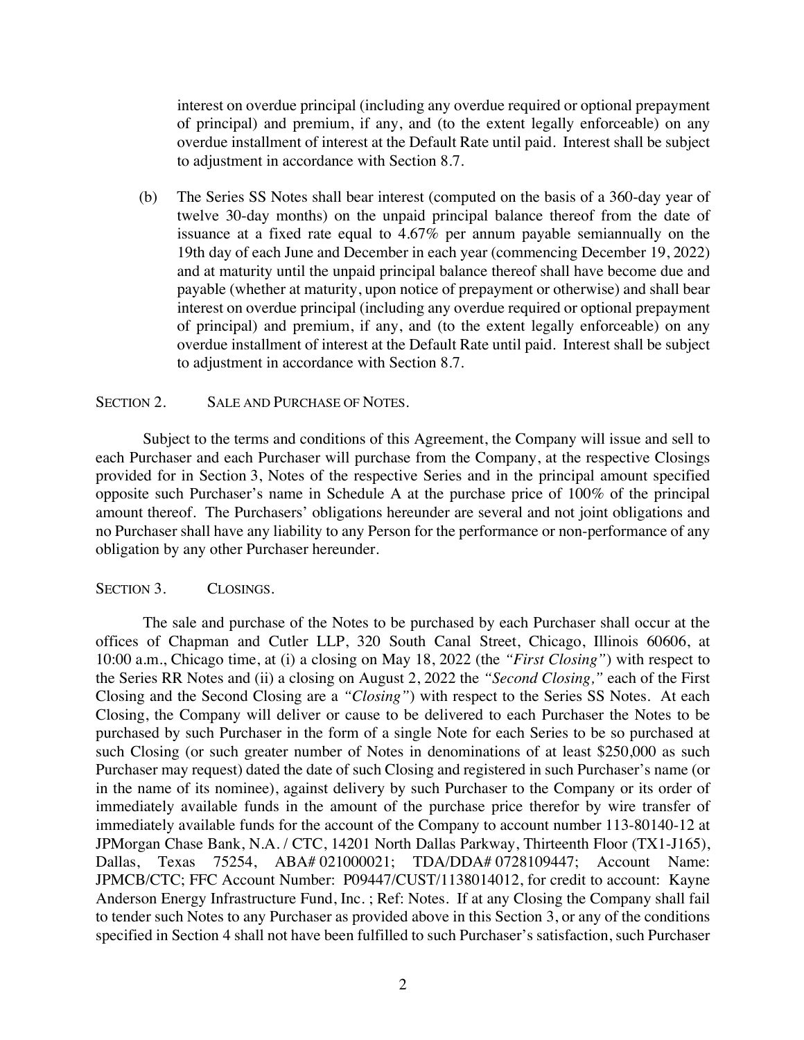interest on overdue principal (including any overdue required or optional prepayment of principal) and premium, if any, and (to the extent legally enforceable) on any overdue installment of interest at the Default Rate until paid. Interest shall be subject to adjustment in accordance with Section 8.7.

(b) The Series SS Notes shall bear interest (computed on the basis of a 360-day year of twelve 30-day months) on the unpaid principal balance thereof from the date of issuance at a fixed rate equal to 4.67% per annum payable semiannually on the 19th day of each June and December in each year (commencing December 19, 2022) and at maturity until the unpaid principal balance thereof shall have become due and payable (whether at maturity, upon notice of prepayment or otherwise) and shall bear interest on overdue principal (including any overdue required or optional prepayment of principal) and premium, if any, and (to the extent legally enforceable) on any overdue installment of interest at the Default Rate until paid. Interest shall be subject to adjustment in accordance with Section 8.7.

## SECTION 2. SALE AND PURCHASE OF NOTES.

Subject to the terms and conditions of this Agreement, the Company will issue and sell to each Purchaser and each Purchaser will purchase from the Company, at the respective Closings provided for in Section 3, Notes of the respective Series and in the principal amount specified opposite such Purchaser's name in Schedule A at the purchase price of 100% of the principal amount thereof. The Purchasers' obligations hereunder are several and not joint obligations and no Purchaser shall have any liability to any Person for the performance or non-performance of any obligation by any other Purchaser hereunder.

## SECTION 3. CLOSINGS.

The sale and purchase of the Notes to be purchased by each Purchaser shall occur at the offices of Chapman and Cutler LLP, 320 South Canal Street, Chicago, Illinois 60606, at 10:00 a.m., Chicago time, at (i) a closing on May 18, 2022 (the *"First Closing"*) with respect to the Series RR Notes and (ii) a closing on August 2, 2022 the *"Second Closing,"* each of the First Closing and the Second Closing are a *"Closing"*) with respect to the Series SS Notes. At each Closing, the Company will deliver or cause to be delivered to each Purchaser the Notes to be purchased by such Purchaser in the form of a single Note for each Series to be so purchased at such Closing (or such greater number of Notes in denominations of at least $250,000 as such Purchaser may request) dated the date of such Closing and registered in such Purchaser's name (or in the name of its nominee), against delivery by such Purchaser to the Company or its order of immediately available funds in the amount of the purchase price therefor by wire transfer of immediately available funds for the account of the Company to account number 113-80140-12 at JPMorgan Chase Bank, N.A. / CTC, 14201 North Dallas Parkway, Thirteenth Floor (TX1-J165), Dallas, Texas 75254, ABA# 021000021; TDA/DDA# 0728109447; Account Name: JPMCB/CTC; FFC Account Number: P09447/CUST/1138014012, for credit to account: Kayne Anderson Energy Infrastructure Fund, Inc. ; Ref: Notes. If at any Closing the Company shall fail to tender such Notes to any Purchaser as provided above in this Section 3, or any of the conditions specified in Section 4 shall not have been fulfilled to such Purchaser's satisfaction, such Purchaser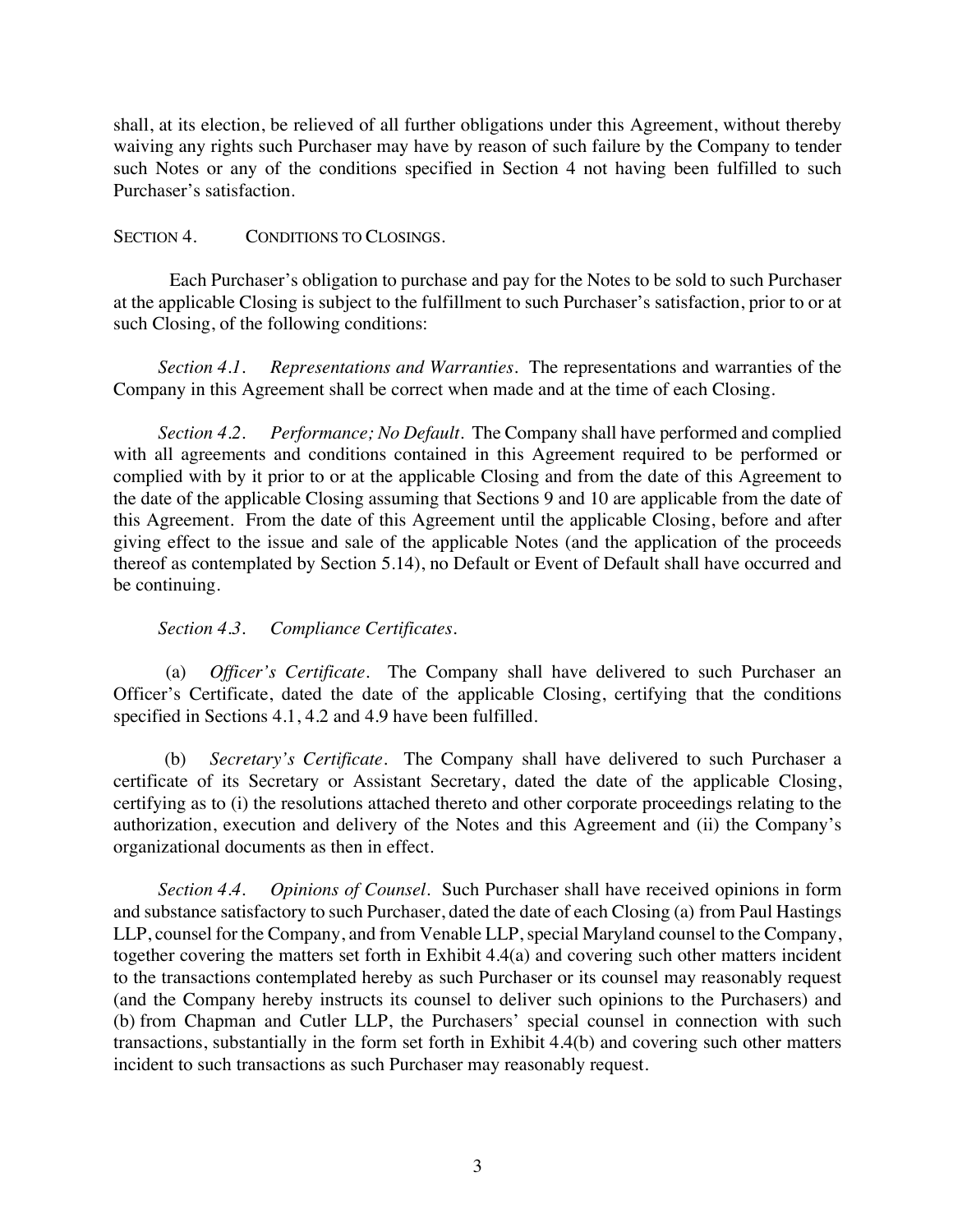shall, at its election, be relieved of all further obligations under this Agreement, without thereby waiving any rights such Purchaser may have by reason of such failure by the Company to tender such Notes or any of the conditions specified in Section 4 not having been fulfilled to such Purchaser's satisfaction.

## SECTION 4. CONDITIONS TO CLOSINGS.

Each Purchaser's obligation to purchase and pay for the Notes to be sold to such Purchaser at the applicable Closing is subject to the fulfillment to such Purchaser's satisfaction, prior to or at such Closing, of the following conditions:

*Section 4.1. Representations and Warranties.* The representations and warranties of the Company in this Agreement shall be correct when made and at the time of each Closing.

*Section 4.2. Performance; No Default.* The Company shall have performed and complied with all agreements and conditions contained in this Agreement required to be performed or complied with by it prior to or at the applicable Closing and from the date of this Agreement to the date of the applicable Closing assuming that Sections 9 and 10 are applicable from the date of this Agreement. From the date of this Agreement until the applicable Closing, before and after giving effect to the issue and sale of the applicable Notes (and the application of the proceeds thereof as contemplated by Section 5.14), no Default or Event of Default shall have occurred and be continuing.

*Section 4.3. Compliance Certificates.*

(a) *Officer's Certificate.* The Company shall have delivered to such Purchaser an Officer's Certificate, dated the date of the applicable Closing, certifying that the conditions specified in Sections 4.1, 4.2 and 4.9 have been fulfilled.

(b) *Secretary's Certificate.* The Company shall have delivered to such Purchaser a certificate of its Secretary or Assistant Secretary, dated the date of the applicable Closing, certifying as to (i) the resolutions attached thereto and other corporate proceedings relating to the authorization, execution and delivery of the Notes and this Agreement and (ii) the Company's organizational documents as then in effect.

*Section 4.4. Opinions of Counsel.* Such Purchaser shall have received opinions in form and substance satisfactory to such Purchaser, dated the date of each Closing (a) from Paul Hastings LLP, counsel for the Company, and from Venable LLP, special Maryland counsel to the Company, together covering the matters set forth in Exhibit 4.4(a) and covering such other matters incident to the transactions contemplated hereby as such Purchaser or its counsel may reasonably request (and the Company hereby instructs its counsel to deliver such opinions to the Purchasers) and (b) from Chapman and Cutler LLP, the Purchasers' special counsel in connection with such transactions, substantially in the form set forth in Exhibit 4.4(b) and covering such other matters incident to such transactions as such Purchaser may reasonably request.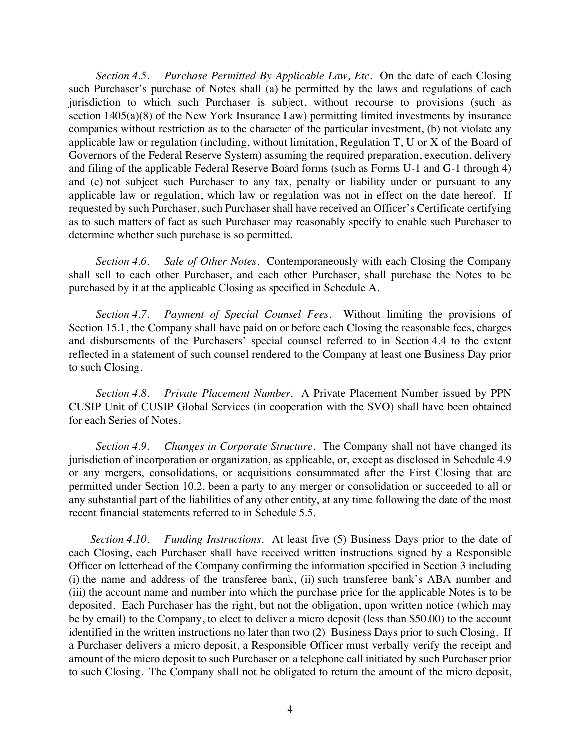*Section 4.5. Purchase Permitted By Applicable Law, Etc.* On the date of each Closing such Purchaser's purchase of Notes shall (a) be permitted by the laws and regulations of each jurisdiction to which such Purchaser is subject, without recourse to provisions (such as section 1405(a)(8) of the New York Insurance Law) permitting limited investments by insurance companies without restriction as to the character of the particular investment, (b) not violate any applicable law or regulation (including, without limitation, Regulation T, U or X of the Board of Governors of the Federal Reserve System) assuming the required preparation, execution, delivery and filing of the applicable Federal Reserve Board forms (such as Forms U-1 and G-1 through 4) and (c) not subject such Purchaser to any tax, penalty or liability under or pursuant to any applicable law or regulation, which law or regulation was not in effect on the date hereof. If requested by such Purchaser, such Purchaser shall have received an Officer's Certificate certifying as to such matters of fact as such Purchaser may reasonably specify to enable such Purchaser to determine whether such purchase is so permitted.

*Section 4.6. Sale of Other Notes.* Contemporaneously with each Closing the Company shall sell to each other Purchaser, and each other Purchaser, shall purchase the Notes to be purchased by it at the applicable Closing as specified in Schedule A.

*Section 4.7. Payment of Special Counsel Fees.* Without limiting the provisions of Section 15.1, the Company shall have paid on or before each Closing the reasonable fees, charges and disbursements of the Purchasers' special counsel referred to in Section 4.4 to the extent reflected in a statement of such counsel rendered to the Company at least one Business Day prior to such Closing.

*Section 4.8. Private Placement Number.* A Private Placement Number issued by PPN CUSIP Unit of CUSIP Global Services (in cooperation with the SVO) shall have been obtained for each Series of Notes.

*Section 4.9. Changes in Corporate Structure.* The Company shall not have changed its jurisdiction of incorporation or organization, as applicable, or, except as disclosed in Schedule 4.9 or any mergers, consolidations, or acquisitions consummated after the First Closing that are permitted under Section 10.2, been a party to any merger or consolidation or succeeded to all or any substantial part of the liabilities of any other entity, at any time following the date of the most recent financial statements referred to in Schedule 5.5.

*Section 4.10. Funding Instructions.* At least five (5) Business Days prior to the date of each Closing, each Purchaser shall have received written instructions signed by a Responsible Officer on letterhead of the Company confirming the information specified in Section 3 including (i) the name and address of the transferee bank, (ii) such transferee bank's ABA number and (iii) the account name and number into which the purchase price for the applicable Notes is to be deposited. Each Purchaser has the right, but not the obligation, upon written notice (which may be by email) to the Company, to elect to deliver a micro deposit (less than $50.00) to the account identified in the written instructions no later than two (2) Business Days prior to such Closing. If a Purchaser delivers a micro deposit, a Responsible Officer must verbally verify the receipt and amount of the micro deposit to such Purchaser on a telephone call initiated by such Purchaser prior to such Closing. The Company shall not be obligated to return the amount of the micro deposit,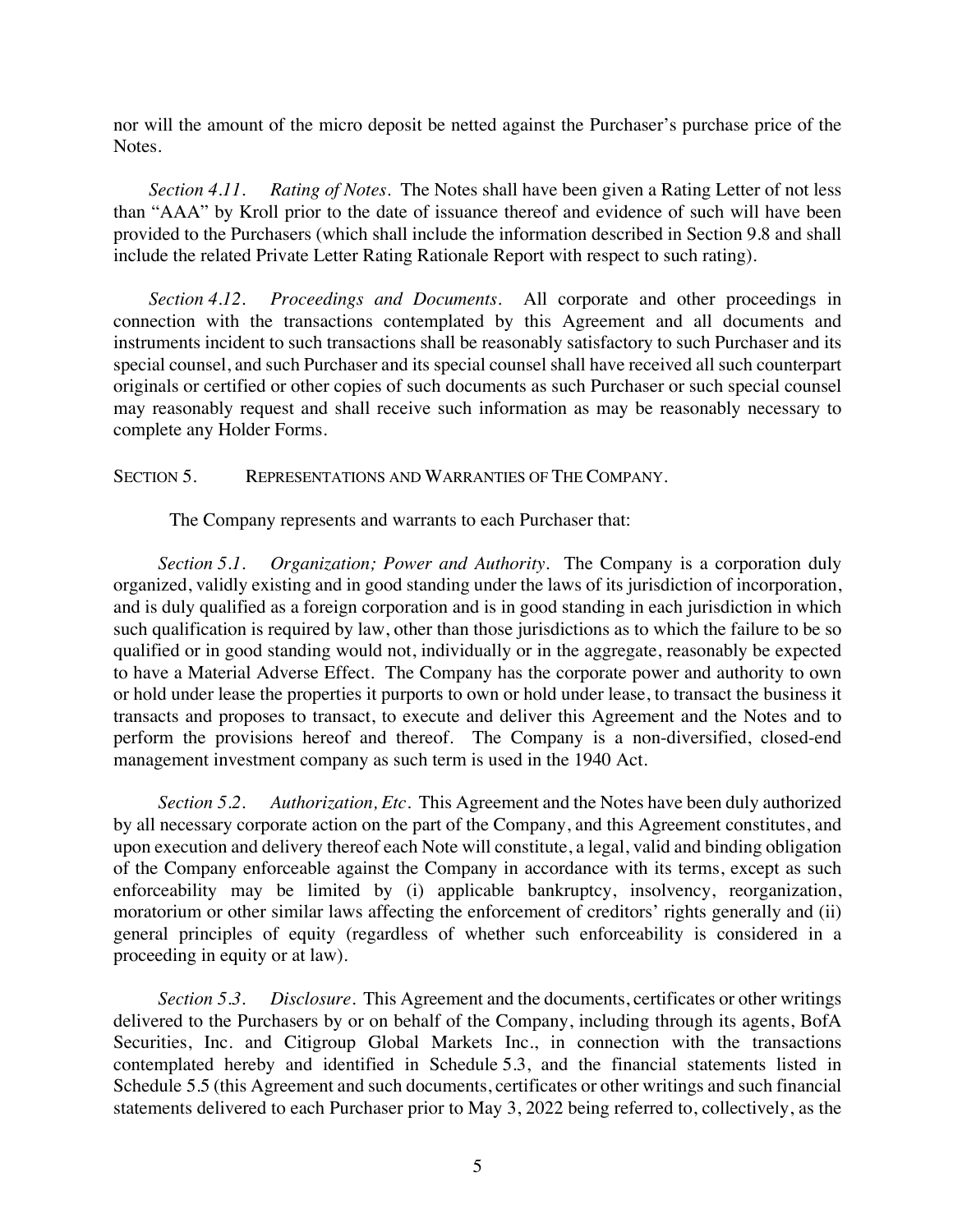nor will the amount of the micro deposit be netted against the Purchaser's purchase price of the Notes.

*Section 4.11. Rating of Notes.* The Notes shall have been given a Rating Letter of not less than "AAA" by Kroll prior to the date of issuance thereof and evidence of such will have been provided to the Purchasers (which shall include the information described in Section 9.8 and shall include the related Private Letter Rating Rationale Report with respect to such rating).

*Section 4.12. Proceedings and Documents.* All corporate and other proceedings in connection with the transactions contemplated by this Agreement and all documents and instruments incident to such transactions shall be reasonably satisfactory to such Purchaser and its special counsel, and such Purchaser and its special counsel shall have received all such counterpart originals or certified or other copies of such documents as such Purchaser or such special counsel may reasonably request and shall receive such information as may be reasonably necessary to complete any Holder Forms.

SECTION 5. REPRESENTATIONS AND WARRANTIES OF THE COMPANY.

The Company represents and warrants to each Purchaser that:

*Section 5.1. Organization; Power and Authority.* The Company is a corporation duly organized, validly existing and in good standing under the laws of its jurisdiction of incorporation, and is duly qualified as a foreign corporation and is in good standing in each jurisdiction in which such qualification is required by law, other than those jurisdictions as to which the failure to be so qualified or in good standing would not, individually or in the aggregate, reasonably be expected to have a Material Adverse Effect. The Company has the corporate power and authority to own or hold under lease the properties it purports to own or hold under lease, to transact the business it transacts and proposes to transact, to execute and deliver this Agreement and the Notes and to perform the provisions hereof and thereof. The Company is a non-diversified, closed-end management investment company as such term is used in the 1940 Act.

*Section 5.2. Authorization, Etc.* This Agreement and the Notes have been duly authorized by all necessary corporate action on the part of the Company, and this Agreement constitutes, and upon execution and delivery thereof each Note will constitute, a legal, valid and binding obligation of the Company enforceable against the Company in accordance with its terms, except as such enforceability may be limited by (i) applicable bankruptcy, insolvency, reorganization, moratorium or other similar laws affecting the enforcement of creditors' rights generally and (ii) general principles of equity (regardless of whether such enforceability is considered in a proceeding in equity or at law).

*Section 5.3. Disclosure.* This Agreement and the documents, certificates or other writings delivered to the Purchasers by or on behalf of the Company, including through its agents, BofA Securities, Inc. and Citigroup Global Markets Inc., in connection with the transactions contemplated hereby and identified in Schedule 5.3, and the financial statements listed in Schedule 5.5 (this Agreement and such documents, certificates or other writings and such financial statements delivered to each Purchaser prior to May 3, 2022 being referred to, collectively, as the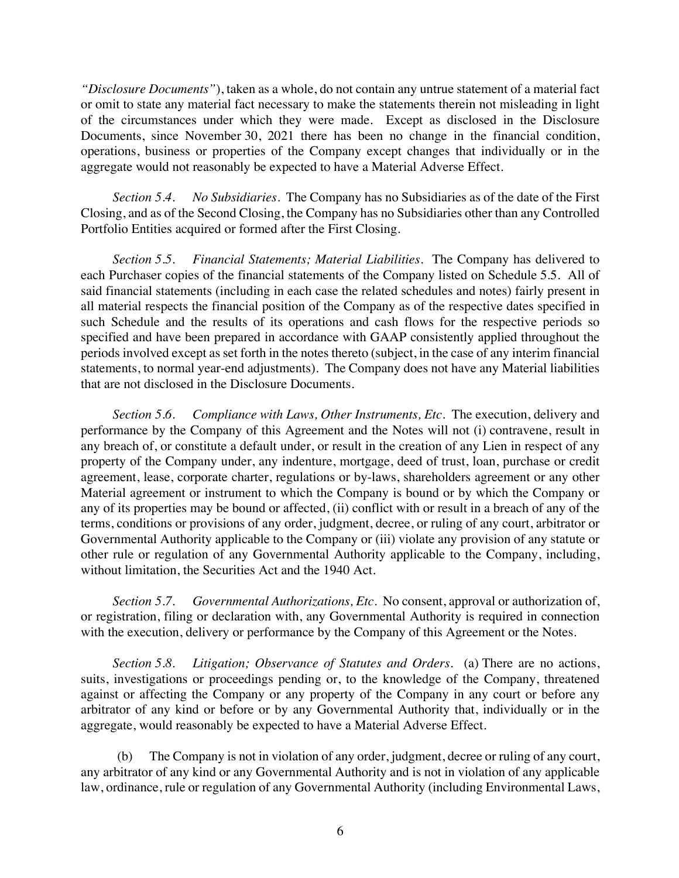*"Disclosure Documents"*), taken as a whole, do not contain any untrue statement of a material fact or omit to state any material fact necessary to make the statements therein not misleading in light of the circumstances under which they were made. Except as disclosed in the Disclosure Documents, since November 30, 2021 there has been no change in the financial condition, operations, business or properties of the Company except changes that individually or in the aggregate would not reasonably be expected to have a Material Adverse Effect.

*Section 5.4. No Subsidiaries.* The Company has no Subsidiaries as of the date of the First Closing, and as of the Second Closing, the Company has no Subsidiaries other than any Controlled Portfolio Entities acquired or formed after the First Closing.

*Section 5.5. Financial Statements; Material Liabilities.* The Company has delivered to each Purchaser copies of the financial statements of the Company listed on Schedule 5.5. All of said financial statements (including in each case the related schedules and notes) fairly present in all material respects the financial position of the Company as of the respective dates specified in such Schedule and the results of its operations and cash flows for the respective periods so specified and have been prepared in accordance with GAAP consistently applied throughout the periods involved except as set forth in the notes thereto (subject, in the case of any interim financial statements, to normal year-end adjustments). The Company does not have any Material liabilities that are not disclosed in the Disclosure Documents.

*Section 5.6. Compliance with Laws, Other Instruments, Etc.* The execution, delivery and performance by the Company of this Agreement and the Notes will not (i) contravene, result in any breach of, or constitute a default under, or result in the creation of any Lien in respect of any property of the Company under, any indenture, mortgage, deed of trust, loan, purchase or credit agreement, lease, corporate charter, regulations or by-laws, shareholders agreement or any other Material agreement or instrument to which the Company is bound or by which the Company or any of its properties may be bound or affected, (ii) conflict with or result in a breach of any of the terms, conditions or provisions of any order, judgment, decree, or ruling of any court, arbitrator or Governmental Authority applicable to the Company or (iii) violate any provision of any statute or other rule or regulation of any Governmental Authority applicable to the Company, including, without limitation, the Securities Act and the 1940 Act.

*Section 5.7. Governmental Authorizations, Etc.* No consent, approval or authorization of, or registration, filing or declaration with, any Governmental Authority is required in connection with the execution, delivery or performance by the Company of this Agreement or the Notes.

*Section 5.8. Litigation; Observance of Statutes and Orders.* (a) There are no actions, suits, investigations or proceedings pending or, to the knowledge of the Company, threatened against or affecting the Company or any property of the Company in any court or before any arbitrator of any kind or before or by any Governmental Authority that, individually or in the aggregate, would reasonably be expected to have a Material Adverse Effect.

(b) The Company is not in violation of any order, judgment, decree or ruling of any court, any arbitrator of any kind or any Governmental Authority and is not in violation of any applicable law, ordinance, rule or regulation of any Governmental Authority (including Environmental Laws,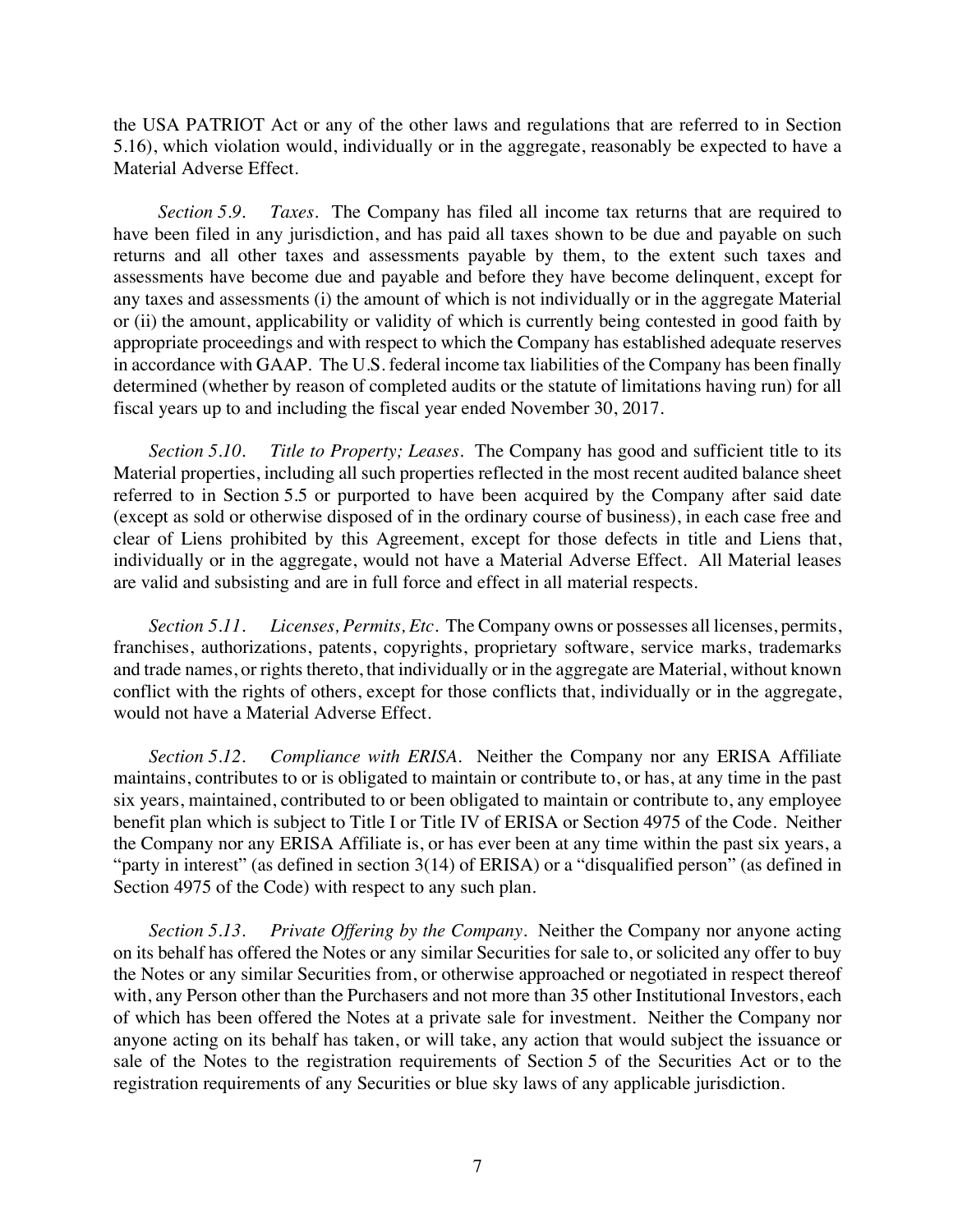the USA PATRIOT Act or any of the other laws and regulations that are referred to in Section 5.16), which violation would, individually or in the aggregate, reasonably be expected to have a Material Adverse Effect.

*Section 5.9. Taxes.* The Company has filed all income tax returns that are required to have been filed in any jurisdiction, and has paid all taxes shown to be due and payable on such returns and all other taxes and assessments payable by them, to the extent such taxes and assessments have become due and payable and before they have become delinquent, except for any taxes and assessments (i) the amount of which is not individually or in the aggregate Material or (ii) the amount, applicability or validity of which is currently being contested in good faith by appropriate proceedings and with respect to which the Company has established adequate reserves in accordance with GAAP. The U.S. federal income tax liabilities of the Company has been finally determined (whether by reason of completed audits or the statute of limitations having run) for all fiscal years up to and including the fiscal year ended November 30, 2017.

*Section 5.10. Title to Property; Leases.* The Company has good and sufficient title to its Material properties, including all such properties reflected in the most recent audited balance sheet referred to in Section 5.5 or purported to have been acquired by the Company after said date (except as sold or otherwise disposed of in the ordinary course of business), in each case free and clear of Liens prohibited by this Agreement, except for those defects in title and Liens that, individually or in the aggregate, would not have a Material Adverse Effect. All Material leases are valid and subsisting and are in full force and effect in all material respects.

*Section 5.11. Licenses, Permits, Etc.* The Company owns or possesses all licenses, permits, franchises, authorizations, patents, copyrights, proprietary software, service marks, trademarks and trade names, or rights thereto, that individually or in the aggregate are Material, without known conflict with the rights of others, except for those conflicts that, individually or in the aggregate, would not have a Material Adverse Effect.

*Section 5.12. Compliance with ERISA.* Neither the Company nor any ERISA Affiliate maintains, contributes to or is obligated to maintain or contribute to, or has, at any time in the past six years, maintained, contributed to or been obligated to maintain or contribute to, any employee benefit plan which is subject to Title I or Title IV of ERISA or Section 4975 of the Code. Neither the Company nor any ERISA Affiliate is, or has ever been at any time within the past six years, a "party in interest" (as defined in section 3(14) of ERISA) or a "disqualified person" (as defined in Section 4975 of the Code) with respect to any such plan.

*Section 5.13. Private Offering by the Company.* Neither the Company nor anyone acting on its behalf has offered the Notes or any similar Securities for sale to, or solicited any offer to buy the Notes or any similar Securities from, or otherwise approached or negotiated in respect thereof with, any Person other than the Purchasers and not more than 35 other Institutional Investors, each of which has been offered the Notes at a private sale for investment. Neither the Company nor anyone acting on its behalf has taken, or will take, any action that would subject the issuance or sale of the Notes to the registration requirements of Section 5 of the Securities Act or to the registration requirements of any Securities or blue sky laws of any applicable jurisdiction.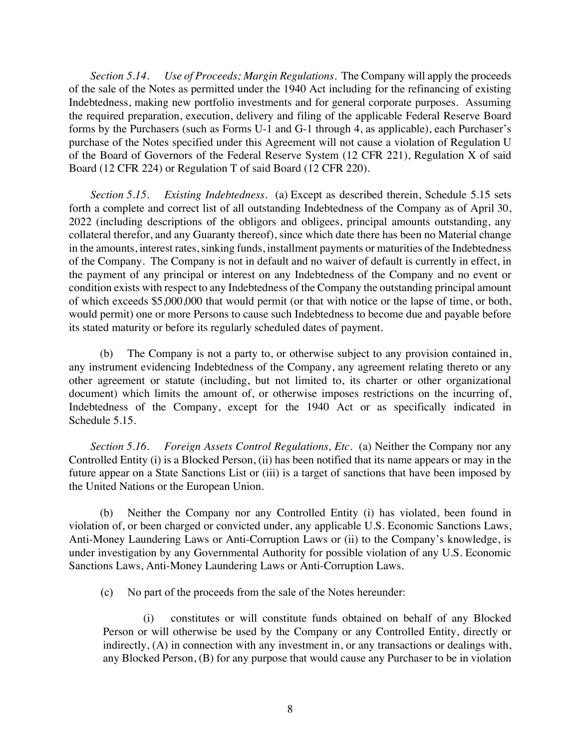*Section 5.14. Use of Proceeds; Margin Regulations.* The Company will apply the proceeds of the sale of the Notes as permitted under the 1940 Act including for the refinancing of existing Indebtedness, making new portfolio investments and for general corporate purposes. Assuming the required preparation, execution, delivery and filing of the applicable Federal Reserve Board forms by the Purchasers (such as Forms U-1 and G-1 through 4, as applicable), each Purchaser's purchase of the Notes specified under this Agreement will not cause a violation of Regulation U of the Board of Governors of the Federal Reserve System (12 CFR 221), Regulation X of said Board (12 CFR 224) or Regulation T of said Board (12 CFR 220).

*Section 5.15. Existing Indebtedness.* (a) Except as described therein, Schedule 5.15 sets forth a complete and correct list of all outstanding Indebtedness of the Company as of April 30, 2022 (including descriptions of the obligors and obligees, principal amounts outstanding, any collateral therefor, and any Guaranty thereof), since which date there has been no Material change in the amounts, interest rates, sinking funds, installment payments or maturities of the Indebtedness of the Company. The Company is not in default and no waiver of default is currently in effect, in the payment of any principal or interest on any Indebtedness of the Company and no event or condition exists with respect to any Indebtedness of the Company the outstanding principal amount of which exceeds $5,000,000 that would permit (or that with notice or the lapse of time, or both, would permit) one or more Persons to cause such Indebtedness to become due and payable before its stated maturity or before its regularly scheduled dates of payment.

(b) The Company is not a party to, or otherwise subject to any provision contained in, any instrument evidencing Indebtedness of the Company, any agreement relating thereto or any other agreement or statute (including, but not limited to, its charter or other organizational document) which limits the amount of, or otherwise imposes restrictions on the incurring of, Indebtedness of the Company, except for the 1940 Act or as specifically indicated in Schedule 5.15.

*Section 5.16. Foreign Assets Control Regulations, Etc.* (a) Neither the Company nor any Controlled Entity (i) is a Blocked Person, (ii) has been notified that its name appears or may in the future appear on a State Sanctions List or (iii) is a target of sanctions that have been imposed by the United Nations or the European Union.

(b) Neither the Company nor any Controlled Entity (i) has violated, been found in violation of, or been charged or convicted under, any applicable U.S. Economic Sanctions Laws, Anti-Money Laundering Laws or Anti-Corruption Laws or (ii) to the Company's knowledge, is under investigation by any Governmental Authority for possible violation of any U.S. Economic Sanctions Laws, Anti-Money Laundering Laws or Anti-Corruption Laws.

(c) No part of the proceeds from the sale of the Notes hereunder:

(i) constitutes or will constitute funds obtained on behalf of any Blocked Person or will otherwise be used by the Company or any Controlled Entity, directly or indirectly, (A) in connection with any investment in, or any transactions or dealings with, any Blocked Person, (B) for any purpose that would cause any Purchaser to be in violation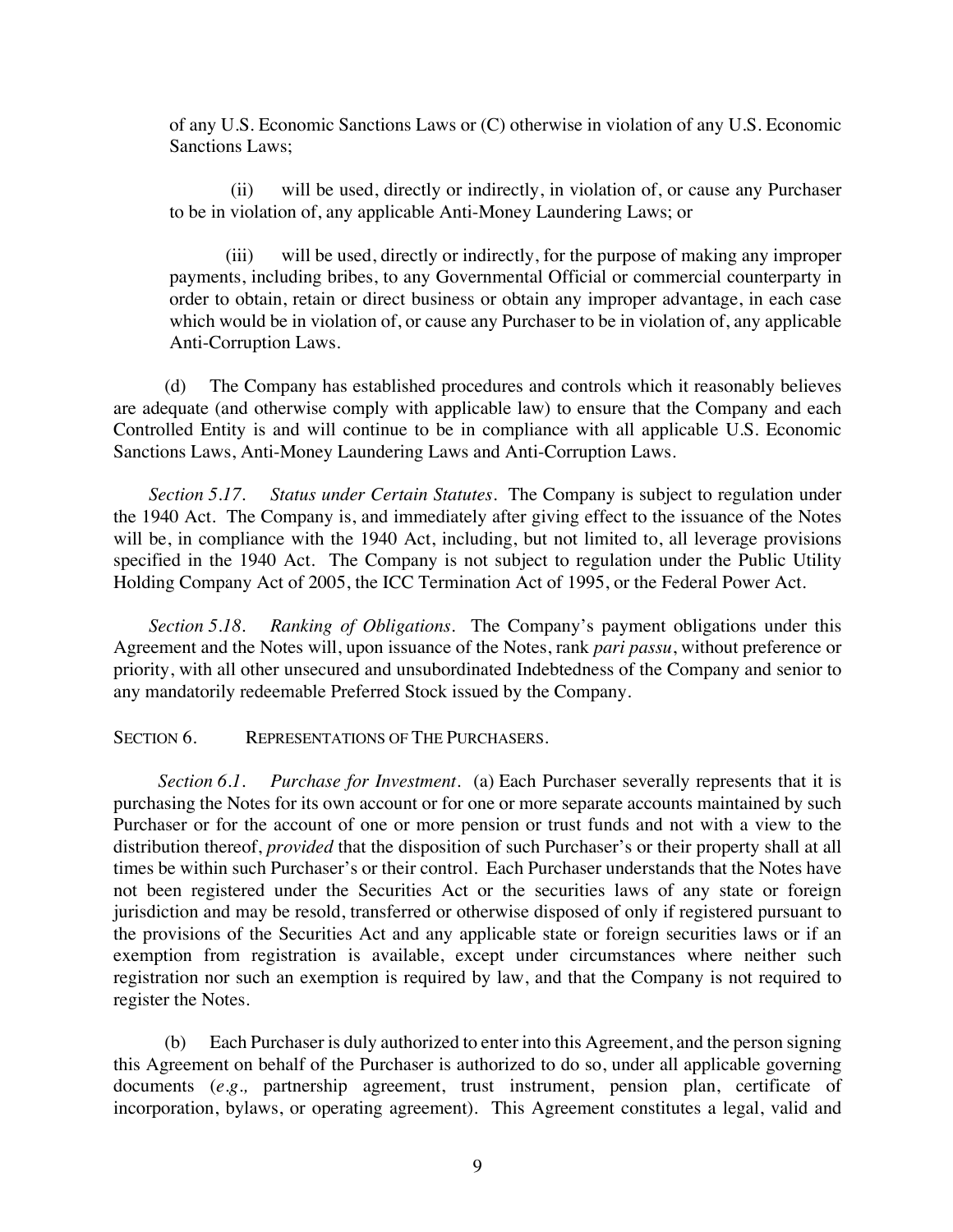of any U.S. Economic Sanctions Laws or (C) otherwise in violation of any U.S. Economic Sanctions Laws;

(ii) will be used, directly or indirectly, in violation of, or cause any Purchaser to be in violation of, any applicable Anti-Money Laundering Laws; or

(iii) will be used, directly or indirectly, for the purpose of making any improper payments, including bribes, to any Governmental Official or commercial counterparty in order to obtain, retain or direct business or obtain any improper advantage, in each case which would be in violation of, or cause any Purchaser to be in violation of, any applicable Anti-Corruption Laws.

(d) The Company has established procedures and controls which it reasonably believes are adequate (and otherwise comply with applicable law) to ensure that the Company and each Controlled Entity is and will continue to be in compliance with all applicable U.S. Economic Sanctions Laws, Anti-Money Laundering Laws and Anti-Corruption Laws.

*Section 5.17. Status under Certain Statutes.* The Company is subject to regulation under the 1940 Act. The Company is, and immediately after giving effect to the issuance of the Notes will be, in compliance with the 1940 Act, including, but not limited to, all leverage provisions specified in the 1940 Act. The Company is not subject to regulation under the Public Utility Holding Company Act of 2005, the ICC Termination Act of 1995, or the Federal Power Act.

*Section 5.18. Ranking of Obligations.* The Company's payment obligations under this Agreement and the Notes will, upon issuance of the Notes, rank *pari passu*, without preference or priority, with all other unsecured and unsubordinated Indebtedness of the Company and senior to any mandatorily redeemable Preferred Stock issued by the Company.

## SECTION 6. REPRESENTATIONS OF THE PURCHASERS.

*Section 6.1. Purchase for Investment.* (a) Each Purchaser severally represents that it is purchasing the Notes for its own account or for one or more separate accounts maintained by such Purchaser or for the account of one or more pension or trust funds and not with a view to the distribution thereof, *provided* that the disposition of such Purchaser's or their property shall at all times be within such Purchaser's or their control. Each Purchaser understands that the Notes have not been registered under the Securities Act or the securities laws of any state or foreign jurisdiction and may be resold, transferred or otherwise disposed of only if registered pursuant to the provisions of the Securities Act and any applicable state or foreign securities laws or if an exemption from registration is available, except under circumstances where neither such registration nor such an exemption is required by law, and that the Company is not required to register the Notes.

(b) Each Purchaser is duly authorized to enter into this Agreement, and the person signing this Agreement on behalf of the Purchaser is authorized to do so, under all applicable governing documents (*e.g.,* partnership agreement, trust instrument, pension plan, certificate of incorporation, bylaws, or operating agreement). This Agreement constitutes a legal, valid and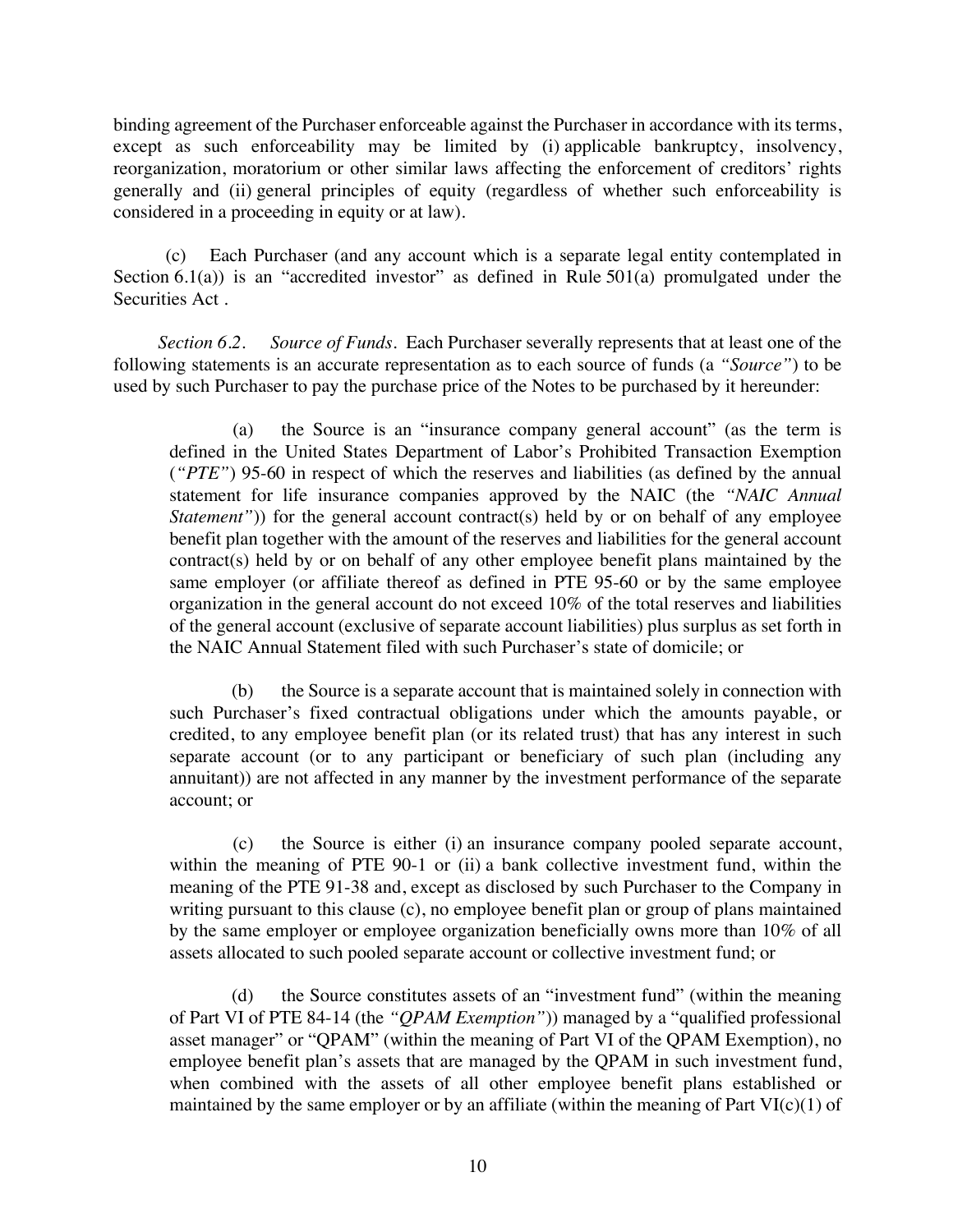binding agreement of the Purchaser enforceable against the Purchaser in accordance with its terms, except as such enforceability may be limited by (i) applicable bankruptcy, insolvency, reorganization, moratorium or other similar laws affecting the enforcement of creditors' rights generally and (ii) general principles of equity (regardless of whether such enforceability is considered in a proceeding in equity or at law).

(c) Each Purchaser (and any account which is a separate legal entity contemplated in Section 6.1(a)) is an "accredited investor" as defined in Rule 501(a) promulgated under the Securities Act .

*Section 6.2. Source of Funds.* Each Purchaser severally represents that at least one of the following statements is an accurate representation as to each source of funds (a *"Source"*) to be used by such Purchaser to pay the purchase price of the Notes to be purchased by it hereunder:

> (a) the Source is an "insurance company general account" (as the term is defined in the United States Department of Labor's Prohibited Transaction Exemption (*"PTE"*) 95-60 in respect of which the reserves and liabilities (as defined by the annual statement for life insurance companies approved by the NAIC (the *"NAIC Annual Statement"*)) for the general account contract(s) held by or on behalf of any employee benefit plan together with the amount of the reserves and liabilities for the general account contract(s) held by or on behalf of any other employee benefit plans maintained by the same employer (or affiliate thereof as defined in PTE 95-60 or by the same employee organization in the general account do not exceed 10% of the total reserves and liabilities of the general account (exclusive of separate account liabilities) plus surplus as set forth in the NAIC Annual Statement filed with such Purchaser's state of domicile; or
>
> (b) the Source is a separate account that is maintained solely in connection with such Purchaser's fixed contractual obligations under which the amounts payable, or credited, to any employee benefit plan (or its related trust) that has any interest in such separate account (or to any participant or beneficiary of such plan (including any annuitant)) are not affected in any manner by the investment performance of the separate account; or
>
> (c) the Source is either (i) an insurance company pooled separate account, within the meaning of PTE 90-1 or (ii) a bank collective investment fund, within the meaning of the PTE 91-38 and, except as disclosed by such Purchaser to the Company in writing pursuant to this clause (c), no employee benefit plan or group of plans maintained by the same employer or employee organization beneficially owns more than 10% of all assets allocated to such pooled separate account or collective investment fund; or
>
> (d) the Source constitutes assets of an "investment fund" (within the meaning of Part VI of PTE 84-14 (the *"QPAM Exemption"*)) managed by a "qualified professional asset manager" or "QPAM" (within the meaning of Part VI of the QPAM Exemption), no employee benefit plan's assets that are managed by the QPAM in such investment fund, when combined with the assets of all other employee benefit plans established or maintained by the same employer or by an affiliate (within the meaning of Part VI(c)(1) of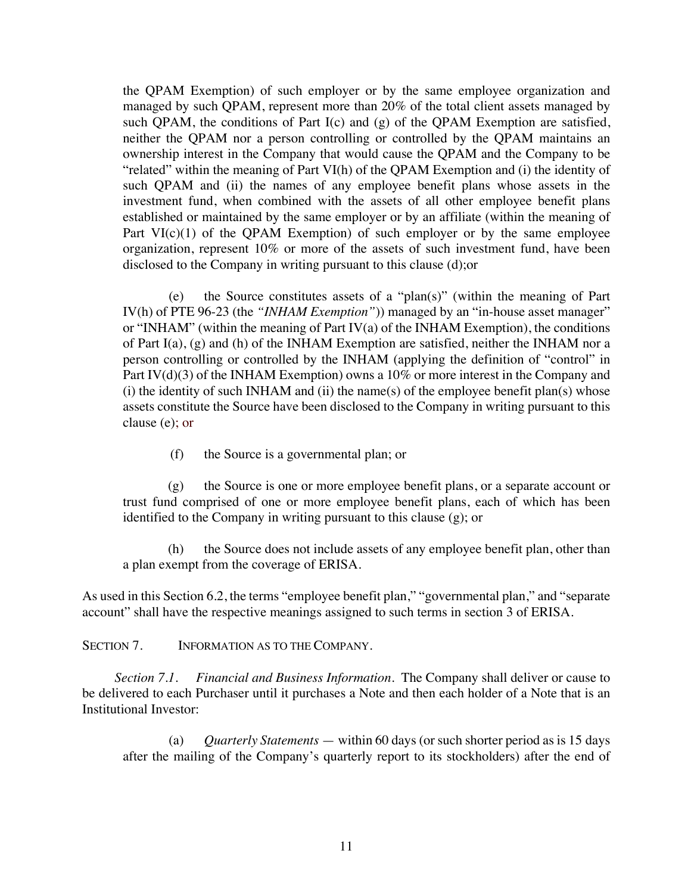the QPAM Exemption) of such employer or by the same employee organization and managed by such QPAM, represent more than 20% of the total client assets managed by such QPAM, the conditions of Part I(c) and (g) of the QPAM Exemption are satisfied, neither the QPAM nor a person controlling or controlled by the QPAM maintains an ownership interest in the Company that would cause the QPAM and the Company to be "related" within the meaning of Part VI(h) of the QPAM Exemption and (i) the identity of such QPAM and (ii) the names of any employee benefit plans whose assets in the investment fund, when combined with the assets of all other employee benefit plans established or maintained by the same employer or by an affiliate (within the meaning of Part VI(c)(1) of the QPAM Exemption) of such employer or by the same employee organization, represent 10% or more of the assets of such investment fund, have been disclosed to the Company in writing pursuant to this clause (d);or

(e) the Source constitutes assets of a "plan(s)" (within the meaning of Part IV(h) of PTE 96-23 (the *"INHAM Exemption"*)) managed by an "in-house asset manager" or "INHAM" (within the meaning of Part IV(a) of the INHAM Exemption), the conditions of Part I(a), (g) and (h) of the INHAM Exemption are satisfied, neither the INHAM nor a person controlling or controlled by the INHAM (applying the definition of "control" in Part IV(d)(3) of the INHAM Exemption) owns a 10% or more interest in the Company and (i) the identity of such INHAM and (ii) the name(s) of the employee benefit plan(s) whose assets constitute the Source have been disclosed to the Company in writing pursuant to this clause (e); or

(f) the Source is a governmental plan; or

(g) the Source is one or more employee benefit plans, or a separate account or trust fund comprised of one or more employee benefit plans, each of which has been identified to the Company in writing pursuant to this clause (g); or

(h) the Source does not include assets of any employee benefit plan, other than a plan exempt from the coverage of ERISA.

As used in this Section 6.2, the terms "employee benefit plan," "governmental plan," and "separate account" shall have the respective meanings assigned to such terms in section 3 of ERISA.

SECTION 7. INFORMATION AS TO THE COMPANY.

*Section 7.1. Financial and Business Information.* The Company shall deliver or cause to be delivered to each Purchaser until it purchases a Note and then each holder of a Note that is an Institutional Investor:

(a) *Quarterly Statements* — within 60 days (or such shorter period as is 15 days after the mailing of the Company's quarterly report to its stockholders) after the end of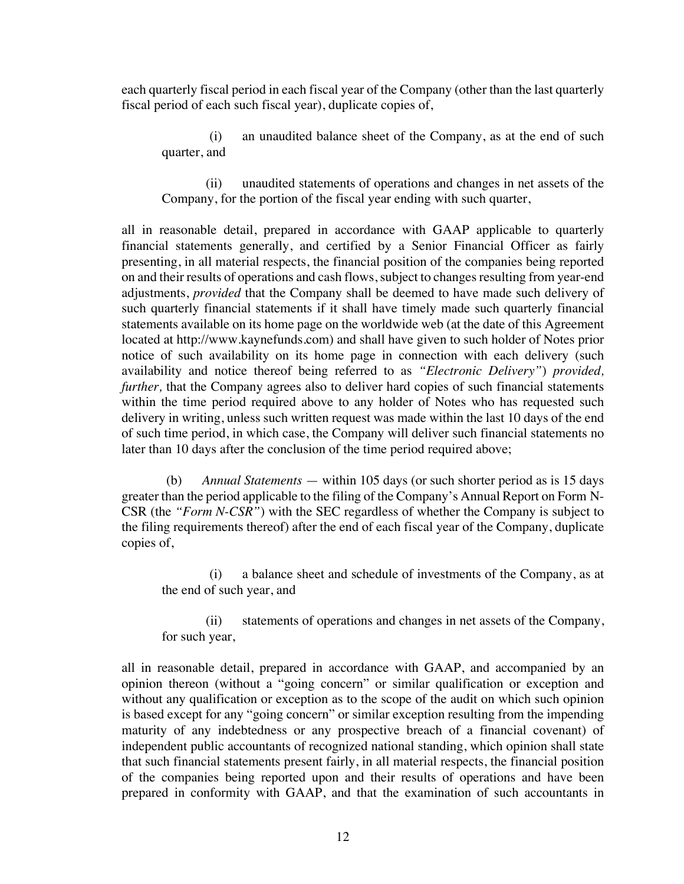each quarterly fiscal period in each fiscal year of the Company (other than the last quarterly fiscal period of each such fiscal year), duplicate copies of,

(i) an unaudited balance sheet of the Company, as at the end of such quarter, and

(ii) unaudited statements of operations and changes in net assets of the Company, for the portion of the fiscal year ending with such quarter,

all in reasonable detail, prepared in accordance with GAAP applicable to quarterly financial statements generally, and certified by a Senior Financial Officer as fairly presenting, in all material respects, the financial position of the companies being reported on and their results of operations and cash flows, subject to changes resulting from year-end adjustments, *provided* that the Company shall be deemed to have made such delivery of such quarterly financial statements if it shall have timely made such quarterly financial statements available on its home page on the worldwide web (at the date of this Agreement located at http://www.kaynefunds.com) and shall have given to such holder of Notes prior notice of such availability on its home page in connection with each delivery (such availability and notice thereof being referred to as *"Electronic Delivery"*) *provided, further,* that the Company agrees also to deliver hard copies of such financial statements within the time period required above to any holder of Notes who has requested such delivery in writing, unless such written request was made within the last 10 days of the end of such time period, in which case, the Company will deliver such financial statements no later than 10 days after the conclusion of the time period required above;

(b) *Annual Statements* — within 105 days (or such shorter period as is 15 days greater than the period applicable to the filing of the Company's Annual Report on Form N-CSR (the *"Form N-CSR"*) with the SEC regardless of whether the Company is subject to the filing requirements thereof) after the end of each fiscal year of the Company, duplicate copies of,

(i) a balance sheet and schedule of investments of the Company, as at the end of such year, and

(ii) statements of operations and changes in net assets of the Company, for such year,

all in reasonable detail, prepared in accordance with GAAP, and accompanied by an opinion thereon (without a "going concern" or similar qualification or exception and without any qualification or exception as to the scope of the audit on which such opinion is based except for any "going concern" or similar exception resulting from the impending maturity of any indebtedness or any prospective breach of a financial covenant) of independent public accountants of recognized national standing, which opinion shall state that such financial statements present fairly, in all material respects, the financial position of the companies being reported upon and their results of operations and have been prepared in conformity with GAAP, and that the examination of such accountants in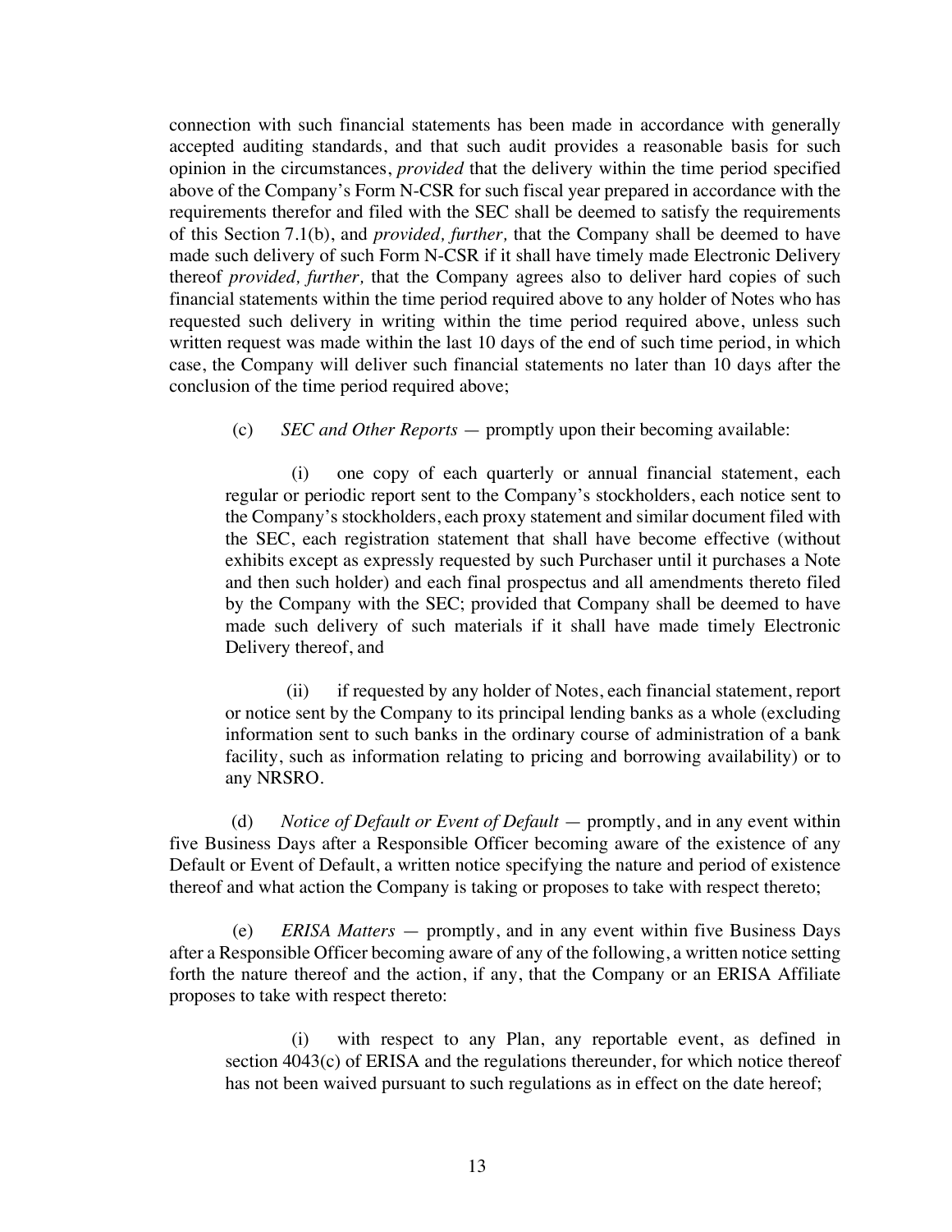connection with such financial statements has been made in accordance with generally accepted auditing standards, and that such audit provides a reasonable basis for such opinion in the circumstances, *provided* that the delivery within the time period specified above of the Company's Form N-CSR for such fiscal year prepared in accordance with the requirements therefor and filed with the SEC shall be deemed to satisfy the requirements of this Section 7.1(b), and *provided, further,* that the Company shall be deemed to have made such delivery of such Form N-CSR if it shall have timely made Electronic Delivery thereof *provided, further,* that the Company agrees also to deliver hard copies of such financial statements within the time period required above to any holder of Notes who has requested such delivery in writing within the time period required above, unless such written request was made within the last 10 days of the end of such time period, in which case, the Company will deliver such financial statements no later than 10 days after the conclusion of the time period required above;

(c) *SEC and Other Reports* — promptly upon their becoming available:

(i) one copy of each quarterly or annual financial statement, each regular or periodic report sent to the Company's stockholders, each notice sent to the Company's stockholders, each proxy statement and similar document filed with the SEC, each registration statement that shall have become effective (without exhibits except as expressly requested by such Purchaser until it purchases a Note and then such holder) and each final prospectus and all amendments thereto filed by the Company with the SEC; provided that Company shall be deemed to have made such delivery of such materials if it shall have made timely Electronic Delivery thereof, and

(ii) if requested by any holder of Notes, each financial statement, report or notice sent by the Company to its principal lending banks as a whole (excluding information sent to such banks in the ordinary course of administration of a bank facility, such as information relating to pricing and borrowing availability) or to any NRSRO.

(d) *Notice of Default or Event of Default* — promptly, and in any event within five Business Days after a Responsible Officer becoming aware of the existence of any Default or Event of Default, a written notice specifying the nature and period of existence thereof and what action the Company is taking or proposes to take with respect thereto;

(e) *ERISA Matters* — promptly, and in any event within five Business Days after a Responsible Officer becoming aware of any of the following, a written notice setting forth the nature thereof and the action, if any, that the Company or an ERISA Affiliate proposes to take with respect thereto:

(i) with respect to any Plan, any reportable event, as defined in section 4043(c) of ERISA and the regulations thereunder, for which notice thereof has not been waived pursuant to such regulations as in effect on the date hereof;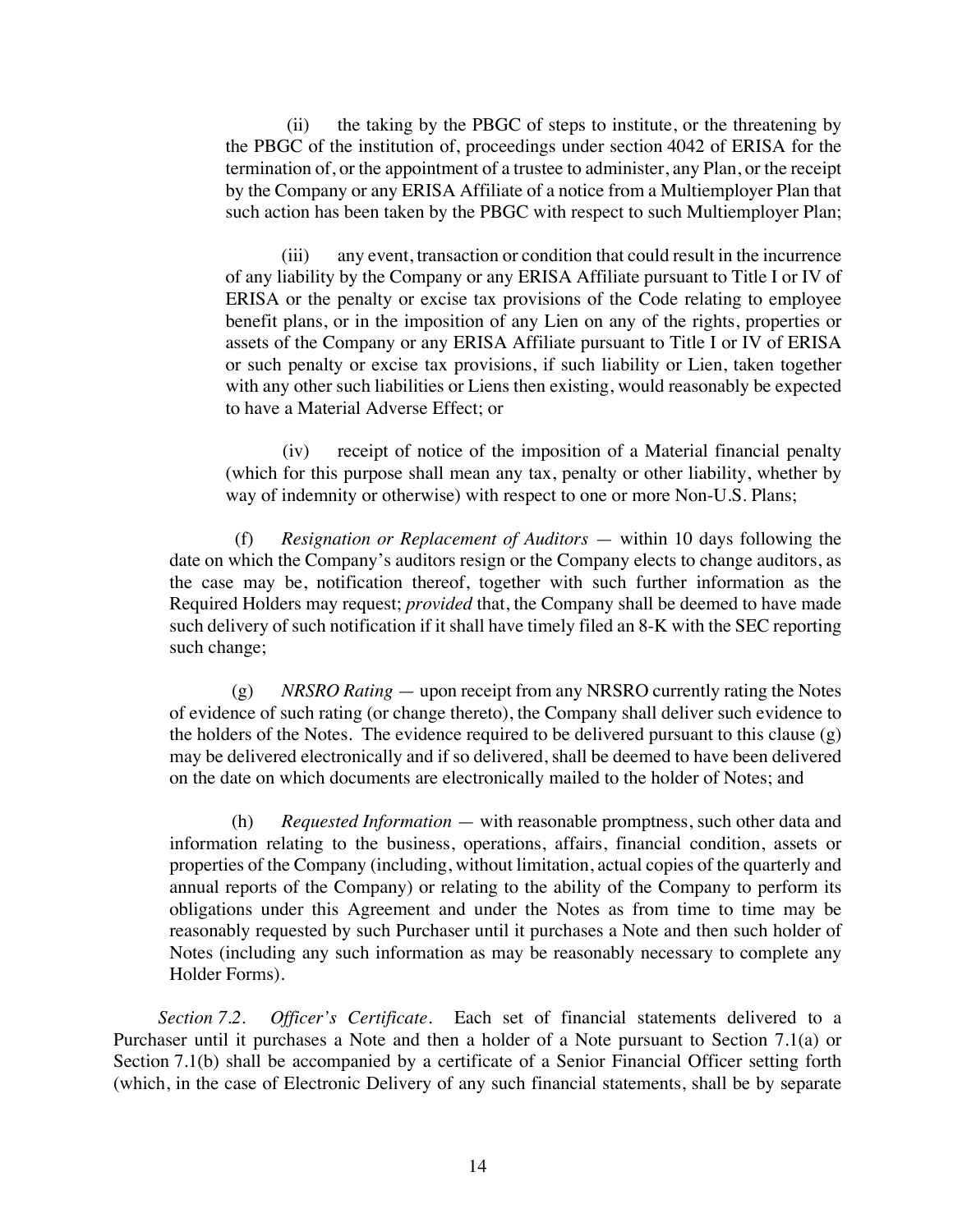(ii) the taking by the PBGC of steps to institute, or the threatening by the PBGC of the institution of, proceedings under section 4042 of ERISA for the termination of, or the appointment of a trustee to administer, any Plan, or the receipt by the Company or any ERISA Affiliate of a notice from a Multiemployer Plan that such action has been taken by the PBGC with respect to such Multiemployer Plan;

(iii) any event, transaction or condition that could result in the incurrence of any liability by the Company or any ERISA Affiliate pursuant to Title I or IV of ERISA or the penalty or excise tax provisions of the Code relating to employee benefit plans, or in the imposition of any Lien on any of the rights, properties or assets of the Company or any ERISA Affiliate pursuant to Title I or IV of ERISA or such penalty or excise tax provisions, if such liability or Lien, taken together with any other such liabilities or Liens then existing, would reasonably be expected to have a Material Adverse Effect; or

(iv) receipt of notice of the imposition of a Material financial penalty (which for this purpose shall mean any tax, penalty or other liability, whether by way of indemnity or otherwise) with respect to one or more Non-U.S. Plans;

(f) *Resignation or Replacement of Auditors* — within 10 days following the date on which the Company's auditors resign or the Company elects to change auditors, as the case may be, notification thereof, together with such further information as the Required Holders may request; *provided* that, the Company shall be deemed to have made such delivery of such notification if it shall have timely filed an 8-K with the SEC reporting such change;

(g) *NRSRO Rating* — upon receipt from any NRSRO currently rating the Notes of evidence of such rating (or change thereto), the Company shall deliver such evidence to the holders of the Notes. The evidence required to be delivered pursuant to this clause (g) may be delivered electronically and if so delivered, shall be deemed to have been delivered on the date on which documents are electronically mailed to the holder of Notes; and

(h) *Requested Information* — with reasonable promptness, such other data and information relating to the business, operations, affairs, financial condition, assets or properties of the Company (including, without limitation, actual copies of the quarterly and annual reports of the Company) or relating to the ability of the Company to perform its obligations under this Agreement and under the Notes as from time to time may be reasonably requested by such Purchaser until it purchases a Note and then such holder of Notes (including any such information as may be reasonably necessary to complete any Holder Forms).

*Section 7.2.* *Officer's Certificate.* Each set of financial statements delivered to a Purchaser until it purchases a Note and then a holder of a Note pursuant to Section 7.1(a) or Section 7.1(b) shall be accompanied by a certificate of a Senior Financial Officer setting forth (which, in the case of Electronic Delivery of any such financial statements, shall be by separate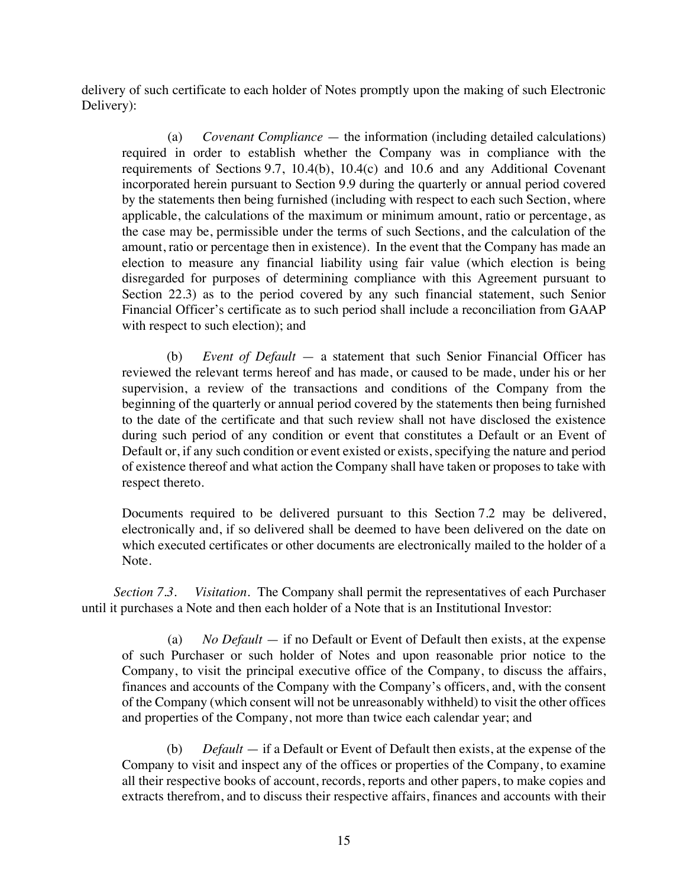delivery of such certificate to each holder of Notes promptly upon the making of such Electronic Delivery):

(a) *Covenant Compliance* — the information (including detailed calculations) required in order to establish whether the Company was in compliance with the requirements of Sections 9.7, 10.4(b), 10.4(c) and 10.6 and any Additional Covenant incorporated herein pursuant to Section 9.9 during the quarterly or annual period covered by the statements then being furnished (including with respect to each such Section, where applicable, the calculations of the maximum or minimum amount, ratio or percentage, as the case may be, permissible under the terms of such Sections, and the calculation of the amount, ratio or percentage then in existence). In the event that the Company has made an election to measure any financial liability using fair value (which election is being disregarded for purposes of determining compliance with this Agreement pursuant to Section 22.3) as to the period covered by any such financial statement, such Senior Financial Officer's certificate as to such period shall include a reconciliation from GAAP with respect to such election); and

(b) *Event of Default* — a statement that such Senior Financial Officer has reviewed the relevant terms hereof and has made, or caused to be made, under his or her supervision, a review of the transactions and conditions of the Company from the beginning of the quarterly or annual period covered by the statements then being furnished to the date of the certificate and that such review shall not have disclosed the existence during such period of any condition or event that constitutes a Default or an Event of Default or, if any such condition or event existed or exists, specifying the nature and period of existence thereof and what action the Company shall have taken or proposes to take with respect thereto.

Documents required to be delivered pursuant to this Section 7.2 may be delivered, electronically and, if so delivered shall be deemed to have been delivered on the date on which executed certificates or other documents are electronically mailed to the holder of a Note.

*Section 7.3. Visitation.* The Company shall permit the representatives of each Purchaser until it purchases a Note and then each holder of a Note that is an Institutional Investor:

(a) *No Default* — if no Default or Event of Default then exists, at the expense of such Purchaser or such holder of Notes and upon reasonable prior notice to the Company, to visit the principal executive office of the Company, to discuss the affairs, finances and accounts of the Company with the Company's officers, and, with the consent of the Company (which consent will not be unreasonably withheld) to visit the other offices and properties of the Company, not more than twice each calendar year; and

(b) *Default* — if a Default or Event of Default then exists, at the expense of the Company to visit and inspect any of the offices or properties of the Company, to examine all their respective books of account, records, reports and other papers, to make copies and extracts therefrom, and to discuss their respective affairs, finances and accounts with their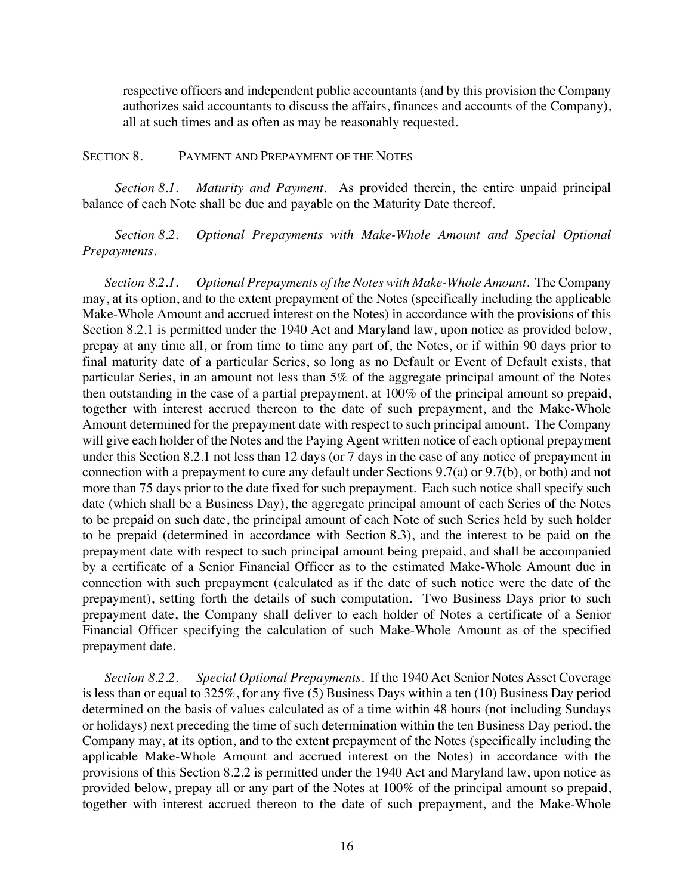respective officers and independent public accountants (and by this provision the Company authorizes said accountants to discuss the affairs, finances and accounts of the Company), all at such times and as often as may be reasonably requested.

## SECTION 8. PAYMENT AND PREPAYMENT OF THE NOTES

*Section 8.1. Maturity and Payment.* As provided therein, the entire unpaid principal balance of each Note shall be due and payable on the Maturity Date thereof.

*Section 8.2. Optional Prepayments with Make-Whole Amount and Special Optional Prepayments.*

*Section 8.2.1. Optional Prepayments of the Notes with Make-Whole Amount.* The Company may, at its option, and to the extent prepayment of the Notes (specifically including the applicable Make-Whole Amount and accrued interest on the Notes) in accordance with the provisions of this Section 8.2.1 is permitted under the 1940 Act and Maryland law, upon notice as provided below, prepay at any time all, or from time to time any part of, the Notes, or if within 90 days prior to final maturity date of a particular Series, so long as no Default or Event of Default exists, that particular Series, in an amount not less than 5% of the aggregate principal amount of the Notes then outstanding in the case of a partial prepayment, at 100% of the principal amount so prepaid, together with interest accrued thereon to the date of such prepayment, and the Make-Whole Amount determined for the prepayment date with respect to such principal amount. The Company will give each holder of the Notes and the Paying Agent written notice of each optional prepayment under this Section 8.2.1 not less than 12 days (or 7 days in the case of any notice of prepayment in connection with a prepayment to cure any default under Sections 9.7(a) or 9.7(b), or both) and not more than 75 days prior to the date fixed for such prepayment. Each such notice shall specify such date (which shall be a Business Day), the aggregate principal amount of each Series of the Notes to be prepaid on such date, the principal amount of each Note of such Series held by such holder to be prepaid (determined in accordance with Section 8.3), and the interest to be paid on the prepayment date with respect to such principal amount being prepaid, and shall be accompanied by a certificate of a Senior Financial Officer as to the estimated Make-Whole Amount due in connection with such prepayment (calculated as if the date of such notice were the date of the prepayment), setting forth the details of such computation. Two Business Days prior to such prepayment date, the Company shall deliver to each holder of Notes a certificate of a Senior Financial Officer specifying the calculation of such Make-Whole Amount as of the specified prepayment date.

*Section 8.2.2. Special Optional Prepayments.* If the 1940 Act Senior Notes Asset Coverage is less than or equal to 325%, for any five (5) Business Days within a ten (10) Business Day period determined on the basis of values calculated as of a time within 48 hours (not including Sundays or holidays) next preceding the time of such determination within the ten Business Day period, the Company may, at its option, and to the extent prepayment of the Notes (specifically including the applicable Make-Whole Amount and accrued interest on the Notes) in accordance with the provisions of this Section 8.2.2 is permitted under the 1940 Act and Maryland law, upon notice as provided below, prepay all or any part of the Notes at 100% of the principal amount so prepaid, together with interest accrued thereon to the date of such prepayment, and the Make-Whole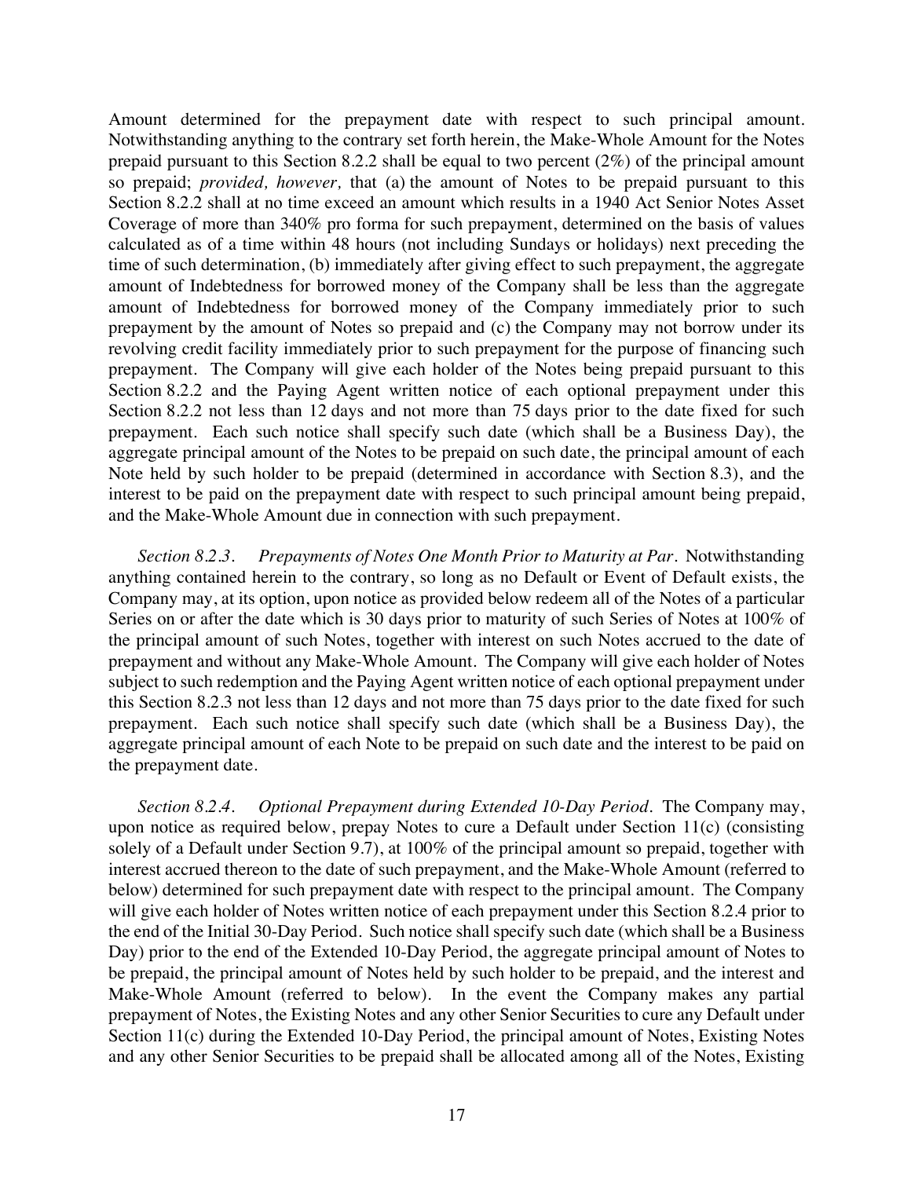Amount determined for the prepayment date with respect to such principal amount. Notwithstanding anything to the contrary set forth herein, the Make-Whole Amount for the Notes prepaid pursuant to this Section 8.2.2 shall be equal to two percent (2%) of the principal amount so prepaid; *provided, however,* that (a) the amount of Notes to be prepaid pursuant to this Section 8.2.2 shall at no time exceed an amount which results in a 1940 Act Senior Notes Asset Coverage of more than 340% pro forma for such prepayment, determined on the basis of values calculated as of a time within 48 hours (not including Sundays or holidays) next preceding the time of such determination, (b) immediately after giving effect to such prepayment, the aggregate amount of Indebtedness for borrowed money of the Company shall be less than the aggregate amount of Indebtedness for borrowed money of the Company immediately prior to such prepayment by the amount of Notes so prepaid and (c) the Company may not borrow under its revolving credit facility immediately prior to such prepayment for the purpose of financing such prepayment. The Company will give each holder of the Notes being prepaid pursuant to this Section 8.2.2 and the Paying Agent written notice of each optional prepayment under this Section 8.2.2 not less than 12 days and not more than 75 days prior to the date fixed for such prepayment. Each such notice shall specify such date (which shall be a Business Day), the aggregate principal amount of the Notes to be prepaid on such date, the principal amount of each Note held by such holder to be prepaid (determined in accordance with Section 8.3), and the interest to be paid on the prepayment date with respect to such principal amount being prepaid, and the Make-Whole Amount due in connection with such prepayment.

*Section 8.2.3. Prepayments of Notes One Month Prior to Maturity at Par.* Notwithstanding anything contained herein to the contrary, so long as no Default or Event of Default exists, the Company may, at its option, upon notice as provided below redeem all of the Notes of a particular Series on or after the date which is 30 days prior to maturity of such Series of Notes at 100% of the principal amount of such Notes, together with interest on such Notes accrued to the date of prepayment and without any Make-Whole Amount. The Company will give each holder of Notes subject to such redemption and the Paying Agent written notice of each optional prepayment under this Section 8.2.3 not less than 12 days and not more than 75 days prior to the date fixed for such prepayment. Each such notice shall specify such date (which shall be a Business Day), the aggregate principal amount of each Note to be prepaid on such date and the interest to be paid on the prepayment date.

*Section 8.2.4. Optional Prepayment during Extended 10-Day Period.* The Company may, upon notice as required below, prepay Notes to cure a Default under Section 11(c) (consisting solely of a Default under Section 9.7), at 100% of the principal amount so prepaid, together with interest accrued thereon to the date of such prepayment, and the Make-Whole Amount (referred to below) determined for such prepayment date with respect to the principal amount. The Company will give each holder of Notes written notice of each prepayment under this Section 8.2.4 prior to the end of the Initial 30-Day Period. Such notice shall specify such date (which shall be a Business Day) prior to the end of the Extended 10-Day Period, the aggregate principal amount of Notes to be prepaid, the principal amount of Notes held by such holder to be prepaid, and the interest and Make-Whole Amount (referred to below). In the event the Company makes any partial prepayment of Notes, the Existing Notes and any other Senior Securities to cure any Default under Section 11(c) during the Extended 10-Day Period, the principal amount of Notes, Existing Notes and any other Senior Securities to be prepaid shall be allocated among all of the Notes, Existing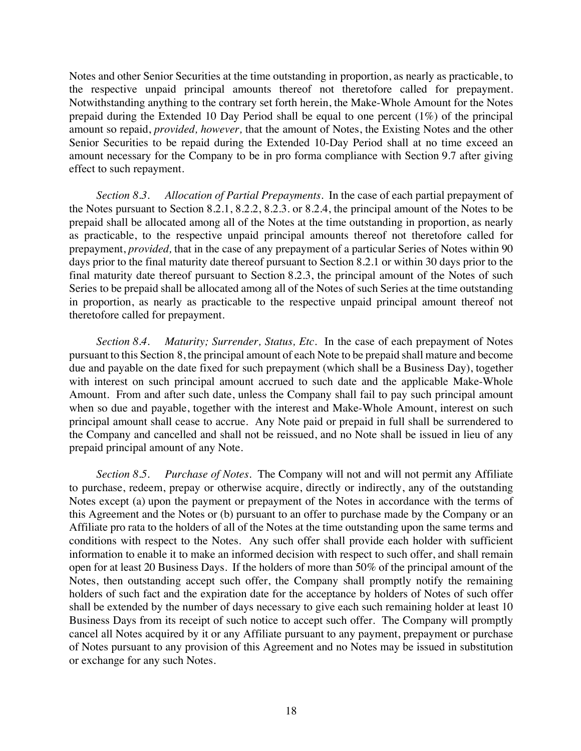Notes and other Senior Securities at the time outstanding in proportion, as nearly as practicable, to the respective unpaid principal amounts thereof not theretofore called for prepayment. Notwithstanding anything to the contrary set forth herein, the Make-Whole Amount for the Notes prepaid during the Extended 10 Day Period shall be equal to one percent (1%) of the principal amount so repaid, *provided, however,* that the amount of Notes, the Existing Notes and the other Senior Securities to be repaid during the Extended 10-Day Period shall at no time exceed an amount necessary for the Company to be in pro forma compliance with Section 9.7 after giving effect to such repayment.

*Section 8.3. Allocation of Partial Prepayments.* In the case of each partial prepayment of the Notes pursuant to Section 8.2.1, 8.2.2, 8.2.3. or 8.2.4, the principal amount of the Notes to be prepaid shall be allocated among all of the Notes at the time outstanding in proportion, as nearly as practicable, to the respective unpaid principal amounts thereof not theretofore called for prepayment, *provided,* that in the case of any prepayment of a particular Series of Notes within 90 days prior to the final maturity date thereof pursuant to Section 8.2.1 or within 30 days prior to the final maturity date thereof pursuant to Section 8.2.3, the principal amount of the Notes of such Series to be prepaid shall be allocated among all of the Notes of such Series at the time outstanding in proportion, as nearly as practicable to the respective unpaid principal amount thereof not theretofore called for prepayment.

*Section 8.4. Maturity; Surrender, Status, Etc.* In the case of each prepayment of Notes pursuant to this Section 8, the principal amount of each Note to be prepaid shall mature and become due and payable on the date fixed for such prepayment (which shall be a Business Day), together with interest on such principal amount accrued to such date and the applicable Make-Whole Amount. From and after such date, unless the Company shall fail to pay such principal amount when so due and payable, together with the interest and Make-Whole Amount, interest on such principal amount shall cease to accrue. Any Note paid or prepaid in full shall be surrendered to the Company and cancelled and shall not be reissued, and no Note shall be issued in lieu of any prepaid principal amount of any Note.

*Section 8.5. Purchase of Notes.* The Company will not and will not permit any Affiliate to purchase, redeem, prepay or otherwise acquire, directly or indirectly, any of the outstanding Notes except (a) upon the payment or prepayment of the Notes in accordance with the terms of this Agreement and the Notes or (b) pursuant to an offer to purchase made by the Company or an Affiliate pro rata to the holders of all of the Notes at the time outstanding upon the same terms and conditions with respect to the Notes. Any such offer shall provide each holder with sufficient information to enable it to make an informed decision with respect to such offer, and shall remain open for at least 20 Business Days. If the holders of more than 50% of the principal amount of the Notes, then outstanding accept such offer, the Company shall promptly notify the remaining holders of such fact and the expiration date for the acceptance by holders of Notes of such offer shall be extended by the number of days necessary to give each such remaining holder at least 10 Business Days from its receipt of such notice to accept such offer. The Company will promptly cancel all Notes acquired by it or any Affiliate pursuant to any payment, prepayment or purchase of Notes pursuant to any provision of this Agreement and no Notes may be issued in substitution or exchange for any such Notes.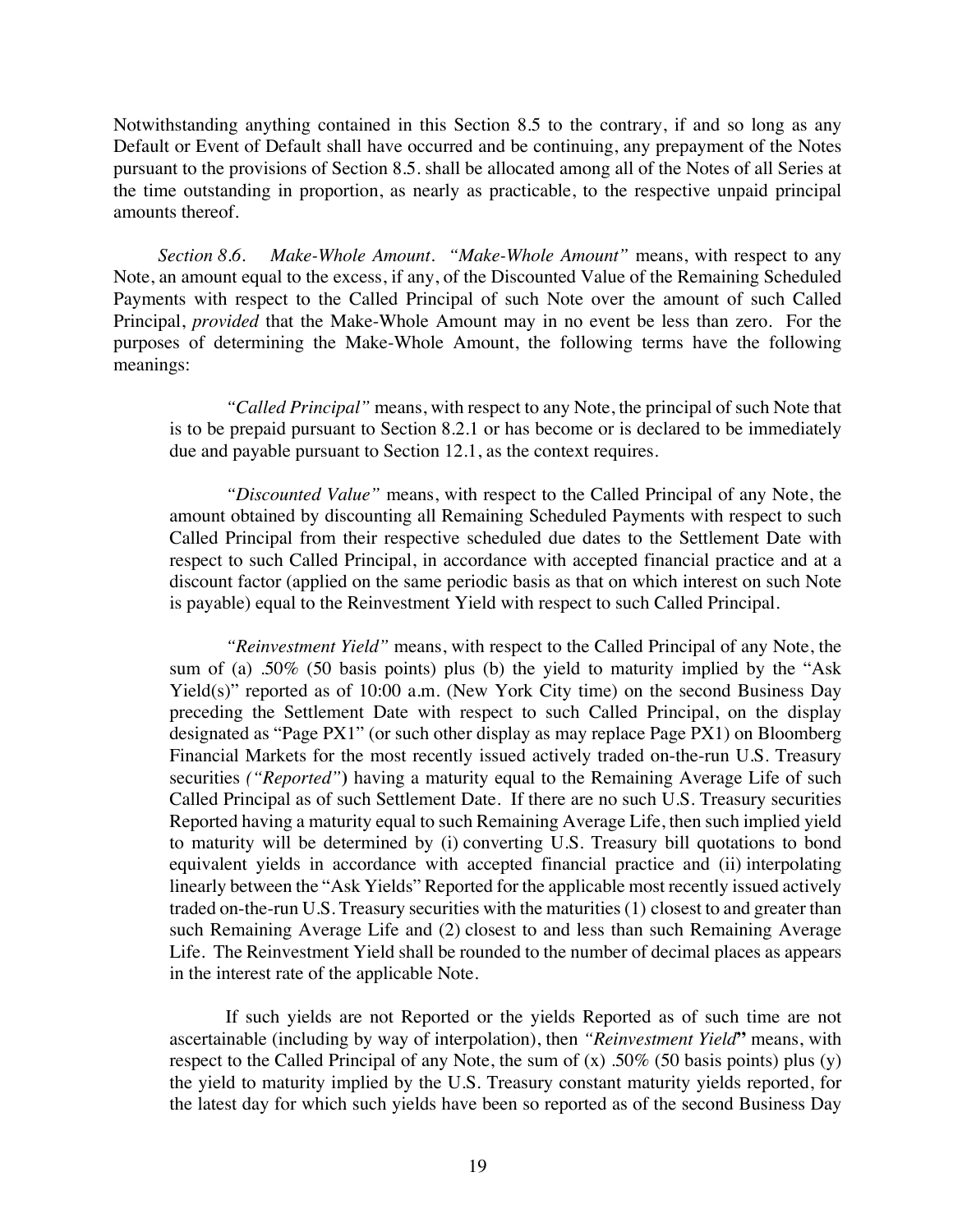Notwithstanding anything contained in this Section 8.5 to the contrary, if and so long as any Default or Event of Default shall have occurred and be continuing, any prepayment of the Notes pursuant to the provisions of Section 8.5. shall be allocated among all of the Notes of all Series at the time outstanding in proportion, as nearly as practicable, to the respective unpaid principal amounts thereof.

*Section 8.6. Make-Whole Amount. "Make-Whole Amount"* means, with respect to any Note, an amount equal to the excess, if any, of the Discounted Value of the Remaining Scheduled Payments with respect to the Called Principal of such Note over the amount of such Called Principal, *provided* that the Make-Whole Amount may in no event be less than zero. For the purposes of determining the Make-Whole Amount, the following terms have the following meanings:

*"Called Principal"* means, with respect to any Note, the principal of such Note that is to be prepaid pursuant to Section 8.2.1 or has become or is declared to be immediately due and payable pursuant to Section 12.1, as the context requires.

*"Discounted Value"* means, with respect to the Called Principal of any Note, the amount obtained by discounting all Remaining Scheduled Payments with respect to such Called Principal from their respective scheduled due dates to the Settlement Date with respect to such Called Principal, in accordance with accepted financial practice and at a discount factor (applied on the same periodic basis as that on which interest on such Note is payable) equal to the Reinvestment Yield with respect to such Called Principal.

*"Reinvestment Yield"* means, with respect to the Called Principal of any Note, the sum of (a) .50% (50 basis points) plus (b) the yield to maturity implied by the "Ask Yield(s)" reported as of 10:00 a.m. (New York City time) on the second Business Day preceding the Settlement Date with respect to such Called Principal, on the display designated as "Page PX1" (or such other display as may replace Page PX1) on Bloomberg Financial Markets for the most recently issued actively traded on-the-run U.S. Treasury securities *("Reported")* having a maturity equal to the Remaining Average Life of such Called Principal as of such Settlement Date. If there are no such U.S. Treasury securities Reported having a maturity equal to such Remaining Average Life, then such implied yield to maturity will be determined by (i) converting U.S. Treasury bill quotations to bond equivalent yields in accordance with accepted financial practice and (ii) interpolating linearly between the "Ask Yields" Reported for the applicable most recently issued actively traded on-the-run U.S. Treasury securities with the maturities (1) closest to and greater than such Remaining Average Life and (2) closest to and less than such Remaining Average Life. The Reinvestment Yield shall be rounded to the number of decimal places as appears in the interest rate of the applicable Note.

If such yields are not Reported or the yields Reported as of such time are not ascertainable (including by way of interpolation), then *"Reinvestment Yield"* means, with respect to the Called Principal of any Note, the sum of (x) .50% (50 basis points) plus (y) the yield to maturity implied by the U.S. Treasury constant maturity yields reported, for the latest day for which such yields have been so reported as of the second Business Day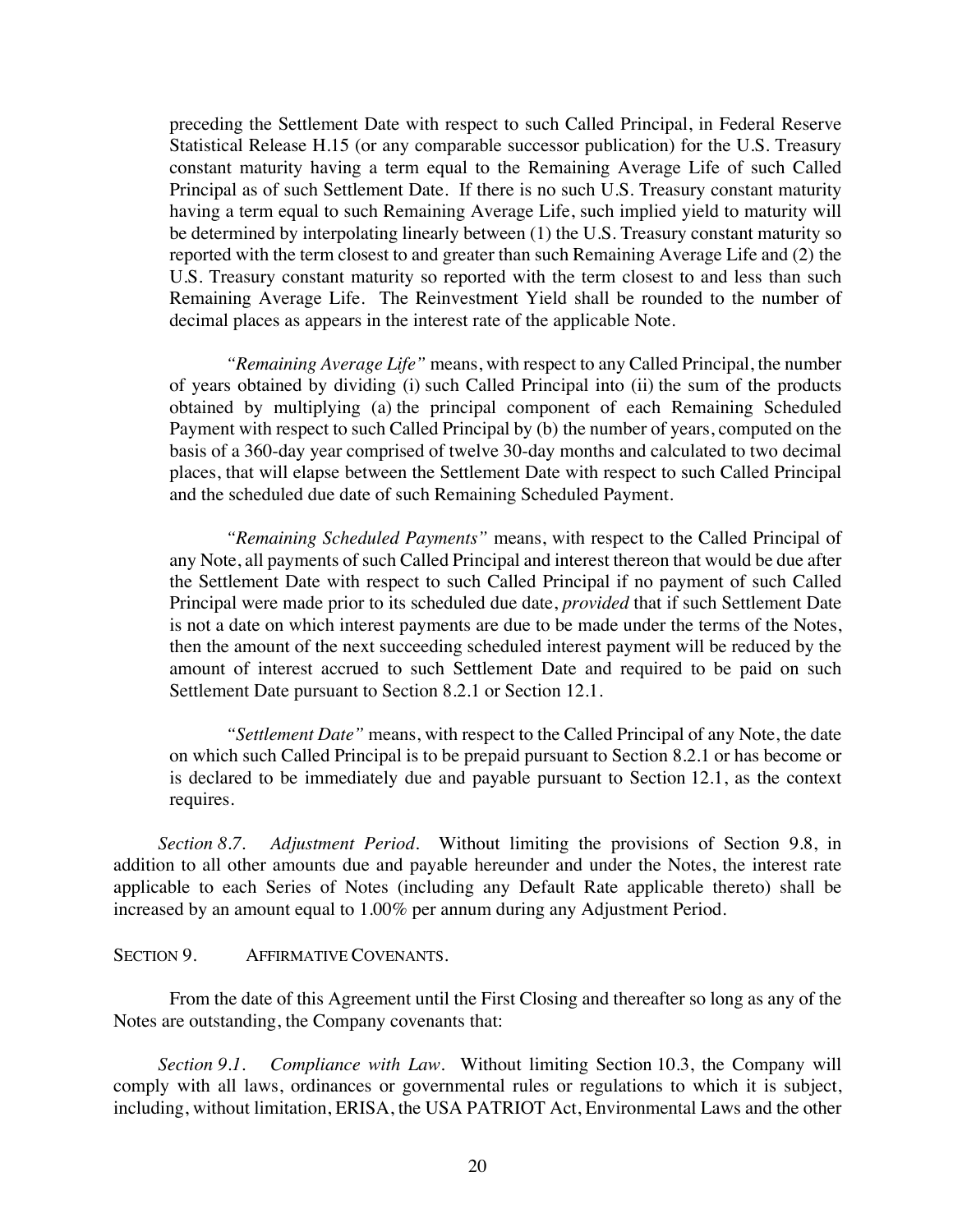preceding the Settlement Date with respect to such Called Principal, in Federal Reserve Statistical Release H.15 (or any comparable successor publication) for the U.S. Treasury constant maturity having a term equal to the Remaining Average Life of such Called Principal as of such Settlement Date. If there is no such U.S. Treasury constant maturity having a term equal to such Remaining Average Life, such implied yield to maturity will be determined by interpolating linearly between (1) the U.S. Treasury constant maturity so reported with the term closest to and greater than such Remaining Average Life and (2) the U.S. Treasury constant maturity so reported with the term closest to and less than such Remaining Average Life. The Reinvestment Yield shall be rounded to the number of decimal places as appears in the interest rate of the applicable Note.

*"Remaining Average Life"* means, with respect to any Called Principal, the number of years obtained by dividing (i) such Called Principal into (ii) the sum of the products obtained by multiplying (a) the principal component of each Remaining Scheduled Payment with respect to such Called Principal by (b) the number of years, computed on the basis of a 360-day year comprised of twelve 30-day months and calculated to two decimal places, that will elapse between the Settlement Date with respect to such Called Principal and the scheduled due date of such Remaining Scheduled Payment.

*"Remaining Scheduled Payments"* means, with respect to the Called Principal of any Note, all payments of such Called Principal and interest thereon that would be due after the Settlement Date with respect to such Called Principal if no payment of such Called Principal were made prior to its scheduled due date, *provided* that if such Settlement Date is not a date on which interest payments are due to be made under the terms of the Notes, then the amount of the next succeeding scheduled interest payment will be reduced by the amount of interest accrued to such Settlement Date and required to be paid on such Settlement Date pursuant to Section 8.2.1 or Section 12.1.

*"Settlement Date"* means, with respect to the Called Principal of any Note, the date on which such Called Principal is to be prepaid pursuant to Section 8.2.1 or has become or is declared to be immediately due and payable pursuant to Section 12.1, as the context requires.

*Section 8.7. Adjustment Period.* Without limiting the provisions of Section 9.8, in addition to all other amounts due and payable hereunder and under the Notes, the interest rate applicable to each Series of Notes (including any Default Rate applicable thereto) shall be increased by an amount equal to 1.00% per annum during any Adjustment Period.

## SECTION 9. AFFIRMATIVE COVENANTS.

From the date of this Agreement until the First Closing and thereafter so long as any of the Notes are outstanding, the Company covenants that:

*Section 9.1. Compliance with Law.* Without limiting Section 10.3, the Company will comply with all laws, ordinances or governmental rules or regulations to which it is subject, including, without limitation, ERISA, the USA PATRIOT Act, Environmental Laws and the other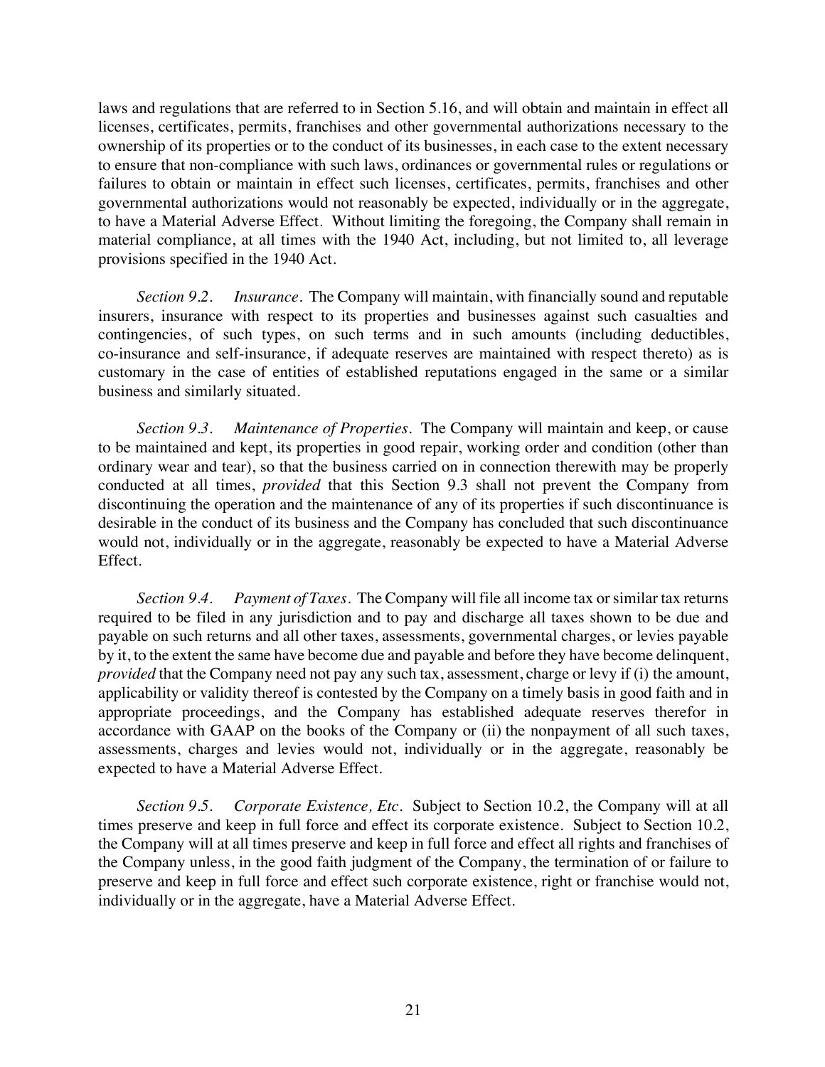laws and regulations that are referred to in Section 5.16, and will obtain and maintain in effect all licenses, certificates, permits, franchises and other governmental authorizations necessary to the ownership of its properties or to the conduct of its businesses, in each case to the extent necessary to ensure that non-compliance with such laws, ordinances or governmental rules or regulations or failures to obtain or maintain in effect such licenses, certificates, permits, franchises and other governmental authorizations would not reasonably be expected, individually or in the aggregate, to have a Material Adverse Effect. Without limiting the foregoing, the Company shall remain in material compliance, at all times with the 1940 Act, including, but not limited to, all leverage provisions specified in the 1940 Act.

*Section 9.2. Insurance.* The Company will maintain, with financially sound and reputable insurers, insurance with respect to its properties and businesses against such casualties and contingencies, of such types, on such terms and in such amounts (including deductibles, co-insurance and self-insurance, if adequate reserves are maintained with respect thereto) as is customary in the case of entities of established reputations engaged in the same or a similar business and similarly situated.

*Section 9.3. Maintenance of Properties.* The Company will maintain and keep, or cause to be maintained and kept, its properties in good repair, working order and condition (other than ordinary wear and tear), so that the business carried on in connection therewith may be properly conducted at all times, *provided* that this Section 9.3 shall not prevent the Company from discontinuing the operation and the maintenance of any of its properties if such discontinuance is desirable in the conduct of its business and the Company has concluded that such discontinuance would not, individually or in the aggregate, reasonably be expected to have a Material Adverse Effect.

*Section 9.4. Payment of Taxes.* The Company will file all income tax or similar tax returns required to be filed in any jurisdiction and to pay and discharge all taxes shown to be due and payable on such returns and all other taxes, assessments, governmental charges, or levies payable by it, to the extent the same have become due and payable and before they have become delinquent, *provided* that the Company need not pay any such tax, assessment, charge or levy if (i) the amount, applicability or validity thereof is contested by the Company on a timely basis in good faith and in appropriate proceedings, and the Company has established adequate reserves therefor in accordance with GAAP on the books of the Company or (ii) the nonpayment of all such taxes, assessments, charges and levies would not, individually or in the aggregate, reasonably be expected to have a Material Adverse Effect.

*Section 9.5. Corporate Existence, Etc.* Subject to Section 10.2, the Company will at all times preserve and keep in full force and effect its corporate existence. Subject to Section 10.2, the Company will at all times preserve and keep in full force and effect all rights and franchises of the Company unless, in the good faith judgment of the Company, the termination of or failure to preserve and keep in full force and effect such corporate existence, right or franchise would not, individually or in the aggregate, have a Material Adverse Effect.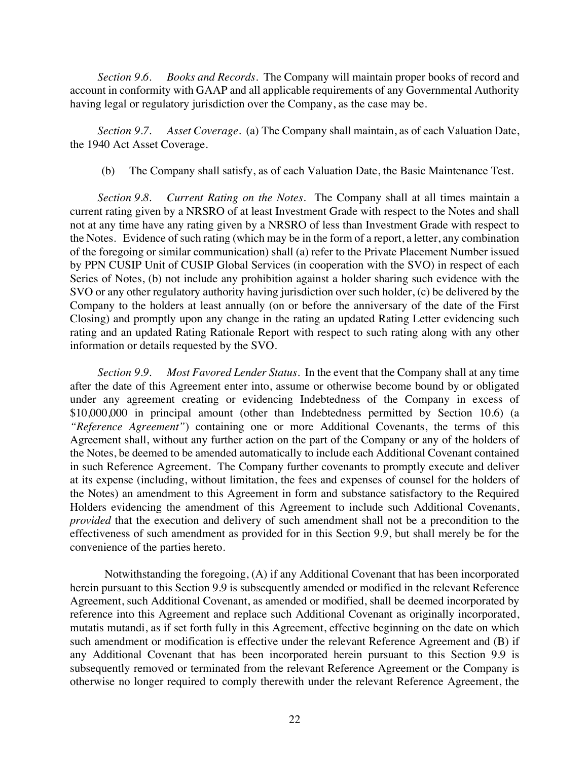*Section 9.6. Books and Records*. The Company will maintain proper books of record and account in conformity with GAAP and all applicable requirements of any Governmental Authority having legal or regulatory jurisdiction over the Company, as the case may be.

*Section 9.7. Asset Coverage*. (a) The Company shall maintain, as of each Valuation Date, the 1940 Act Asset Coverage.

(b) The Company shall satisfy, as of each Valuation Date, the Basic Maintenance Test.

*Section 9.8. Current Rating on the Notes*. The Company shall at all times maintain a current rating given by a NRSRO of at least Investment Grade with respect to the Notes and shall not at any time have any rating given by a NRSRO of less than Investment Grade with respect to the Notes. Evidence of such rating (which may be in the form of a report, a letter, any combination of the foregoing or similar communication) shall (a) refer to the Private Placement Number issued by PPN CUSIP Unit of CUSIP Global Services (in cooperation with the SVO) in respect of each Series of Notes, (b) not include any prohibition against a holder sharing such evidence with the SVO or any other regulatory authority having jurisdiction over such holder, (c) be delivered by the Company to the holders at least annually (on or before the anniversary of the date of the First Closing) and promptly upon any change in the rating an updated Rating Letter evidencing such rating and an updated Rating Rationale Report with respect to such rating along with any other information or details requested by the SVO.

*Section 9.9. Most Favored Lender Status*. In the event that the Company shall at any time after the date of this Agreement enter into, assume or otherwise become bound by or obligated under any agreement creating or evidencing Indebtedness of the Company in excess of $10,000,000 in principal amount (other than Indebtedness permitted by Section 10.6) (a *"Reference Agreement"*) containing one or more Additional Covenants, the terms of this Agreement shall, without any further action on the part of the Company or any of the holders of the Notes, be deemed to be amended automatically to include each Additional Covenant contained in such Reference Agreement. The Company further covenants to promptly execute and deliver at its expense (including, without limitation, the fees and expenses of counsel for the holders of the Notes) an amendment to this Agreement in form and substance satisfactory to the Required Holders evidencing the amendment of this Agreement to include such Additional Covenants, *provided* that the execution and delivery of such amendment shall not be a precondition to the effectiveness of such amendment as provided for in this Section 9.9, but shall merely be for the convenience of the parties hereto.

Notwithstanding the foregoing, (A) if any Additional Covenant that has been incorporated herein pursuant to this Section 9.9 is subsequently amended or modified in the relevant Reference Agreement, such Additional Covenant, as amended or modified, shall be deemed incorporated by reference into this Agreement and replace such Additional Covenant as originally incorporated, mutatis mutandi, as if set forth fully in this Agreement, effective beginning on the date on which such amendment or modification is effective under the relevant Reference Agreement and (B) if any Additional Covenant that has been incorporated herein pursuant to this Section 9.9 is subsequently removed or terminated from the relevant Reference Agreement or the Company is otherwise no longer required to comply therewith under the relevant Reference Agreement, the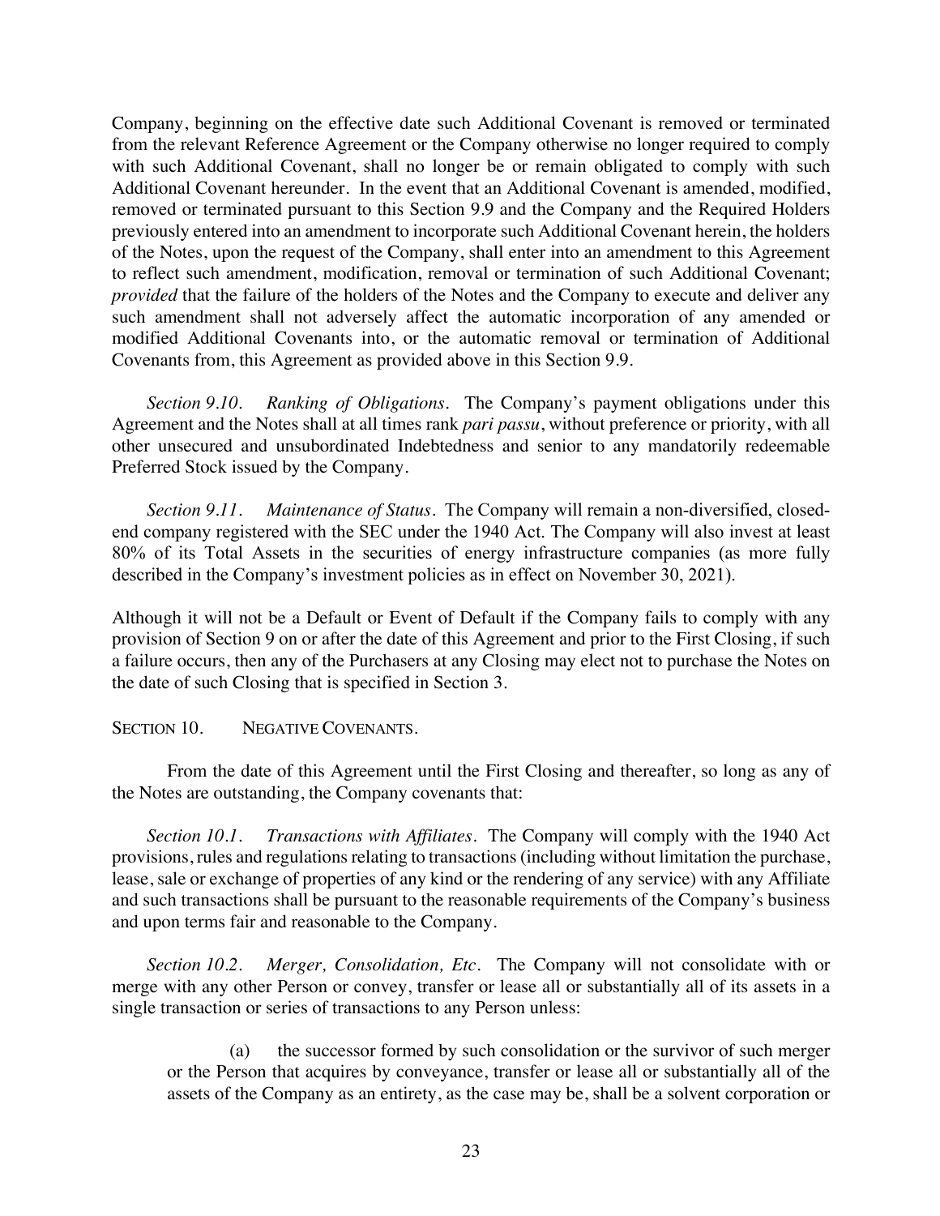Company, beginning on the effective date such Additional Covenant is removed or terminated from the relevant Reference Agreement or the Company otherwise no longer required to comply with such Additional Covenant, shall no longer be or remain obligated to comply with such Additional Covenant hereunder. In the event that an Additional Covenant is amended, modified, removed or terminated pursuant to this Section 9.9 and the Company and the Required Holders previously entered into an amendment to incorporate such Additional Covenant herein, the holders of the Notes, upon the request of the Company, shall enter into an amendment to this Agreement to reflect such amendment, modification, removal or termination of such Additional Covenant; *provided* that the failure of the holders of the Notes and the Company to execute and deliver any such amendment shall not adversely affect the automatic incorporation of any amended or modified Additional Covenants into, or the automatic removal or termination of Additional Covenants from, this Agreement as provided above in this Section 9.9.

*Section 9.10. Ranking of Obligations.* The Company's payment obligations under this Agreement and the Notes shall at all times rank *pari passu*, without preference or priority, with all other unsecured and unsubordinated Indebtedness and senior to any mandatorily redeemable Preferred Stock issued by the Company.

*Section 9.11. Maintenance of Status.* The Company will remain a non-diversified, closed-end company registered with the SEC under the 1940 Act. The Company will also invest at least 80% of its Total Assets in the securities of energy infrastructure companies (as more fully described in the Company's investment policies as in effect on November 30, 2021).

Although it will not be a Default or Event of Default if the Company fails to comply with any provision of Section 9 on or after the date of this Agreement and prior to the First Closing, if such a failure occurs, then any of the Purchasers at any Closing may elect not to purchase the Notes on the date of such Closing that is specified in Section 3.

## SECTION 10. NEGATIVE COVENANTS.

From the date of this Agreement until the First Closing and thereafter, so long as any of the Notes are outstanding, the Company covenants that:

*Section 10.1. Transactions with Affiliates.* The Company will comply with the 1940 Act provisions, rules and regulations relating to transactions (including without limitation the purchase, lease, sale or exchange of properties of any kind or the rendering of any service) with any Affiliate and such transactions shall be pursuant to the reasonable requirements of the Company's business and upon terms fair and reasonable to the Company.

*Section 10.2. Merger, Consolidation, Etc.* The Company will not consolidate with or merge with any other Person or convey, transfer or lease all or substantially all of its assets in a single transaction or series of transactions to any Person unless:

(a) the successor formed by such consolidation or the survivor of such merger or the Person that acquires by conveyance, transfer or lease all or substantially all of the assets of the Company as an entirety, as the case may be, shall be a solvent corporation or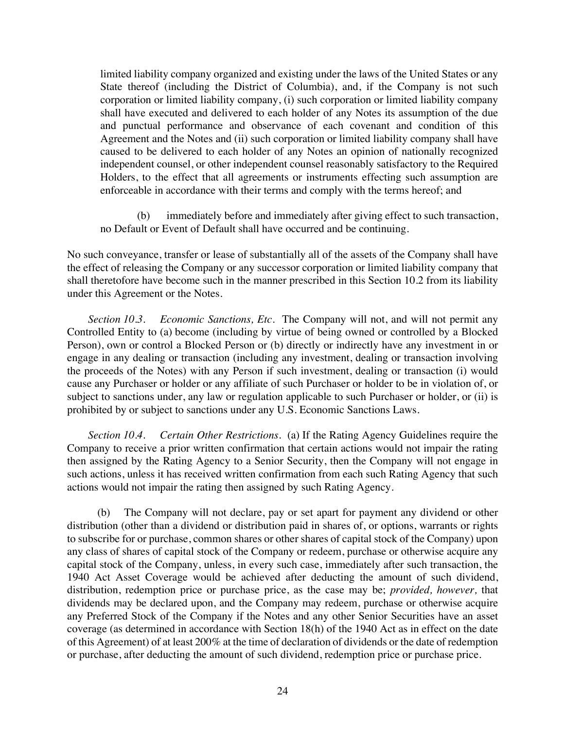limited liability company organized and existing under the laws of the United States or any State thereof (including the District of Columbia), and, if the Company is not such corporation or limited liability company, (i) such corporation or limited liability company shall have executed and delivered to each holder of any Notes its assumption of the due and punctual performance and observance of each covenant and condition of this Agreement and the Notes and (ii) such corporation or limited liability company shall have caused to be delivered to each holder of any Notes an opinion of nationally recognized independent counsel, or other independent counsel reasonably satisfactory to the Required Holders, to the effect that all agreements or instruments effecting such assumption are enforceable in accordance with their terms and comply with the terms hereof; and

(b) immediately before and immediately after giving effect to such transaction, no Default or Event of Default shall have occurred and be continuing.

No such conveyance, transfer or lease of substantially all of the assets of the Company shall have the effect of releasing the Company or any successor corporation or limited liability company that shall theretofore have become such in the manner prescribed in this Section 10.2 from its liability under this Agreement or the Notes.

*Section 10.3. Economic Sanctions, Etc.* The Company will not, and will not permit any Controlled Entity to (a) become (including by virtue of being owned or controlled by a Blocked Person), own or control a Blocked Person or (b) directly or indirectly have any investment in or engage in any dealing or transaction (including any investment, dealing or transaction involving the proceeds of the Notes) with any Person if such investment, dealing or transaction (i) would cause any Purchaser or holder or any affiliate of such Purchaser or holder to be in violation of, or subject to sanctions under, any law or regulation applicable to such Purchaser or holder, or (ii) is prohibited by or subject to sanctions under any U.S. Economic Sanctions Laws.

*Section 10.4. Certain Other Restrictions.* (a) If the Rating Agency Guidelines require the Company to receive a prior written confirmation that certain actions would not impair the rating then assigned by the Rating Agency to a Senior Security, then the Company will not engage in such actions, unless it has received written confirmation from each such Rating Agency that such actions would not impair the rating then assigned by such Rating Agency.

(b) The Company will not declare, pay or set apart for payment any dividend or other distribution (other than a dividend or distribution paid in shares of, or options, warrants or rights to subscribe for or purchase, common shares or other shares of capital stock of the Company) upon any class of shares of capital stock of the Company or redeem, purchase or otherwise acquire any capital stock of the Company, unless, in every such case, immediately after such transaction, the 1940 Act Asset Coverage would be achieved after deducting the amount of such dividend, distribution, redemption price or purchase price, as the case may be; *provided, however,* that dividends may be declared upon, and the Company may redeem, purchase or otherwise acquire any Preferred Stock of the Company if the Notes and any other Senior Securities have an asset coverage (as determined in accordance with Section 18(h) of the 1940 Act as in effect on the date of this Agreement) of at least 200% at the time of declaration of dividends or the date of redemption or purchase, after deducting the amount of such dividend, redemption price or purchase price.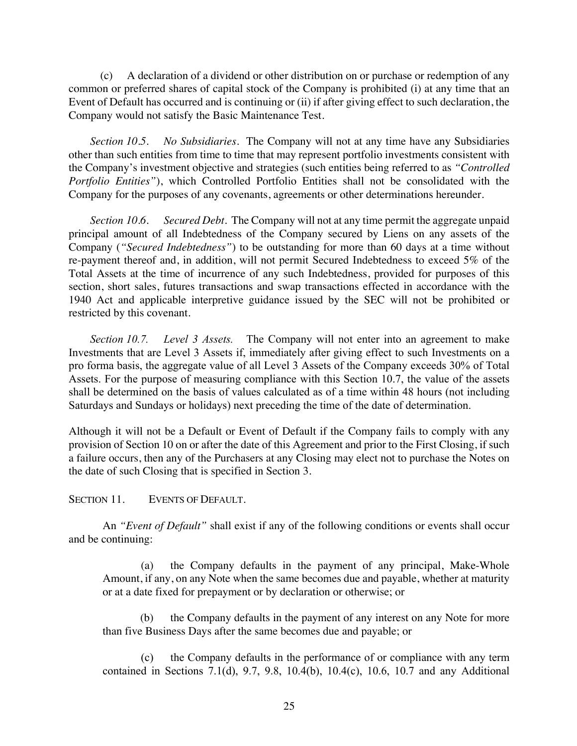(c) A declaration of a dividend or other distribution on or purchase or redemption of any common or preferred shares of capital stock of the Company is prohibited (i) at any time that an Event of Default has occurred and is continuing or (ii) if after giving effect to such declaration, the Company would not satisfy the Basic Maintenance Test.

*Section 10.5. No Subsidiaries.* The Company will not at any time have any Subsidiaries other than such entities from time to time that may represent portfolio investments consistent with the Company's investment objective and strategies (such entities being referred to as *"Controlled Portfolio Entities"*), which Controlled Portfolio Entities shall not be consolidated with the Company for the purposes of any covenants, agreements or other determinations hereunder.

*Section 10.6. Secured Debt.* The Company will not at any time permit the aggregate unpaid principal amount of all Indebtedness of the Company secured by Liens on any assets of the Company (*"Secured Indebtedness"*) to be outstanding for more than 60 days at a time without re-payment thereof and, in addition, will not permit Secured Indebtedness to exceed 5% of the Total Assets at the time of incurrence of any such Indebtedness, provided for purposes of this section, short sales, futures transactions and swap transactions effected in accordance with the 1940 Act and applicable interpretive guidance issued by the SEC will not be prohibited or restricted by this covenant.

*Section 10.7. Level 3 Assets.* The Company will not enter into an agreement to make Investments that are Level 3 Assets if, immediately after giving effect to such Investments on a pro forma basis, the aggregate value of all Level 3 Assets of the Company exceeds 30% of Total Assets. For the purpose of measuring compliance with this Section 10.7, the value of the assets shall be determined on the basis of values calculated as of a time within 48 hours (not including Saturdays and Sundays or holidays) next preceding the time of the date of determination.

Although it will not be a Default or Event of Default if the Company fails to comply with any provision of Section 10 on or after the date of this Agreement and prior to the First Closing, if such a failure occurs, then any of the Purchasers at any Closing may elect not to purchase the Notes on the date of such Closing that is specified in Section 3.

SECTION 11. EVENTS OF DEFAULT.

An *"Event of Default"* shall exist if any of the following conditions or events shall occur and be continuing:

(a) the Company defaults in the payment of any principal, Make-Whole Amount, if any, on any Note when the same becomes due and payable, whether at maturity or at a date fixed for prepayment or by declaration or otherwise; or

(b) the Company defaults in the payment of any interest on any Note for more than five Business Days after the same becomes due and payable; or

(c) the Company defaults in the performance of or compliance with any term contained in Sections 7.1(d), 9.7, 9.8, 10.4(b), 10.4(c), 10.6, 10.7 and any Additional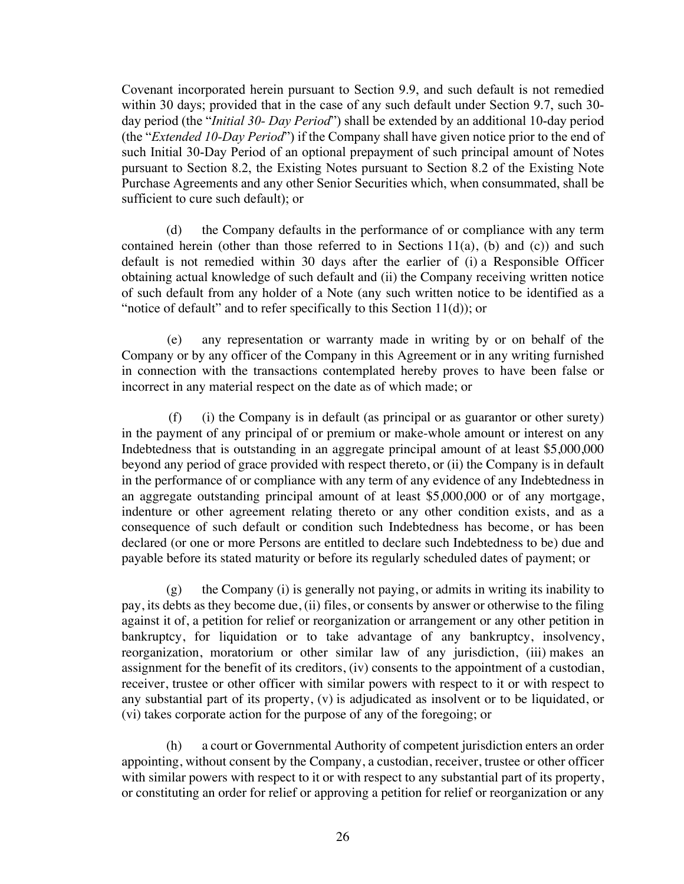Covenant incorporated herein pursuant to Section 9.9, and such default is not remedied within 30 days; provided that in the case of any such default under Section 9.7, such 30-day period (the "*Initial 30- Day Period*") shall be extended by an additional 10-day period (the "*Extended 10-Day Period*") if the Company shall have given notice prior to the end of such Initial 30-Day Period of an optional prepayment of such principal amount of Notes pursuant to Section 8.2, the Existing Notes pursuant to Section 8.2 of the Existing Note Purchase Agreements and any other Senior Securities which, when consummated, shall be sufficient to cure such default); or

(d) the Company defaults in the performance of or compliance with any term contained herein (other than those referred to in Sections 11(a), (b) and (c)) and such default is not remedied within 30 days after the earlier of (i) a Responsible Officer obtaining actual knowledge of such default and (ii) the Company receiving written notice of such default from any holder of a Note (any such written notice to be identified as a "notice of default" and to refer specifically to this Section 11(d)); or

(e) any representation or warranty made in writing by or on behalf of the Company or by any officer of the Company in this Agreement or in any writing furnished in connection with the transactions contemplated hereby proves to have been false or incorrect in any material respect on the date as of which made; or

(f) (i) the Company is in default (as principal or as guarantor or other surety) in the payment of any principal of or premium or make-whole amount or interest on any Indebtedness that is outstanding in an aggregate principal amount of at least $5,000,000 beyond any period of grace provided with respect thereto, or (ii) the Company is in default in the performance of or compliance with any term of any evidence of any Indebtedness in an aggregate outstanding principal amount of at least $5,000,000 or of any mortgage, indenture or other agreement relating thereto or any other condition exists, and as a consequence of such default or condition such Indebtedness has become, or has been declared (or one or more Persons are entitled to declare such Indebtedness to be) due and payable before its stated maturity or before its regularly scheduled dates of payment; or

(g) the Company (i) is generally not paying, or admits in writing its inability to pay, its debts as they become due, (ii) files, or consents by answer or otherwise to the filing against it of, a petition for relief or reorganization or arrangement or any other petition in bankruptcy, for liquidation or to take advantage of any bankruptcy, insolvency, reorganization, moratorium or other similar law of any jurisdiction, (iii) makes an assignment for the benefit of its creditors, (iv) consents to the appointment of a custodian, receiver, trustee or other officer with similar powers with respect to it or with respect to any substantial part of its property, (v) is adjudicated as insolvent or to be liquidated, or (vi) takes corporate action for the purpose of any of the foregoing; or

(h) a court or Governmental Authority of competent jurisdiction enters an order appointing, without consent by the Company, a custodian, receiver, trustee or other officer with similar powers with respect to it or with respect to any substantial part of its property, or constituting an order for relief or approving a petition for relief or reorganization or any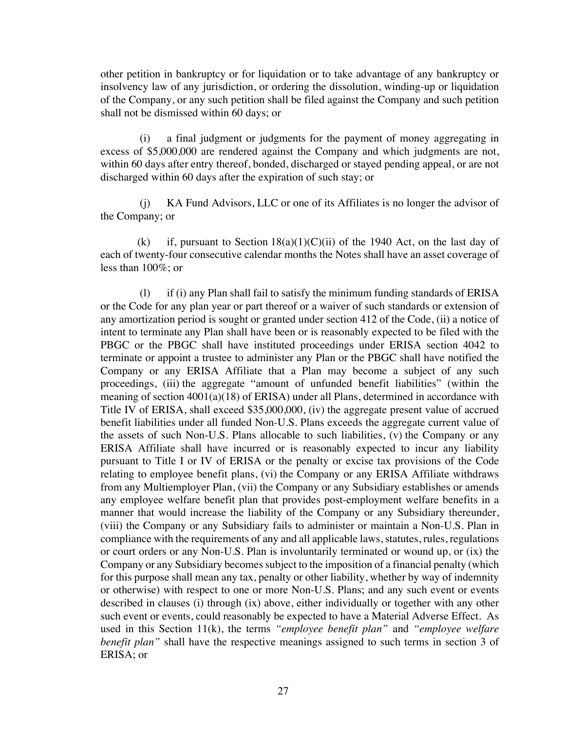other petition in bankruptcy or for liquidation or to take advantage of any bankruptcy or insolvency law of any jurisdiction, or ordering the dissolution, winding-up or liquidation of the Company, or any such petition shall be filed against the Company and such petition shall not be dismissed within 60 days; or

(i) a final judgment or judgments for the payment of money aggregating in excess of $5,000,000 are rendered against the Company and which judgments are not, within 60 days after entry thereof, bonded, discharged or stayed pending appeal, or are not discharged within 60 days after the expiration of such stay; or

(j) KA Fund Advisors, LLC or one of its Affiliates is no longer the advisor of the Company; or

(k) if, pursuant to Section 18(a)(1)(C)(ii) of the 1940 Act, on the last day of each of twenty-four consecutive calendar months the Notes shall have an asset coverage of less than 100%; or

(l) if (i) any Plan shall fail to satisfy the minimum funding standards of ERISA or the Code for any plan year or part thereof or a waiver of such standards or extension of any amortization period is sought or granted under section 412 of the Code, (ii) a notice of intent to terminate any Plan shall have been or is reasonably expected to be filed with the PBGC or the PBGC shall have instituted proceedings under ERISA section 4042 to terminate or appoint a trustee to administer any Plan or the PBGC shall have notified the Company or any ERISA Affiliate that a Plan may become a subject of any such proceedings, (iii) the aggregate "amount of unfunded benefit liabilities" (within the meaning of section 4001(a)(18) of ERISA) under all Plans, determined in accordance with Title IV of ERISA, shall exceed $35,000,000, (iv) the aggregate present value of accrued benefit liabilities under all funded Non-U.S. Plans exceeds the aggregate current value of the assets of such Non-U.S. Plans allocable to such liabilities, (v) the Company or any ERISA Affiliate shall have incurred or is reasonably expected to incur any liability pursuant to Title I or IV of ERISA or the penalty or excise tax provisions of the Code relating to employee benefit plans, (vi) the Company or any ERISA Affiliate withdraws from any Multiemployer Plan, (vii) the Company or any Subsidiary establishes or amends any employee welfare benefit plan that provides post-employment welfare benefits in a manner that would increase the liability of the Company or any Subsidiary thereunder, (viii) the Company or any Subsidiary fails to administer or maintain a Non-U.S. Plan in compliance with the requirements of any and all applicable laws, statutes, rules, regulations or court orders or any Non-U.S. Plan is involuntarily terminated or wound up, or (ix) the Company or any Subsidiary becomes subject to the imposition of a financial penalty (which for this purpose shall mean any tax, penalty or other liability, whether by way of indemnity or otherwise) with respect to one or more Non-U.S. Plans; and any such event or events described in clauses (i) through (ix) above, either individually or together with any other such event or events, could reasonably be expected to have a Material Adverse Effect. As used in this Section 11(k), the terms *"employee benefit plan"* and *"employee welfare benefit plan"* shall have the respective meanings assigned to such terms in section 3 of ERISA; or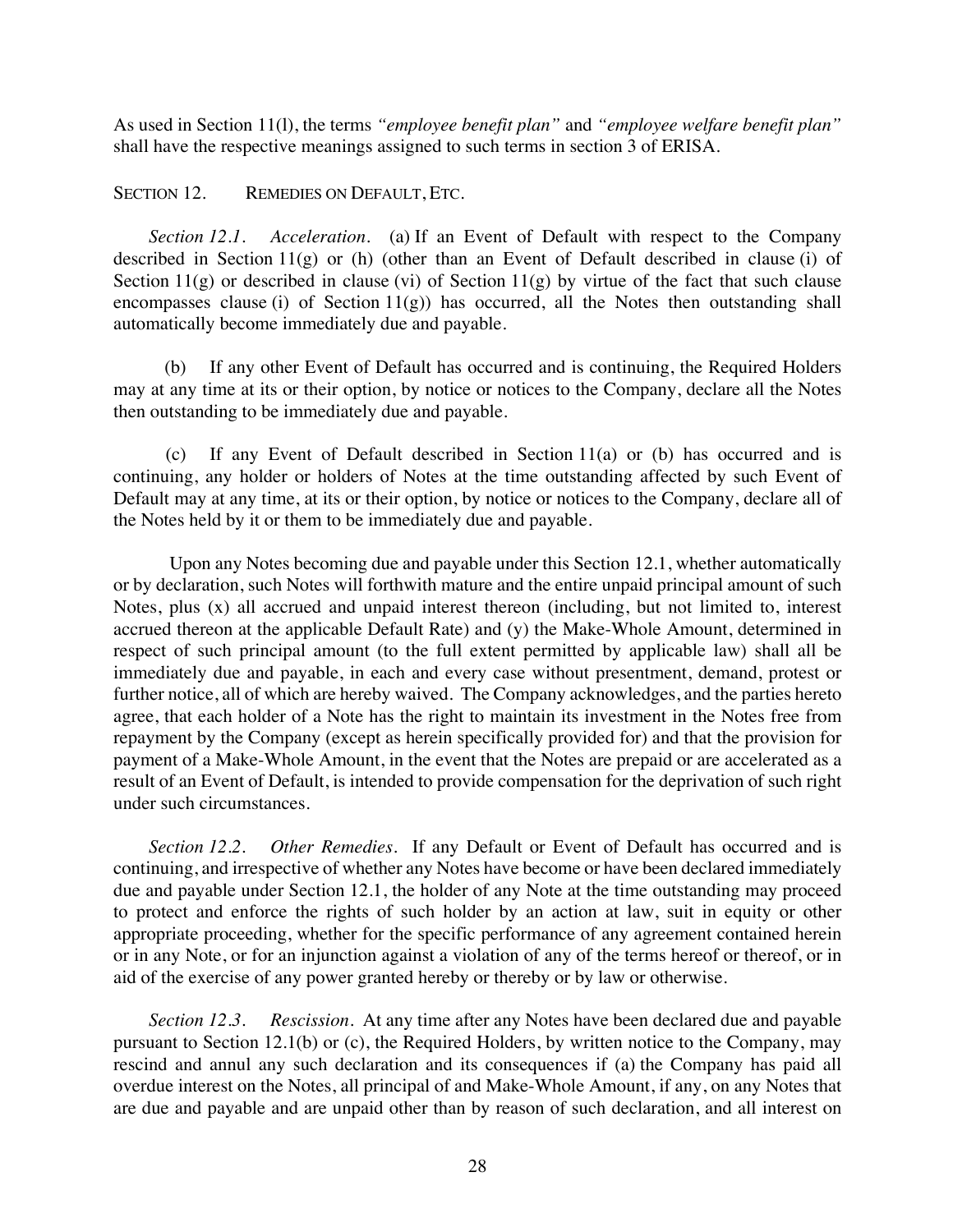As used in Section 11(l), the terms *"employee benefit plan"* and *"employee welfare benefit plan"* shall have the respective meanings assigned to such terms in section 3 of ERISA.

## SECTION 12. REMEDIES ON DEFAULT, ETC.

*Section 12.1. Acceleration.* (a) If an Event of Default with respect to the Company described in Section 11(g) or (h) (other than an Event of Default described in clause (i) of Section 11(g) or described in clause (vi) of Section 11(g) by virtue of the fact that such clause encompasses clause (i) of Section 11(g)) has occurred, all the Notes then outstanding shall automatically become immediately due and payable.

(b) If any other Event of Default has occurred and is continuing, the Required Holders may at any time at its or their option, by notice or notices to the Company, declare all the Notes then outstanding to be immediately due and payable.

(c) If any Event of Default described in Section 11(a) or (b) has occurred and is continuing, any holder or holders of Notes at the time outstanding affected by such Event of Default may at any time, at its or their option, by notice or notices to the Company, declare all of the Notes held by it or them to be immediately due and payable.

Upon any Notes becoming due and payable under this Section 12.1, whether automatically or by declaration, such Notes will forthwith mature and the entire unpaid principal amount of such Notes, plus (x) all accrued and unpaid interest thereon (including, but not limited to, interest accrued thereon at the applicable Default Rate) and (y) the Make-Whole Amount, determined in respect of such principal amount (to the full extent permitted by applicable law) shall all be immediately due and payable, in each and every case without presentment, demand, protest or further notice, all of which are hereby waived. The Company acknowledges, and the parties hereto agree, that each holder of a Note has the right to maintain its investment in the Notes free from repayment by the Company (except as herein specifically provided for) and that the provision for payment of a Make-Whole Amount, in the event that the Notes are prepaid or are accelerated as a result of an Event of Default, is intended to provide compensation for the deprivation of such right under such circumstances.

*Section 12.2. Other Remedies.* If any Default or Event of Default has occurred and is continuing, and irrespective of whether any Notes have become or have been declared immediately due and payable under Section 12.1, the holder of any Note at the time outstanding may proceed to protect and enforce the rights of such holder by an action at law, suit in equity or other appropriate proceeding, whether for the specific performance of any agreement contained herein or in any Note, or for an injunction against a violation of any of the terms hereof or thereof, or in aid of the exercise of any power granted hereby or thereby or by law or otherwise.

*Section 12.3. Rescission.* At any time after any Notes have been declared due and payable pursuant to Section 12.1(b) or (c), the Required Holders, by written notice to the Company, may rescind and annul any such declaration and its consequences if (a) the Company has paid all overdue interest on the Notes, all principal of and Make-Whole Amount, if any, on any Notes that are due and payable and are unpaid other than by reason of such declaration, and all interest on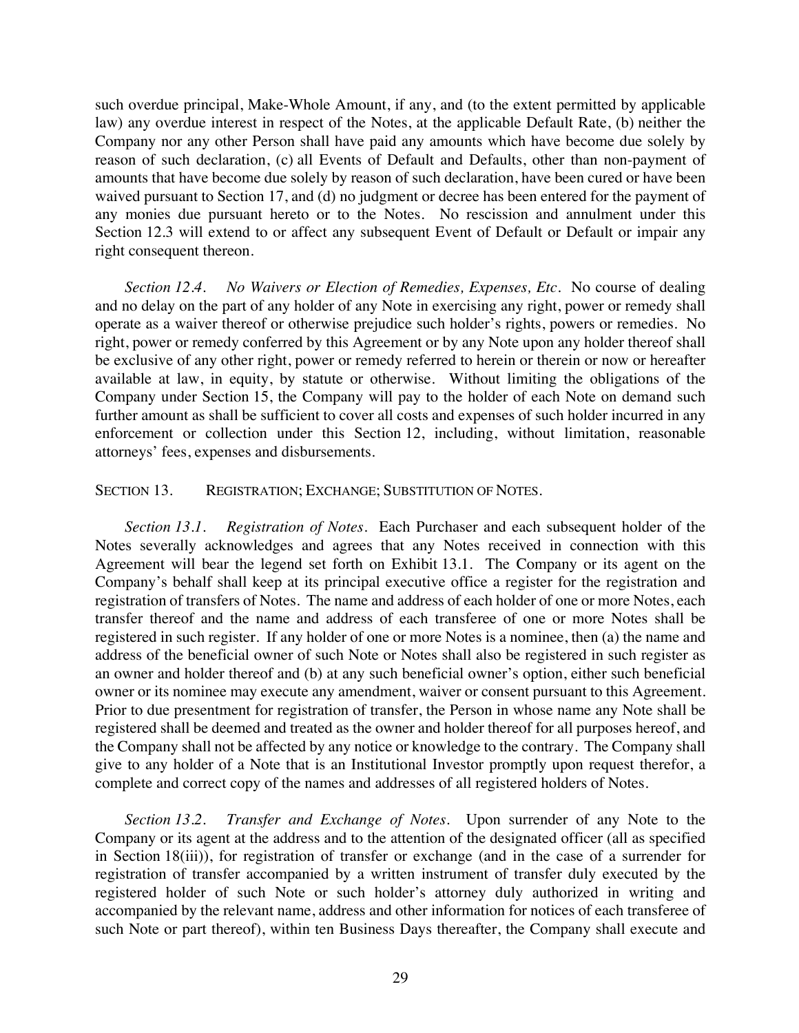such overdue principal, Make-Whole Amount, if any, and (to the extent permitted by applicable law) any overdue interest in respect of the Notes, at the applicable Default Rate, (b) neither the Company nor any other Person shall have paid any amounts which have become due solely by reason of such declaration, (c) all Events of Default and Defaults, other than non-payment of amounts that have become due solely by reason of such declaration, have been cured or have been waived pursuant to Section 17, and (d) no judgment or decree has been entered for the payment of any monies due pursuant hereto or to the Notes. No rescission and annulment under this Section 12.3 will extend to or affect any subsequent Event of Default or Default or impair any right consequent thereon.

*Section 12.4. No Waivers or Election of Remedies, Expenses, Etc.* No course of dealing and no delay on the part of any holder of any Note in exercising any right, power or remedy shall operate as a waiver thereof or otherwise prejudice such holder's rights, powers or remedies. No right, power or remedy conferred by this Agreement or by any Note upon any holder thereof shall be exclusive of any other right, power or remedy referred to herein or therein or now or hereafter available at law, in equity, by statute or otherwise. Without limiting the obligations of the Company under Section 15, the Company will pay to the holder of each Note on demand such further amount as shall be sufficient to cover all costs and expenses of such holder incurred in any enforcement or collection under this Section 12, including, without limitation, reasonable attorneys' fees, expenses and disbursements.

SECTION 13. REGISTRATION; EXCHANGE; SUBSTITUTION OF NOTES.

*Section 13.1. Registration of Notes.* Each Purchaser and each subsequent holder of the Notes severally acknowledges and agrees that any Notes received in connection with this Agreement will bear the legend set forth on Exhibit 13.1. The Company or its agent on the Company's behalf shall keep at its principal executive office a register for the registration and registration of transfers of Notes. The name and address of each holder of one or more Notes, each transfer thereof and the name and address of each transferee of one or more Notes shall be registered in such register. If any holder of one or more Notes is a nominee, then (a) the name and address of the beneficial owner of such Note or Notes shall also be registered in such register as an owner and holder thereof and (b) at any such beneficial owner's option, either such beneficial owner or its nominee may execute any amendment, waiver or consent pursuant to this Agreement. Prior to due presentment for registration of transfer, the Person in whose name any Note shall be registered shall be deemed and treated as the owner and holder thereof for all purposes hereof, and the Company shall not be affected by any notice or knowledge to the contrary. The Company shall give to any holder of a Note that is an Institutional Investor promptly upon request therefor, a complete and correct copy of the names and addresses of all registered holders of Notes.

*Section 13.2. Transfer and Exchange of Notes.* Upon surrender of any Note to the Company or its agent at the address and to the attention of the designated officer (all as specified in Section 18(iii)), for registration of transfer or exchange (and in the case of a surrender for registration of transfer accompanied by a written instrument of transfer duly executed by the registered holder of such Note or such holder's attorney duly authorized in writing and accompanied by the relevant name, address and other information for notices of each transferee of such Note or part thereof), within ten Business Days thereafter, the Company shall execute and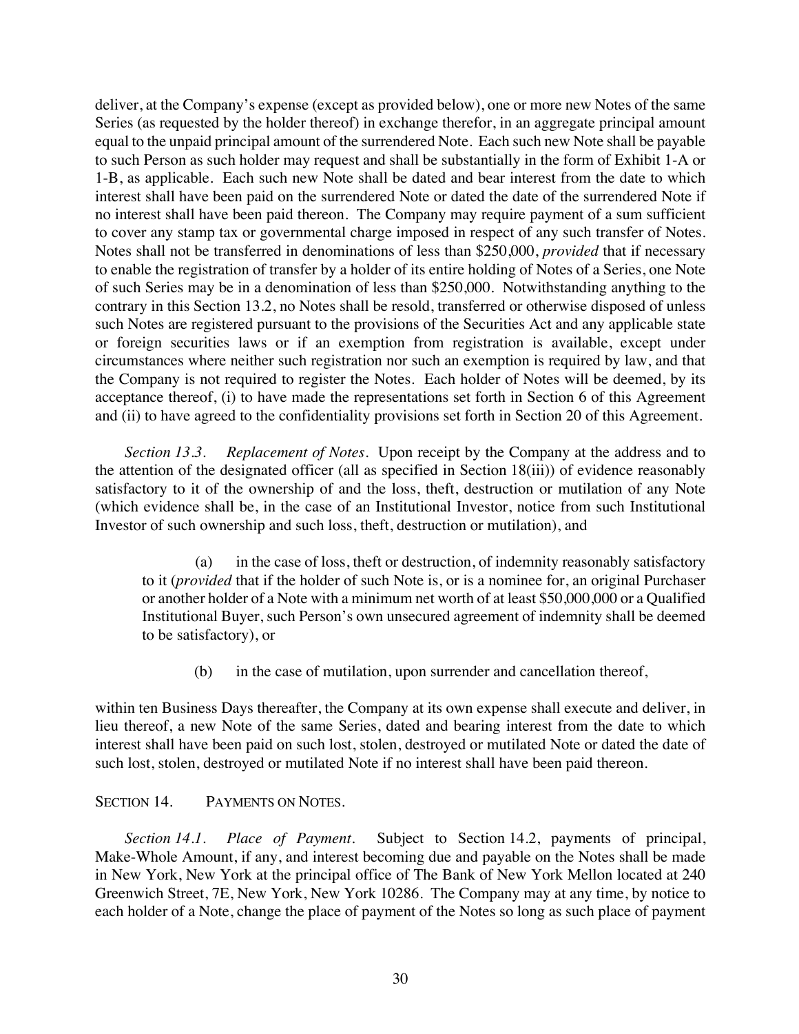deliver, at the Company's expense (except as provided below), one or more new Notes of the same Series (as requested by the holder thereof) in exchange therefor, in an aggregate principal amount equal to the unpaid principal amount of the surrendered Note. Each such new Note shall be payable to such Person as such holder may request and shall be substantially in the form of Exhibit 1-A or 1-B, as applicable. Each such new Note shall be dated and bear interest from the date to which interest shall have been paid on the surrendered Note or dated the date of the surrendered Note if no interest shall have been paid thereon. The Company may require payment of a sum sufficient to cover any stamp tax or governmental charge imposed in respect of any such transfer of Notes. Notes shall not be transferred in denominations of less than $250,000, *provided* that if necessary to enable the registration of transfer by a holder of its entire holding of Notes of a Series, one Note of such Series may be in a denomination of less than $250,000. Notwithstanding anything to the contrary in this Section 13.2, no Notes shall be resold, transferred or otherwise disposed of unless such Notes are registered pursuant to the provisions of the Securities Act and any applicable state or foreign securities laws or if an exemption from registration is available, except under circumstances where neither such registration nor such an exemption is required by law, and that the Company is not required to register the Notes. Each holder of Notes will be deemed, by its acceptance thereof, (i) to have made the representations set forth in Section 6 of this Agreement and (ii) to have agreed to the confidentiality provisions set forth in Section 20 of this Agreement.

*Section 13.3. Replacement of Notes.* Upon receipt by the Company at the address and to the attention of the designated officer (all as specified in Section 18(iii)) of evidence reasonably satisfactory to it of the ownership of and the loss, theft, destruction or mutilation of any Note (which evidence shall be, in the case of an Institutional Investor, notice from such Institutional Investor of such ownership and such loss, theft, destruction or mutilation), and

(a) in the case of loss, theft or destruction, of indemnity reasonably satisfactory to it (*provided* that if the holder of such Note is, or is a nominee for, an original Purchaser or another holder of a Note with a minimum net worth of at least $50,000,000 or a Qualified Institutional Buyer, such Person's own unsecured agreement of indemnity shall be deemed to be satisfactory), or

(b) in the case of mutilation, upon surrender and cancellation thereof,

within ten Business Days thereafter, the Company at its own expense shall execute and deliver, in lieu thereof, a new Note of the same Series, dated and bearing interest from the date to which interest shall have been paid on such lost, stolen, destroyed or mutilated Note or dated the date of such lost, stolen, destroyed or mutilated Note if no interest shall have been paid thereon.

## SECTION 14. PAYMENTS ON NOTES.

*Section 14.1. Place of Payment.* Subject to Section 14.2, payments of principal, Make-Whole Amount, if any, and interest becoming due and payable on the Notes shall be made in New York, New York at the principal office of The Bank of New York Mellon located at 240 Greenwich Street, 7E, New York, New York 10286. The Company may at any time, by notice to each holder of a Note, change the place of payment of the Notes so long as such place of payment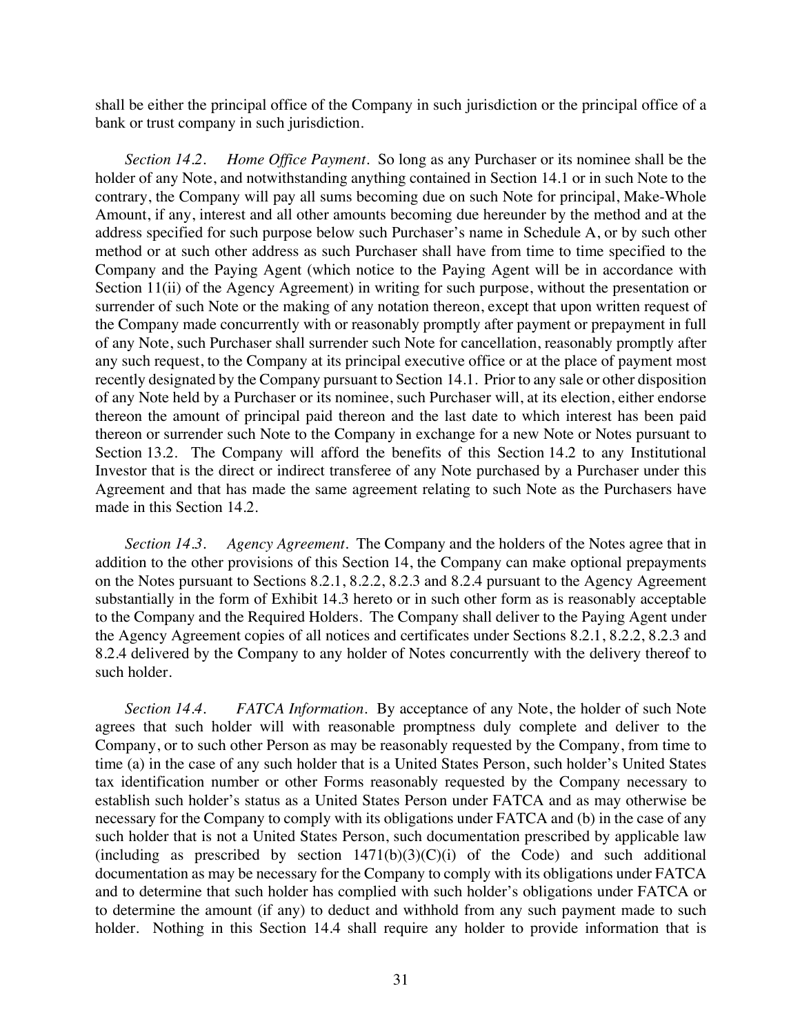shall be either the principal office of the Company in such jurisdiction or the principal office of a bank or trust company in such jurisdiction.

*Section 14.2.* *Home Office Payment*. So long as any Purchaser or its nominee shall be the holder of any Note, and notwithstanding anything contained in Section 14.1 or in such Note to the contrary, the Company will pay all sums becoming due on such Note for principal, Make-Whole Amount, if any, interest and all other amounts becoming due hereunder by the method and at the address specified for such purpose below such Purchaser's name in Schedule A, or by such other method or at such other address as such Purchaser shall have from time to time specified to the Company and the Paying Agent (which notice to the Paying Agent will be in accordance with Section 11(ii) of the Agency Agreement) in writing for such purpose, without the presentation or surrender of such Note or the making of any notation thereon, except that upon written request of the Company made concurrently with or reasonably promptly after payment or prepayment in full of any Note, such Purchaser shall surrender such Note for cancellation, reasonably promptly after any such request, to the Company at its principal executive office or at the place of payment most recently designated by the Company pursuant to Section 14.1. Prior to any sale or other disposition of any Note held by a Purchaser or its nominee, such Purchaser will, at its election, either endorse thereon the amount of principal paid thereon and the last date to which interest has been paid thereon or surrender such Note to the Company in exchange for a new Note or Notes pursuant to Section 13.2. The Company will afford the benefits of this Section 14.2 to any Institutional Investor that is the direct or indirect transferee of any Note purchased by a Purchaser under this Agreement and that has made the same agreement relating to such Note as the Purchasers have made in this Section 14.2.

*Section 14.3.* *Agency Agreement*. The Company and the holders of the Notes agree that in addition to the other provisions of this Section 14, the Company can make optional prepayments on the Notes pursuant to Sections 8.2.1, 8.2.2, 8.2.3 and 8.2.4 pursuant to the Agency Agreement substantially in the form of Exhibit 14.3 hereto or in such other form as is reasonably acceptable to the Company and the Required Holders. The Company shall deliver to the Paying Agent under the Agency Agreement copies of all notices and certificates under Sections 8.2.1, 8.2.2, 8.2.3 and 8.2.4 delivered by the Company to any holder of Notes concurrently with the delivery thereof to such holder.

*Section 14.4.* *FATCA Information*. By acceptance of any Note, the holder of such Note agrees that such holder will with reasonable promptness duly complete and deliver to the Company, or to such other Person as may be reasonably requested by the Company, from time to time (a) in the case of any such holder that is a United States Person, such holder's United States tax identification number or other Forms reasonably requested by the Company necessary to establish such holder's status as a United States Person under FATCA and as may otherwise be necessary for the Company to comply with its obligations under FATCA and (b) in the case of any such holder that is not a United States Person, such documentation prescribed by applicable law (including as prescribed by section 1471(b)(3)(C)(i) of the Code) and such additional documentation as may be necessary for the Company to comply with its obligations under FATCA and to determine that such holder has complied with such holder's obligations under FATCA or to determine the amount (if any) to deduct and withhold from any such payment made to such holder. Nothing in this Section 14.4 shall require any holder to provide information that is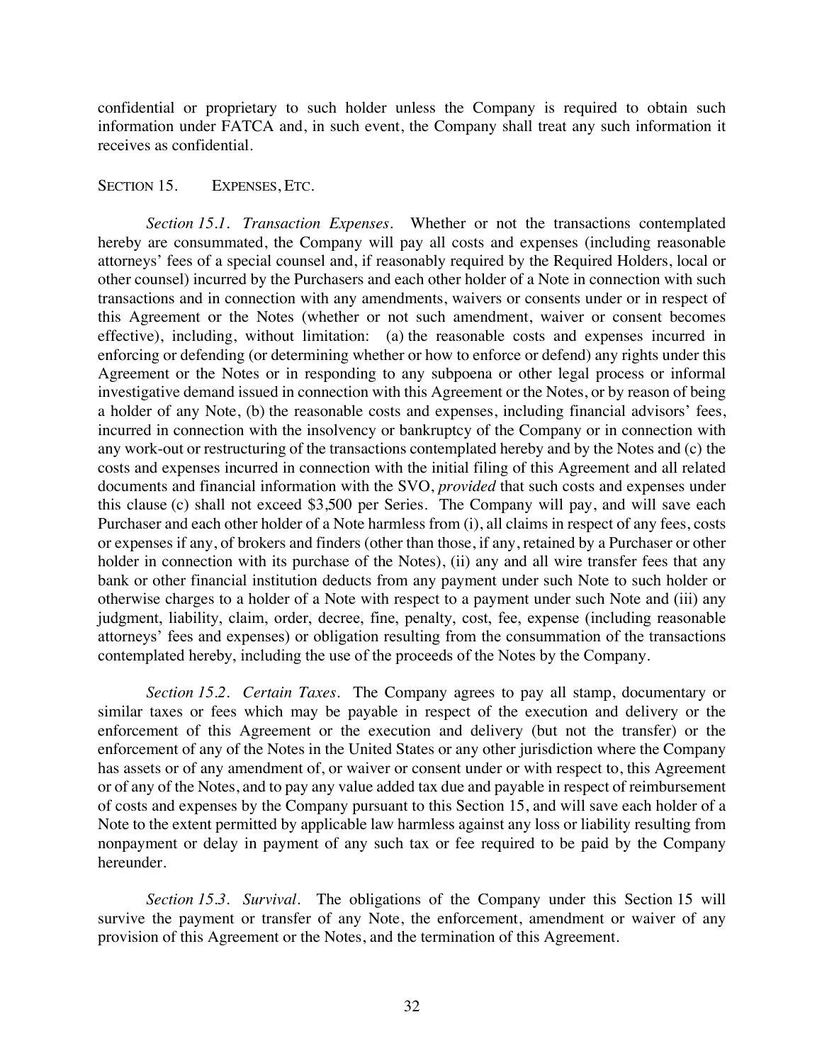confidential or proprietary to such holder unless the Company is required to obtain such information under FATCA and, in such event, the Company shall treat any such information it receives as confidential.

## SECTION 15. EXPENSES, ETC.

*Section 15.1. Transaction Expenses.* Whether or not the transactions contemplated hereby are consummated, the Company will pay all costs and expenses (including reasonable attorneys' fees of a special counsel and, if reasonably required by the Required Holders, local or other counsel) incurred by the Purchasers and each other holder of a Note in connection with such transactions and in connection with any amendments, waivers or consents under or in respect of this Agreement or the Notes (whether or not such amendment, waiver or consent becomes effective), including, without limitation: (a) the reasonable costs and expenses incurred in enforcing or defending (or determining whether or how to enforce or defend) any rights under this Agreement or the Notes or in responding to any subpoena or other legal process or informal investigative demand issued in connection with this Agreement or the Notes, or by reason of being a holder of any Note, (b) the reasonable costs and expenses, including financial advisors' fees, incurred in connection with the insolvency or bankruptcy of the Company or in connection with any work-out or restructuring of the transactions contemplated hereby and by the Notes and (c) the costs and expenses incurred in connection with the initial filing of this Agreement and all related documents and financial information with the SVO, *provided* that such costs and expenses under this clause (c) shall not exceed $3,500 per Series. The Company will pay, and will save each Purchaser and each other holder of a Note harmless from (i), all claims in respect of any fees, costs or expenses if any, of brokers and finders (other than those, if any, retained by a Purchaser or other holder in connection with its purchase of the Notes), (ii) any and all wire transfer fees that any bank or other financial institution deducts from any payment under such Note to such holder or otherwise charges to a holder of a Note with respect to a payment under such Note and (iii) any judgment, liability, claim, order, decree, fine, penalty, cost, fee, expense (including reasonable attorneys' fees and expenses) or obligation resulting from the consummation of the transactions contemplated hereby, including the use of the proceeds of the Notes by the Company.

*Section 15.2. Certain Taxes.* The Company agrees to pay all stamp, documentary or similar taxes or fees which may be payable in respect of the execution and delivery or the enforcement of this Agreement or the execution and delivery (but not the transfer) or the enforcement of any of the Notes in the United States or any other jurisdiction where the Company has assets or of any amendment of, or waiver or consent under or with respect to, this Agreement or of any of the Notes, and to pay any value added tax due and payable in respect of reimbursement of costs and expenses by the Company pursuant to this Section 15, and will save each holder of a Note to the extent permitted by applicable law harmless against any loss or liability resulting from nonpayment or delay in payment of any such tax or fee required to be paid by the Company hereunder.

*Section 15.3. Survival.* The obligations of the Company under this Section 15 will survive the payment or transfer of any Note, the enforcement, amendment or waiver of any provision of this Agreement or the Notes, and the termination of this Agreement.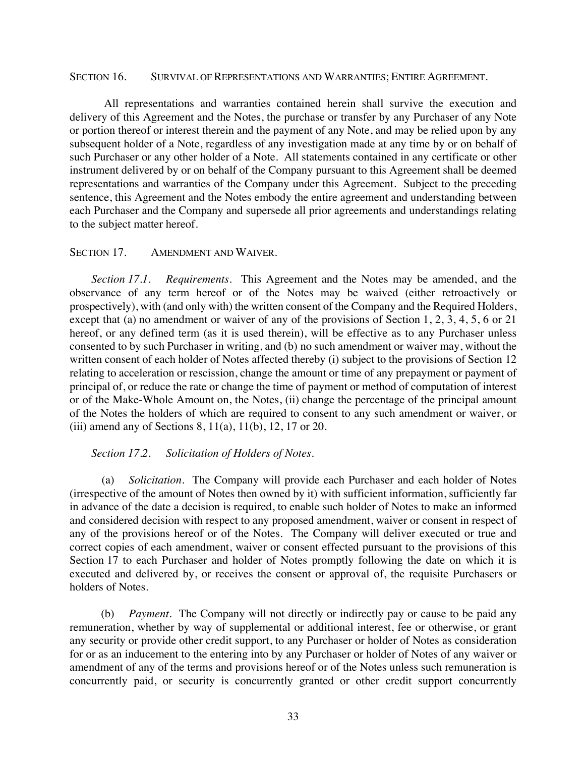## SECTION 16. SURVIVAL OF REPRESENTATIONS AND WARRANTIES; ENTIRE AGREEMENT.

All representations and warranties contained herein shall survive the execution and delivery of this Agreement and the Notes, the purchase or transfer by any Purchaser of any Note or portion thereof or interest therein and the payment of any Note, and may be relied upon by any subsequent holder of a Note, regardless of any investigation made at any time by or on behalf of such Purchaser or any other holder of a Note. All statements contained in any certificate or other instrument delivered by or on behalf of the Company pursuant to this Agreement shall be deemed representations and warranties of the Company under this Agreement. Subject to the preceding sentence, this Agreement and the Notes embody the entire agreement and understanding between each Purchaser and the Company and supersede all prior agreements and understandings relating to the subject matter hereof.

## SECTION 17. AMENDMENT AND WAIVER.

*Section 17.1. Requirements.* This Agreement and the Notes may be amended, and the observance of any term hereof or of the Notes may be waived (either retroactively or prospectively), with (and only with) the written consent of the Company and the Required Holders, except that (a) no amendment or waiver of any of the provisions of Section 1, 2, 3, 4, 5, 6 or 21 hereof, or any defined term (as it is used therein), will be effective as to any Purchaser unless consented to by such Purchaser in writing, and (b) no such amendment or waiver may, without the written consent of each holder of Notes affected thereby (i) subject to the provisions of Section 12 relating to acceleration or rescission, change the amount or time of any prepayment or payment of principal of, or reduce the rate or change the time of payment or method of computation of interest or of the Make-Whole Amount on, the Notes, (ii) change the percentage of the principal amount of the Notes the holders of which are required to consent to any such amendment or waiver, or (iii) amend any of Sections 8, 11(a), 11(b), 12, 17 or 20.

*Section 17.2. Solicitation of Holders of Notes.*

(a) *Solicitation.* The Company will provide each Purchaser and each holder of Notes (irrespective of the amount of Notes then owned by it) with sufficient information, sufficiently far in advance of the date a decision is required, to enable such holder of Notes to make an informed and considered decision with respect to any proposed amendment, waiver or consent in respect of any of the provisions hereof or of the Notes. The Company will deliver executed or true and correct copies of each amendment, waiver or consent effected pursuant to the provisions of this Section 17 to each Purchaser and holder of Notes promptly following the date on which it is executed and delivered by, or receives the consent or approval of, the requisite Purchasers or holders of Notes.

(b) *Payment.* The Company will not directly or indirectly pay or cause to be paid any remuneration, whether by way of supplemental or additional interest, fee or otherwise, or grant any security or provide other credit support, to any Purchaser or holder of Notes as consideration for or as an inducement to the entering into by any Purchaser or holder of Notes of any waiver or amendment of any of the terms and provisions hereof or of the Notes unless such remuneration is concurrently paid, or security is concurrently granted or other credit support concurrently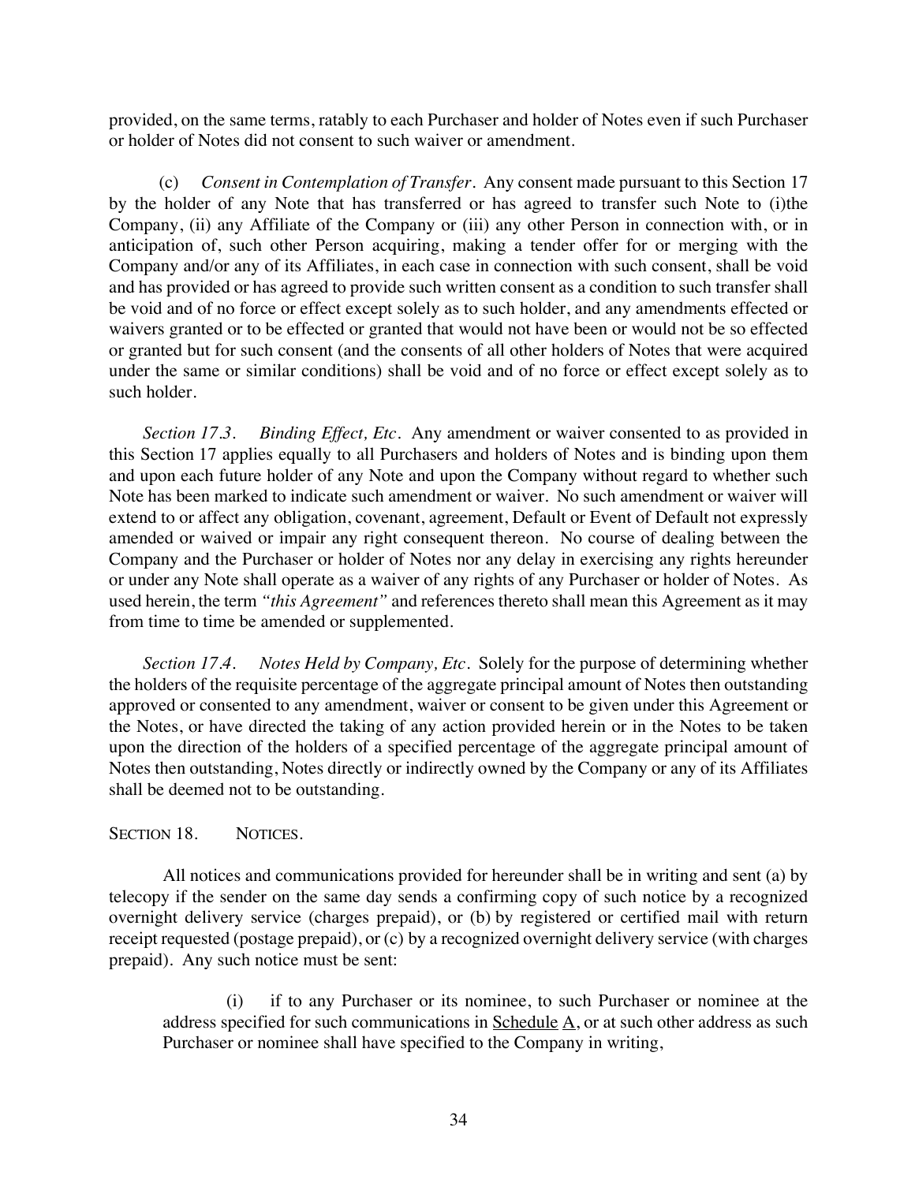provided, on the same terms, ratably to each Purchaser and holder of Notes even if such Purchaser or holder of Notes did not consent to such waiver or amendment.

(c) *Consent in Contemplation of Transfer*. Any consent made pursuant to this Section 17 by the holder of any Note that has transferred or has agreed to transfer such Note to (i)the Company, (ii) any Affiliate of the Company or (iii) any other Person in connection with, or in anticipation of, such other Person acquiring, making a tender offer for or merging with the Company and/or any of its Affiliates, in each case in connection with such consent, shall be void and has provided or has agreed to provide such written consent as a condition to such transfer shall be void and of no force or effect except solely as to such holder, and any amendments effected or waivers granted or to be effected or granted that would not have been or would not be so effected or granted but for such consent (and the consents of all other holders of Notes that were acquired under the same or similar conditions) shall be void and of no force or effect except solely as to such holder.

*Section 17.3. Binding Effect, Etc*. Any amendment or waiver consented to as provided in this Section 17 applies equally to all Purchasers and holders of Notes and is binding upon them and upon each future holder of any Note and upon the Company without regard to whether such Note has been marked to indicate such amendment or waiver. No such amendment or waiver will extend to or affect any obligation, covenant, agreement, Default or Event of Default not expressly amended or waived or impair any right consequent thereon. No course of dealing between the Company and the Purchaser or holder of Notes nor any delay in exercising any rights hereunder or under any Note shall operate as a waiver of any rights of any Purchaser or holder of Notes. As used herein, the term *"this Agreement"* and references thereto shall mean this Agreement as it may from time to time be amended or supplemented.

*Section 17.4. Notes Held by Company, Etc*. Solely for the purpose of determining whether the holders of the requisite percentage of the aggregate principal amount of Notes then outstanding approved or consented to any amendment, waiver or consent to be given under this Agreement or the Notes, or have directed the taking of any action provided herein or in the Notes to be taken upon the direction of the holders of a specified percentage of the aggregate principal amount of Notes then outstanding, Notes directly or indirectly owned by the Company or any of its Affiliates shall be deemed not to be outstanding.

## SECTION 18. NOTICES.

All notices and communications provided for hereunder shall be in writing and sent (a) by telecopy if the sender on the same day sends a confirming copy of such notice by a recognized overnight delivery service (charges prepaid), or (b) by registered or certified mail with return receipt requested (postage prepaid), or (c) by a recognized overnight delivery service (with charges prepaid). Any such notice must be sent:

(i) if to any Purchaser or its nominee, to such Purchaser or nominee at the address specified for such communications in Schedule A, or at such other address as such Purchaser or nominee shall have specified to the Company in writing,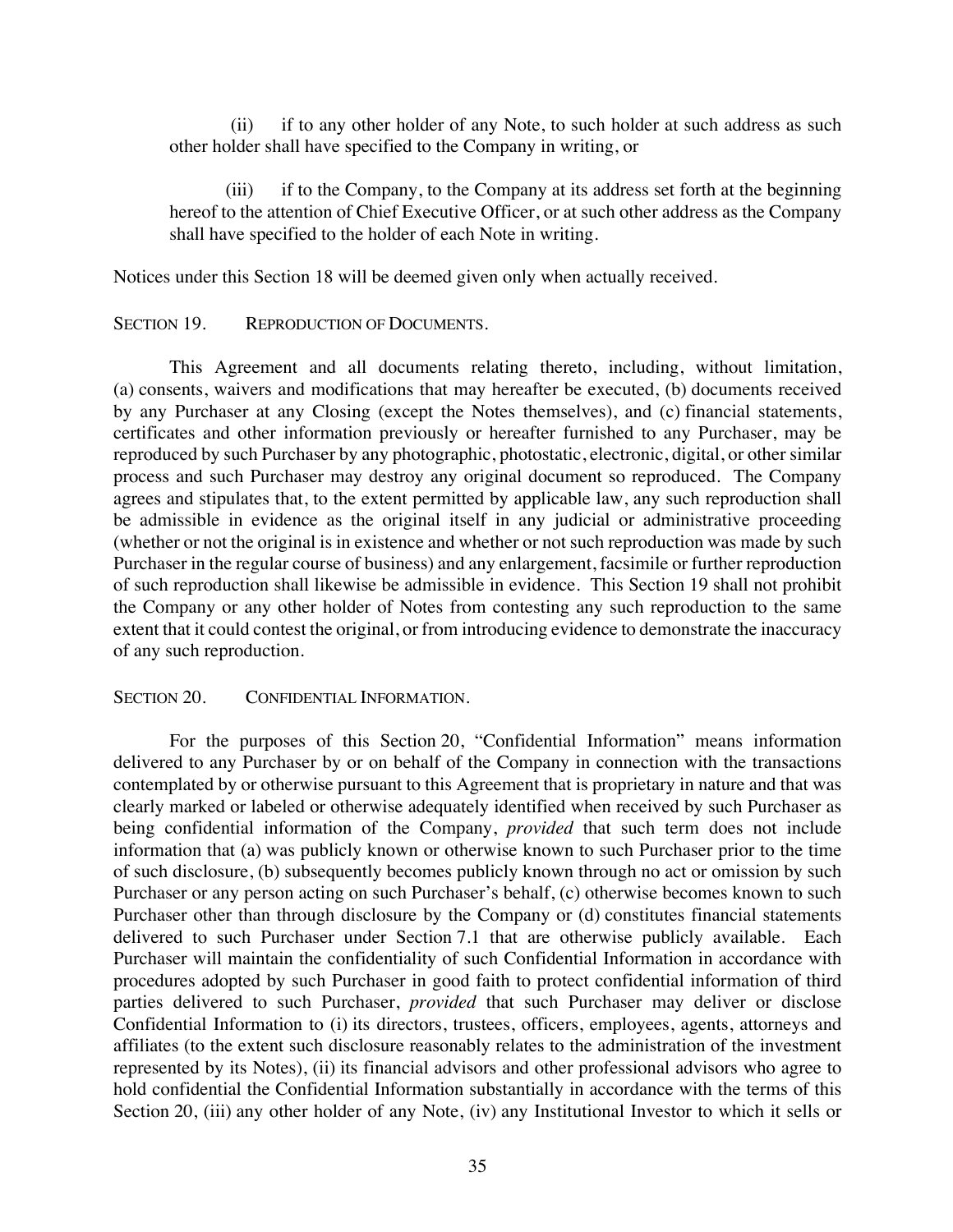(ii) if to any other holder of any Note, to such holder at such address as such other holder shall have specified to the Company in writing, or

(iii) if to the Company, to the Company at its address set forth at the beginning hereof to the attention of Chief Executive Officer, or at such other address as the Company shall have specified to the holder of each Note in writing.

Notices under this Section 18 will be deemed given only when actually received.

## SECTION 19. REPRODUCTION OF DOCUMENTS.

This Agreement and all documents relating thereto, including, without limitation, (a) consents, waivers and modifications that may hereafter be executed, (b) documents received by any Purchaser at any Closing (except the Notes themselves), and (c) financial statements, certificates and other information previously or hereafter furnished to any Purchaser, may be reproduced by such Purchaser by any photographic, photostatic, electronic, digital, or other similar process and such Purchaser may destroy any original document so reproduced. The Company agrees and stipulates that, to the extent permitted by applicable law, any such reproduction shall be admissible in evidence as the original itself in any judicial or administrative proceeding (whether or not the original is in existence and whether or not such reproduction was made by such Purchaser in the regular course of business) and any enlargement, facsimile or further reproduction of such reproduction shall likewise be admissible in evidence. This Section 19 shall not prohibit the Company or any other holder of Notes from contesting any such reproduction to the same extent that it could contest the original, or from introducing evidence to demonstrate the inaccuracy of any such reproduction.

## SECTION 20. CONFIDENTIAL INFORMATION.

For the purposes of this Section 20, "Confidential Information" means information delivered to any Purchaser by or on behalf of the Company in connection with the transactions contemplated by or otherwise pursuant to this Agreement that is proprietary in nature and that was clearly marked or labeled or otherwise adequately identified when received by such Purchaser as being confidential information of the Company, *provided* that such term does not include information that (a) was publicly known or otherwise known to such Purchaser prior to the time of such disclosure, (b) subsequently becomes publicly known through no act or omission by such Purchaser or any person acting on such Purchaser's behalf, (c) otherwise becomes known to such Purchaser other than through disclosure by the Company or (d) constitutes financial statements delivered to such Purchaser under Section 7.1 that are otherwise publicly available. Each Purchaser will maintain the confidentiality of such Confidential Information in accordance with procedures adopted by such Purchaser in good faith to protect confidential information of third parties delivered to such Purchaser, *provided* that such Purchaser may deliver or disclose Confidential Information to (i) its directors, trustees, officers, employees, agents, attorneys and affiliates (to the extent such disclosure reasonably relates to the administration of the investment represented by its Notes), (ii) its financial advisors and other professional advisors who agree to hold confidential the Confidential Information substantially in accordance with the terms of this Section 20, (iii) any other holder of any Note, (iv) any Institutional Investor to which it sells or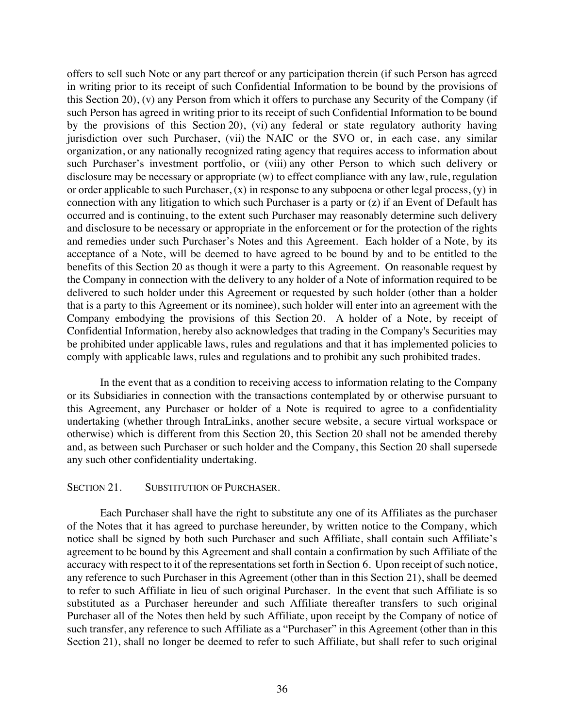offers to sell such Note or any part thereof or any participation therein (if such Person has agreed in writing prior to its receipt of such Confidential Information to be bound by the provisions of this Section 20), (v) any Person from which it offers to purchase any Security of the Company (if such Person has agreed in writing prior to its receipt of such Confidential Information to be bound by the provisions of this Section 20), (vi) any federal or state regulatory authority having jurisdiction over such Purchaser, (vii) the NAIC or the SVO or, in each case, any similar organization, or any nationally recognized rating agency that requires access to information about such Purchaser's investment portfolio, or (viii) any other Person to which such delivery or disclosure may be necessary or appropriate (w) to effect compliance with any law, rule, regulation or order applicable to such Purchaser, (x) in response to any subpoena or other legal process, (y) in connection with any litigation to which such Purchaser is a party or (z) if an Event of Default has occurred and is continuing, to the extent such Purchaser may reasonably determine such delivery and disclosure to be necessary or appropriate in the enforcement or for the protection of the rights and remedies under such Purchaser's Notes and this Agreement. Each holder of a Note, by its acceptance of a Note, will be deemed to have agreed to be bound by and to be entitled to the benefits of this Section 20 as though it were a party to this Agreement. On reasonable request by the Company in connection with the delivery to any holder of a Note of information required to be delivered to such holder under this Agreement or requested by such holder (other than a holder that is a party to this Agreement or its nominee), such holder will enter into an agreement with the Company embodying the provisions of this Section 20. A holder of a Note, by receipt of Confidential Information, hereby also acknowledges that trading in the Company's Securities may be prohibited under applicable laws, rules and regulations and that it has implemented policies to comply with applicable laws, rules and regulations and to prohibit any such prohibited trades.

In the event that as a condition to receiving access to information relating to the Company or its Subsidiaries in connection with the transactions contemplated by or otherwise pursuant to this Agreement, any Purchaser or holder of a Note is required to agree to a confidentiality undertaking (whether through IntraLinks, another secure website, a secure virtual workspace or otherwise) which is different from this Section 20, this Section 20 shall not be amended thereby and, as between such Purchaser or such holder and the Company, this Section 20 shall supersede any such other confidentiality undertaking.

## SECTION 21. SUBSTITUTION OF PURCHASER.

Each Purchaser shall have the right to substitute any one of its Affiliates as the purchaser of the Notes that it has agreed to purchase hereunder, by written notice to the Company, which notice shall be signed by both such Purchaser and such Affiliate, shall contain such Affiliate's agreement to be bound by this Agreement and shall contain a confirmation by such Affiliate of the accuracy with respect to it of the representations set forth in Section 6. Upon receipt of such notice, any reference to such Purchaser in this Agreement (other than in this Section 21), shall be deemed to refer to such Affiliate in lieu of such original Purchaser. In the event that such Affiliate is so substituted as a Purchaser hereunder and such Affiliate thereafter transfers to such original Purchaser all of the Notes then held by such Affiliate, upon receipt by the Company of notice of such transfer, any reference to such Affiliate as a "Purchaser" in this Agreement (other than in this Section 21), shall no longer be deemed to refer to such Affiliate, but shall refer to such original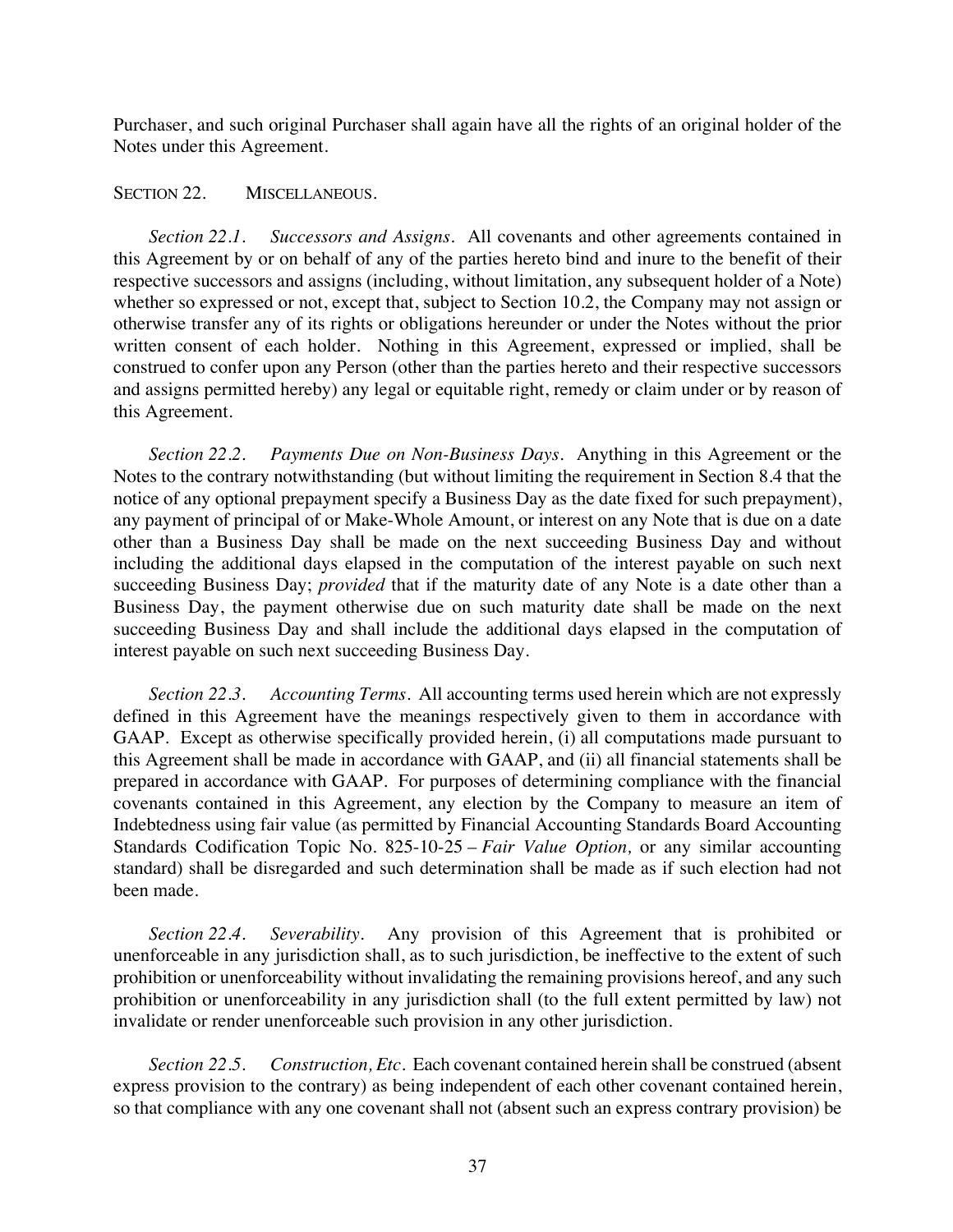Purchaser, and such original Purchaser shall again have all the rights of an original holder of the Notes under this Agreement.

## SECTION 22. MISCELLANEOUS.

*Section 22.1. Successors and Assigns.* All covenants and other agreements contained in this Agreement by or on behalf of any of the parties hereto bind and inure to the benefit of their respective successors and assigns (including, without limitation, any subsequent holder of a Note) whether so expressed or not, except that, subject to Section 10.2, the Company may not assign or otherwise transfer any of its rights or obligations hereunder or under the Notes without the prior written consent of each holder. Nothing in this Agreement, expressed or implied, shall be construed to confer upon any Person (other than the parties hereto and their respective successors and assigns permitted hereby) any legal or equitable right, remedy or claim under or by reason of this Agreement.

*Section 22.2. Payments Due on Non-Business Days.* Anything in this Agreement or the Notes to the contrary notwithstanding (but without limiting the requirement in Section 8.4 that the notice of any optional prepayment specify a Business Day as the date fixed for such prepayment), any payment of principal of or Make-Whole Amount, or interest on any Note that is due on a date other than a Business Day shall be made on the next succeeding Business Day and without including the additional days elapsed in the computation of the interest payable on such next succeeding Business Day; *provided* that if the maturity date of any Note is a date other than a Business Day, the payment otherwise due on such maturity date shall be made on the next succeeding Business Day and shall include the additional days elapsed in the computation of interest payable on such next succeeding Business Day.

*Section 22.3. Accounting Terms.* All accounting terms used herein which are not expressly defined in this Agreement have the meanings respectively given to them in accordance with GAAP. Except as otherwise specifically provided herein, (i) all computations made pursuant to this Agreement shall be made in accordance with GAAP, and (ii) all financial statements shall be prepared in accordance with GAAP. For purposes of determining compliance with the financial covenants contained in this Agreement, any election by the Company to measure an item of Indebtedness using fair value (as permitted by Financial Accounting Standards Board Accounting Standards Codification Topic No. 825-10-25 – *Fair Value Option,* or any similar accounting standard) shall be disregarded and such determination shall be made as if such election had not been made.

*Section 22.4. Severability.* Any provision of this Agreement that is prohibited or unenforceable in any jurisdiction shall, as to such jurisdiction, be ineffective to the extent of such prohibition or unenforceability without invalidating the remaining provisions hereof, and any such prohibition or unenforceability in any jurisdiction shall (to the full extent permitted by law) not invalidate or render unenforceable such provision in any other jurisdiction.

*Section 22.5. Construction, Etc.* Each covenant contained herein shall be construed (absent express provision to the contrary) as being independent of each other covenant contained herein, so that compliance with any one covenant shall not (absent such an express contrary provision) be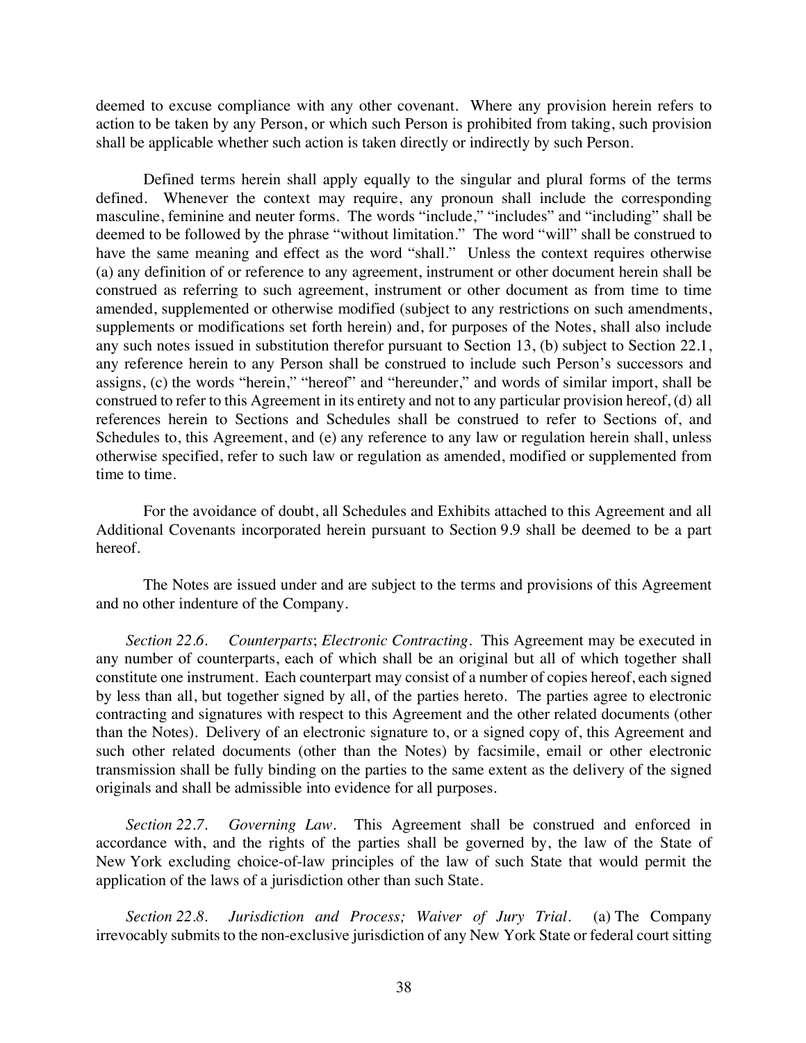deemed to excuse compliance with any other covenant. Where any provision herein refers to action to be taken by any Person, or which such Person is prohibited from taking, such provision shall be applicable whether such action is taken directly or indirectly by such Person.

Defined terms herein shall apply equally to the singular and plural forms of the terms defined. Whenever the context may require, any pronoun shall include the corresponding masculine, feminine and neuter forms. The words "include," "includes" and "including" shall be deemed to be followed by the phrase "without limitation." The word "will" shall be construed to have the same meaning and effect as the word "shall." Unless the context requires otherwise (a) any definition of or reference to any agreement, instrument or other document herein shall be construed as referring to such agreement, instrument or other document as from time to time amended, supplemented or otherwise modified (subject to any restrictions on such amendments, supplements or modifications set forth herein) and, for purposes of the Notes, shall also include any such notes issued in substitution therefor pursuant to Section 13, (b) subject to Section 22.1, any reference herein to any Person shall be construed to include such Person's successors and assigns, (c) the words "herein," "hereof" and "hereunder," and words of similar import, shall be construed to refer to this Agreement in its entirety and not to any particular provision hereof, (d) all references herein to Sections and Schedules shall be construed to refer to Sections of, and Schedules to, this Agreement, and (e) any reference to any law or regulation herein shall, unless otherwise specified, refer to such law or regulation as amended, modified or supplemented from time to time.

For the avoidance of doubt, all Schedules and Exhibits attached to this Agreement and all Additional Covenants incorporated herein pursuant to Section 9.9 shall be deemed to be a part hereof.

The Notes are issued under and are subject to the terms and provisions of this Agreement and no other indenture of the Company.

*Section 22.6. Counterparts; Electronic Contracting.* This Agreement may be executed in any number of counterparts, each of which shall be an original but all of which together shall constitute one instrument. Each counterpart may consist of a number of copies hereof, each signed by less than all, but together signed by all, of the parties hereto. The parties agree to electronic contracting and signatures with respect to this Agreement and the other related documents (other than the Notes). Delivery of an electronic signature to, or a signed copy of, this Agreement and such other related documents (other than the Notes) by facsimile, email or other electronic transmission shall be fully binding on the parties to the same extent as the delivery of the signed originals and shall be admissible into evidence for all purposes.

*Section 22.7. Governing Law.* This Agreement shall be construed and enforced in accordance with, and the rights of the parties shall be governed by, the law of the State of New York excluding choice-of-law principles of the law of such State that would permit the application of the laws of a jurisdiction other than such State.

*Section 22.8. Jurisdiction and Process; Waiver of Jury Trial.* (a) The Company irrevocably submits to the non-exclusive jurisdiction of any New York State or federal court sitting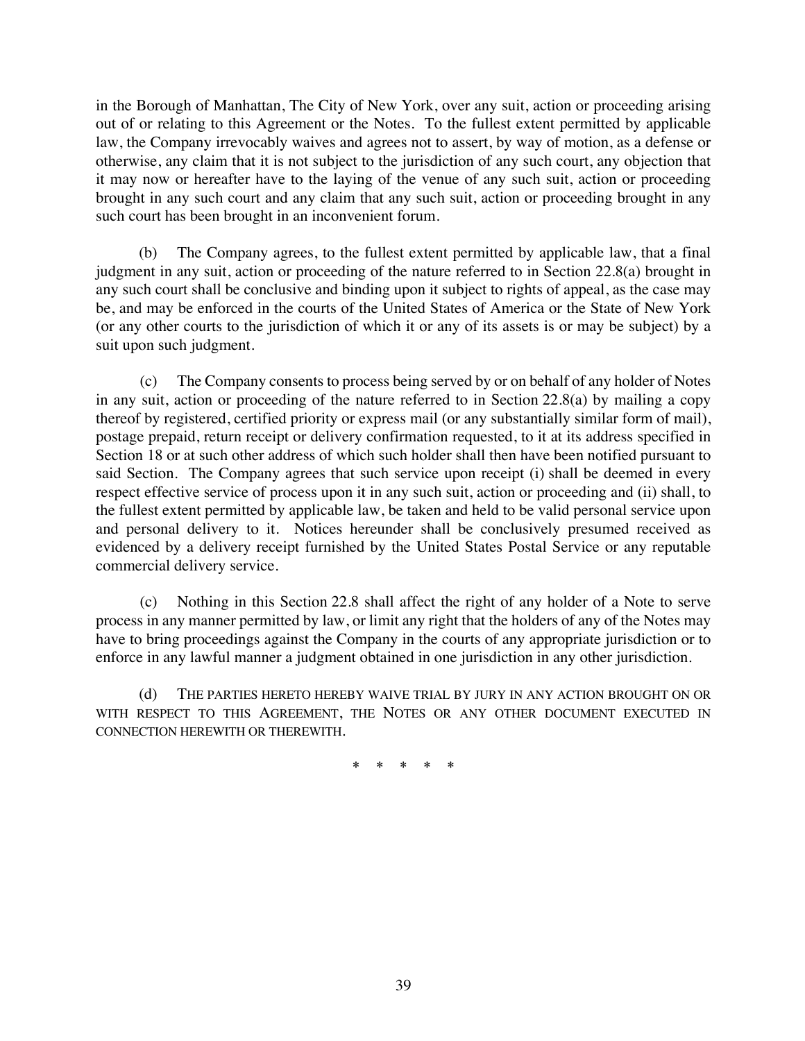in the Borough of Manhattan, The City of New York, over any suit, action or proceeding arising out of or relating to this Agreement or the Notes. To the fullest extent permitted by applicable law, the Company irrevocably waives and agrees not to assert, by way of motion, as a defense or otherwise, any claim that it is not subject to the jurisdiction of any such court, any objection that it may now or hereafter have to the laying of the venue of any such suit, action or proceeding brought in any such court and any claim that any such suit, action or proceeding brought in any such court has been brought in an inconvenient forum.

(b) The Company agrees, to the fullest extent permitted by applicable law, that a final judgment in any suit, action or proceeding of the nature referred to in Section 22.8(a) brought in any such court shall be conclusive and binding upon it subject to rights of appeal, as the case may be, and may be enforced in the courts of the United States of America or the State of New York (or any other courts to the jurisdiction of which it or any of its assets is or may be subject) by a suit upon such judgment.

(c) The Company consents to process being served by or on behalf of any holder of Notes in any suit, action or proceeding of the nature referred to in Section 22.8(a) by mailing a copy thereof by registered, certified priority or express mail (or any substantially similar form of mail), postage prepaid, return receipt or delivery confirmation requested, to it at its address specified in Section 18 or at such other address of which such holder shall then have been notified pursuant to said Section. The Company agrees that such service upon receipt (i) shall be deemed in every respect effective service of process upon it in any such suit, action or proceeding and (ii) shall, to the fullest extent permitted by applicable law, be taken and held to be valid personal service upon and personal delivery to it. Notices hereunder shall be conclusively presumed received as evidenced by a delivery receipt furnished by the United States Postal Service or any reputable commercial delivery service.

(c) Nothing in this Section 22.8 shall affect the right of any holder of a Note to serve process in any manner permitted by law, or limit any right that the holders of any of the Notes may have to bring proceedings against the Company in the courts of any appropriate jurisdiction or to enforce in any lawful manner a judgment obtained in one jurisdiction in any other jurisdiction.

(d) THE PARTIES HERETO HEREBY WAIVE TRIAL BY JURY IN ANY ACTION BROUGHT ON OR WITH RESPECT TO THIS AGREEMENT, THE NOTES OR ANY OTHER DOCUMENT EXECUTED IN CONNECTION HEREWITH OR THEREWITH.

\* \* \* \* \*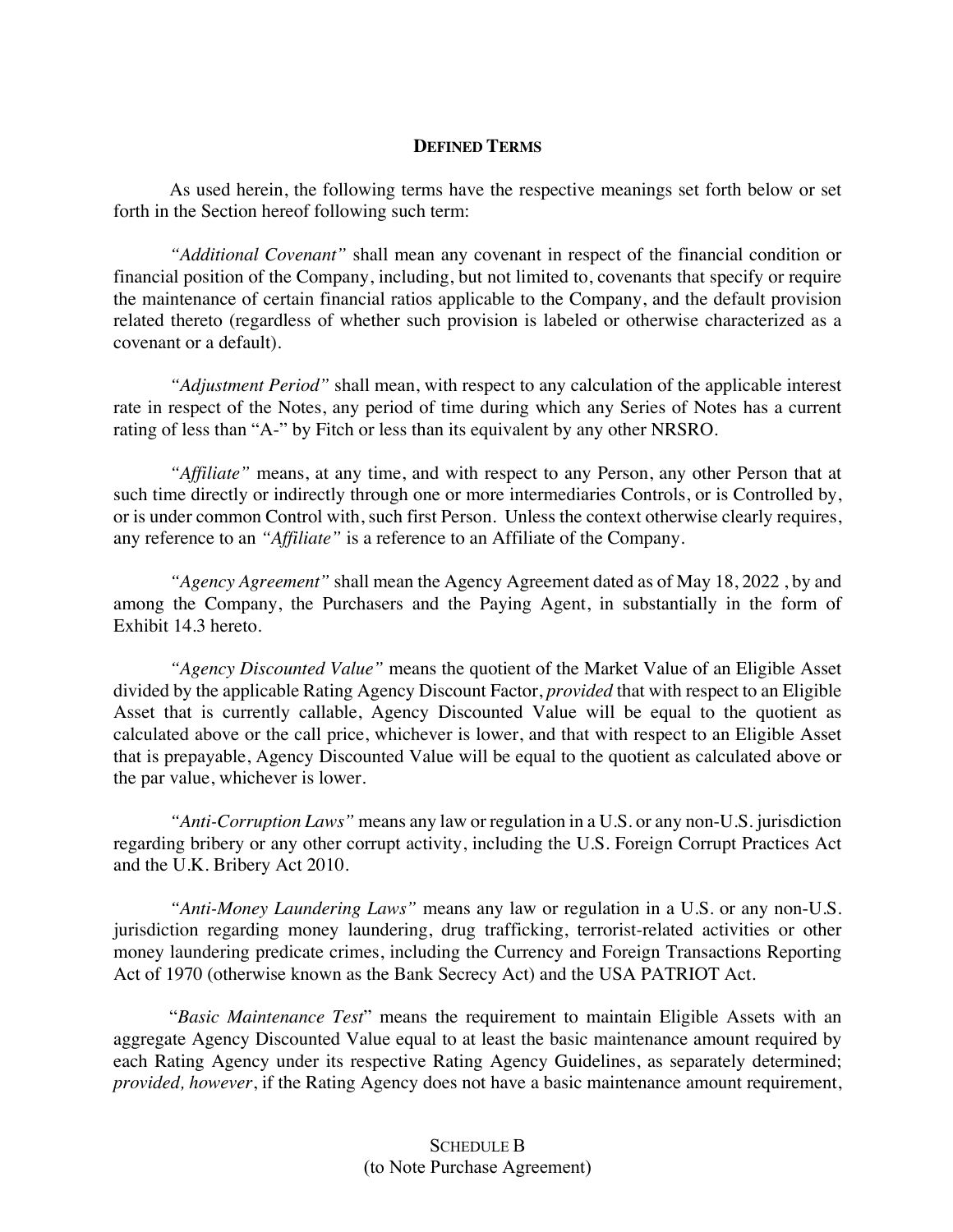## **DEFINED TERMS**

As used herein, the following terms have the respective meanings set forth below or set forth in the Section hereof following such term:

*"Additional Covenant"* shall mean any covenant in respect of the financial condition or financial position of the Company, including, but not limited to, covenants that specify or require the maintenance of certain financial ratios applicable to the Company, and the default provision related thereto (regardless of whether such provision is labeled or otherwise characterized as a covenant or a default).

*"Adjustment Period"* shall mean, with respect to any calculation of the applicable interest rate in respect of the Notes, any period of time during which any Series of Notes has a current rating of less than "A-" by Fitch or less than its equivalent by any other NRSRO.

*"Affiliate"* means, at any time, and with respect to any Person, any other Person that at such time directly or indirectly through one or more intermediaries Controls, or is Controlled by, or is under common Control with, such first Person. Unless the context otherwise clearly requires, any reference to an *"Affiliate"* is a reference to an Affiliate of the Company.

*"Agency Agreement"* shall mean the Agency Agreement dated as of May 18, 2022 , by and among the Company, the Purchasers and the Paying Agent, in substantially in the form of Exhibit 14.3 hereto.

*"Agency Discounted Value"* means the quotient of the Market Value of an Eligible Asset divided by the applicable Rating Agency Discount Factor, *provided* that with respect to an Eligible Asset that is currently callable, Agency Discounted Value will be equal to the quotient as calculated above or the call price, whichever is lower, and that with respect to an Eligible Asset that is prepayable, Agency Discounted Value will be equal to the quotient as calculated above or the par value, whichever is lower.

*"Anti-Corruption Laws"* means any law or regulation in a U.S. or any non-U.S. jurisdiction regarding bribery or any other corrupt activity, including the U.S. Foreign Corrupt Practices Act and the U.K. Bribery Act 2010.

*"Anti-Money Laundering Laws"* means any law or regulation in a U.S. or any non-U.S. jurisdiction regarding money laundering, drug trafficking, terrorist-related activities or other money laundering predicate crimes, including the Currency and Foreign Transactions Reporting Act of 1970 (otherwise known as the Bank Secrecy Act) and the USA PATRIOT Act.

"*Basic Maintenance Test*" means the requirement to maintain Eligible Assets with an aggregate Agency Discounted Value equal to at least the basic maintenance amount required by each Rating Agency under its respective Rating Agency Guidelines, as separately determined; *provided, however*, if the Rating Agency does not have a basic maintenance amount requirement,

SCHEDULE B
(to Note Purchase Agreement)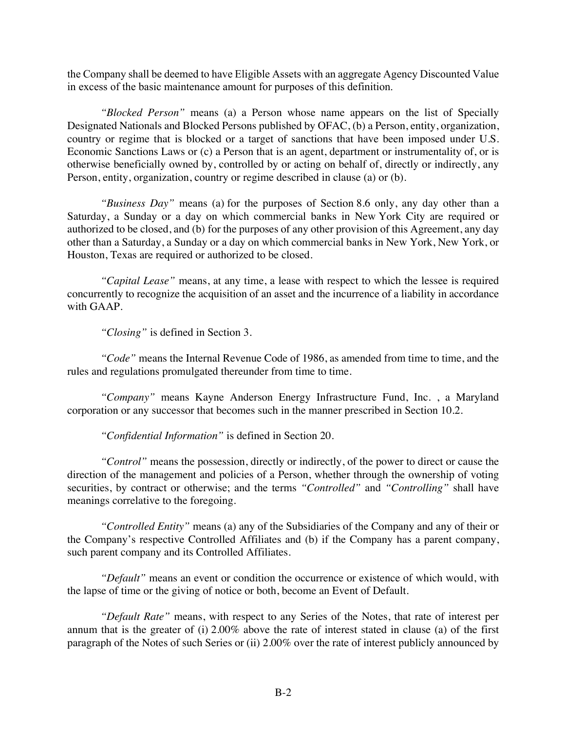the Company shall be deemed to have Eligible Assets with an aggregate Agency Discounted Value in excess of the basic maintenance amount for purposes of this definition.

*"Blocked Person"* means (a) a Person whose name appears on the list of Specially Designated Nationals and Blocked Persons published by OFAC, (b) a Person, entity, organization, country or regime that is blocked or a target of sanctions that have been imposed under U.S. Economic Sanctions Laws or (c) a Person that is an agent, department or instrumentality of, or is otherwise beneficially owned by, controlled by or acting on behalf of, directly or indirectly, any Person, entity, organization, country or regime described in clause (a) or (b).

*"Business Day"* means (a) for the purposes of Section 8.6 only, any day other than a Saturday, a Sunday or a day on which commercial banks in New York City are required or authorized to be closed, and (b) for the purposes of any other provision of this Agreement, any day other than a Saturday, a Sunday or a day on which commercial banks in New York, New York, or Houston, Texas are required or authorized to be closed.

*"Capital Lease"* means, at any time, a lease with respect to which the lessee is required concurrently to recognize the acquisition of an asset and the incurrence of a liability in accordance with GAAP.

*"Closing"* is defined in Section 3.

*"Code"* means the Internal Revenue Code of 1986, as amended from time to time, and the rules and regulations promulgated thereunder from time to time.

*"Company"* means Kayne Anderson Energy Infrastructure Fund, Inc. , a Maryland corporation or any successor that becomes such in the manner prescribed in Section 10.2.

*"Confidential Information"* is defined in Section 20.

*"Control"* means the possession, directly or indirectly, of the power to direct or cause the direction of the management and policies of a Person, whether through the ownership of voting securities, by contract or otherwise; and the terms *"Controlled"* and *"Controlling"* shall have meanings correlative to the foregoing.

*"Controlled Entity"* means (a) any of the Subsidiaries of the Company and any of their or the Company's respective Controlled Affiliates and (b) if the Company has a parent company, such parent company and its Controlled Affiliates.

*"Default"* means an event or condition the occurrence or existence of which would, with the lapse of time or the giving of notice or both, become an Event of Default.

*"Default Rate"* means, with respect to any Series of the Notes, that rate of interest per annum that is the greater of (i) 2.00% above the rate of interest stated in clause (a) of the first paragraph of the Notes of such Series or (ii) 2.00% over the rate of interest publicly announced by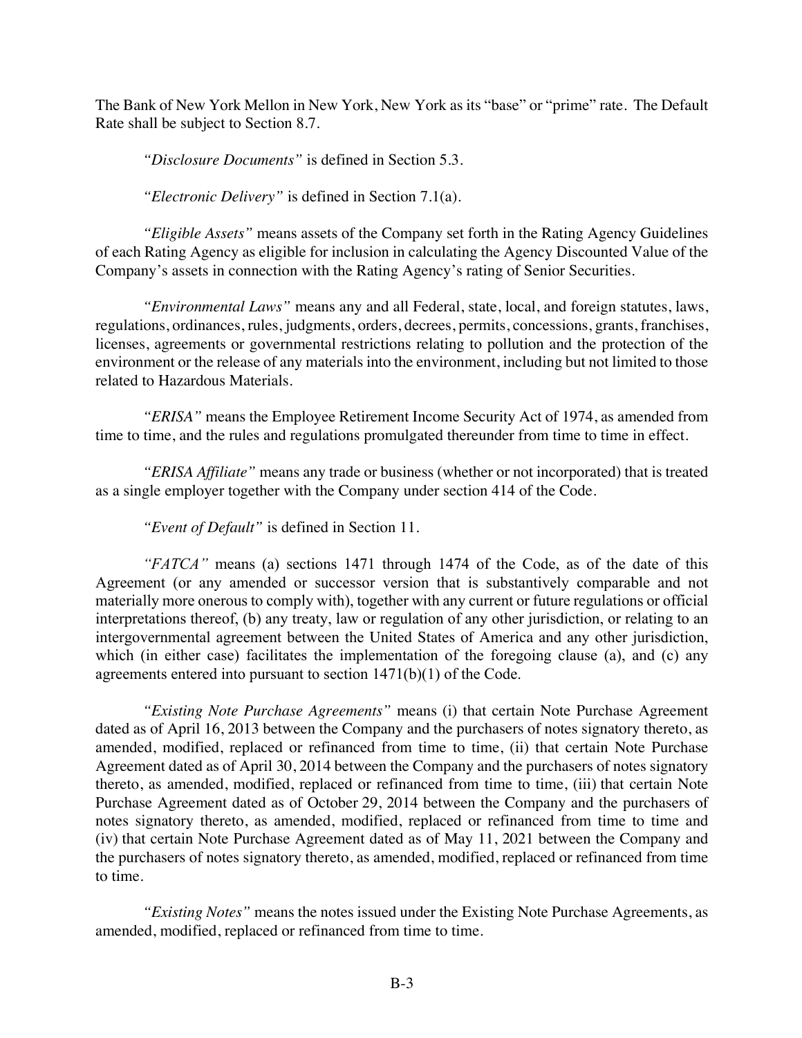The Bank of New York Mellon in New York, New York as its "base" or "prime" rate. The Default Rate shall be subject to Section 8.7.

*"Disclosure Documents"* is defined in Section 5.3.

*"Electronic Delivery"* is defined in Section 7.1(a).

*"Eligible Assets"* means assets of the Company set forth in the Rating Agency Guidelines of each Rating Agency as eligible for inclusion in calculating the Agency Discounted Value of the Company's assets in connection with the Rating Agency's rating of Senior Securities.

*"Environmental Laws"* means any and all Federal, state, local, and foreign statutes, laws, regulations, ordinances, rules, judgments, orders, decrees, permits, concessions, grants, franchises, licenses, agreements or governmental restrictions relating to pollution and the protection of the environment or the release of any materials into the environment, including but not limited to those related to Hazardous Materials.

*"ERISA"* means the Employee Retirement Income Security Act of 1974, as amended from time to time, and the rules and regulations promulgated thereunder from time to time in effect.

*"ERISA Affiliate"* means any trade or business (whether or not incorporated) that is treated as a single employer together with the Company under section 414 of the Code.

*"Event of Default"* is defined in Section 11.

*"FATCA"* means (a) sections 1471 through 1474 of the Code, as of the date of this Agreement (or any amended or successor version that is substantively comparable and not materially more onerous to comply with), together with any current or future regulations or official interpretations thereof, (b) any treaty, law or regulation of any other jurisdiction, or relating to an intergovernmental agreement between the United States of America and any other jurisdiction, which (in either case) facilitates the implementation of the foregoing clause (a), and (c) any agreements entered into pursuant to section 1471(b)(1) of the Code.

*"Existing Note Purchase Agreements"* means (i) that certain Note Purchase Agreement dated as of April 16, 2013 between the Company and the purchasers of notes signatory thereto, as amended, modified, replaced or refinanced from time to time, (ii) that certain Note Purchase Agreement dated as of April 30, 2014 between the Company and the purchasers of notes signatory thereto, as amended, modified, replaced or refinanced from time to time, (iii) that certain Note Purchase Agreement dated as of October 29, 2014 between the Company and the purchasers of notes signatory thereto, as amended, modified, replaced or refinanced from time to time and (iv) that certain Note Purchase Agreement dated as of May 11, 2021 between the Company and the purchasers of notes signatory thereto, as amended, modified, replaced or refinanced from time to time.

*"Existing Notes"* means the notes issued under the Existing Note Purchase Agreements, as amended, modified, replaced or refinanced from time to time.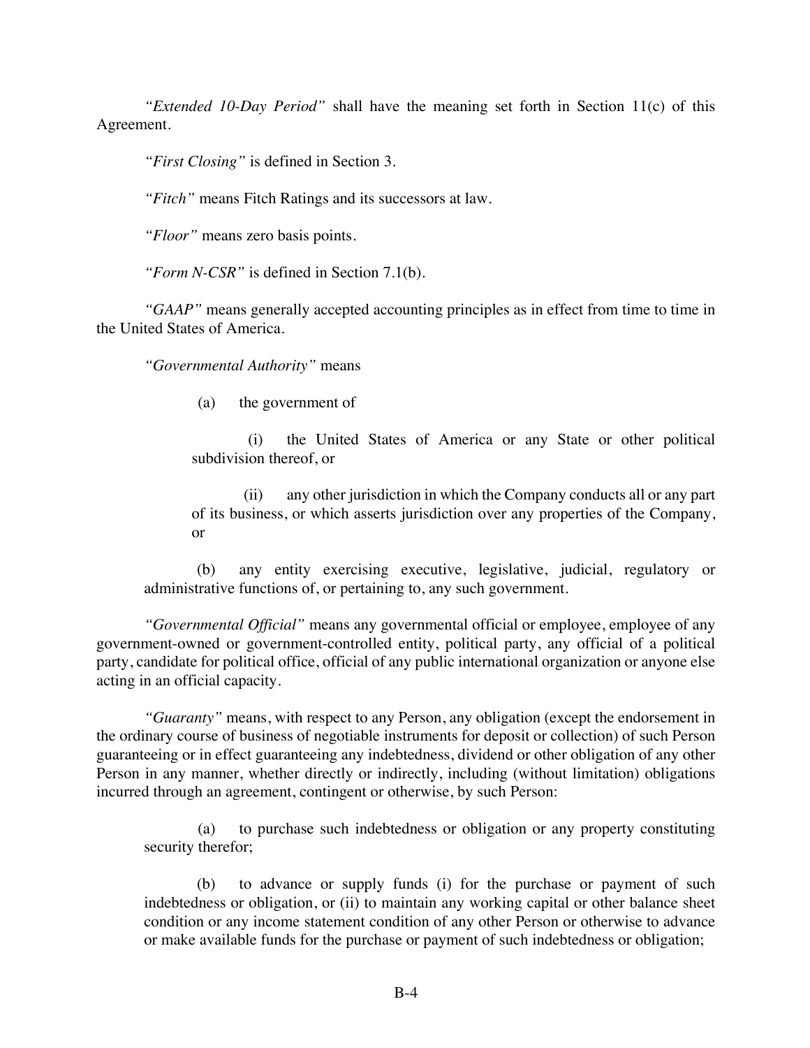*"Extended 10-Day Period"* shall have the meaning set forth in Section 11(c) of this Agreement.

*"First Closing"* is defined in Section 3.

*"Fitch"* means Fitch Ratings and its successors at law.

*"Floor"* means zero basis points.

*"Form N-CSR"* is defined in Section 7.1(b).

*"GAAP"* means generally accepted accounting principles as in effect from time to time in the United States of America.

*"Governmental Authority"* means

(a) the government of

(i) the United States of America or any State or other political subdivision thereof, or

(ii) any other jurisdiction in which the Company conducts all or any part of its business, or which asserts jurisdiction over any properties of the Company, or

(b) any entity exercising executive, legislative, judicial, regulatory or administrative functions of, or pertaining to, any such government.

*"Governmental Official"* means any governmental official or employee, employee of any government-owned or government-controlled entity, political party, any official of a political party, candidate for political office, official of any public international organization or anyone else acting in an official capacity.

*"Guaranty"* means, with respect to any Person, any obligation (except the endorsement in the ordinary course of business of negotiable instruments for deposit or collection) of such Person guaranteeing or in effect guaranteeing any indebtedness, dividend or other obligation of any other Person in any manner, whether directly or indirectly, including (without limitation) obligations incurred through an agreement, contingent or otherwise, by such Person:

(a) to purchase such indebtedness or obligation or any property constituting security therefor;

(b) to advance or supply funds (i) for the purchase or payment of such indebtedness or obligation, or (ii) to maintain any working capital or other balance sheet condition or any income statement condition of any other Person or otherwise to advance or make available funds for the purchase or payment of such indebtedness or obligation;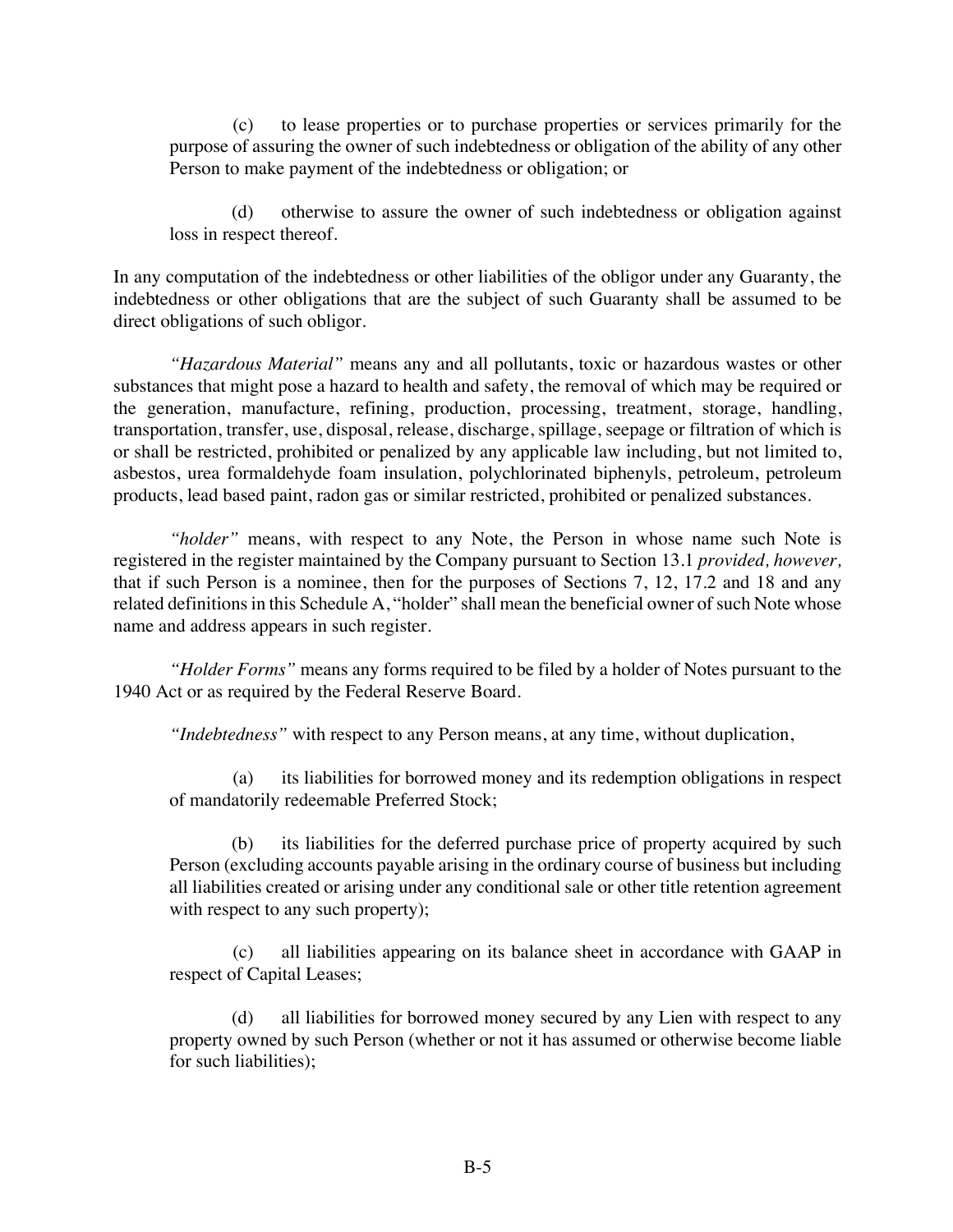(c) to lease properties or to purchase properties or services primarily for the purpose of assuring the owner of such indebtedness or obligation of the ability of any other Person to make payment of the indebtedness or obligation; or

(d) otherwise to assure the owner of such indebtedness or obligation against loss in respect thereof.

In any computation of the indebtedness or other liabilities of the obligor under any Guaranty, the indebtedness or other obligations that are the subject of such Guaranty shall be assumed to be direct obligations of such obligor.

*"Hazardous Material"* means any and all pollutants, toxic or hazardous wastes or other substances that might pose a hazard to health and safety, the removal of which may be required or the generation, manufacture, refining, production, processing, treatment, storage, handling, transportation, transfer, use, disposal, release, discharge, spillage, seepage or filtration of which is or shall be restricted, prohibited or penalized by any applicable law including, but not limited to, asbestos, urea formaldehyde foam insulation, polychlorinated biphenyls, petroleum, petroleum products, lead based paint, radon gas or similar restricted, prohibited or penalized substances.

*"holder"* means, with respect to any Note, the Person in whose name such Note is registered in the register maintained by the Company pursuant to Section 13.1 *provided, however,* that if such Person is a nominee, then for the purposes of Sections 7, 12, 17.2 and 18 and any related definitions in this Schedule A, "holder" shall mean the beneficial owner of such Note whose name and address appears in such register.

*"Holder Forms"* means any forms required to be filed by a holder of Notes pursuant to the 1940 Act or as required by the Federal Reserve Board.

*"Indebtedness"* with respect to any Person means, at any time, without duplication,

(a) its liabilities for borrowed money and its redemption obligations in respect of mandatorily redeemable Preferred Stock;

(b) its liabilities for the deferred purchase price of property acquired by such Person (excluding accounts payable arising in the ordinary course of business but including all liabilities created or arising under any conditional sale or other title retention agreement with respect to any such property);

(c) all liabilities appearing on its balance sheet in accordance with GAAP in respect of Capital Leases;

(d) all liabilities for borrowed money secured by any Lien with respect to any property owned by such Person (whether or not it has assumed or otherwise become liable for such liabilities);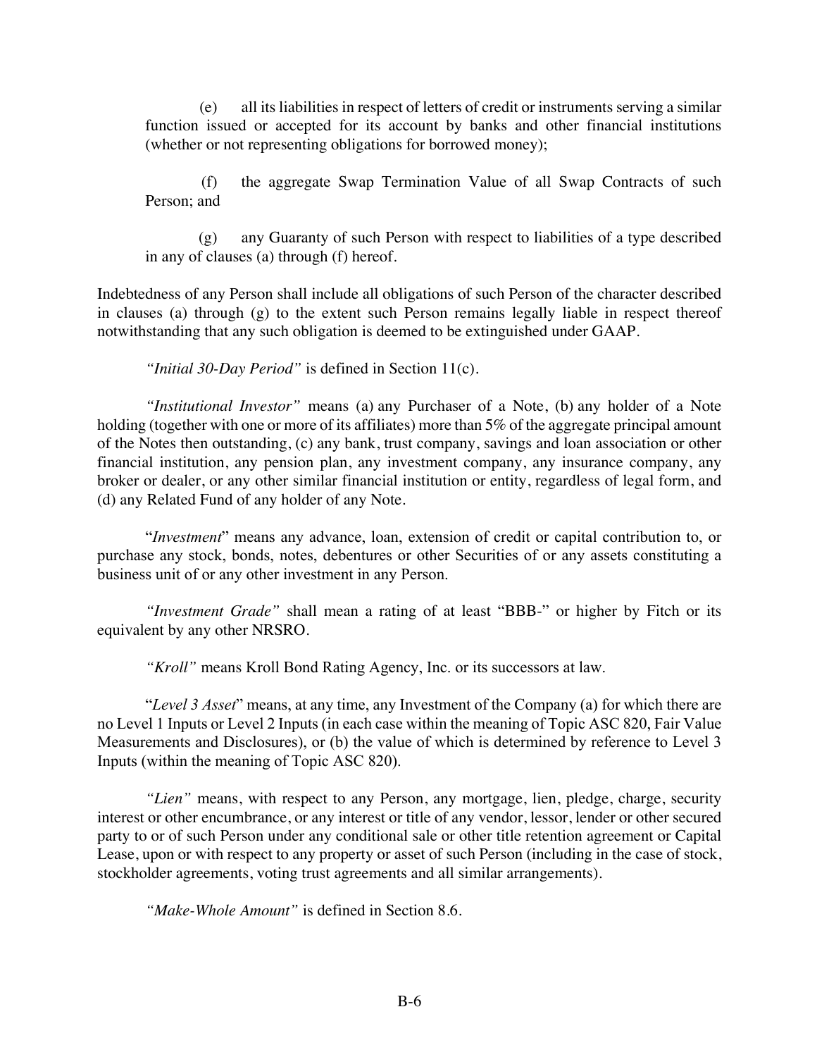(e) all its liabilities in respect of letters of credit or instruments serving a similar function issued or accepted for its account by banks and other financial institutions (whether or not representing obligations for borrowed money);

(f) the aggregate Swap Termination Value of all Swap Contracts of such Person; and

(g) any Guaranty of such Person with respect to liabilities of a type described in any of clauses (a) through (f) hereof.

Indebtedness of any Person shall include all obligations of such Person of the character described in clauses (a) through (g) to the extent such Person remains legally liable in respect thereof notwithstanding that any such obligation is deemed to be extinguished under GAAP.

*"Initial 30-Day Period"* is defined in Section 11(c).

*"Institutional Investor"* means (a) any Purchaser of a Note, (b) any holder of a Note holding (together with one or more of its affiliates) more than 5% of the aggregate principal amount of the Notes then outstanding, (c) any bank, trust company, savings and loan association or other financial institution, any pension plan, any investment company, any insurance company, any broker or dealer, or any other similar financial institution or entity, regardless of legal form, and (d) any Related Fund of any holder of any Note.

"*Investment*" means any advance, loan, extension of credit or capital contribution to, or purchase any stock, bonds, notes, debentures or other Securities of or any assets constituting a business unit of or any other investment in any Person.

*"Investment Grade"* shall mean a rating of at least "BBB-" or higher by Fitch or its equivalent by any other NRSRO.

*"Kroll"* means Kroll Bond Rating Agency, Inc. or its successors at law.

"*Level 3 Asset*" means, at any time, any Investment of the Company (a) for which there are no Level 1 Inputs or Level 2 Inputs (in each case within the meaning of Topic ASC 820, Fair Value Measurements and Disclosures), or (b) the value of which is determined by reference to Level 3 Inputs (within the meaning of Topic ASC 820).

*"Lien"* means, with respect to any Person, any mortgage, lien, pledge, charge, security interest or other encumbrance, or any interest or title of any vendor, lessor, lender or other secured party to or of such Person under any conditional sale or other title retention agreement or Capital Lease, upon or with respect to any property or asset of such Person (including in the case of stock, stockholder agreements, voting trust agreements and all similar arrangements).

*"Make-Whole Amount"* is defined in Section 8.6.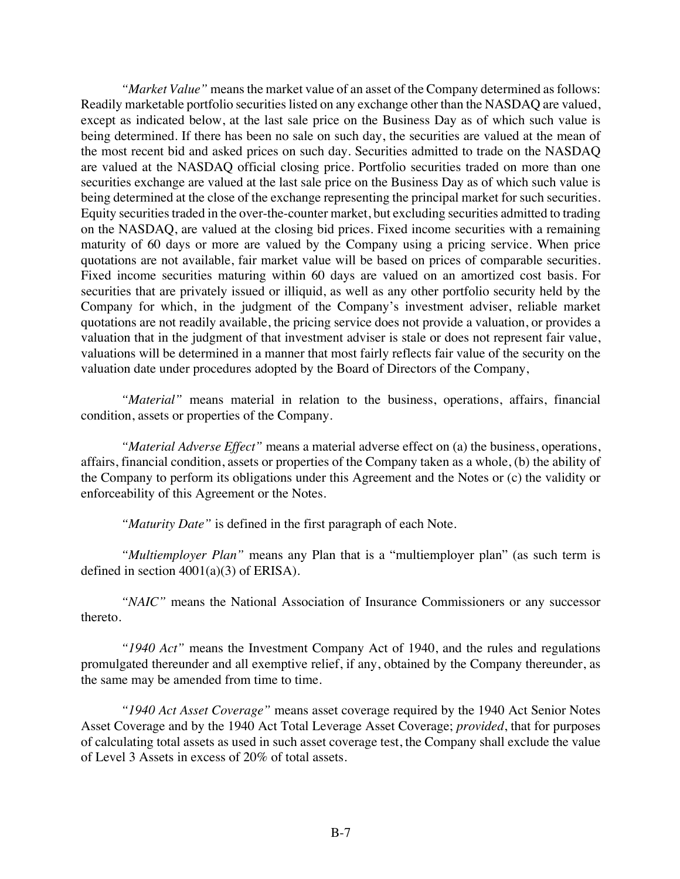*"Market Value"* means the market value of an asset of the Company determined as follows: Readily marketable portfolio securities listed on any exchange other than the NASDAQ are valued, except as indicated below, at the last sale price on the Business Day as of which such value is being determined. If there has been no sale on such day, the securities are valued at the mean of the most recent bid and asked prices on such day. Securities admitted to trade on the NASDAQ are valued at the NASDAQ official closing price. Portfolio securities traded on more than one securities exchange are valued at the last sale price on the Business Day as of which such value is being determined at the close of the exchange representing the principal market for such securities. Equity securities traded in the over-the-counter market, but excluding securities admitted to trading on the NASDAQ, are valued at the closing bid prices. Fixed income securities with a remaining maturity of 60 days or more are valued by the Company using a pricing service. When price quotations are not available, fair market value will be based on prices of comparable securities. Fixed income securities maturing within 60 days are valued on an amortized cost basis. For securities that are privately issued or illiquid, as well as any other portfolio security held by the Company for which, in the judgment of the Company's investment adviser, reliable market quotations are not readily available, the pricing service does not provide a valuation, or provides a valuation that in the judgment of that investment adviser is stale or does not represent fair value, valuations will be determined in a manner that most fairly reflects fair value of the security on the valuation date under procedures adopted by the Board of Directors of the Company,

*"Material"* means material in relation to the business, operations, affairs, financial condition, assets or properties of the Company.

*"Material Adverse Effect"* means a material adverse effect on (a) the business, operations, affairs, financial condition, assets or properties of the Company taken as a whole, (b) the ability of the Company to perform its obligations under this Agreement and the Notes or (c) the validity or enforceability of this Agreement or the Notes.

*"Maturity Date"* is defined in the first paragraph of each Note.

*"Multiemployer Plan"* means any Plan that is a "multiemployer plan" (as such term is defined in section 4001(a)(3) of ERISA).

*"NAIC"* means the National Association of Insurance Commissioners or any successor thereto.

*"1940 Act"* means the Investment Company Act of 1940, and the rules and regulations promulgated thereunder and all exemptive relief, if any, obtained by the Company thereunder, as the same may be amended from time to time.

*"1940 Act Asset Coverage"* means asset coverage required by the 1940 Act Senior Notes Asset Coverage and by the 1940 Act Total Leverage Asset Coverage; *provided*, that for purposes of calculating total assets as used in such asset coverage test, the Company shall exclude the value of Level 3 Assets in excess of 20% of total assets.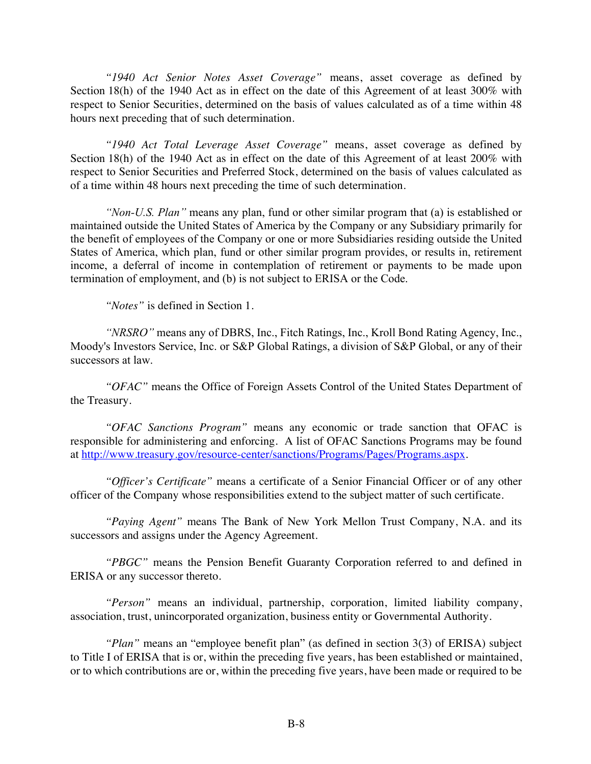*"1940 Act Senior Notes Asset Coverage"* means, asset coverage as defined by Section 18(h) of the 1940 Act as in effect on the date of this Agreement of at least 300% with respect to Senior Securities, determined on the basis of values calculated as of a time within 48 hours next preceding that of such determination.

*"1940 Act Total Leverage Asset Coverage"* means, asset coverage as defined by Section 18(h) of the 1940 Act as in effect on the date of this Agreement of at least 200% with respect to Senior Securities and Preferred Stock, determined on the basis of values calculated as of a time within 48 hours next preceding the time of such determination.

*"Non-U.S. Plan"* means any plan, fund or other similar program that (a) is established or maintained outside the United States of America by the Company or any Subsidiary primarily for the benefit of employees of the Company or one or more Subsidiaries residing outside the United States of America, which plan, fund or other similar program provides, or results in, retirement income, a deferral of income in contemplation of retirement or payments to be made upon termination of employment, and (b) is not subject to ERISA or the Code.

*"Notes"* is defined in Section 1.

*"NRSRO"* means any of DBRS, Inc., Fitch Ratings, Inc., Kroll Bond Rating Agency, Inc., Moody's Investors Service, Inc. or S&P Global Ratings, a division of S&P Global, or any of their successors at law.

*"OFAC"* means the Office of Foreign Assets Control of the United States Department of the Treasury.

*"OFAC Sanctions Program"* means any economic or trade sanction that OFAC is responsible for administering and enforcing. A list of OFAC Sanctions Programs may be found at http://www.treasury.gov/resource-center/sanctions/Programs/Pages/Programs.aspx.

*"Officer's Certificate"* means a certificate of a Senior Financial Officer or of any other officer of the Company whose responsibilities extend to the subject matter of such certificate.

*"Paying Agent"* means The Bank of New York Mellon Trust Company, N.A. and its successors and assigns under the Agency Agreement.

*"PBGC"* means the Pension Benefit Guaranty Corporation referred to and defined in ERISA or any successor thereto.

*"Person"* means an individual, partnership, corporation, limited liability company, association, trust, unincorporated organization, business entity or Governmental Authority.

*"Plan"* means an "employee benefit plan" (as defined in section 3(3) of ERISA) subject to Title I of ERISA that is or, within the preceding five years, has been established or maintained, or to which contributions are or, within the preceding five years, have been made or required to be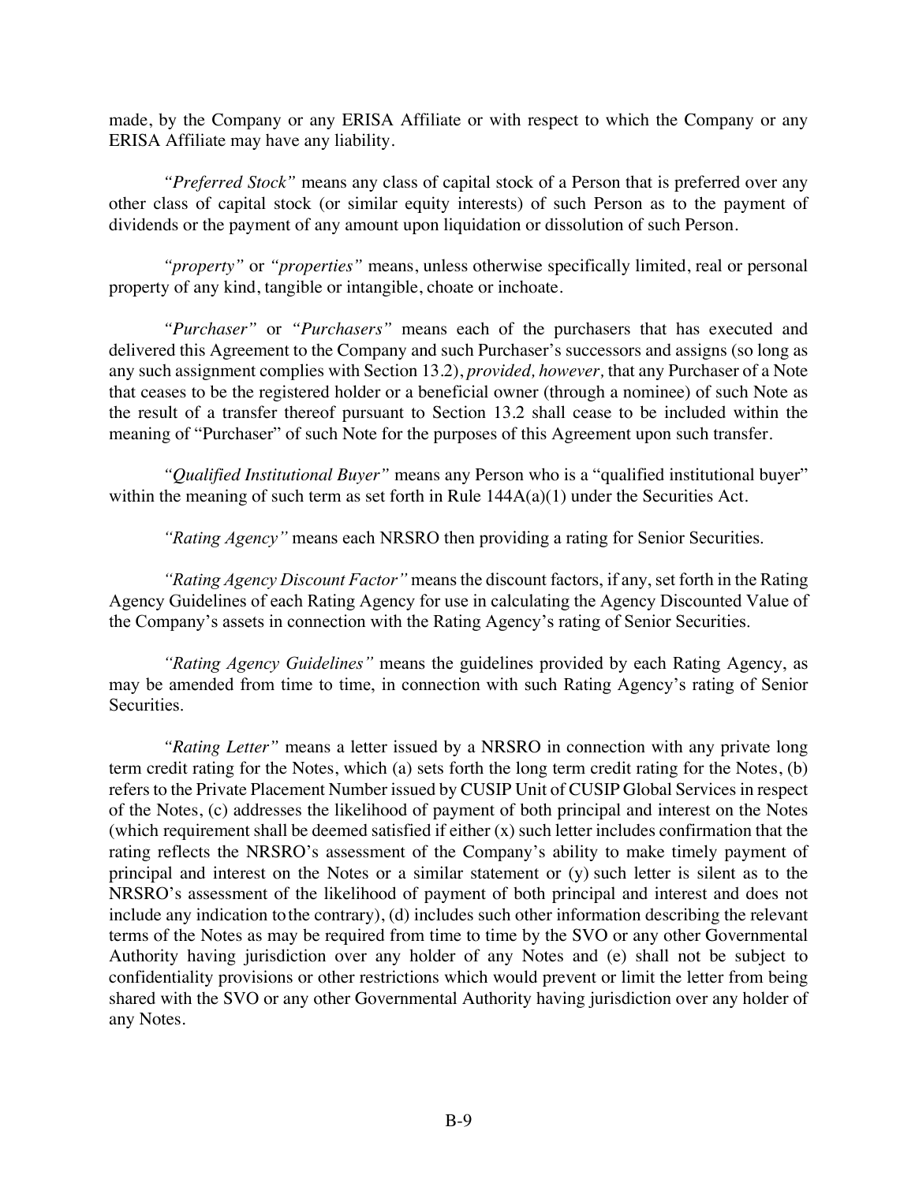made, by the Company or any ERISA Affiliate or with respect to which the Company or any ERISA Affiliate may have any liability.

*"Preferred Stock"* means any class of capital stock of a Person that is preferred over any other class of capital stock (or similar equity interests) of such Person as to the payment of dividends or the payment of any amount upon liquidation or dissolution of such Person.

*"property"* or *"properties"* means, unless otherwise specifically limited, real or personal property of any kind, tangible or intangible, choate or inchoate.

*"Purchaser"* or *"Purchasers"* means each of the purchasers that has executed and delivered this Agreement to the Company and such Purchaser's successors and assigns (so long as any such assignment complies with Section 13.2), *provided, however,* that any Purchaser of a Note that ceases to be the registered holder or a beneficial owner (through a nominee) of such Note as the result of a transfer thereof pursuant to Section 13.2 shall cease to be included within the meaning of "Purchaser" of such Note for the purposes of this Agreement upon such transfer.

*"Qualified Institutional Buyer"* means any Person who is a "qualified institutional buyer" within the meaning of such term as set forth in Rule 144A(a)(1) under the Securities Act.

*"Rating Agency"* means each NRSRO then providing a rating for Senior Securities.

*"Rating Agency Discount Factor"* means the discount factors, if any, set forth in the Rating Agency Guidelines of each Rating Agency for use in calculating the Agency Discounted Value of the Company's assets in connection with the Rating Agency's rating of Senior Securities.

*"Rating Agency Guidelines"* means the guidelines provided by each Rating Agency, as may be amended from time to time, in connection with such Rating Agency's rating of Senior Securities.

*"Rating Letter"* means a letter issued by a NRSRO in connection with any private long term credit rating for the Notes, which (a) sets forth the long term credit rating for the Notes, (b) refers to the Private Placement Number issued by CUSIP Unit of CUSIP Global Services in respect of the Notes, (c) addresses the likelihood of payment of both principal and interest on the Notes (which requirement shall be deemed satisfied if either (x) such letter includes confirmation that the rating reflects the NRSRO's assessment of the Company's ability to make timely payment of principal and interest on the Notes or a similar statement or (y) such letter is silent as to the NRSRO's assessment of the likelihood of payment of both principal and interest and does not include any indication to the contrary), (d) includes such other information describing the relevant terms of the Notes as may be required from time to time by the SVO or any other Governmental Authority having jurisdiction over any holder of any Notes and (e) shall not be subject to confidentiality provisions or other restrictions which would prevent or limit the letter from being shared with the SVO or any other Governmental Authority having jurisdiction over any holder of any Notes.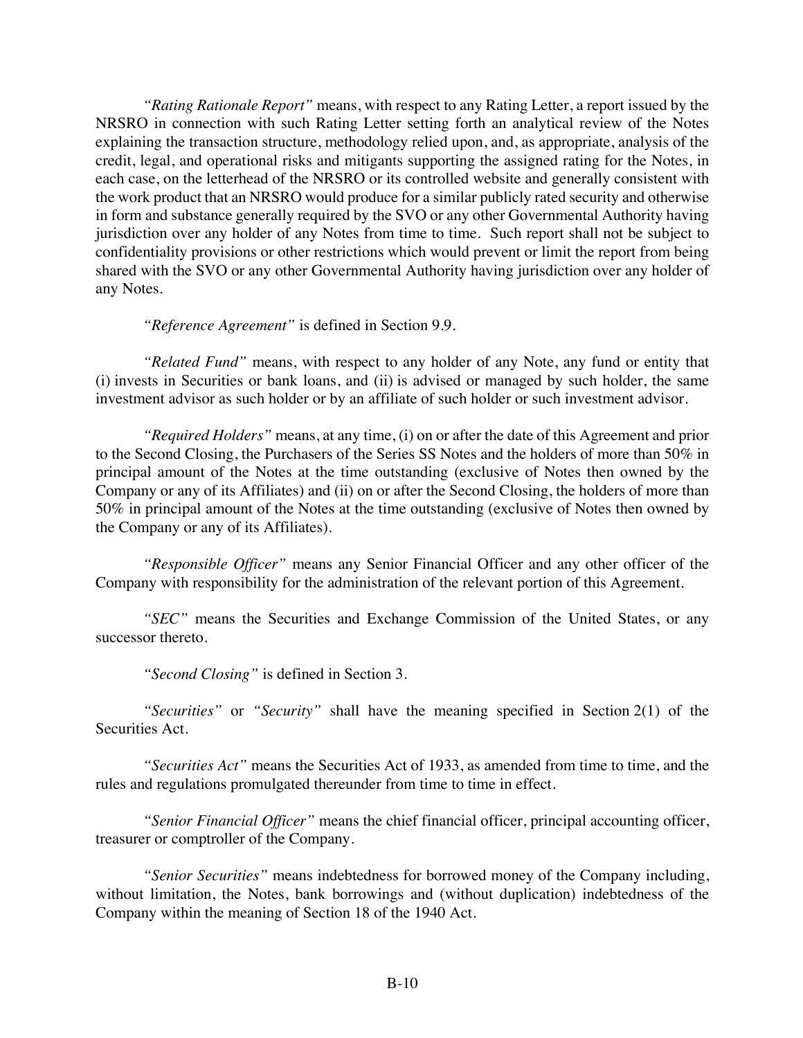*"Rating Rationale Report"* means, with respect to any Rating Letter, a report issued by the NRSRO in connection with such Rating Letter setting forth an analytical review of the Notes explaining the transaction structure, methodology relied upon, and, as appropriate, analysis of the credit, legal, and operational risks and mitigants supporting the assigned rating for the Notes, in each case, on the letterhead of the NRSRO or its controlled website and generally consistent with the work product that an NRSRO would produce for a similar publicly rated security and otherwise in form and substance generally required by the SVO or any other Governmental Authority having jurisdiction over any holder of any Notes from time to time. Such report shall not be subject to confidentiality provisions or other restrictions which would prevent or limit the report from being shared with the SVO or any other Governmental Authority having jurisdiction over any holder of any Notes.

*"Reference Agreement"* is defined in Section 9.9.

*"Related Fund"* means, with respect to any holder of any Note, any fund or entity that (i) invests in Securities or bank loans, and (ii) is advised or managed by such holder, the same investment advisor as such holder or by an affiliate of such holder or such investment advisor.

*"Required Holders"* means, at any time, (i) on or after the date of this Agreement and prior to the Second Closing, the Purchasers of the Series SS Notes and the holders of more than 50% in principal amount of the Notes at the time outstanding (exclusive of Notes then owned by the Company or any of its Affiliates) and (ii) on or after the Second Closing, the holders of more than 50% in principal amount of the Notes at the time outstanding (exclusive of Notes then owned by the Company or any of its Affiliates).

*"Responsible Officer"* means any Senior Financial Officer and any other officer of the Company with responsibility for the administration of the relevant portion of this Agreement.

*"SEC"* means the Securities and Exchange Commission of the United States, or any successor thereto.

*"Second Closing"* is defined in Section 3.

*"Securities"* or *"Security"* shall have the meaning specified in Section 2(1) of the Securities Act.

*"Securities Act"* means the Securities Act of 1933, as amended from time to time, and the rules and regulations promulgated thereunder from time to time in effect.

*"Senior Financial Officer"* means the chief financial officer, principal accounting officer, treasurer or comptroller of the Company.

*"Senior Securities"* means indebtedness for borrowed money of the Company including, without limitation, the Notes, bank borrowings and (without duplication) indebtedness of the Company within the meaning of Section 18 of the 1940 Act.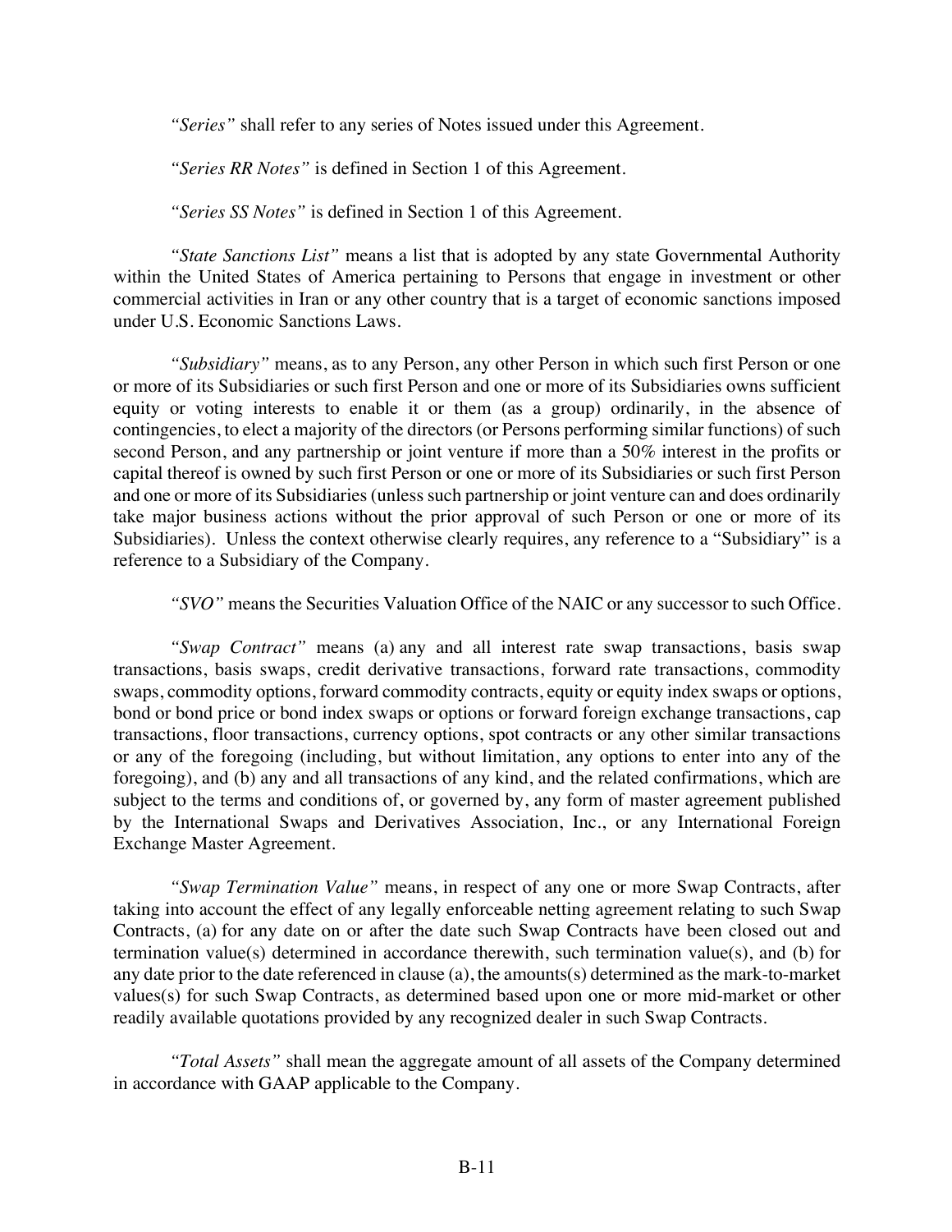*"Series"* shall refer to any series of Notes issued under this Agreement.

*"Series RR Notes"* is defined in Section 1 of this Agreement.

*"Series SS Notes"* is defined in Section 1 of this Agreement.

*"State Sanctions List"* means a list that is adopted by any state Governmental Authority within the United States of America pertaining to Persons that engage in investment or other commercial activities in Iran or any other country that is a target of economic sanctions imposed under U.S. Economic Sanctions Laws.

*"Subsidiary"* means, as to any Person, any other Person in which such first Person or one or more of its Subsidiaries or such first Person and one or more of its Subsidiaries owns sufficient equity or voting interests to enable it or them (as a group) ordinarily, in the absence of contingencies, to elect a majority of the directors (or Persons performing similar functions) of such second Person, and any partnership or joint venture if more than a 50% interest in the profits or capital thereof is owned by such first Person or one or more of its Subsidiaries or such first Person and one or more of its Subsidiaries (unless such partnership or joint venture can and does ordinarily take major business actions without the prior approval of such Person or one or more of its Subsidiaries). Unless the context otherwise clearly requires, any reference to a "Subsidiary" is a reference to a Subsidiary of the Company.

*"SVO"* means the Securities Valuation Office of the NAIC or any successor to such Office.

*"Swap Contract"* means (a) any and all interest rate swap transactions, basis swap transactions, basis swaps, credit derivative transactions, forward rate transactions, commodity swaps, commodity options, forward commodity contracts, equity or equity index swaps or options, bond or bond price or bond index swaps or options or forward foreign exchange transactions, cap transactions, floor transactions, currency options, spot contracts or any other similar transactions or any of the foregoing (including, but without limitation, any options to enter into any of the foregoing), and (b) any and all transactions of any kind, and the related confirmations, which are subject to the terms and conditions of, or governed by, any form of master agreement published by the International Swaps and Derivatives Association, Inc., or any International Foreign Exchange Master Agreement.

*"Swap Termination Value"* means, in respect of any one or more Swap Contracts, after taking into account the effect of any legally enforceable netting agreement relating to such Swap Contracts, (a) for any date on or after the date such Swap Contracts have been closed out and termination value(s) determined in accordance therewith, such termination value(s), and (b) for any date prior to the date referenced in clause (a), the amounts(s) determined as the mark-to-market values(s) for such Swap Contracts, as determined based upon one or more mid-market or other readily available quotations provided by any recognized dealer in such Swap Contracts.

*"Total Assets"* shall mean the aggregate amount of all assets of the Company determined in accordance with GAAP applicable to the Company.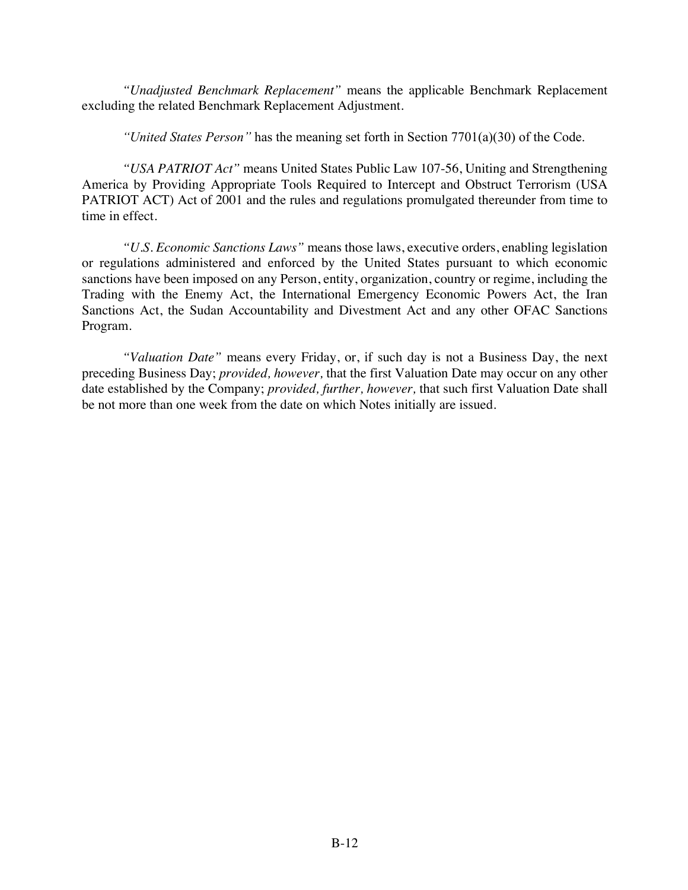*"Unadjusted Benchmark Replacement"* means the applicable Benchmark Replacement excluding the related Benchmark Replacement Adjustment.

*"United States Person"* has the meaning set forth in Section 7701(a)(30) of the Code.

*"USA PATRIOT Act"* means United States Public Law 107-56, Uniting and Strengthening America by Providing Appropriate Tools Required to Intercept and Obstruct Terrorism (USA PATRIOT ACT) Act of 2001 and the rules and regulations promulgated thereunder from time to time in effect.

*"U.S. Economic Sanctions Laws"* means those laws, executive orders, enabling legislation or regulations administered and enforced by the United States pursuant to which economic sanctions have been imposed on any Person, entity, organization, country or regime, including the Trading with the Enemy Act, the International Emergency Economic Powers Act, the Iran Sanctions Act, the Sudan Accountability and Divestment Act and any other OFAC Sanctions Program.

*"Valuation Date"* means every Friday, or, if such day is not a Business Day, the next preceding Business Day; *provided, however,* that the first Valuation Date may occur on any other date established by the Company; *provided, further, however,* that such first Valuation Date shall be not more than one week from the date on which Notes initially are issued.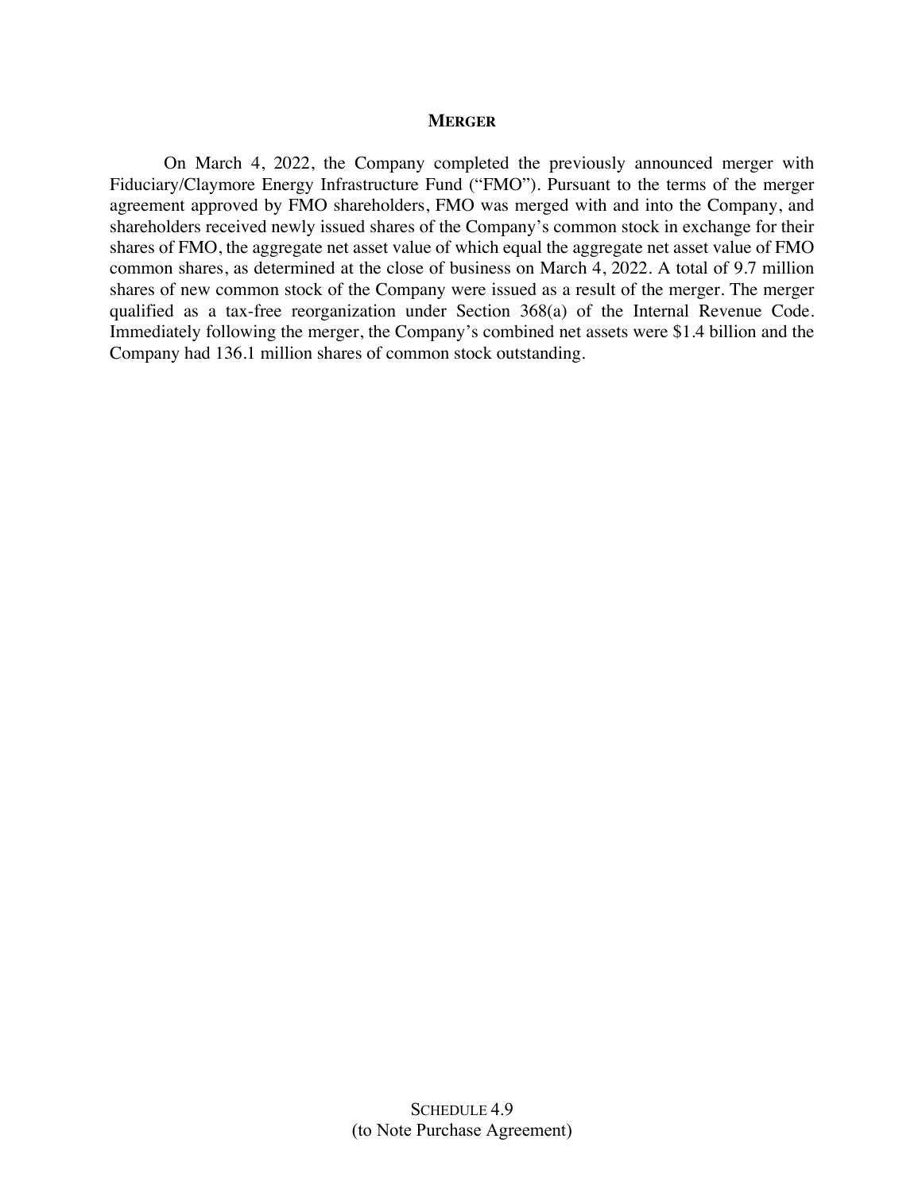## Merger

On March 4, 2022, the Company completed the previously announced merger with Fiduciary/Claymore Energy Infrastructure Fund ("FMO"). Pursuant to the terms of the merger agreement approved by FMO shareholders, FMO was merged with and into the Company, and shareholders received newly issued shares of the Company's common stock in exchange for their shares of FMO, the aggregate net asset value of which equal the aggregate net asset value of FMO common shares, as determined at the close of business on March 4, 2022. A total of 9.7 million shares of new common stock of the Company were issued as a result of the merger. The merger qualified as a tax-free reorganization under Section 368(a) of the Internal Revenue Code. Immediately following the merger, the Company's combined net assets were $1.4 billion and the Company had 136.1 million shares of common stock outstanding.

Schedule 4.9
(to Note Purchase Agreement)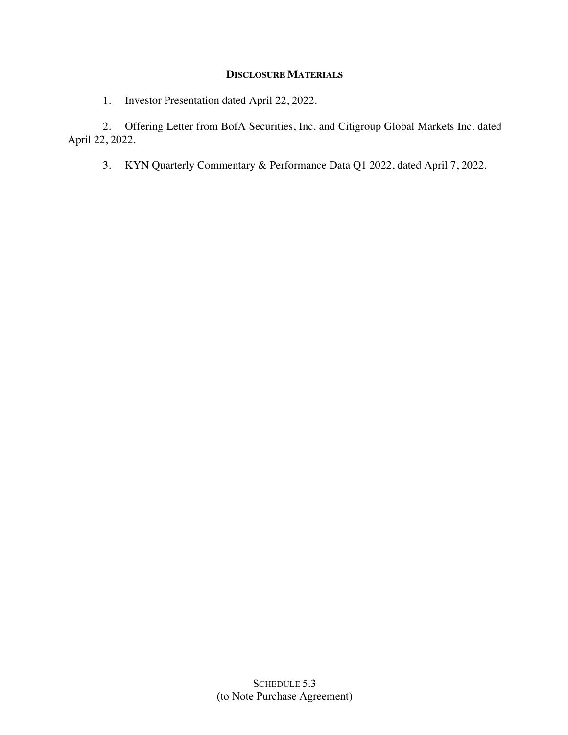## DISCLOSURE MATERIALS

1. Investor Presentation dated April 22, 2022.

2. Offering Letter from BofA Securities, Inc. and Citigroup Global Markets Inc. dated April 22, 2022.

3. KYN Quarterly Commentary & Performance Data Q1 2022, dated April 7, 2022.

SCHEDULE 5.3
(to Note Purchase Agreement)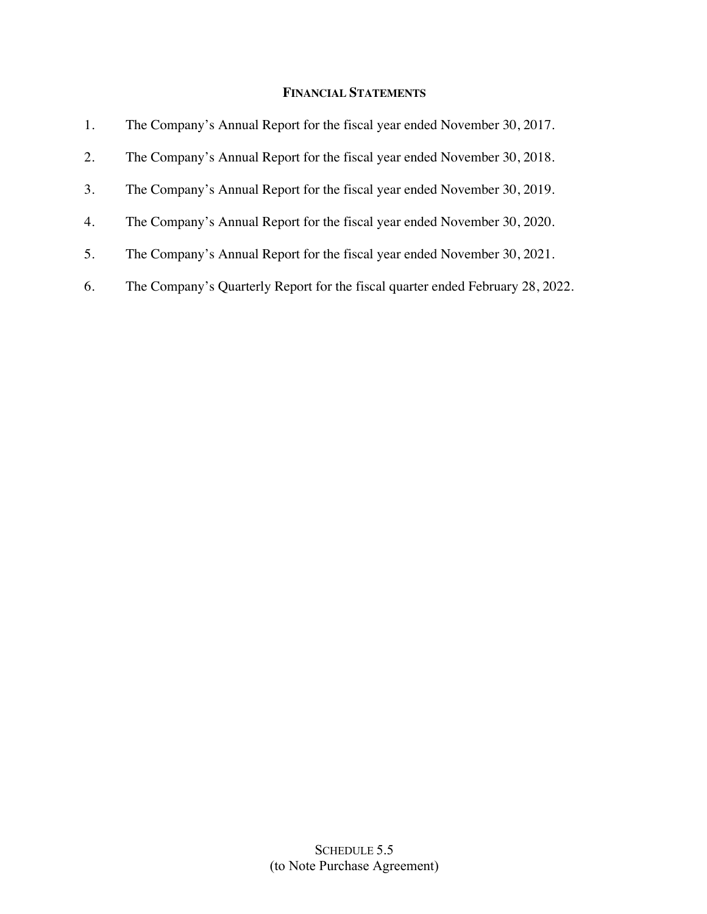**FINANCIAL STATEMENTS**

1. The Company's Annual Report for the fiscal year ended November 30, 2017.
2. The Company's Annual Report for the fiscal year ended November 30, 2018.
3. The Company's Annual Report for the fiscal year ended November 30, 2019.
4. The Company's Annual Report for the fiscal year ended November 30, 2020.
5. The Company's Annual Report for the fiscal year ended November 30, 2021.
6. The Company's Quarterly Report for the fiscal quarter ended February 28, 2022.

SCHEDULE 5.5
(to Note Purchase Agreement)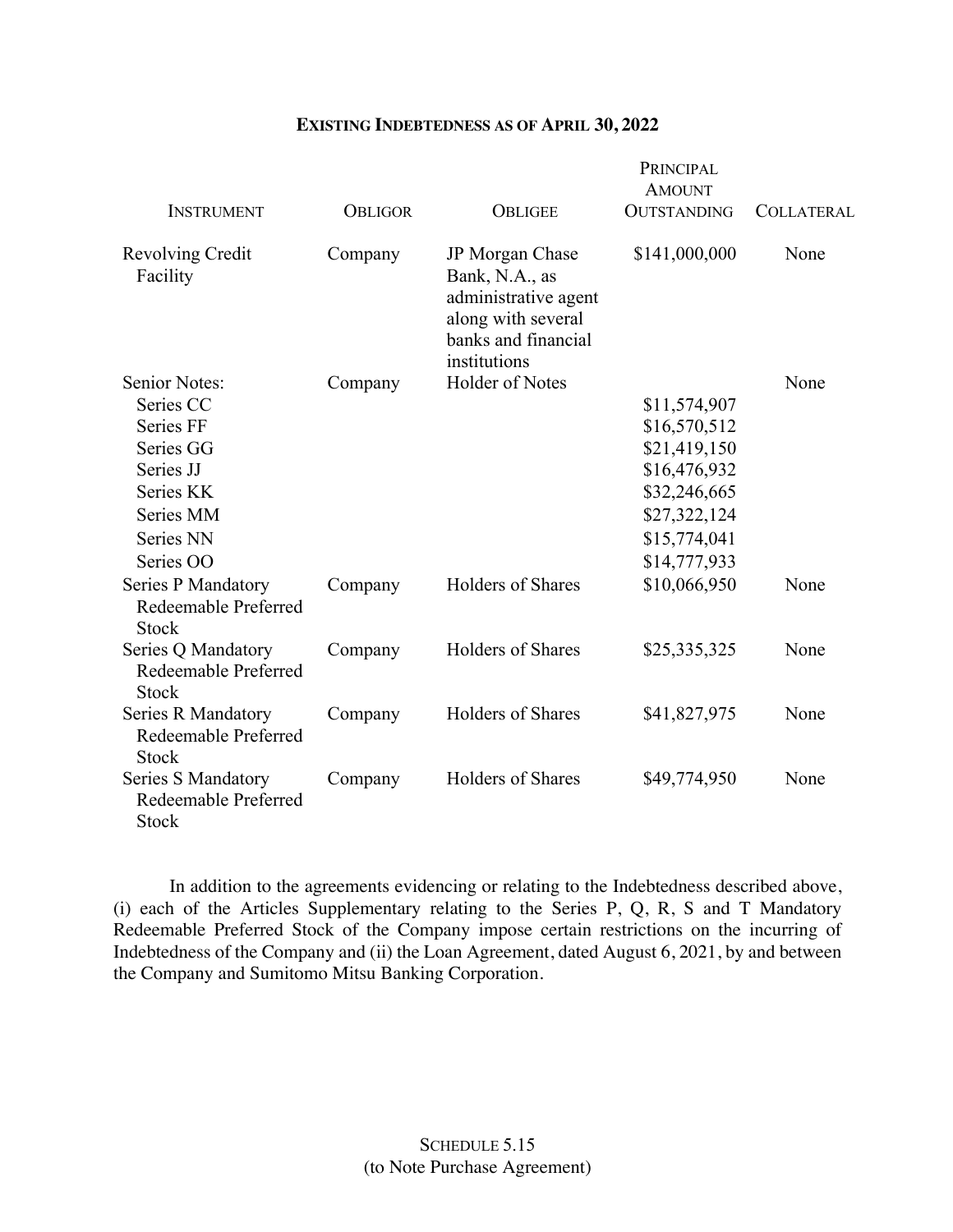## EXISTING INDEBTEDNESS AS OF APRIL 30, 2022

| INSTRUMENT | OBLIGOR | OBLIGEE | PRINCIPAL AMOUNT OUTSTANDING | COLLATERAL |
|---|---|---|---|---|
| Revolving Credit Facility | Company | JP Morgan Chase Bank, N.A., as administrative agent along with several banks and financial institutions | $141,000,000 | None |
| Senior Notes: | Company | Holder of Notes | | None |
| Series CC | | | $11,574,907 | |
| Series FF | | | $16,570,512 | |
| Series GG | | | $21,419,150 | |
| Series JJ | | | $16,476,932 | |
| Series KK | | | $32,246,665 | |
| Series MM | | | $27,322,124 | |
| Series NN | | | $15,774,041 | |
| Series OO | | | $14,777,933 | |
| Series P Mandatory Redeemable Preferred Stock | Company | Holders of Shares | $10,066,950 | None |
| Series Q Mandatory Redeemable Preferred Stock | Company | Holders of Shares | $25,335,325 | None |
| Series R Mandatory Redeemable Preferred Stock | Company | Holders of Shares | $41,827,975 | None |
| Series S Mandatory Redeemable Preferred Stock | Company | Holders of Shares | $49,774,950 | None |

In addition to the agreements evidencing or relating to the Indebtedness described above, (i) each of the Articles Supplementary relating to the Series P, Q, R, S and T Mandatory Redeemable Preferred Stock of the Company impose certain restrictions on the incurring of Indebtedness of the Company and (ii) the Loan Agreement, dated August 6, 2021, by and between the Company and Sumitomo Mitsu Banking Corporation.

SCHEDULE 5.15
(to Note Purchase Agreement)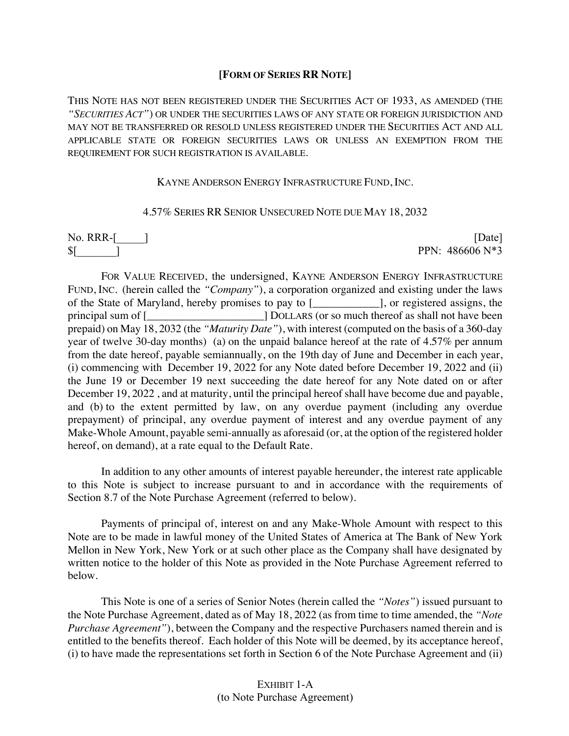**[FORM OF SERIES RR NOTE]**

THIS NOTE HAS NOT BEEN REGISTERED UNDER THE SECURITIES ACT OF 1933, AS AMENDED (THE *"SECURITIES ACT"*) OR UNDER THE SECURITIES LAWS OF ANY STATE OR FOREIGN JURISDICTION AND MAY NOT BE TRANSFERRED OR RESOLD UNLESS REGISTERED UNDER THE SECURITIES ACT AND ALL APPLICABLE STATE OR FOREIGN SECURITIES LAWS OR UNLESS AN EXEMPTION FROM THE REQUIREMENT FOR SUCH REGISTRATION IS AVAILABLE.

KAYNE ANDERSON ENERGY INFRASTRUCTURE FUND, INC.

4.57% SERIES RR SENIOR UNSECURED NOTE DUE MAY 18, 2032

No. RRR-[_____] [Date]
$[_______] PPN: 486606 N*3

FOR VALUE RECEIVED, the undersigned, KAYNE ANDERSON ENERGY INFRASTRUCTURE FUND, INC. (herein called the *"Company"*), a corporation organized and existing under the laws of the State of Maryland, hereby promises to pay to [____________], or registered assigns, the principal sum of [_____________________] DOLLARS (or so much thereof as shall not have been prepaid) on May 18, 2032 (the *"Maturity Date"*), with interest (computed on the basis of a 360-day year of twelve 30-day months) (a) on the unpaid balance hereof at the rate of 4.57% per annum from the date hereof, payable semiannually, on the 19th day of June and December in each year, (i) commencing with December 19, 2022 for any Note dated before December 19, 2022 and (ii) the June 19 or December 19 next succeeding the date hereof for any Note dated on or after December 19, 2022 , and at maturity, until the principal hereof shall have become due and payable, and (b) to the extent permitted by law, on any overdue payment (including any overdue prepayment) of principal, any overdue payment of interest and any overdue payment of any Make-Whole Amount, payable semi-annually as aforesaid (or, at the option of the registered holder hereof, on demand), at a rate equal to the Default Rate.

In addition to any other amounts of interest payable hereunder, the interest rate applicable to this Note is subject to increase pursuant to and in accordance with the requirements of Section 8.7 of the Note Purchase Agreement (referred to below).

Payments of principal of, interest on and any Make-Whole Amount with respect to this Note are to be made in lawful money of the United States of America at The Bank of New York Mellon in New York, New York or at such other place as the Company shall have designated by written notice to the holder of this Note as provided in the Note Purchase Agreement referred to below.

This Note is one of a series of Senior Notes (herein called the *"Notes"*) issued pursuant to the Note Purchase Agreement, dated as of May 18, 2022 (as from time to time amended, the *"Note Purchase Agreement"*), between the Company and the respective Purchasers named therein and is entitled to the benefits thereof. Each holder of this Note will be deemed, by its acceptance hereof, (i) to have made the representations set forth in Section 6 of the Note Purchase Agreement and (ii)

EXHIBIT 1-A
(to Note Purchase Agreement)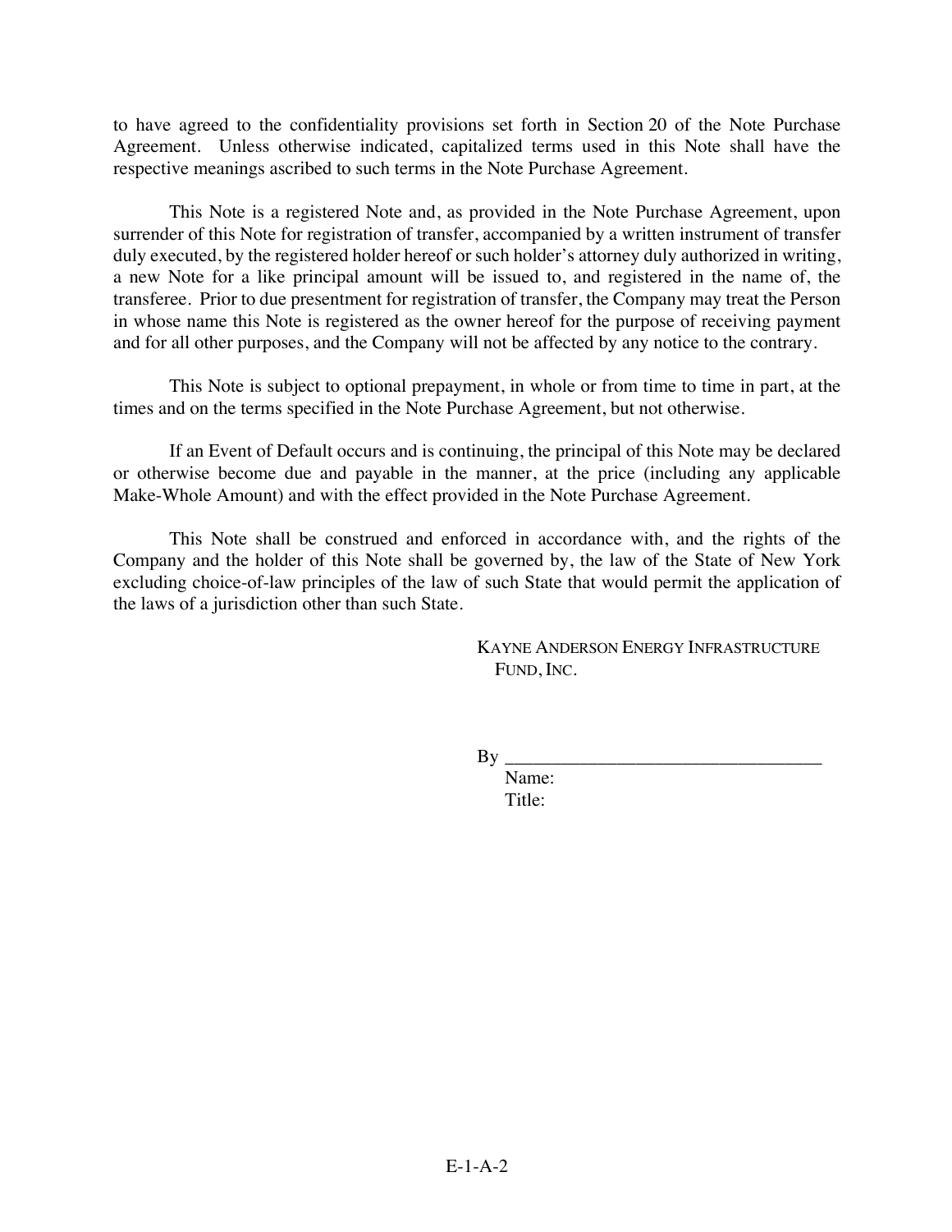to have agreed to the confidentiality provisions set forth in Section 20 of the Note Purchase Agreement. Unless otherwise indicated, capitalized terms used in this Note shall have the respective meanings ascribed to such terms in the Note Purchase Agreement.

This Note is a registered Note and, as provided in the Note Purchase Agreement, upon surrender of this Note for registration of transfer, accompanied by a written instrument of transfer duly executed, by the registered holder hereof or such holder's attorney duly authorized in writing, a new Note for a like principal amount will be issued to, and registered in the name of, the transferee. Prior to due presentment for registration of transfer, the Company may treat the Person in whose name this Note is registered as the owner hereof for the purpose of receiving payment and for all other purposes, and the Company will not be affected by any notice to the contrary.

This Note is subject to optional prepayment, in whole or from time to time in part, at the times and on the terms specified in the Note Purchase Agreement, but not otherwise.

If an Event of Default occurs and is continuing, the principal of this Note may be declared or otherwise become due and payable in the manner, at the price (including any applicable Make-Whole Amount) and with the effect provided in the Note Purchase Agreement.

This Note shall be construed and enforced in accordance with, and the rights of the Company and the holder of this Note shall be governed by, the law of the State of New York excluding choice-of-law principles of the law of such State that would permit the application of the laws of a jurisdiction other than such State.

KAYNE ANDERSON ENERGY INFRASTRUCTURE FUND, INC.

By ___________________________________
Name:
Title: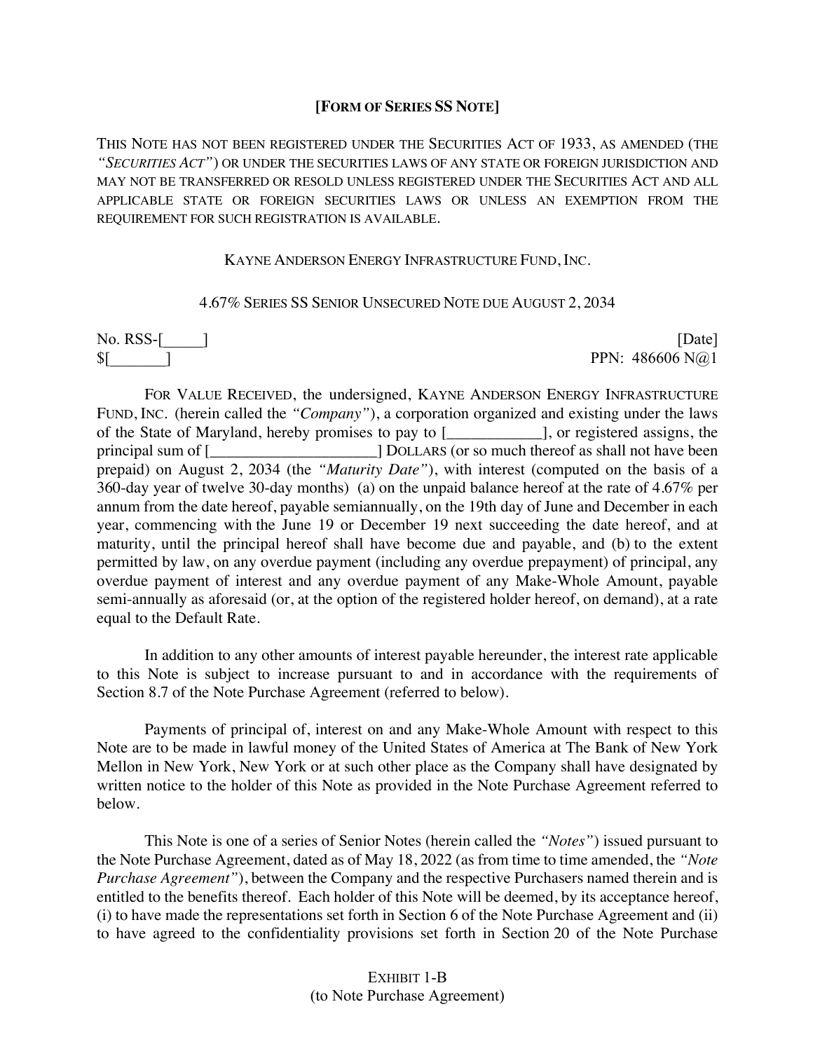**[FORM OF SERIES SS NOTE]**

THIS NOTE HAS NOT BEEN REGISTERED UNDER THE SECURITIES ACT OF 1933, AS AMENDED (THE *"SECURITIES ACT"*) OR UNDER THE SECURITIES LAWS OF ANY STATE OR FOREIGN JURISDICTION AND MAY NOT BE TRANSFERRED OR RESOLD UNLESS REGISTERED UNDER THE SECURITIES ACT AND ALL APPLICABLE STATE OR FOREIGN SECURITIES LAWS OR UNLESS AN EXEMPTION FROM THE REQUIREMENT FOR SUCH REGISTRATION IS AVAILABLE.

KAYNE ANDERSON ENERGY INFRASTRUCTURE FUND, INC.

4.67% SERIES SS SENIOR UNSECURED NOTE DUE AUGUST 2, 2034

No. RSS-[_____] [Date]
$[_______] PPN: 486606 N@1

FOR VALUE RECEIVED, the undersigned, KAYNE ANDERSON ENERGY INFRASTRUCTURE FUND, INC. (herein called the *"Company"*), a corporation organized and existing under the laws of the State of Maryland, hereby promises to pay to [____________], or registered assigns, the principal sum of [_____________________] DOLLARS (or so much thereof as shall not have been prepaid) on August 2, 2034 (the *"Maturity Date"*), with interest (computed on the basis of a 360-day year of twelve 30-day months) (a) on the unpaid balance hereof at the rate of 4.67% per annum from the date hereof, payable semiannually, on the 19th day of June and December in each year, commencing with the June 19 or December 19 next succeeding the date hereof, and at maturity, until the principal hereof shall have become due and payable, and (b) to the extent permitted by law, on any overdue payment (including any overdue prepayment) of principal, any overdue payment of interest and any overdue payment of any Make-Whole Amount, payable semi-annually as aforesaid (or, at the option of the registered holder hereof, on demand), at a rate equal to the Default Rate.

In addition to any other amounts of interest payable hereunder, the interest rate applicable to this Note is subject to increase pursuant to and in accordance with the requirements of Section 8.7 of the Note Purchase Agreement (referred to below).

Payments of principal of, interest on and any Make-Whole Amount with respect to this Note are to be made in lawful money of the United States of America at The Bank of New York Mellon in New York, New York or at such other place as the Company shall have designated by written notice to the holder of this Note as provided in the Note Purchase Agreement referred to below.

This Note is one of a series of Senior Notes (herein called the *"Notes"*) issued pursuant to the Note Purchase Agreement, dated as of May 18, 2022 (as from time to time amended, the *"Note Purchase Agreement"*), between the Company and the respective Purchasers named therein and is entitled to the benefits thereof. Each holder of this Note will be deemed, by its acceptance hereof, (i) to have made the representations set forth in Section 6 of the Note Purchase Agreement and (ii) to have agreed to the confidentiality provisions set forth in Section 20 of the Note Purchase

EXHIBIT 1-B
(to Note Purchase Agreement)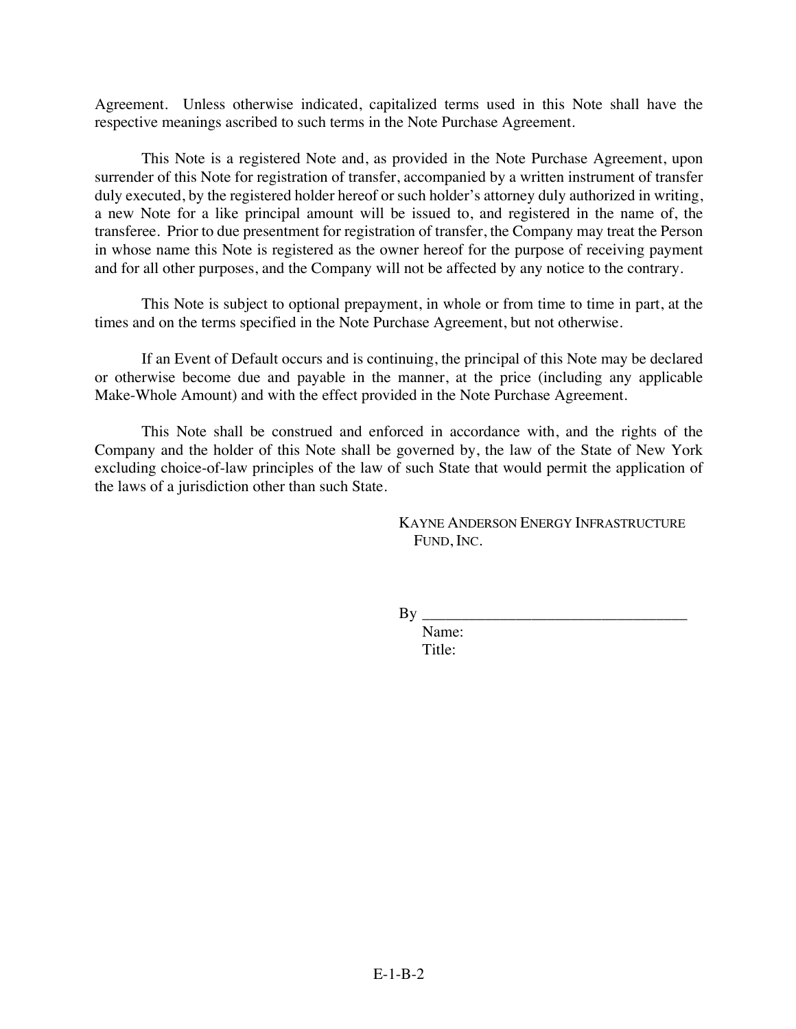Agreement. Unless otherwise indicated, capitalized terms used in this Note shall have the respective meanings ascribed to such terms in the Note Purchase Agreement.

This Note is a registered Note and, as provided in the Note Purchase Agreement, upon surrender of this Note for registration of transfer, accompanied by a written instrument of transfer duly executed, by the registered holder hereof or such holder's attorney duly authorized in writing, a new Note for a like principal amount will be issued to, and registered in the name of, the transferee. Prior to due presentment for registration of transfer, the Company may treat the Person in whose name this Note is registered as the owner hereof for the purpose of receiving payment and for all other purposes, and the Company will not be affected by any notice to the contrary.

This Note is subject to optional prepayment, in whole or from time to time in part, at the times and on the terms specified in the Note Purchase Agreement, but not otherwise.

If an Event of Default occurs and is continuing, the principal of this Note may be declared or otherwise become due and payable in the manner, at the price (including any applicable Make-Whole Amount) and with the effect provided in the Note Purchase Agreement.

This Note shall be construed and enforced in accordance with, and the rights of the Company and the holder of this Note shall be governed by, the law of the State of New York excluding choice-of-law principles of the law of such State that would permit the application of the laws of a jurisdiction other than such State.

KAYNE ANDERSON ENERGY INFRASTRUCTURE FUND, INC.

By ___________________________________

Name:

Title:

E-1-B-2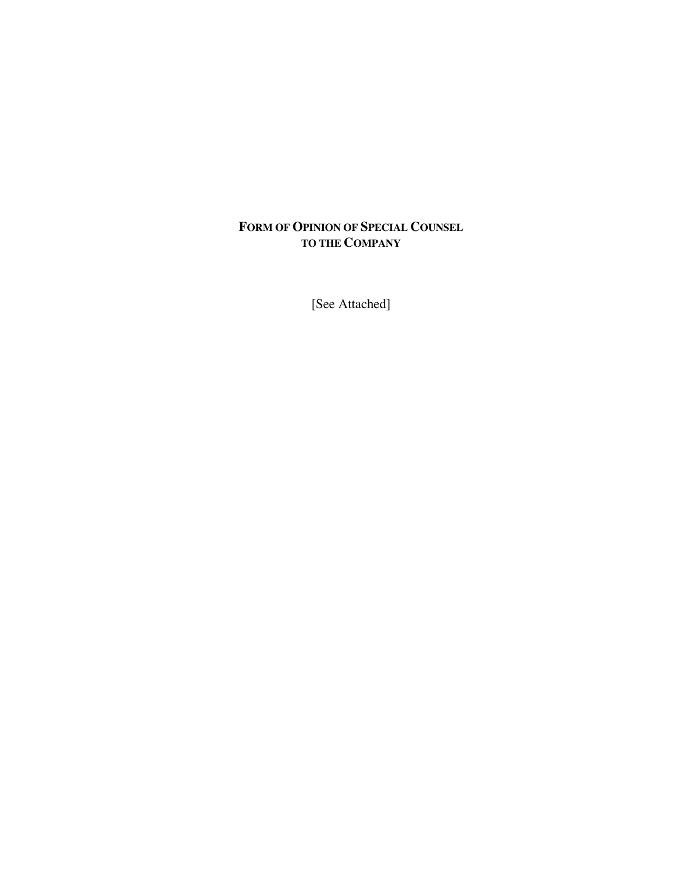**FORM OF OPINION OF SPECIAL COUNSEL TO THE COMPANY**

[See Attached]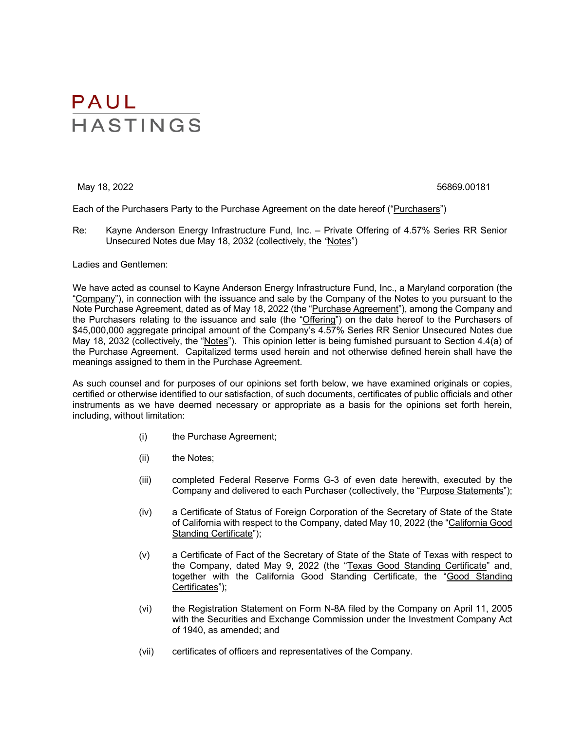PAUL
HASTINGS

May 18, 2022 56869.00181

Each of the Purchasers Party to the Purchase Agreement on the date hereof ("Purchasers")

Re: Kayne Anderson Energy Infrastructure Fund, Inc. – Private Offering of 4.57% Series RR Senior Unsecured Notes due May 18, 2032 (collectively, the "Notes")

Ladies and Gentlemen:

We have acted as counsel to Kayne Anderson Energy Infrastructure Fund, Inc., a Maryland corporation (the "Company"), in connection with the issuance and sale by the Company of the Notes to you pursuant to the Note Purchase Agreement, dated as of May 18, 2022 (the "Purchase Agreement"), among the Company and the Purchasers relating to the issuance and sale (the "Offering") on the date hereof to the Purchasers of $45,000,000 aggregate principal amount of the Company's 4.57% Series RR Senior Unsecured Notes due May 18, 2032 (collectively, the "Notes"). This opinion letter is being furnished pursuant to Section 4.4(a) of the Purchase Agreement. Capitalized terms used herein and not otherwise defined herein shall have the meanings assigned to them in the Purchase Agreement.

As such counsel and for purposes of our opinions set forth below, we have examined originals or copies, certified or otherwise identified to our satisfaction, of such documents, certificates of public officials and other instruments as we have deemed necessary or appropriate as a basis for the opinions set forth herein, including, without limitation:

(i) the Purchase Agreement;

(ii) the Notes;

(iii) completed Federal Reserve Forms G-3 of even date herewith, executed by the Company and delivered to each Purchaser (collectively, the "Purpose Statements");

(iv) a Certificate of Status of Foreign Corporation of the Secretary of State of the State of California with respect to the Company, dated May 10, 2022 (the "California Good Standing Certificate");

(v) a Certificate of Fact of the Secretary of State of the State of Texas with respect to the Company, dated May 9, 2022 (the "Texas Good Standing Certificate" and, together with the California Good Standing Certificate, the "Good Standing Certificates");

(vi) the Registration Statement on Form N-8A filed by the Company on April 11, 2005 with the Securities and Exchange Commission under the Investment Company Act of 1940, as amended; and

(vii) certificates of officers and representatives of the Company.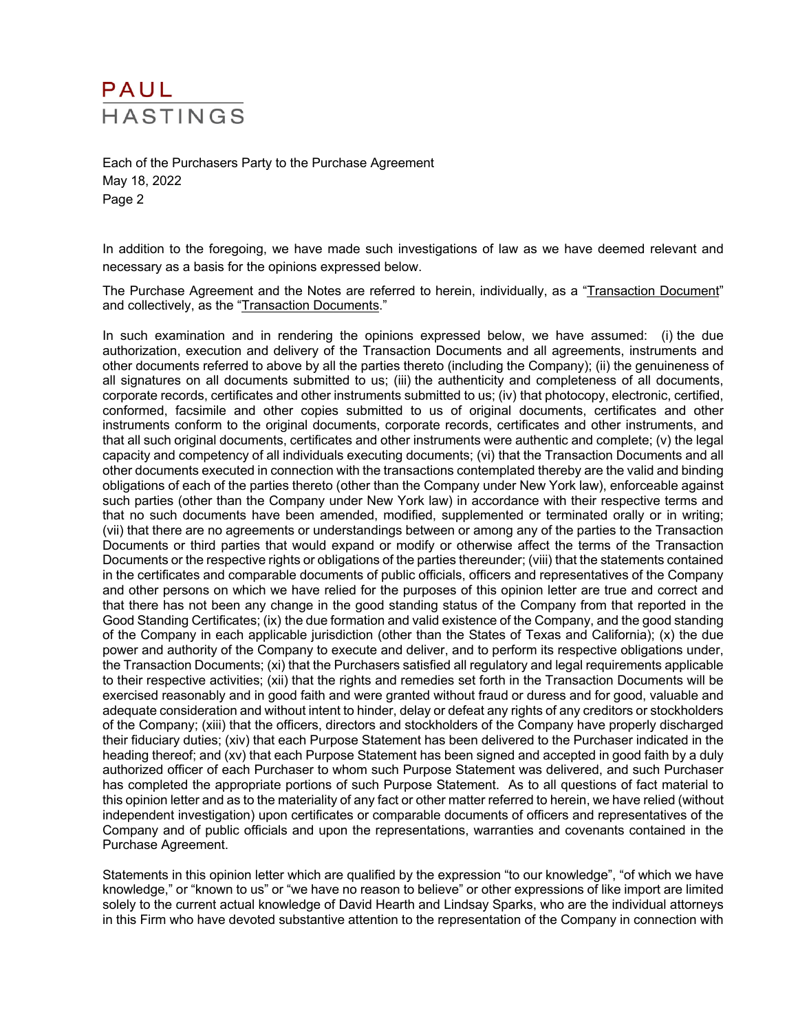In addition to the foregoing, we have made such investigations of law as we have deemed relevant and necessary as a basis for the opinions expressed below.

The Purchase Agreement and the Notes are referred to herein, individually, as a "Transaction Document" and collectively, as the "Transaction Documents."

In such examination and in rendering the opinions expressed below, we have assumed: (i) the due authorization, execution and delivery of the Transaction Documents and all agreements, instruments and other documents referred to above by all the parties thereto (including the Company); (ii) the genuineness of all signatures on all documents submitted to us; (iii) the authenticity and completeness of all documents, corporate records, certificates and other instruments submitted to us; (iv) that photocopy, electronic, certified, conformed, facsimile and other copies submitted to us of original documents, certificates and other instruments conform to the original documents, corporate records, certificates and other instruments, and that all such original documents, certificates and other instruments were authentic and complete; (v) the legal capacity and competency of all individuals executing documents; (vi) that the Transaction Documents and all other documents executed in connection with the transactions contemplated thereby are the valid and binding obligations of each of the parties thereto (other than the Company under New York law), enforceable against such parties (other than the Company under New York law) in accordance with their respective terms and that no such documents have been amended, modified, supplemented or terminated orally or in writing; (vii) that there are no agreements or understandings between or among any of the parties to the Transaction Documents or third parties that would expand or modify or otherwise affect the terms of the Transaction Documents or the respective rights or obligations of the parties thereunder; (viii) that the statements contained in the certificates and comparable documents of public officials, officers and representatives of the Company and other persons on which we have relied for the purposes of this opinion letter are true and correct and that there has not been any change in the good standing status of the Company from that reported in the Good Standing Certificates; (ix) the due formation and valid existence of the Company, and the good standing of the Company in each applicable jurisdiction (other than the States of Texas and California); (x) the due power and authority of the Company to execute and deliver, and to perform its respective obligations under, the Transaction Documents; (xi) that the Purchasers satisfied all regulatory and legal requirements applicable to their respective activities; (xii) that the rights and remedies set forth in the Transaction Documents will be exercised reasonably and in good faith and were granted without fraud or duress and for good, valuable and adequate consideration and without intent to hinder, delay or defeat any rights of any creditors or stockholders of the Company; (xiii) that the officers, directors and stockholders of the Company have properly discharged their fiduciary duties; (xiv) that each Purpose Statement has been delivered to the Purchaser indicated in the heading thereof; and (xv) that each Purpose Statement has been signed and accepted in good faith by a duly authorized officer of each Purchaser to whom such Purpose Statement was delivered, and such Purchaser has completed the appropriate portions of such Purpose Statement. As to all questions of fact material to this opinion letter and as to the materiality of any fact or other matter referred to herein, we have relied (without independent investigation) upon certificates or comparable documents of officers and representatives of the Company and of public officials and upon the representations, warranties and covenants contained in the Purchase Agreement.

Statements in this opinion letter which are qualified by the expression "to our knowledge", "of which we have knowledge," or "known to us" or "we have no reason to believe" or other expressions of like import are limited solely to the current actual knowledge of David Hearth and Lindsay Sparks, who are the individual attorneys in this Firm who have devoted substantive attention to the representation of the Company in connection with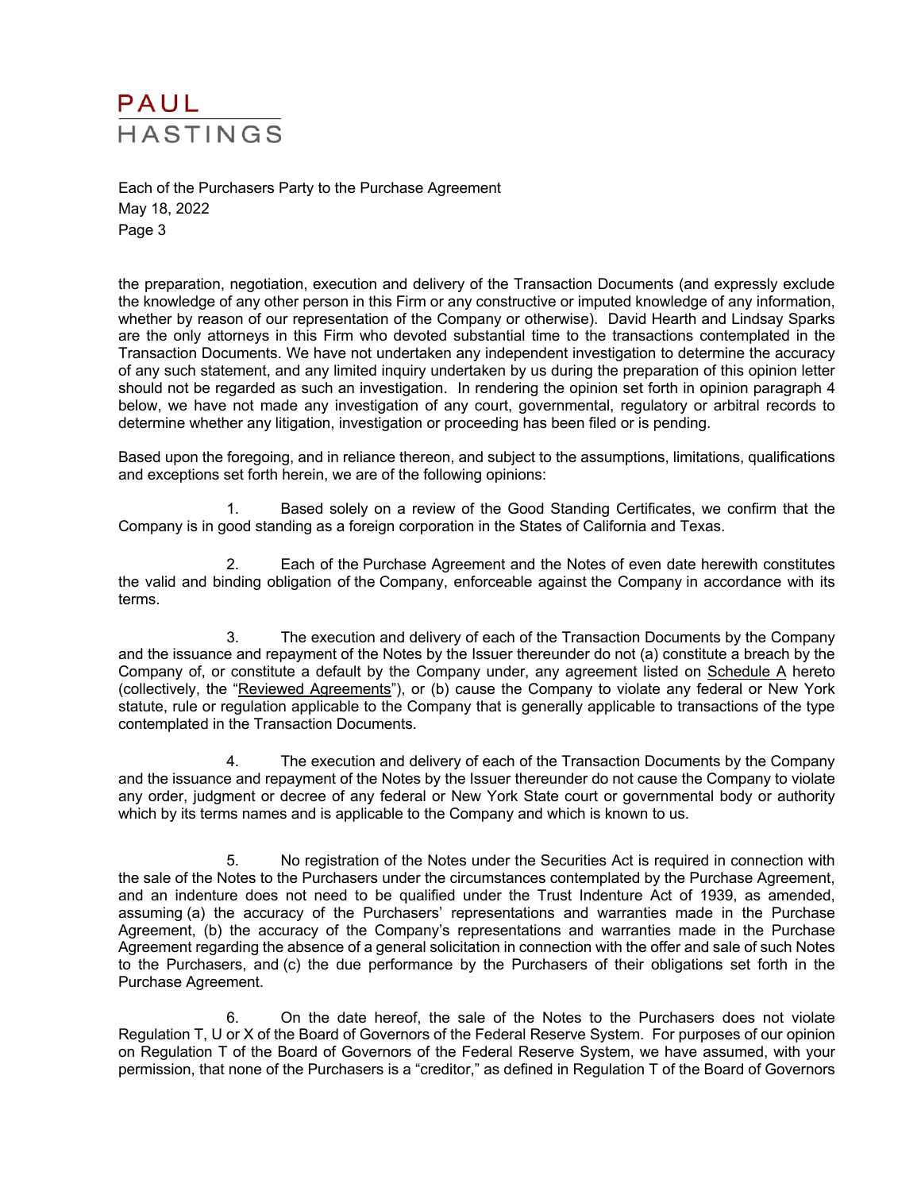the preparation, negotiation, execution and delivery of the Transaction Documents (and expressly exclude the knowledge of any other person in this Firm or any constructive or imputed knowledge of any information, whether by reason of our representation of the Company or otherwise). David Hearth and Lindsay Sparks are the only attorneys in this Firm who devoted substantial time to the transactions contemplated in the Transaction Documents. We have not undertaken any independent investigation to determine the accuracy of any such statement, and any limited inquiry undertaken by us during the preparation of this opinion letter should not be regarded as such an investigation. In rendering the opinion set forth in opinion paragraph 4 below, we have not made any investigation of any court, governmental, regulatory or arbitral records to determine whether any litigation, investigation or proceeding has been filed or is pending.

Based upon the foregoing, and in reliance thereon, and subject to the assumptions, limitations, qualifications and exceptions set forth herein, we are of the following opinions:

1. Based solely on a review of the Good Standing Certificates, we confirm that the Company is in good standing as a foreign corporation in the States of California and Texas.

2. Each of the Purchase Agreement and the Notes of even date herewith constitutes the valid and binding obligation of the Company, enforceable against the Company in accordance with its terms.

3. The execution and delivery of each of the Transaction Documents by the Company and the issuance and repayment of the Notes by the Issuer thereunder do not (a) constitute a breach by the Company of, or constitute a default by the Company under, any agreement listed on Schedule A hereto (collectively, the "Reviewed Agreements"), or (b) cause the Company to violate any federal or New York statute, rule or regulation applicable to the Company that is generally applicable to transactions of the type contemplated in the Transaction Documents.

4. The execution and delivery of each of the Transaction Documents by the Company and the issuance and repayment of the Notes by the Issuer thereunder do not cause the Company to violate any order, judgment or decree of any federal or New York State court or governmental body or authority which by its terms names and is applicable to the Company and which is known to us.

5. No registration of the Notes under the Securities Act is required in connection with the sale of the Notes to the Purchasers under the circumstances contemplated by the Purchase Agreement, and an indenture does not need to be qualified under the Trust Indenture Act of 1939, as amended, assuming (a) the accuracy of the Purchasers' representations and warranties made in the Purchase Agreement, (b) the accuracy of the Company's representations and warranties made in the Purchase Agreement regarding the absence of a general solicitation in connection with the offer and sale of such Notes to the Purchasers, and (c) the due performance by the Purchasers of their obligations set forth in the Purchase Agreement.

6. On the date hereof, the sale of the Notes to the Purchasers does not violate Regulation T, U or X of the Board of Governors of the Federal Reserve System. For purposes of our opinion on Regulation T of the Board of Governors of the Federal Reserve System, we have assumed, with your permission, that none of the Purchasers is a "creditor," as defined in Regulation T of the Board of Governors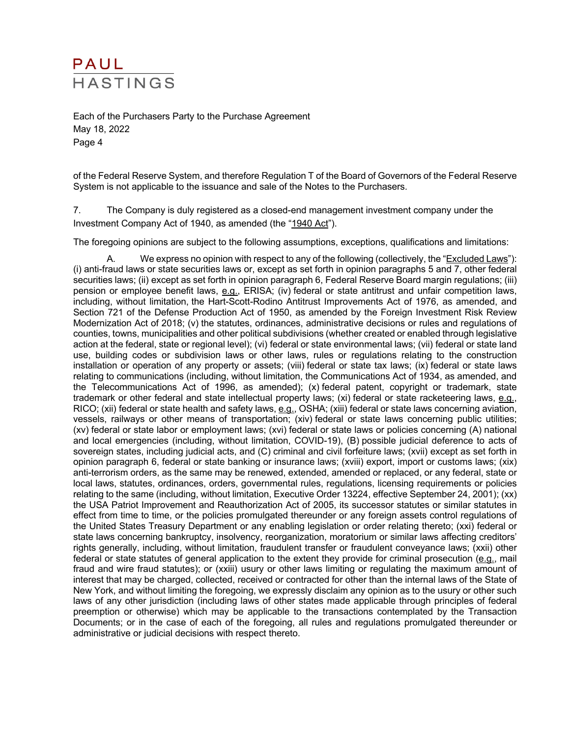of the Federal Reserve System, and therefore Regulation T of the Board of Governors of the Federal Reserve System is not applicable to the issuance and sale of the Notes to the Purchasers.

7. The Company is duly registered as a closed-end management investment company under the Investment Company Act of 1940, as amended (the "1940 Act").

The foregoing opinions are subject to the following assumptions, exceptions, qualifications and limitations:

A. We express no opinion with respect to any of the following (collectively, the "Excluded Laws"): (i) anti-fraud laws or state securities laws or, except as set forth in opinion paragraphs 5 and 7, other federal securities laws; (ii) except as set forth in opinion paragraph 6, Federal Reserve Board margin regulations; (iii) pension or employee benefit laws, e.g., ERISA; (iv) federal or state antitrust and unfair competition laws, including, without limitation, the Hart-Scott-Rodino Antitrust Improvements Act of 1976, as amended, and Section 721 of the Defense Production Act of 1950, as amended by the Foreign Investment Risk Review Modernization Act of 2018; (v) the statutes, ordinances, administrative decisions or rules and regulations of counties, towns, municipalities and other political subdivisions (whether created or enabled through legislative action at the federal, state or regional level); (vi) federal or state environmental laws; (vii) federal or state land use, building codes or subdivision laws or other laws, rules or regulations relating to the construction installation or operation of any property or assets; (viii) federal or state tax laws; (ix) federal or state laws relating to communications (including, without limitation, the Communications Act of 1934, as amended, and the Telecommunications Act of 1996, as amended); (x) federal patent, copyright or trademark, state trademark or other federal and state intellectual property laws; (xi) federal or state racketeering laws, e.g., RICO; (xii) federal or state health and safety laws, e.g., OSHA; (xiii) federal or state laws concerning aviation, vessels, railways or other means of transportation; (xiv) federal or state laws concerning public utilities; (xv) federal or state labor or employment laws; (xvi) federal or state laws or policies concerning (A) national and local emergencies (including, without limitation, COVID-19), (B) possible judicial deference to acts of sovereign states, including judicial acts, and (C) criminal and civil forfeiture laws; (xvii) except as set forth in opinion paragraph 6, federal or state banking or insurance laws; (xviii) export, import or customs laws; (xix) anti-terrorism orders, as the same may be renewed, extended, amended or replaced, or any federal, state or local laws, statutes, ordinances, orders, governmental rules, regulations, licensing requirements or policies relating to the same (including, without limitation, Executive Order 13224, effective September 24, 2001); (xx) the USA Patriot Improvement and Reauthorization Act of 2005, its successor statutes or similar statutes in effect from time to time, or the policies promulgated thereunder or any foreign assets control regulations of the United States Treasury Department or any enabling legislation or order relating thereto; (xxi) federal or state laws concerning bankruptcy, insolvency, reorganization, moratorium or similar laws affecting creditors' rights generally, including, without limitation, fraudulent transfer or fraudulent conveyance laws; (xxii) other federal or state statutes of general application to the extent they provide for criminal prosecution (e.g., mail fraud and wire fraud statutes); or (xxiii) usury or other laws limiting or regulating the maximum amount of interest that may be charged, collected, received or contracted for other than the internal laws of the State of New York, and without limiting the foregoing, we expressly disclaim any opinion as to the usury or other such laws of any other jurisdiction (including laws of other states made applicable through principles of federal preemption or otherwise) which may be applicable to the transactions contemplated by the Transaction Documents; or in the case of each of the foregoing, all rules and regulations promulgated thereunder or administrative or judicial decisions with respect thereto.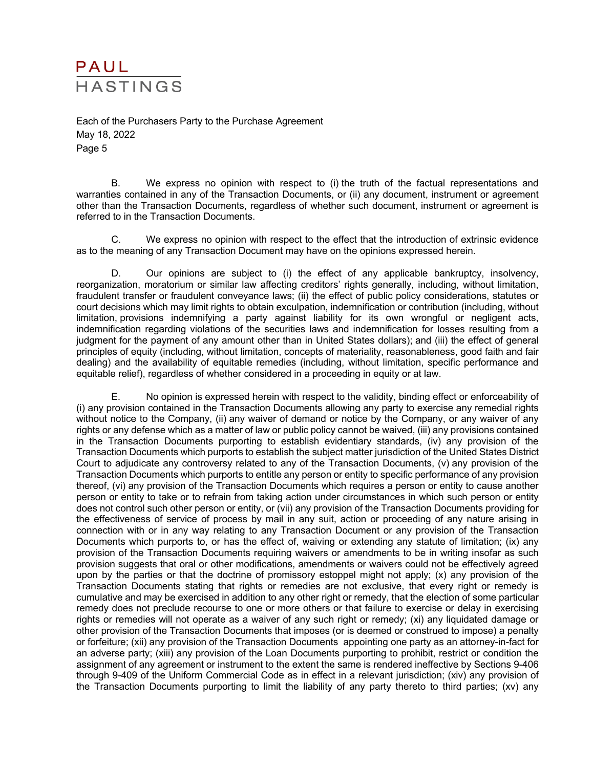B. We express no opinion with respect to (i) the truth of the factual representations and warranties contained in any of the Transaction Documents, or (ii) any document, instrument or agreement other than the Transaction Documents, regardless of whether such document, instrument or agreement is referred to in the Transaction Documents.

C. We express no opinion with respect to the effect that the introduction of extrinsic evidence as to the meaning of any Transaction Document may have on the opinions expressed herein.

D. Our opinions are subject to (i) the effect of any applicable bankruptcy, insolvency, reorganization, moratorium or similar law affecting creditors' rights generally, including, without limitation, fraudulent transfer or fraudulent conveyance laws; (ii) the effect of public policy considerations, statutes or court decisions which may limit rights to obtain exculpation, indemnification or contribution (including, without limitation, provisions indemnifying a party against liability for its own wrongful or negligent acts, indemnification regarding violations of the securities laws and indemnification for losses resulting from a judgment for the payment of any amount other than in United States dollars); and (iii) the effect of general principles of equity (including, without limitation, concepts of materiality, reasonableness, good faith and fair dealing) and the availability of equitable remedies (including, without limitation, specific performance and equitable relief), regardless of whether considered in a proceeding in equity or at law.

E. No opinion is expressed herein with respect to the validity, binding effect or enforceability of (i) any provision contained in the Transaction Documents allowing any party to exercise any remedial rights without notice to the Company, (ii) any waiver of demand or notice by the Company, or any waiver of any rights or any defense which as a matter of law or public policy cannot be waived, (iii) any provisions contained in the Transaction Documents purporting to establish evidentiary standards, (iv) any provision of the Transaction Documents which purports to establish the subject matter jurisdiction of the United States District Court to adjudicate any controversy related to any of the Transaction Documents, (v) any provision of the Transaction Documents which purports to entitle any person or entity to specific performance of any provision thereof, (vi) any provision of the Transaction Documents which requires a person or entity to cause another person or entity to take or to refrain from taking action under circumstances in which such person or entity does not control such other person or entity, or (vii) any provision of the Transaction Documents providing for the effectiveness of service of process by mail in any suit, action or proceeding of any nature arising in connection with or in any way relating to any Transaction Document or any provision of the Transaction Documents which purports to, or has the effect of, waiving or extending any statute of limitation; (ix) any provision of the Transaction Documents requiring waivers or amendments to be in writing insofar as such provision suggests that oral or other modifications, amendments or waivers could not be effectively agreed upon by the parties or that the doctrine of promissory estoppel might not apply; (x) any provision of the Transaction Documents stating that rights or remedies are not exclusive, that every right or remedy is cumulative and may be exercised in addition to any other right or remedy, that the election of some particular remedy does not preclude recourse to one or more others or that failure to exercise or delay in exercising rights or remedies will not operate as a waiver of any such right or remedy; (xi) any liquidated damage or other provision of the Transaction Documents that imposes (or is deemed or construed to impose) a penalty or forfeiture; (xii) any provision of the Transaction Documents appointing one party as an attorney-in-fact for an adverse party; (xiii) any provision of the Loan Documents purporting to prohibit, restrict or condition the assignment of any agreement or instrument to the extent the same is rendered ineffective by Sections 9-406 through 9-409 of the Uniform Commercial Code as in effect in a relevant jurisdiction; (xiv) any provision of the Transaction Documents purporting to limit the liability of any party thereto to third parties; (xv) any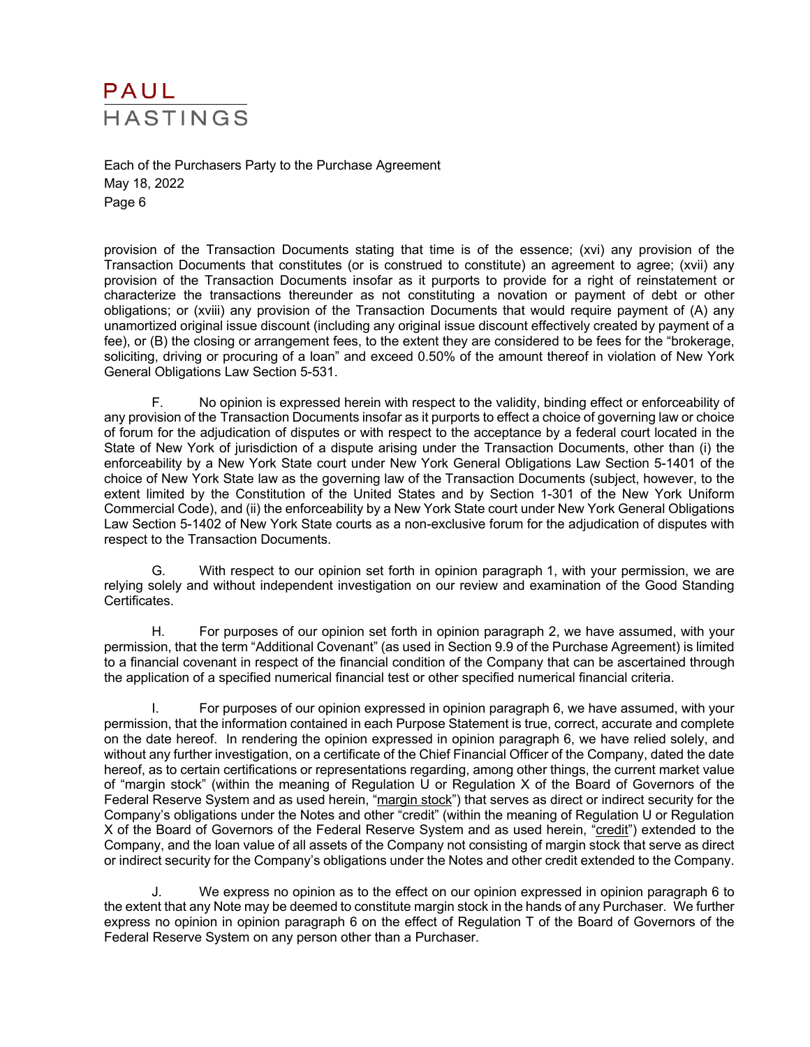provision of the Transaction Documents stating that time is of the essence; (xvi) any provision of the Transaction Documents that constitutes (or is construed to constitute) an agreement to agree; (xvii) any provision of the Transaction Documents insofar as it purports to provide for a right of reinstatement or characterize the transactions thereunder as not constituting a novation or payment of debt or other obligations; or (xviii) any provision of the Transaction Documents that would require payment of (A) any unamortized original issue discount (including any original issue discount effectively created by payment of a fee), or (B) the closing or arrangement fees, to the extent they are considered to be fees for the "brokerage, soliciting, driving or procuring of a loan" and exceed 0.50% of the amount thereof in violation of New York General Obligations Law Section 5-531.

F. No opinion is expressed herein with respect to the validity, binding effect or enforceability of any provision of the Transaction Documents insofar as it purports to effect a choice of governing law or choice of forum for the adjudication of disputes or with respect to the acceptance by a federal court located in the State of New York of jurisdiction of a dispute arising under the Transaction Documents, other than (i) the enforceability by a New York State court under New York General Obligations Law Section 5-1401 of the choice of New York State law as the governing law of the Transaction Documents (subject, however, to the extent limited by the Constitution of the United States and by Section 1-301 of the New York Uniform Commercial Code), and (ii) the enforceability by a New York State court under New York General Obligations Law Section 5-1402 of New York State courts as a non-exclusive forum for the adjudication of disputes with respect to the Transaction Documents.

G. With respect to our opinion set forth in opinion paragraph 1, with your permission, we are relying solely and without independent investigation on our review and examination of the Good Standing Certificates.

H. For purposes of our opinion set forth in opinion paragraph 2, we have assumed, with your permission, that the term "Additional Covenant" (as used in Section 9.9 of the Purchase Agreement) is limited to a financial covenant in respect of the financial condition of the Company that can be ascertained through the application of a specified numerical financial test or other specified numerical financial criteria.

I. For purposes of our opinion expressed in opinion paragraph 6, we have assumed, with your permission, that the information contained in each Purpose Statement is true, correct, accurate and complete on the date hereof. In rendering the opinion expressed in opinion paragraph 6, we have relied solely, and without any further investigation, on a certificate of the Chief Financial Officer of the Company, dated the date hereof, as to certain certifications or representations regarding, among other things, the current market value of "margin stock" (within the meaning of Regulation U or Regulation X of the Board of Governors of the Federal Reserve System and as used herein, "margin stock") that serves as direct or indirect security for the Company's obligations under the Notes and other "credit" (within the meaning of Regulation U or Regulation X of the Board of Governors of the Federal Reserve System and as used herein, "credit") extended to the Company, and the loan value of all assets of the Company not consisting of margin stock that serve as direct or indirect security for the Company's obligations under the Notes and other credit extended to the Company.

J. We express no opinion as to the effect on our opinion expressed in opinion paragraph 6 to the extent that any Note may be deemed to constitute margin stock in the hands of any Purchaser. We further express no opinion in opinion paragraph 6 on the effect of Regulation T of the Board of Governors of the Federal Reserve System on any person other than a Purchaser.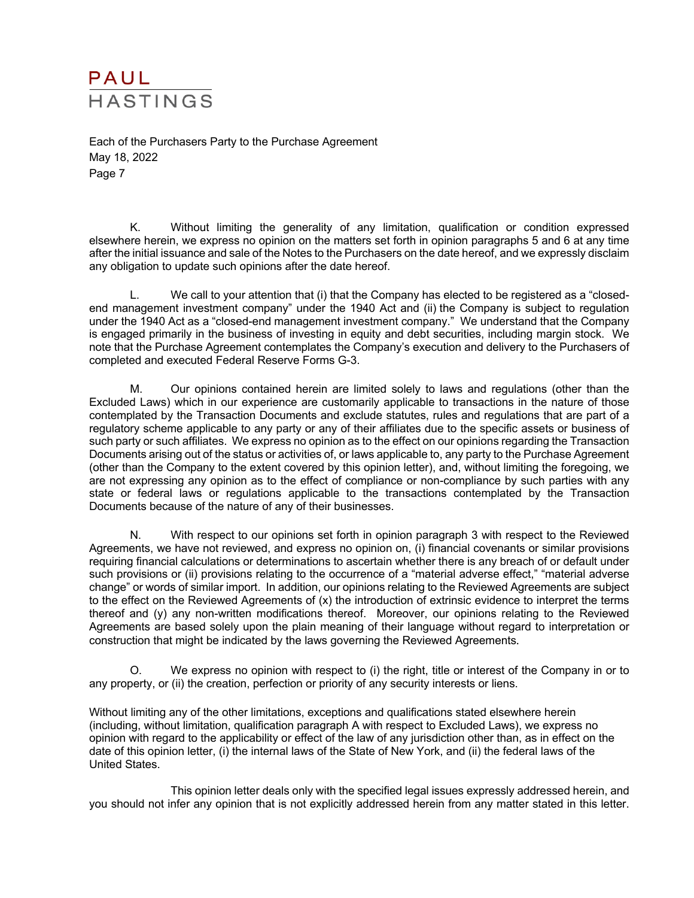K. Without limiting the generality of any limitation, qualification or condition expressed elsewhere herein, we express no opinion on the matters set forth in opinion paragraphs 5 and 6 at any time after the initial issuance and sale of the Notes to the Purchasers on the date hereof, and we expressly disclaim any obligation to update such opinions after the date hereof.

L. We call to your attention that (i) that the Company has elected to be registered as a "closed-end management investment company" under the 1940 Act and (ii) the Company is subject to regulation under the 1940 Act as a "closed-end management investment company." We understand that the Company is engaged primarily in the business of investing in equity and debt securities, including margin stock. We note that the Purchase Agreement contemplates the Company's execution and delivery to the Purchasers of completed and executed Federal Reserve Forms G-3.

M. Our opinions contained herein are limited solely to laws and regulations (other than the Excluded Laws) which in our experience are customarily applicable to transactions in the nature of those contemplated by the Transaction Documents and exclude statutes, rules and regulations that are part of a regulatory scheme applicable to any party or any of their affiliates due to the specific assets or business of such party or such affiliates. We express no opinion as to the effect on our opinions regarding the Transaction Documents arising out of the status or activities of, or laws applicable to, any party to the Purchase Agreement (other than the Company to the extent covered by this opinion letter), and, without limiting the foregoing, we are not expressing any opinion as to the effect of compliance or non-compliance by such parties with any state or federal laws or regulations applicable to the transactions contemplated by the Transaction Documents because of the nature of any of their businesses.

N. With respect to our opinions set forth in opinion paragraph 3 with respect to the Reviewed Agreements, we have not reviewed, and express no opinion on, (i) financial covenants or similar provisions requiring financial calculations or determinations to ascertain whether there is any breach of or default under such provisions or (ii) provisions relating to the occurrence of a "material adverse effect," "material adverse change" or words of similar import. In addition, our opinions relating to the Reviewed Agreements are subject to the effect on the Reviewed Agreements of (x) the introduction of extrinsic evidence to interpret the terms thereof and (y) any non-written modifications thereof. Moreover, our opinions relating to the Reviewed Agreements are based solely upon the plain meaning of their language without regard to interpretation or construction that might be indicated by the laws governing the Reviewed Agreements.

O. We express no opinion with respect to (i) the right, title or interest of the Company in or to any property, or (ii) the creation, perfection or priority of any security interests or liens.

Without limiting any of the other limitations, exceptions and qualifications stated elsewhere herein (including, without limitation, qualification paragraph A with respect to Excluded Laws), we express no opinion with regard to the applicability or effect of the law of any jurisdiction other than, as in effect on the date of this opinion letter, (i) the internal laws of the State of New York, and (ii) the federal laws of the United States.

This opinion letter deals only with the specified legal issues expressly addressed herein, and you should not infer any opinion that is not explicitly addressed herein from any matter stated in this letter.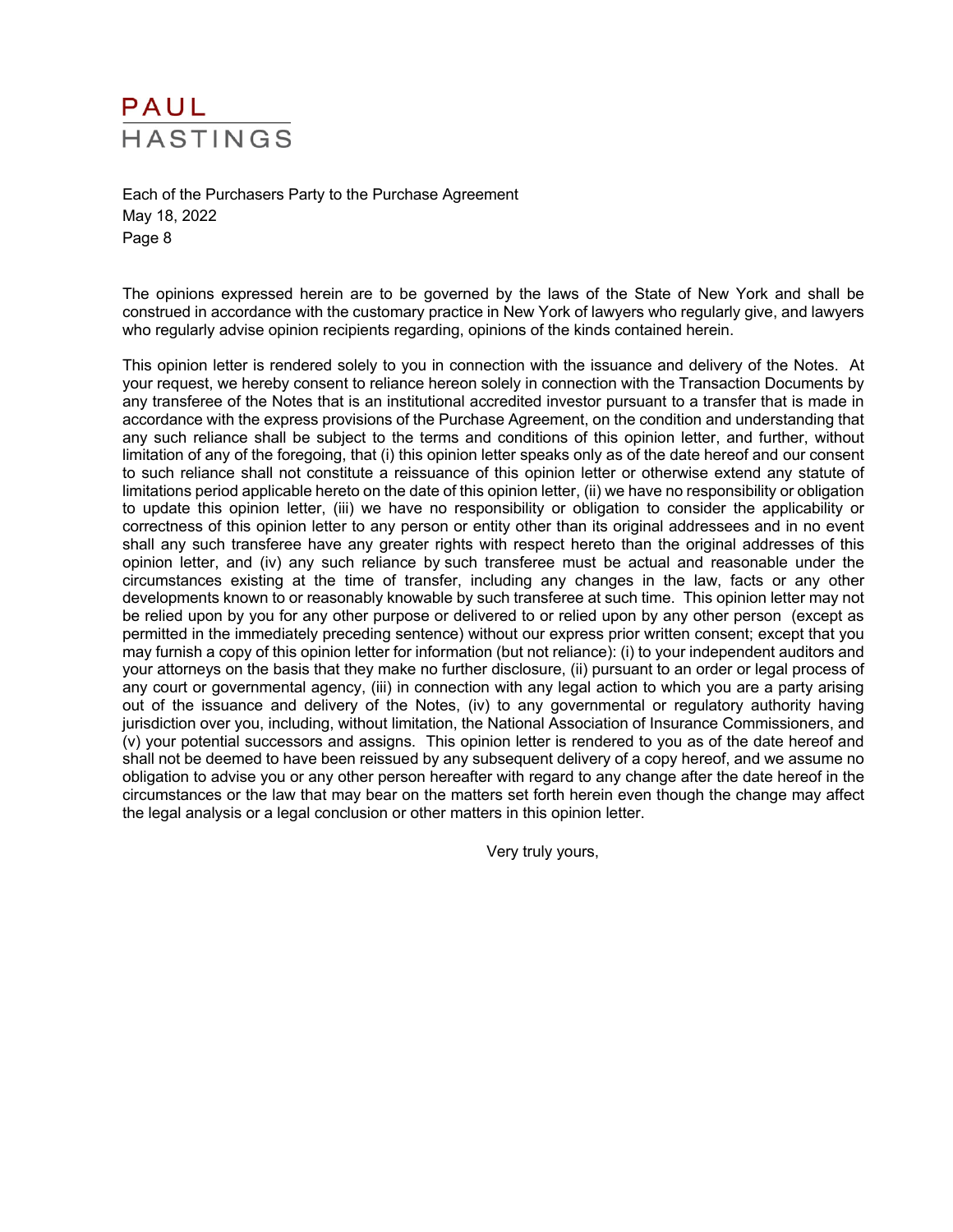The opinions expressed herein are to be governed by the laws of the State of New York and shall be construed in accordance with the customary practice in New York of lawyers who regularly give, and lawyers who regularly advise opinion recipients regarding, opinions of the kinds contained herein.

This opinion letter is rendered solely to you in connection with the issuance and delivery of the Notes. At your request, we hereby consent to reliance hereon solely in connection with the Transaction Documents by any transferee of the Notes that is an institutional accredited investor pursuant to a transfer that is made in accordance with the express provisions of the Purchase Agreement, on the condition and understanding that any such reliance shall be subject to the terms and conditions of this opinion letter, and further, without limitation of any of the foregoing, that (i) this opinion letter speaks only as of the date hereof and our consent to such reliance shall not constitute a reissuance of this opinion letter or otherwise extend any statute of limitations period applicable hereto on the date of this opinion letter, (ii) we have no responsibility or obligation to update this opinion letter, (iii) we have no responsibility or obligation to consider the applicability or correctness of this opinion letter to any person or entity other than its original addressees and in no event shall any such transferee have any greater rights with respect hereto than the original addresses of this opinion letter, and (iv) any such reliance by such transferee must be actual and reasonable under the circumstances existing at the time of transfer, including any changes in the law, facts or any other developments known to or reasonably knowable by such transferee at such time. This opinion letter may not be relied upon by you for any other purpose or delivered to or relied upon by any other person (except as permitted in the immediately preceding sentence) without our express prior written consent; except that you may furnish a copy of this opinion letter for information (but not reliance): (i) to your independent auditors and your attorneys on the basis that they make no further disclosure, (ii) pursuant to an order or legal process of any court or governmental agency, (iii) in connection with any legal action to which you are a party arising out of the issuance and delivery of the Notes, (iv) to any governmental or regulatory authority having jurisdiction over you, including, without limitation, the National Association of Insurance Commissioners, and (v) your potential successors and assigns. This opinion letter is rendered to you as of the date hereof and shall not be deemed to have been reissued by any subsequent delivery of a copy hereof, and we assume no obligation to advise you or any other person hereafter with regard to any change after the date hereof in the circumstances or the law that may bear on the matters set forth herein even though the change may affect the legal analysis or a legal conclusion or other matters in this opinion letter.

Very truly yours,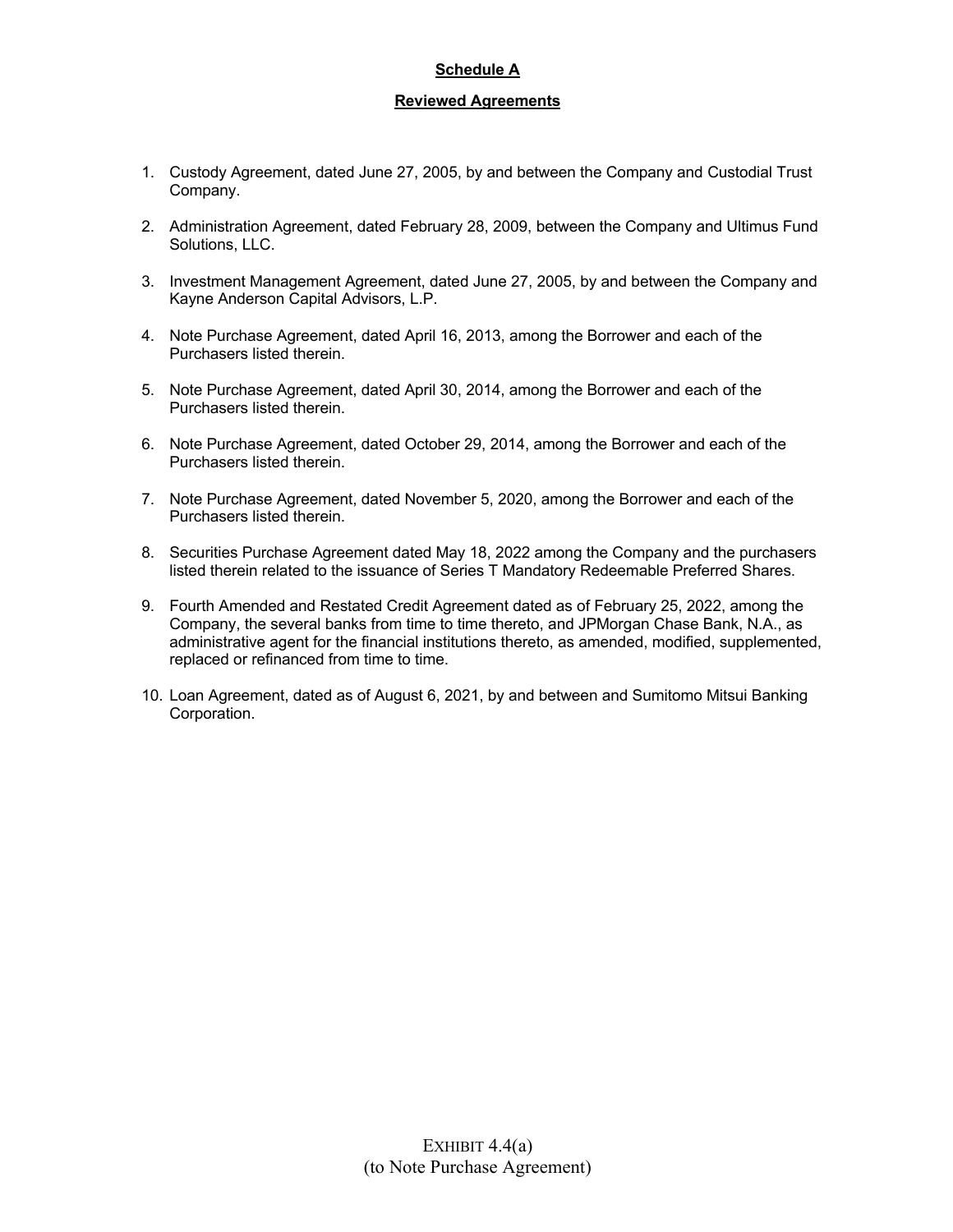**Schedule A**

**Reviewed Agreements**

1. Custody Agreement, dated June 27, 2005, by and between the Company and Custodial Trust Company.
2. Administration Agreement, dated February 28, 2009, between the Company and Ultimus Fund Solutions, LLC.
3. Investment Management Agreement, dated June 27, 2005, by and between the Company and Kayne Anderson Capital Advisors, L.P.
4. Note Purchase Agreement, dated April 16, 2013, among the Borrower and each of the Purchasers listed therein.
5. Note Purchase Agreement, dated April 30, 2014, among the Borrower and each of the Purchasers listed therein.
6. Note Purchase Agreement, dated October 29, 2014, among the Borrower and each of the Purchasers listed therein.
7. Note Purchase Agreement, dated November 5, 2020, among the Borrower and each of the Purchasers listed therein.
8. Securities Purchase Agreement dated May 18, 2022 among the Company and the purchasers listed therein related to the issuance of Series T Mandatory Redeemable Preferred Shares.
9. Fourth Amended and Restated Credit Agreement dated as of February 25, 2022, among the Company, the several banks from time to time thereto, and JPMorgan Chase Bank, N.A., as administrative agent for the financial institutions thereto, as amended, modified, supplemented, replaced or refinanced from time to time.
10. Loan Agreement, dated as of August 6, 2021, by and between and Sumitomo Mitsui Banking Corporation.

EXHIBIT 4.4(a)
(to Note Purchase Agreement)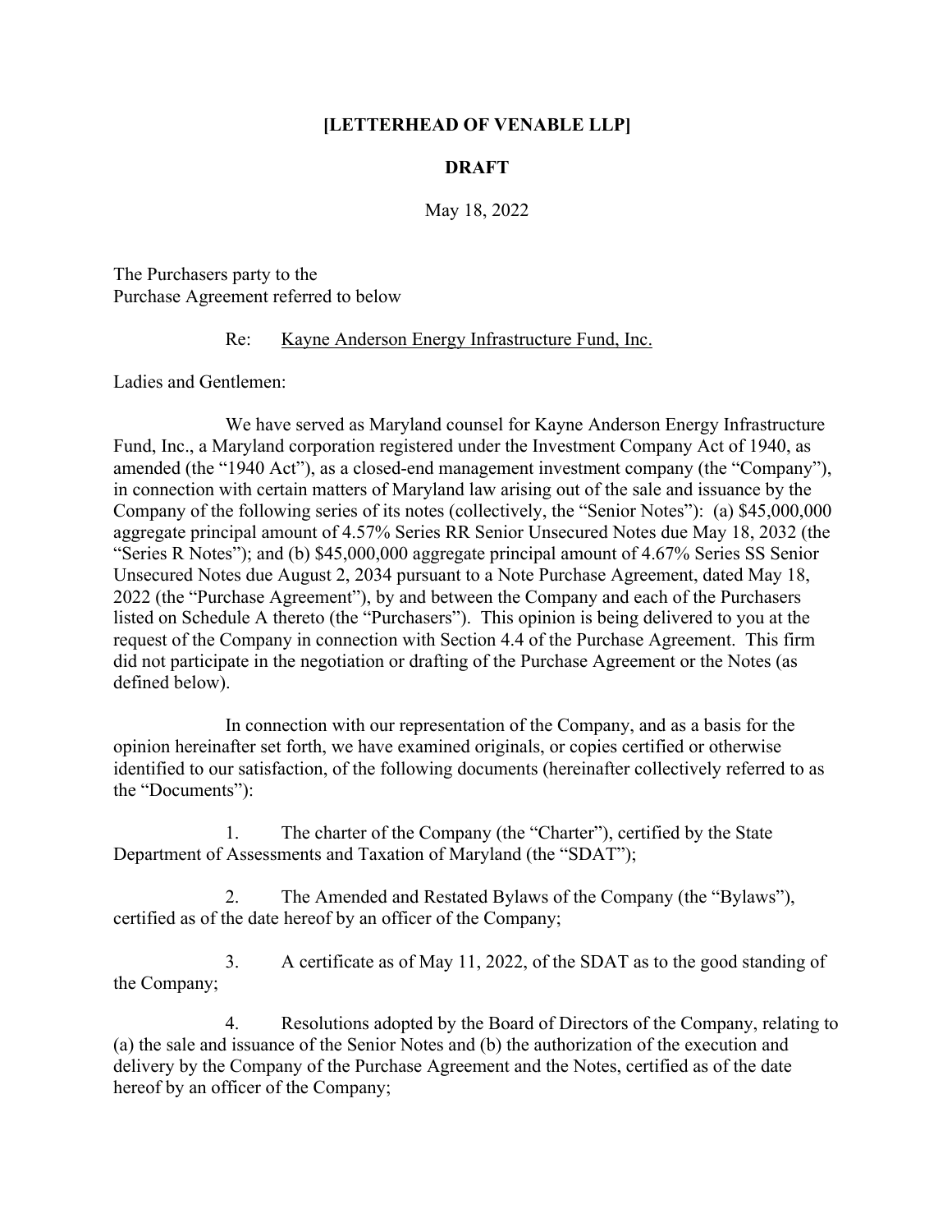**[LETTERHEAD OF VENABLE LLP]**

**DRAFT**

May 18, 2022

The Purchasers party to the
Purchase Agreement referred to below

Re: Kayne Anderson Energy Infrastructure Fund, Inc.

Ladies and Gentlemen:

We have served as Maryland counsel for Kayne Anderson Energy Infrastructure Fund, Inc., a Maryland corporation registered under the Investment Company Act of 1940, as amended (the "1940 Act"), as a closed-end management investment company (the "Company"), in connection with certain matters of Maryland law arising out of the sale and issuance by the Company of the following series of its notes (collectively, the "Senior Notes"): (a) $45,000,000 aggregate principal amount of 4.57% Series RR Senior Unsecured Notes due May 18, 2032 (the "Series R Notes"); and (b) $45,000,000 aggregate principal amount of 4.67% Series SS Senior Unsecured Notes due August 2, 2034 pursuant to a Note Purchase Agreement, dated May 18, 2022 (the "Purchase Agreement"), by and between the Company and each of the Purchasers listed on Schedule A thereto (the "Purchasers"). This opinion is being delivered to you at the request of the Company in connection with Section 4.4 of the Purchase Agreement. This firm did not participate in the negotiation or drafting of the Purchase Agreement or the Notes (as defined below).

In connection with our representation of the Company, and as a basis for the opinion hereinafter set forth, we have examined originals, or copies certified or otherwise identified to our satisfaction, of the following documents (hereinafter collectively referred to as the "Documents"):

1. The charter of the Company (the "Charter"), certified by the State Department of Assessments and Taxation of Maryland (the "SDAT");

2. The Amended and Restated Bylaws of the Company (the "Bylaws"), certified as of the date hereof by an officer of the Company;

3. A certificate as of May 11, 2022, of the SDAT as to the good standing of the Company;

4. Resolutions adopted by the Board of Directors of the Company, relating to (a) the sale and issuance of the Senior Notes and (b) the authorization of the execution and delivery by the Company of the Purchase Agreement and the Notes, certified as of the date hereof by an officer of the Company;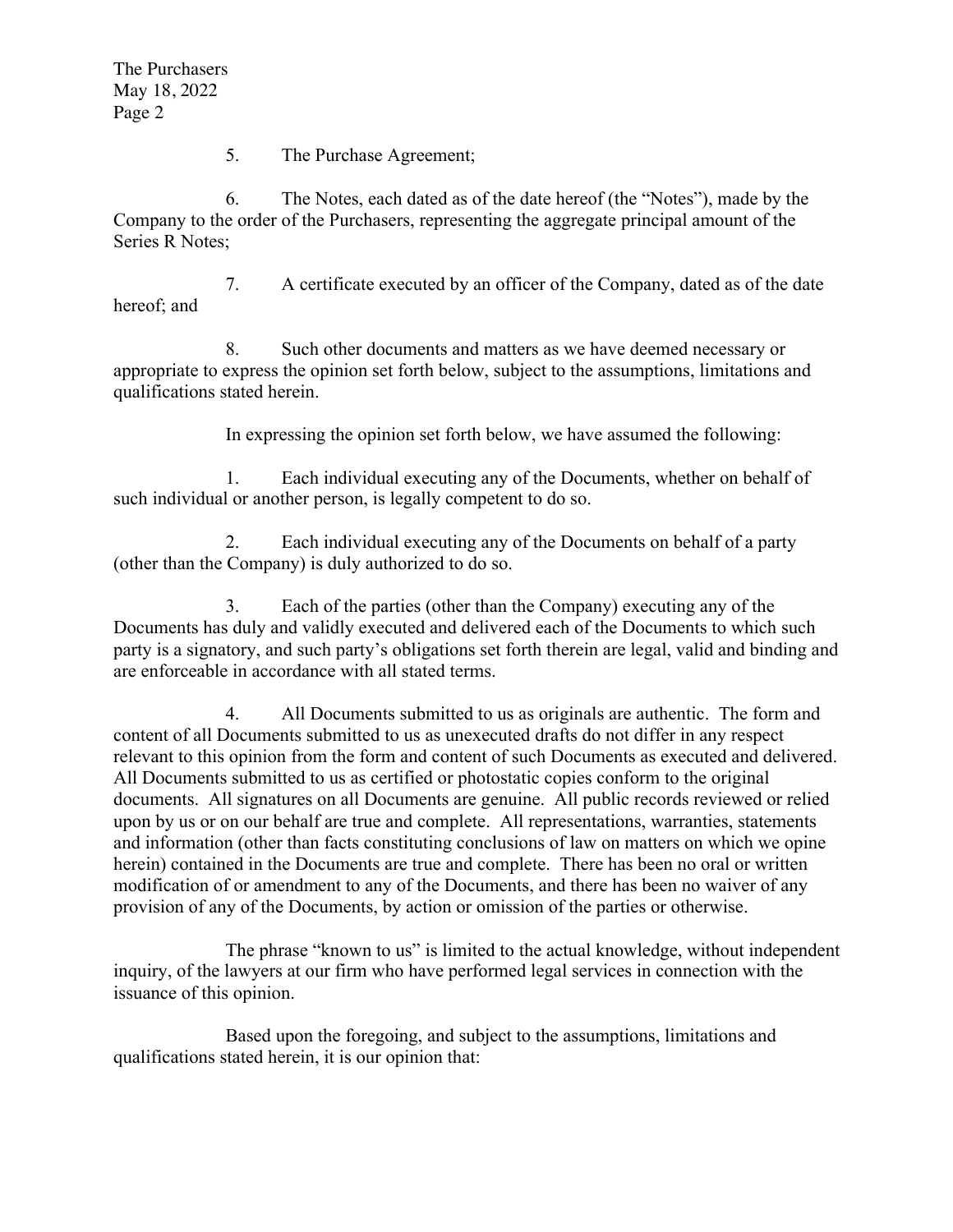5. The Purchase Agreement;

6. The Notes, each dated as of the date hereof (the “Notes”), made by the Company to the order of the Purchasers, representing the aggregate principal amount of the Series R Notes;

7. A certificate executed by an officer of the Company, dated as of the date hereof; and

8. Such other documents and matters as we have deemed necessary or appropriate to express the opinion set forth below, subject to the assumptions, limitations and qualifications stated herein.

In expressing the opinion set forth below, we have assumed the following:

1. Each individual executing any of the Documents, whether on behalf of such individual or another person, is legally competent to do so.

2. Each individual executing any of the Documents on behalf of a party (other than the Company) is duly authorized to do so.

3. Each of the parties (other than the Company) executing any of the Documents has duly and validly executed and delivered each of the Documents to which such party is a signatory, and such party’s obligations set forth therein are legal, valid and binding and are enforceable in accordance with all stated terms.

4. All Documents submitted to us as originals are authentic. The form and content of all Documents submitted to us as unexecuted drafts do not differ in any respect relevant to this opinion from the form and content of such Documents as executed and delivered. All Documents submitted to us as certified or photostatic copies conform to the original documents. All signatures on all Documents are genuine. All public records reviewed or relied upon by us or on our behalf are true and complete. All representations, warranties, statements and information (other than facts constituting conclusions of law on matters on which we opine herein) contained in the Documents are true and complete. There has been no oral or written modification of or amendment to any of the Documents, and there has been no waiver of any provision of any of the Documents, by action or omission of the parties or otherwise.

The phrase “known to us” is limited to the actual knowledge, without independent inquiry, of the lawyers at our firm who have performed legal services in connection with the issuance of this opinion.

Based upon the foregoing, and subject to the assumptions, limitations and qualifications stated herein, it is our opinion that: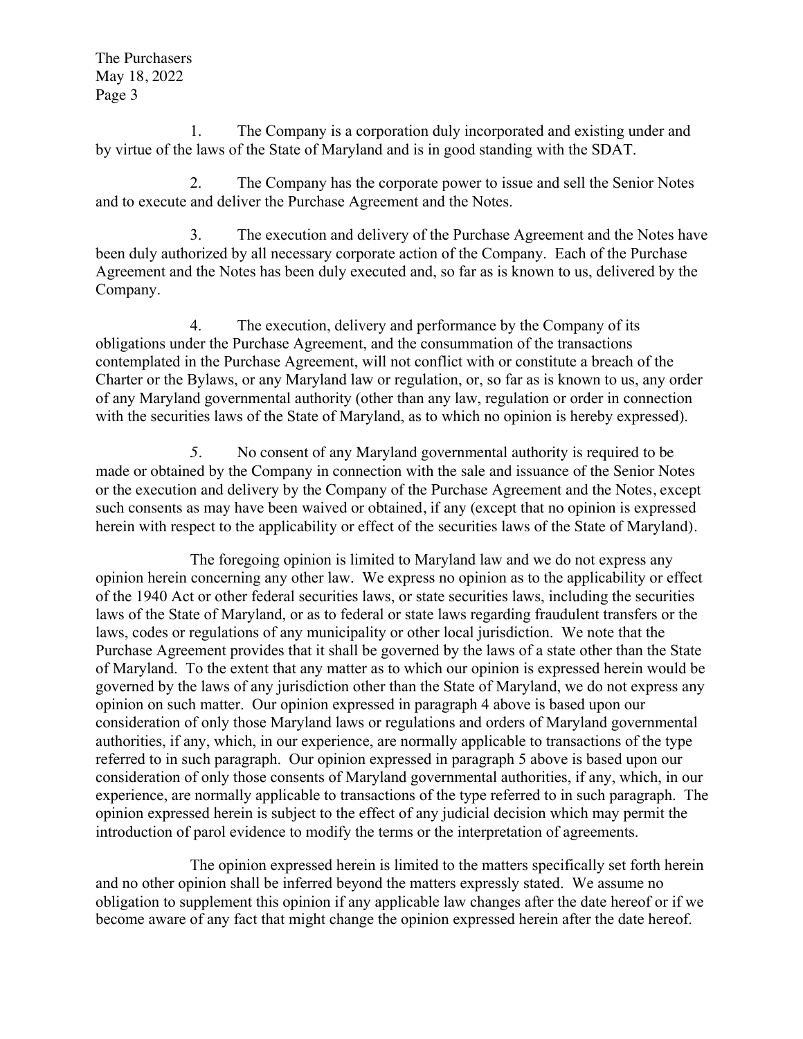1. The Company is a corporation duly incorporated and existing under and by virtue of the laws of the State of Maryland and is in good standing with the SDAT.

2. The Company has the corporate power to issue and sell the Senior Notes and to execute and deliver the Purchase Agreement and the Notes.

3. The execution and delivery of the Purchase Agreement and the Notes have been duly authorized by all necessary corporate action of the Company. Each of the Purchase Agreement and the Notes has been duly executed and, so far as is known to us, delivered by the Company.

4. The execution, delivery and performance by the Company of its obligations under the Purchase Agreement, and the consummation of the transactions contemplated in the Purchase Agreement, will not conflict with or constitute a breach of the Charter or the Bylaws, or any Maryland law or regulation, or, so far as is known to us, any order of any Maryland governmental authority (other than any law, regulation or order in connection with the securities laws of the State of Maryland, as to which no opinion is hereby expressed).

5. No consent of any Maryland governmental authority is required to be made or obtained by the Company in connection with the sale and issuance of the Senior Notes or the execution and delivery by the Company of the Purchase Agreement and the Notes, except such consents as may have been waived or obtained, if any (except that no opinion is expressed herein with respect to the applicability or effect of the securities laws of the State of Maryland).

The foregoing opinion is limited to Maryland law and we do not express any opinion herein concerning any other law. We express no opinion as to the applicability or effect of the 1940 Act or other federal securities laws, or state securities laws, including the securities laws of the State of Maryland, or as to federal or state laws regarding fraudulent transfers or the laws, codes or regulations of any municipality or other local jurisdiction. We note that the Purchase Agreement provides that it shall be governed by the laws of a state other than the State of Maryland. To the extent that any matter as to which our opinion is expressed herein would be governed by the laws of any jurisdiction other than the State of Maryland, we do not express any opinion on such matter. Our opinion expressed in paragraph 4 above is based upon our consideration of only those Maryland laws or regulations and orders of Maryland governmental authorities, if any, which, in our experience, are normally applicable to transactions of the type referred to in such paragraph. Our opinion expressed in paragraph 5 above is based upon our consideration of only those consents of Maryland governmental authorities, if any, which, in our experience, are normally applicable to transactions of the type referred to in such paragraph. The opinion expressed herein is subject to the effect of any judicial decision which may permit the introduction of parol evidence to modify the terms or the interpretation of agreements.

The opinion expressed herein is limited to the matters specifically set forth herein and no other opinion shall be inferred beyond the matters expressly stated. We assume no obligation to supplement this opinion if any applicable law changes after the date hereof or if we become aware of any fact that might change the opinion expressed herein after the date hereof.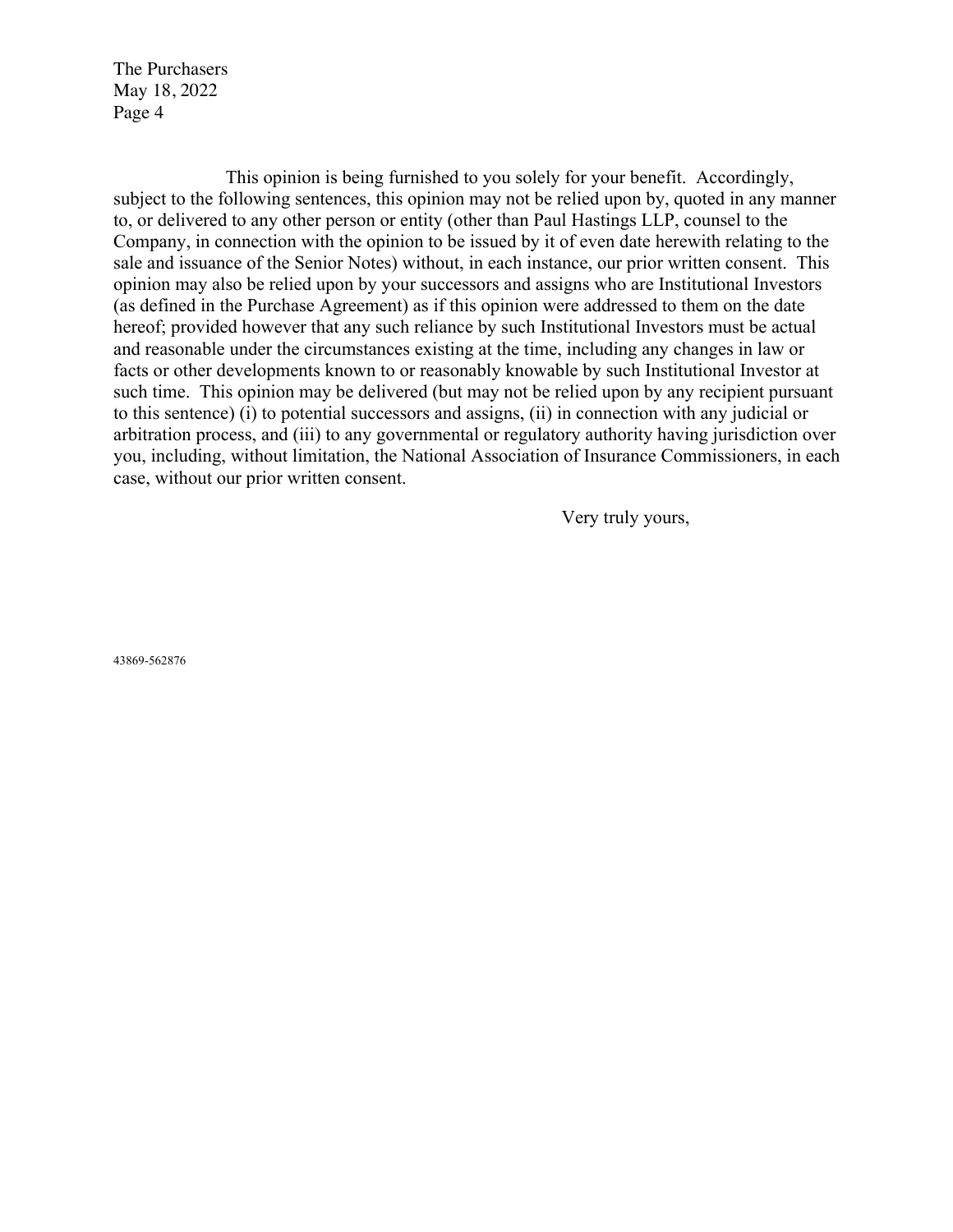This opinion is being furnished to you solely for your benefit. Accordingly, subject to the following sentences, this opinion may not be relied upon by, quoted in any manner to, or delivered to any other person or entity (other than Paul Hastings LLP, counsel to the Company, in connection with the opinion to be issued by it of even date herewith relating to the sale and issuance of the Senior Notes) without, in each instance, our prior written consent. This opinion may also be relied upon by your successors and assigns who are Institutional Investors (as defined in the Purchase Agreement) as if this opinion were addressed to them on the date hereof; provided however that any such reliance by such Institutional Investors must be actual and reasonable under the circumstances existing at the time, including any changes in law or facts or other developments known to or reasonably knowable by such Institutional Investor at such time. This opinion may be delivered (but may not be relied upon by any recipient pursuant to this sentence) (i) to potential successors and assigns, (ii) in connection with any judicial or arbitration process, and (iii) to any governmental or regulatory authority having jurisdiction over you, including, without limitation, the National Association of Insurance Commissioners, in each case, without our prior written consent.

Very truly yours,

43869-562876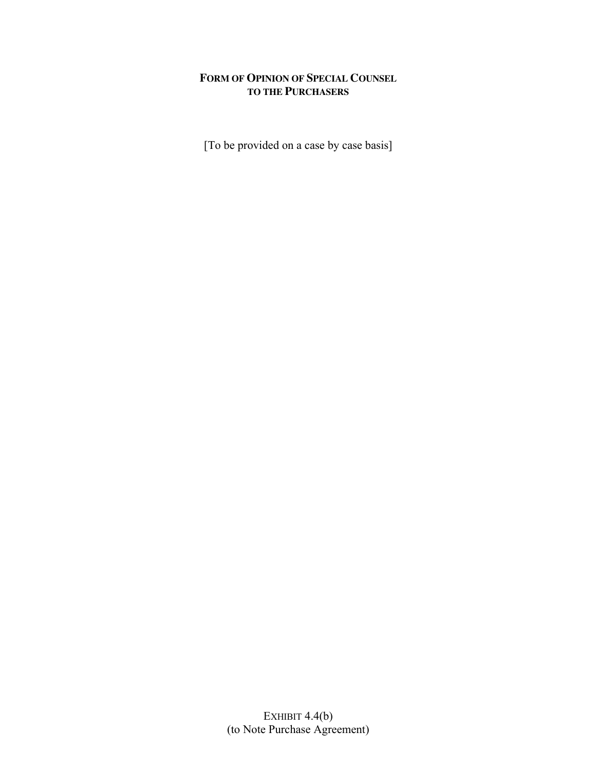# FORM OF OPINION OF SPECIAL COUNSEL TO THE PURCHASERS

[To be provided on a case by case basis]

EXHIBIT 4.4(b)
(to Note Purchase Agreement)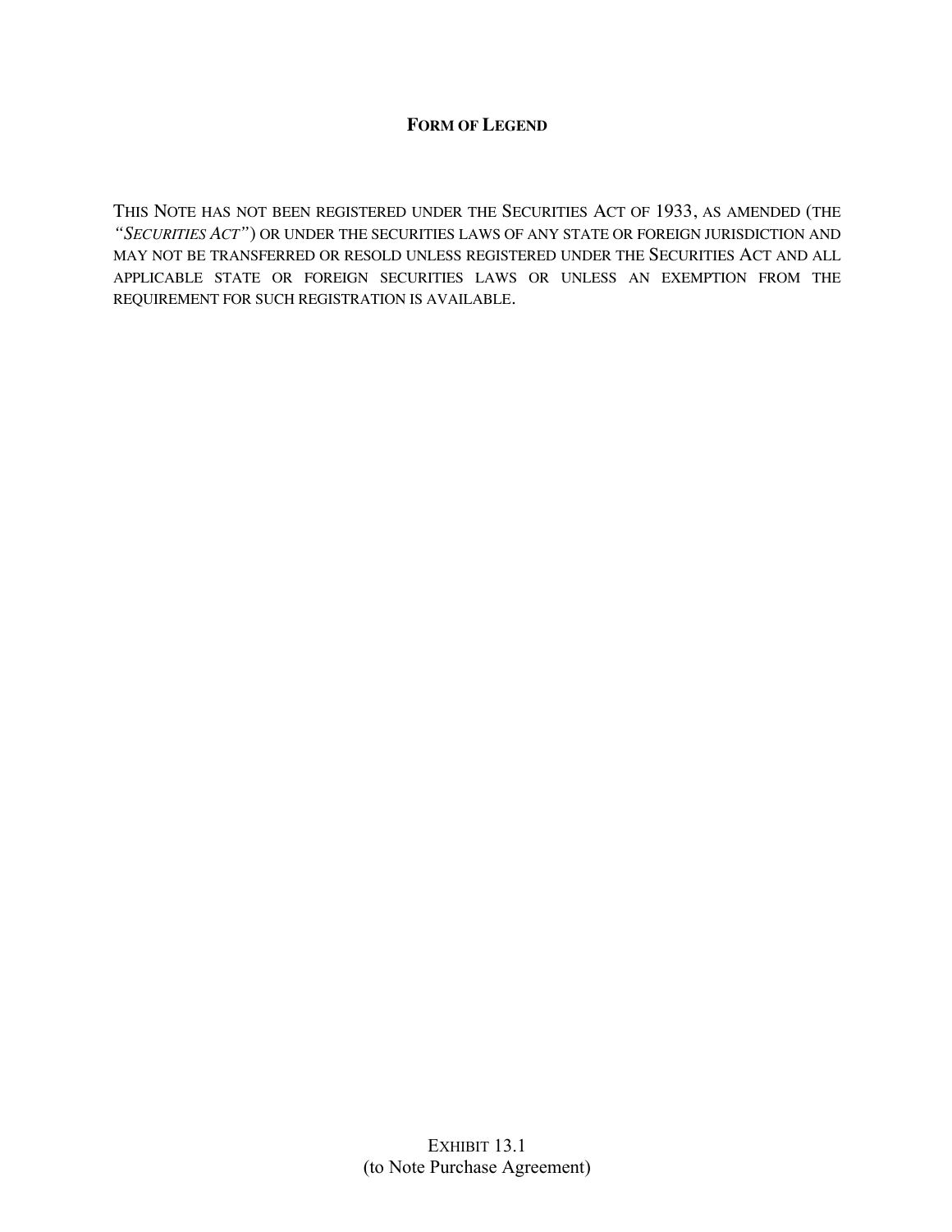**FORM OF LEGEND**

THIS NOTE HAS NOT BEEN REGISTERED UNDER THE SECURITIES ACT OF 1933, AS AMENDED (THE *"SECURITIES ACT"*) OR UNDER THE SECURITIES LAWS OF ANY STATE OR FOREIGN JURISDICTION AND MAY NOT BE TRANSFERRED OR RESOLD UNLESS REGISTERED UNDER THE SECURITIES ACT AND ALL APPLICABLE STATE OR FOREIGN SECURITIES LAWS OR UNLESS AN EXEMPTION FROM THE REQUIREMENT FOR SUCH REGISTRATION IS AVAILABLE.

EXHIBIT 13.1
(to Note Purchase Agreement)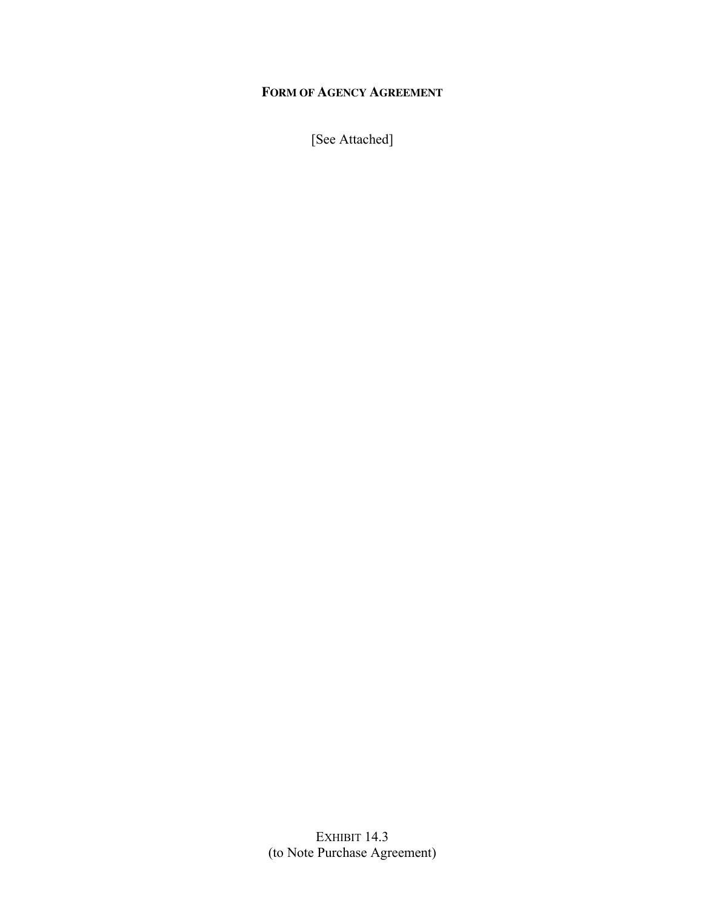**FORM OF AGENCY AGREEMENT**

[See Attached]

EXHIBIT 14.3
(to Note Purchase Agreement)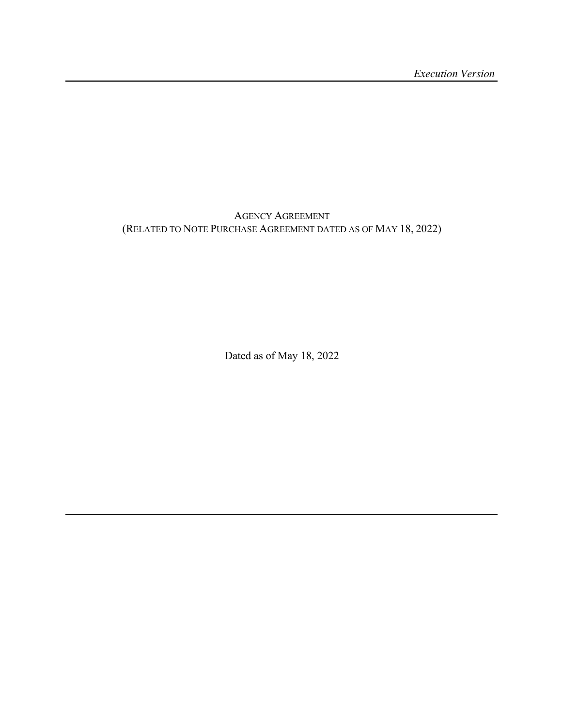*Execution Version*

# AGENCY AGREEMENT
## (RELATED TO NOTE PURCHASE AGREEMENT DATED AS OF MAY 18, 2022)

Dated as of May 18, 2022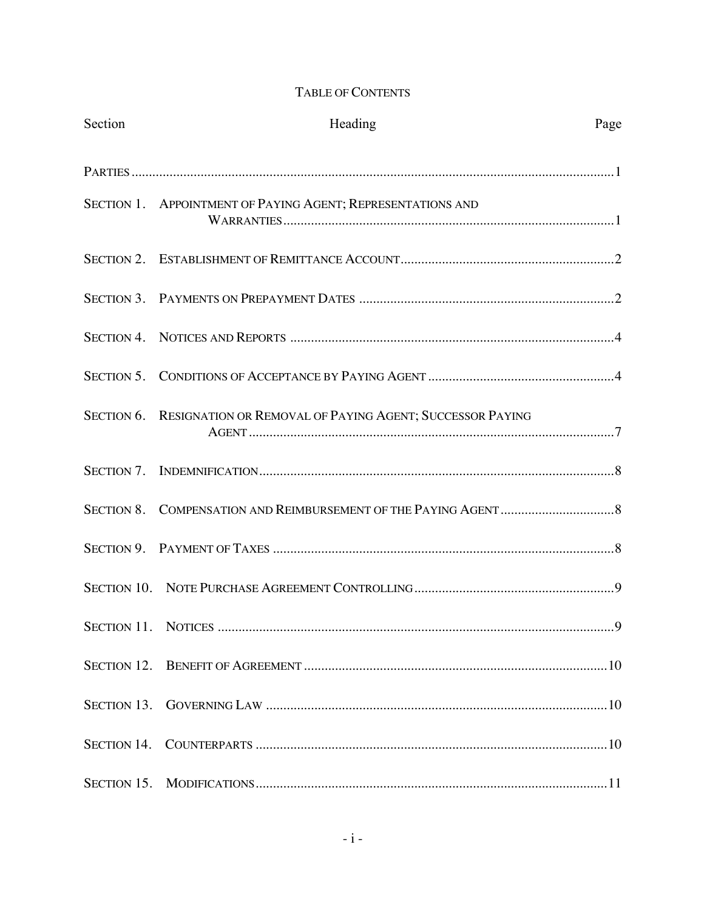# TABLE OF CONTENTS

| Section | Heading | Page |
|---|---|---|
| PARTIES | | 1 |
| SECTION 1. | APPOINTMENT OF PAYING AGENT; REPRESENTATIONS AND WARRANTIES | 1 |
| SECTION 2. | ESTABLISHMENT OF REMITTANCE ACCOUNT | 2 |
| SECTION 3. | PAYMENTS ON PREPAYMENT DATES | 2 |
| SECTION 4. | NOTICES AND REPORTS | 4 |
| SECTION 5. | CONDITIONS OF ACCEPTANCE BY PAYING AGENT | 4 |
| SECTION 6. | RESIGNATION OR REMOVAL OF PAYING AGENT; SUCCESSOR PAYING AGENT | 7 |
| SECTION 7. | INDEMNIFICATION | 8 |
| SECTION 8. | COMPENSATION AND REIMBURSEMENT OF THE PAYING AGENT | 8 |
| SECTION 9. | PAYMENT OF TAXES | 8 |
| SECTION 10. | NOTE PURCHASE AGREEMENT CONTROLLING | 9 |
| SECTION 11. | NOTICES | 9 |
| SECTION 12. | BENEFIT OF AGREEMENT | 10 |
| SECTION 13. | GOVERNING LAW | 10 |
| SECTION 14. | COUNTERPARTS | 10 |
| SECTION 15. | MODIFICATIONS | 11 |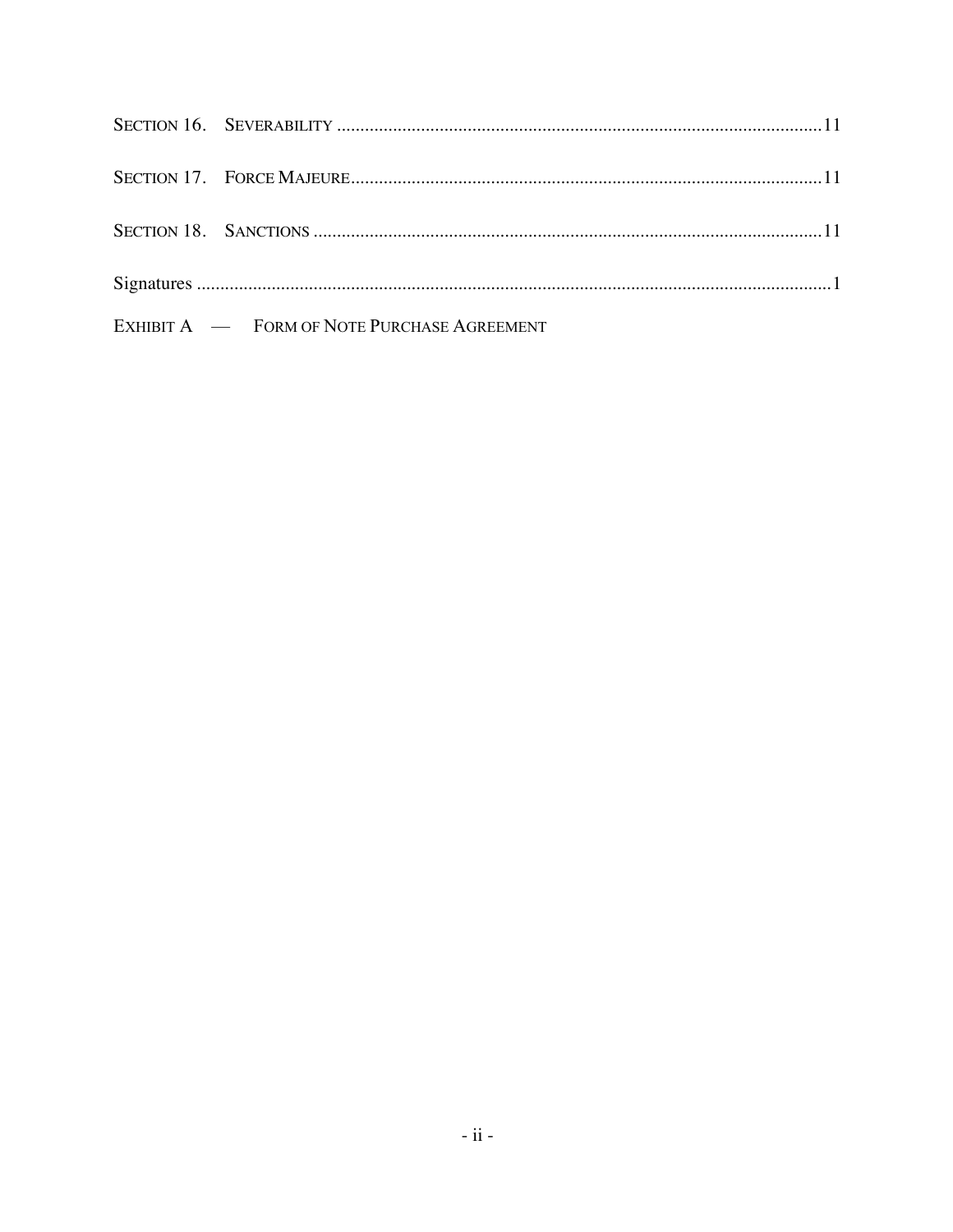| | | |
|---|---|---|
| SECTION 16. | SEVERABILITY | 11 |
| SECTION 17. | FORCE MAJEURE | 11 |
| SECTION 18. | SANCTIONS | 11 |
| Signatures | | 1 |

EXHIBIT A — FORM OF NOTE PURCHASE AGREEMENT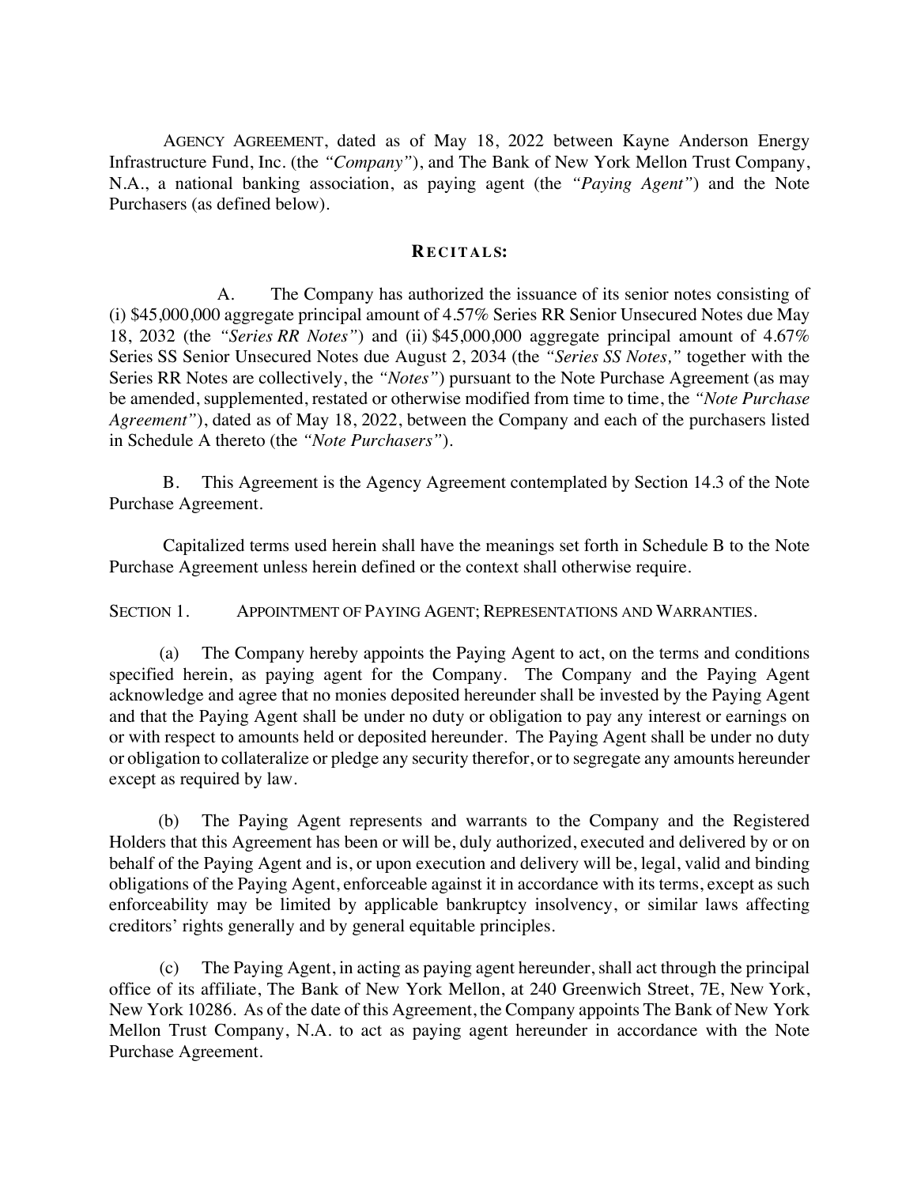AGENCY AGREEMENT, dated as of May 18, 2022 between Kayne Anderson Energy Infrastructure Fund, Inc. (the *"Company"*), and The Bank of New York Mellon Trust Company, N.A., a national banking association, as paying agent (the *"Paying Agent"*) and the Note Purchasers (as defined below).

## RECITALS:

A. The Company has authorized the issuance of its senior notes consisting of (i) $45,000,000 aggregate principal amount of 4.57% Series RR Senior Unsecured Notes due May 18, 2032 (the *"Series RR Notes"*) and (ii) $45,000,000 aggregate principal amount of 4.67% Series SS Senior Unsecured Notes due August 2, 2034 (the *"Series SS Notes,"* together with the Series RR Notes are collectively, the *"Notes"*) pursuant to the Note Purchase Agreement (as may be amended, supplemented, restated or otherwise modified from time to time, the *"Note Purchase Agreement"*), dated as of May 18, 2022, between the Company and each of the purchasers listed in Schedule A thereto (the *"Note Purchasers"*).

B. This Agreement is the Agency Agreement contemplated by Section 14.3 of the Note Purchase Agreement.

Capitalized terms used herein shall have the meanings set forth in Schedule B to the Note Purchase Agreement unless herein defined or the context shall otherwise require.

SECTION 1. APPOINTMENT OF PAYING AGENT; REPRESENTATIONS AND WARRANTIES.

(a) The Company hereby appoints the Paying Agent to act, on the terms and conditions specified herein, as paying agent for the Company. The Company and the Paying Agent acknowledge and agree that no monies deposited hereunder shall be invested by the Paying Agent and that the Paying Agent shall be under no duty or obligation to pay any interest or earnings on or with respect to amounts held or deposited hereunder. The Paying Agent shall be under no duty or obligation to collateralize or pledge any security therefor, or to segregate any amounts hereunder except as required by law.

(b) The Paying Agent represents and warrants to the Company and the Registered Holders that this Agreement has been or will be, duly authorized, executed and delivered by or on behalf of the Paying Agent and is, or upon execution and delivery will be, legal, valid and binding obligations of the Paying Agent, enforceable against it in accordance with its terms, except as such enforceability may be limited by applicable bankruptcy insolvency, or similar laws affecting creditors' rights generally and by general equitable principles.

(c) The Paying Agent, in acting as paying agent hereunder, shall act through the principal office of its affiliate, The Bank of New York Mellon, at 240 Greenwich Street, 7E, New York, New York 10286. As of the date of this Agreement, the Company appoints The Bank of New York Mellon Trust Company, N.A. to act as paying agent hereunder in accordance with the Note Purchase Agreement.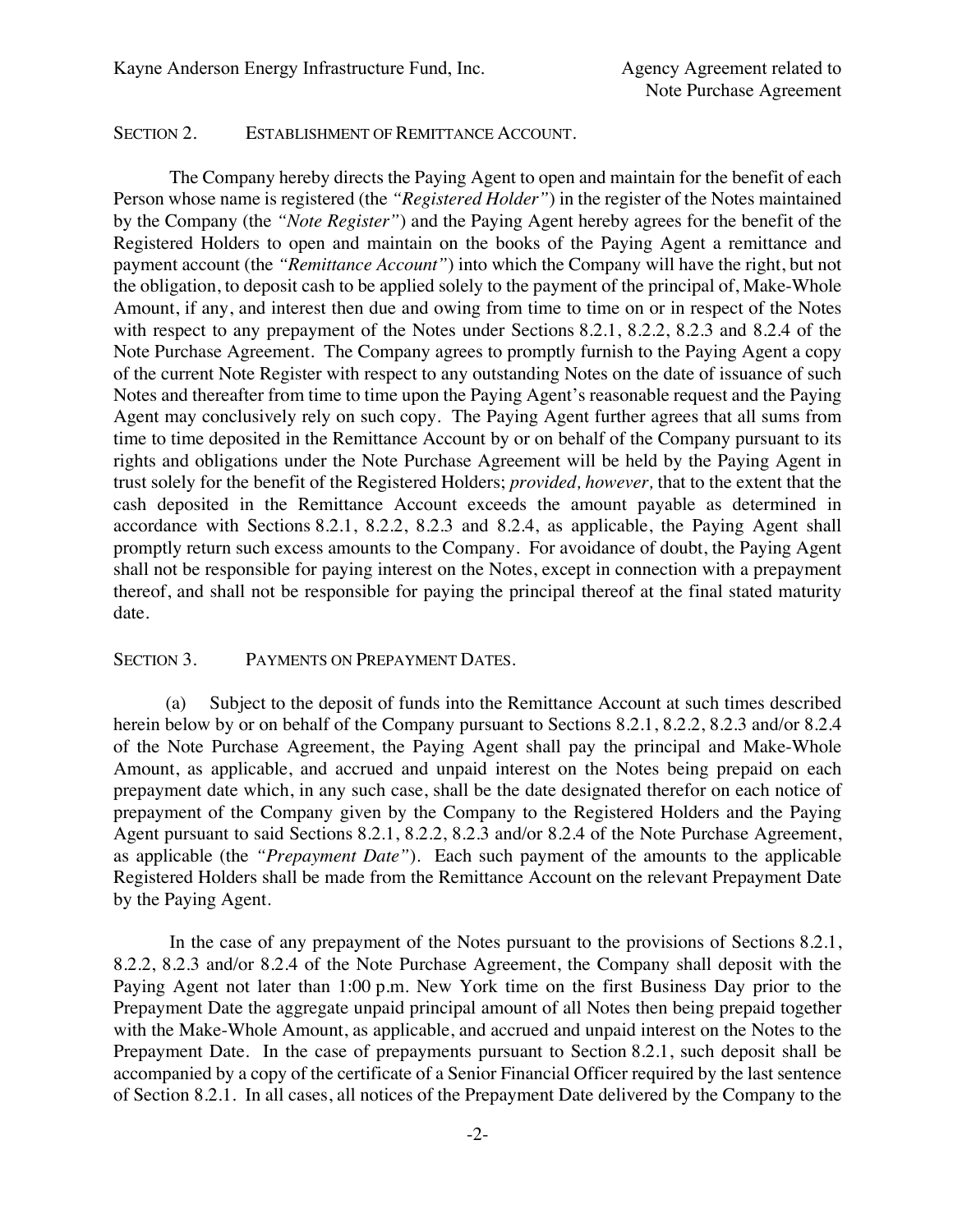SECTION 2. ESTABLISHMENT OF REMITTANCE ACCOUNT.

The Company hereby directs the Paying Agent to open and maintain for the benefit of each Person whose name is registered (the *"Registered Holder"*) in the register of the Notes maintained by the Company (the *"Note Register"*) and the Paying Agent hereby agrees for the benefit of the Registered Holders to open and maintain on the books of the Paying Agent a remittance and payment account (the *"Remittance Account"*) into which the Company will have the right, but not the obligation, to deposit cash to be applied solely to the payment of the principal of, Make-Whole Amount, if any, and interest then due and owing from time to time on or in respect of the Notes with respect to any prepayment of the Notes under Sections 8.2.1, 8.2.2, 8.2.3 and 8.2.4 of the Note Purchase Agreement. The Company agrees to promptly furnish to the Paying Agent a copy of the current Note Register with respect to any outstanding Notes on the date of issuance of such Notes and thereafter from time to time upon the Paying Agent's reasonable request and the Paying Agent may conclusively rely on such copy. The Paying Agent further agrees that all sums from time to time deposited in the Remittance Account by or on behalf of the Company pursuant to its rights and obligations under the Note Purchase Agreement will be held by the Paying Agent in trust solely for the benefit of the Registered Holders; *provided, however,* that to the extent that the cash deposited in the Remittance Account exceeds the amount payable as determined in accordance with Sections 8.2.1, 8.2.2, 8.2.3 and 8.2.4, as applicable, the Paying Agent shall promptly return such excess amounts to the Company. For avoidance of doubt, the Paying Agent shall not be responsible for paying interest on the Notes, except in connection with a prepayment thereof, and shall not be responsible for paying the principal thereof at the final stated maturity date.

SECTION 3. PAYMENTS ON PREPAYMENT DATES.

(a) Subject to the deposit of funds into the Remittance Account at such times described herein below by or on behalf of the Company pursuant to Sections 8.2.1, 8.2.2, 8.2.3 and/or 8.2.4 of the Note Purchase Agreement, the Paying Agent shall pay the principal and Make-Whole Amount, as applicable, and accrued and unpaid interest on the Notes being prepaid on each prepayment date which, in any such case, shall be the date designated therefor on each notice of prepayment of the Company given by the Company to the Registered Holders and the Paying Agent pursuant to said Sections 8.2.1, 8.2.2, 8.2.3 and/or 8.2.4 of the Note Purchase Agreement, as applicable (the *"Prepayment Date"*). Each such payment of the amounts to the applicable Registered Holders shall be made from the Remittance Account on the relevant Prepayment Date by the Paying Agent.

In the case of any prepayment of the Notes pursuant to the provisions of Sections 8.2.1, 8.2.2, 8.2.3 and/or 8.2.4 of the Note Purchase Agreement, the Company shall deposit with the Paying Agent not later than 1:00 p.m. New York time on the first Business Day prior to the Prepayment Date the aggregate unpaid principal amount of all Notes then being prepaid together with the Make-Whole Amount, as applicable, and accrued and unpaid interest on the Notes to the Prepayment Date. In the case of prepayments pursuant to Section 8.2.1, such deposit shall be accompanied by a copy of the certificate of a Senior Financial Officer required by the last sentence of Section 8.2.1. In all cases, all notices of the Prepayment Date delivered by the Company to the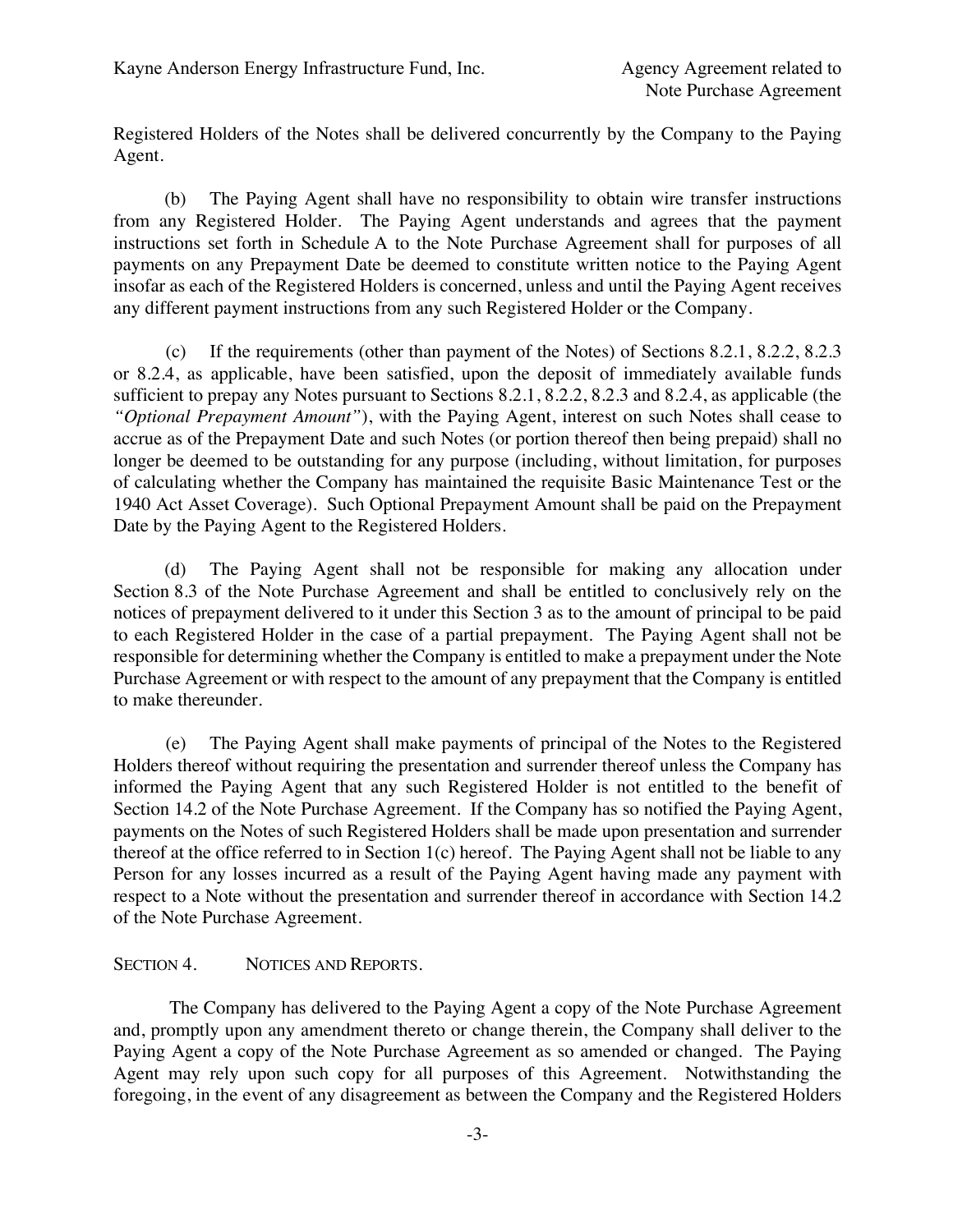Registered Holders of the Notes shall be delivered concurrently by the Company to the Paying Agent.

(b) The Paying Agent shall have no responsibility to obtain wire transfer instructions from any Registered Holder. The Paying Agent understands and agrees that the payment instructions set forth in Schedule A to the Note Purchase Agreement shall for purposes of all payments on any Prepayment Date be deemed to constitute written notice to the Paying Agent insofar as each of the Registered Holders is concerned, unless and until the Paying Agent receives any different payment instructions from any such Registered Holder or the Company.

(c) If the requirements (other than payment of the Notes) of Sections 8.2.1, 8.2.2, 8.2.3 or 8.2.4, as applicable, have been satisfied, upon the deposit of immediately available funds sufficient to prepay any Notes pursuant to Sections 8.2.1, 8.2.2, 8.2.3 and 8.2.4, as applicable (the *"Optional Prepayment Amount"*), with the Paying Agent, interest on such Notes shall cease to accrue as of the Prepayment Date and such Notes (or portion thereof then being prepaid) shall no longer be deemed to be outstanding for any purpose (including, without limitation, for purposes of calculating whether the Company has maintained the requisite Basic Maintenance Test or the 1940 Act Asset Coverage). Such Optional Prepayment Amount shall be paid on the Prepayment Date by the Paying Agent to the Registered Holders.

(d) The Paying Agent shall not be responsible for making any allocation under Section 8.3 of the Note Purchase Agreement and shall be entitled to conclusively rely on the notices of prepayment delivered to it under this Section 3 as to the amount of principal to be paid to each Registered Holder in the case of a partial prepayment. The Paying Agent shall not be responsible for determining whether the Company is entitled to make a prepayment under the Note Purchase Agreement or with respect to the amount of any prepayment that the Company is entitled to make thereunder.

(e) The Paying Agent shall make payments of principal of the Notes to the Registered Holders thereof without requiring the presentation and surrender thereof unless the Company has informed the Paying Agent that any such Registered Holder is not entitled to the benefit of Section 14.2 of the Note Purchase Agreement. If the Company has so notified the Paying Agent, payments on the Notes of such Registered Holders shall be made upon presentation and surrender thereof at the office referred to in Section 1(c) hereof. The Paying Agent shall not be liable to any Person for any losses incurred as a result of the Paying Agent having made any payment with respect to a Note without the presentation and surrender thereof in accordance with Section 14.2 of the Note Purchase Agreement.

SECTION 4. NOTICES AND REPORTS.

The Company has delivered to the Paying Agent a copy of the Note Purchase Agreement and, promptly upon any amendment thereto or change therein, the Company shall deliver to the Paying Agent a copy of the Note Purchase Agreement as so amended or changed. The Paying Agent may rely upon such copy for all purposes of this Agreement. Notwithstanding the foregoing, in the event of any disagreement as between the Company and the Registered Holders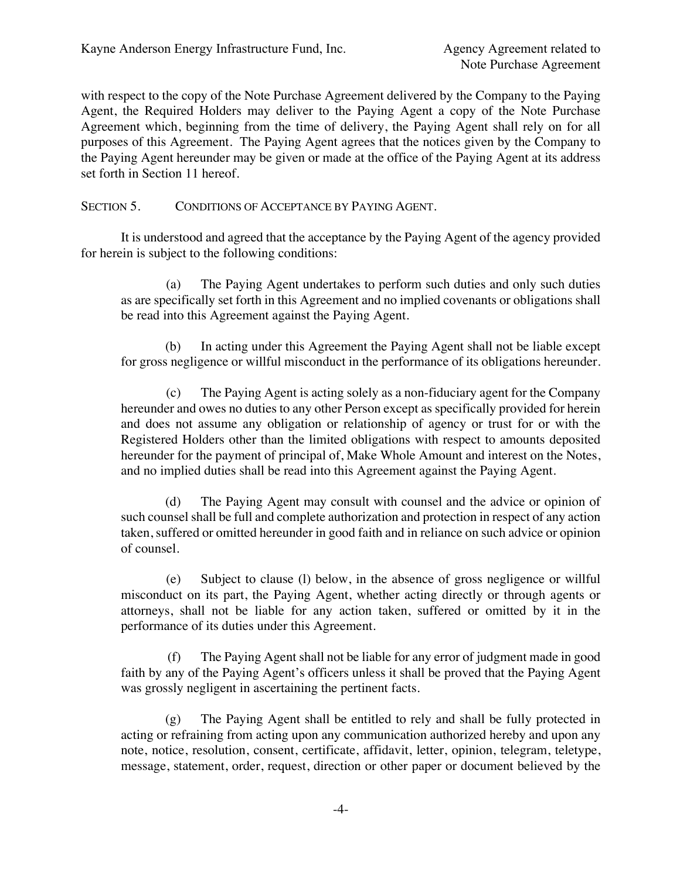with respect to the copy of the Note Purchase Agreement delivered by the Company to the Paying Agent, the Required Holders may deliver to the Paying Agent a copy of the Note Purchase Agreement which, beginning from the time of delivery, the Paying Agent shall rely on for all purposes of this Agreement. The Paying Agent agrees that the notices given by the Company to the Paying Agent hereunder may be given or made at the office of the Paying Agent at its address set forth in Section 11 hereof.

SECTION 5. CONDITIONS OF ACCEPTANCE BY PAYING AGENT.

It is understood and agreed that the acceptance by the Paying Agent of the agency provided for herein is subject to the following conditions:

(a) The Paying Agent undertakes to perform such duties and only such duties as are specifically set forth in this Agreement and no implied covenants or obligations shall be read into this Agreement against the Paying Agent.

(b) In acting under this Agreement the Paying Agent shall not be liable except for gross negligence or willful misconduct in the performance of its obligations hereunder.

(c) The Paying Agent is acting solely as a non-fiduciary agent for the Company hereunder and owes no duties to any other Person except as specifically provided for herein and does not assume any obligation or relationship of agency or trust for or with the Registered Holders other than the limited obligations with respect to amounts deposited hereunder for the payment of principal of, Make Whole Amount and interest on the Notes, and no implied duties shall be read into this Agreement against the Paying Agent.

(d) The Paying Agent may consult with counsel and the advice or opinion of such counsel shall be full and complete authorization and protection in respect of any action taken, suffered or omitted hereunder in good faith and in reliance on such advice or opinion of counsel.

(e) Subject to clause (l) below, in the absence of gross negligence or willful misconduct on its part, the Paying Agent, whether acting directly or through agents or attorneys, shall not be liable for any action taken, suffered or omitted by it in the performance of its duties under this Agreement.

(f) The Paying Agent shall not be liable for any error of judgment made in good faith by any of the Paying Agent's officers unless it shall be proved that the Paying Agent was grossly negligent in ascertaining the pertinent facts.

(g) The Paying Agent shall be entitled to rely and shall be fully protected in acting or refraining from acting upon any communication authorized hereby and upon any note, notice, resolution, consent, certificate, affidavit, letter, opinion, telegram, teletype, message, statement, order, request, direction or other paper or document believed by the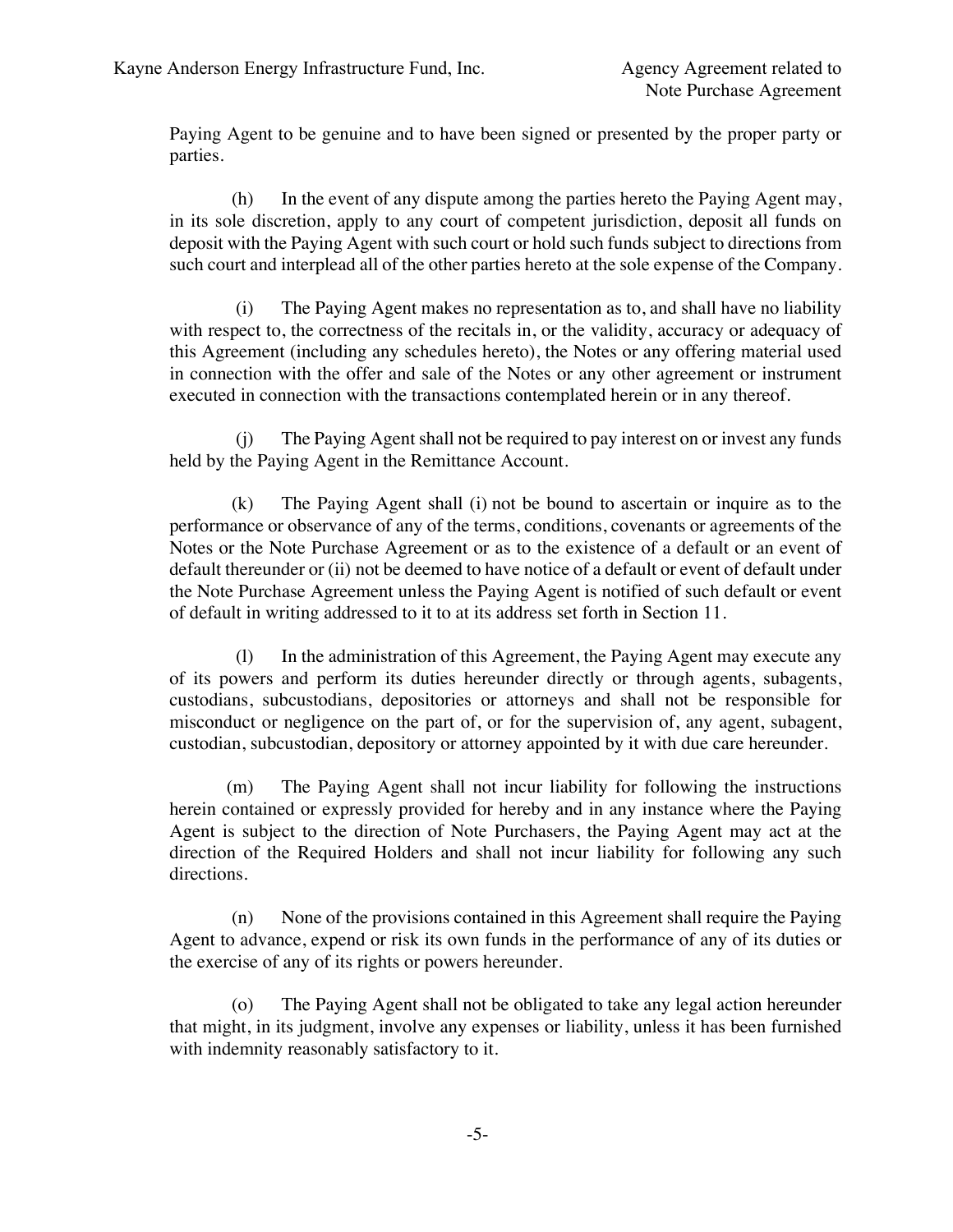Paying Agent to be genuine and to have been signed or presented by the proper party or parties.

(h) In the event of any dispute among the parties hereto the Paying Agent may, in its sole discretion, apply to any court of competent jurisdiction, deposit all funds on deposit with the Paying Agent with such court or hold such funds subject to directions from such court and interplead all of the other parties hereto at the sole expense of the Company.

(i) The Paying Agent makes no representation as to, and shall have no liability with respect to, the correctness of the recitals in, or the validity, accuracy or adequacy of this Agreement (including any schedules hereto), the Notes or any offering material used in connection with the offer and sale of the Notes or any other agreement or instrument executed in connection with the transactions contemplated herein or in any thereof.

(j) The Paying Agent shall not be required to pay interest on or invest any funds held by the Paying Agent in the Remittance Account.

(k) The Paying Agent shall (i) not be bound to ascertain or inquire as to the performance or observance of any of the terms, conditions, covenants or agreements of the Notes or the Note Purchase Agreement or as to the existence of a default or an event of default thereunder or (ii) not be deemed to have notice of a default or event of default under the Note Purchase Agreement unless the Paying Agent is notified of such default or event of default in writing addressed to it to at its address set forth in Section 11.

(l) In the administration of this Agreement, the Paying Agent may execute any of its powers and perform its duties hereunder directly or through agents, subagents, custodians, subcustodians, depositories or attorneys and shall not be responsible for misconduct or negligence on the part of, or for the supervision of, any agent, subagent, custodian, subcustodian, depository or attorney appointed by it with due care hereunder.

(m) The Paying Agent shall not incur liability for following the instructions herein contained or expressly provided for hereby and in any instance where the Paying Agent is subject to the direction of Note Purchasers, the Paying Agent may act at the direction of the Required Holders and shall not incur liability for following any such directions.

(n) None of the provisions contained in this Agreement shall require the Paying Agent to advance, expend or risk its own funds in the performance of any of its duties or the exercise of any of its rights or powers hereunder.

(o) The Paying Agent shall not be obligated to take any legal action hereunder that might, in its judgment, involve any expenses or liability, unless it has been furnished with indemnity reasonably satisfactory to it.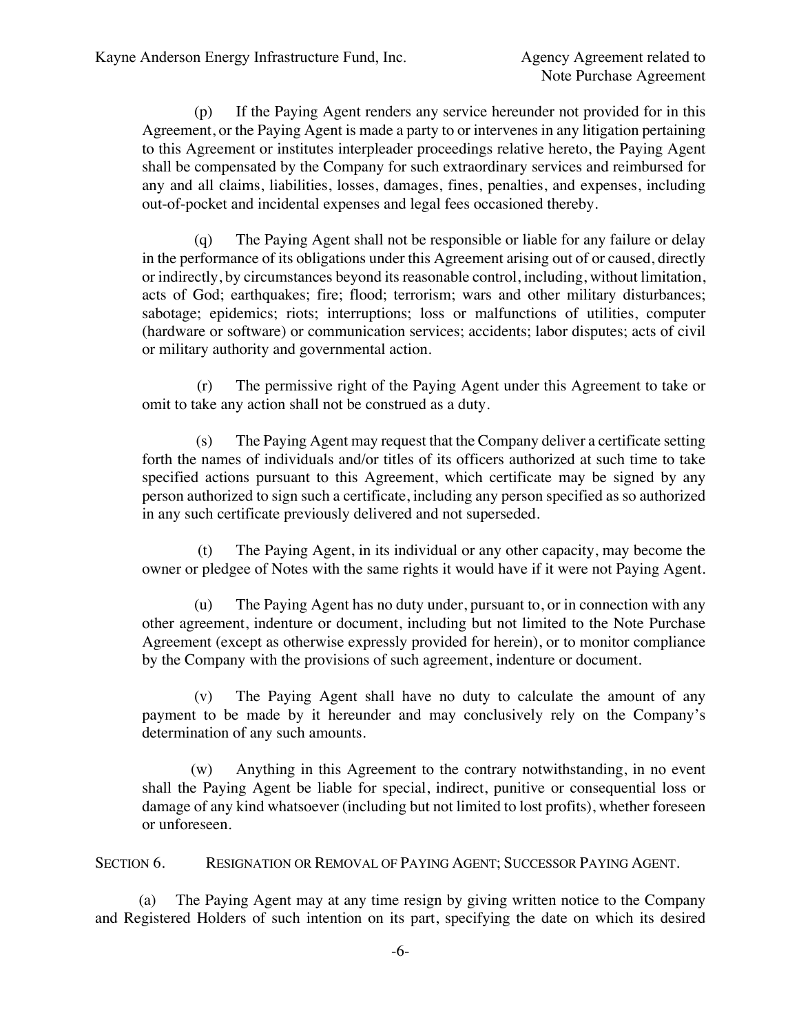(p) If the Paying Agent renders any service hereunder not provided for in this Agreement, or the Paying Agent is made a party to or intervenes in any litigation pertaining to this Agreement or institutes interpleader proceedings relative hereto, the Paying Agent shall be compensated by the Company for such extraordinary services and reimbursed for any and all claims, liabilities, losses, damages, fines, penalties, and expenses, including out-of-pocket and incidental expenses and legal fees occasioned thereby.

(q) The Paying Agent shall not be responsible or liable for any failure or delay in the performance of its obligations under this Agreement arising out of or caused, directly or indirectly, by circumstances beyond its reasonable control, including, without limitation, acts of God; earthquakes; fire; flood; terrorism; wars and other military disturbances; sabotage; epidemics; riots; interruptions; loss or malfunctions of utilities, computer (hardware or software) or communication services; accidents; labor disputes; acts of civil or military authority and governmental action.

(r) The permissive right of the Paying Agent under this Agreement to take or omit to take any action shall not be construed as a duty.

(s) The Paying Agent may request that the Company deliver a certificate setting forth the names of individuals and/or titles of its officers authorized at such time to take specified actions pursuant to this Agreement, which certificate may be signed by any person authorized to sign such a certificate, including any person specified as so authorized in any such certificate previously delivered and not superseded.

(t) The Paying Agent, in its individual or any other capacity, may become the owner or pledgee of Notes with the same rights it would have if it were not Paying Agent.

(u) The Paying Agent has no duty under, pursuant to, or in connection with any other agreement, indenture or document, including but not limited to the Note Purchase Agreement (except as otherwise expressly provided for herein), or to monitor compliance by the Company with the provisions of such agreement, indenture or document.

(v) The Paying Agent shall have no duty to calculate the amount of any payment to be made by it hereunder and may conclusively rely on the Company's determination of any such amounts.

(w) Anything in this Agreement to the contrary notwithstanding, in no event shall the Paying Agent be liable for special, indirect, punitive or consequential loss or damage of any kind whatsoever (including but not limited to lost profits), whether foreseen or unforeseen.

SECTION 6. RESIGNATION OR REMOVAL OF PAYING AGENT; SUCCESSOR PAYING AGENT.

(a) The Paying Agent may at any time resign by giving written notice to the Company and Registered Holders of such intention on its part, specifying the date on which its desired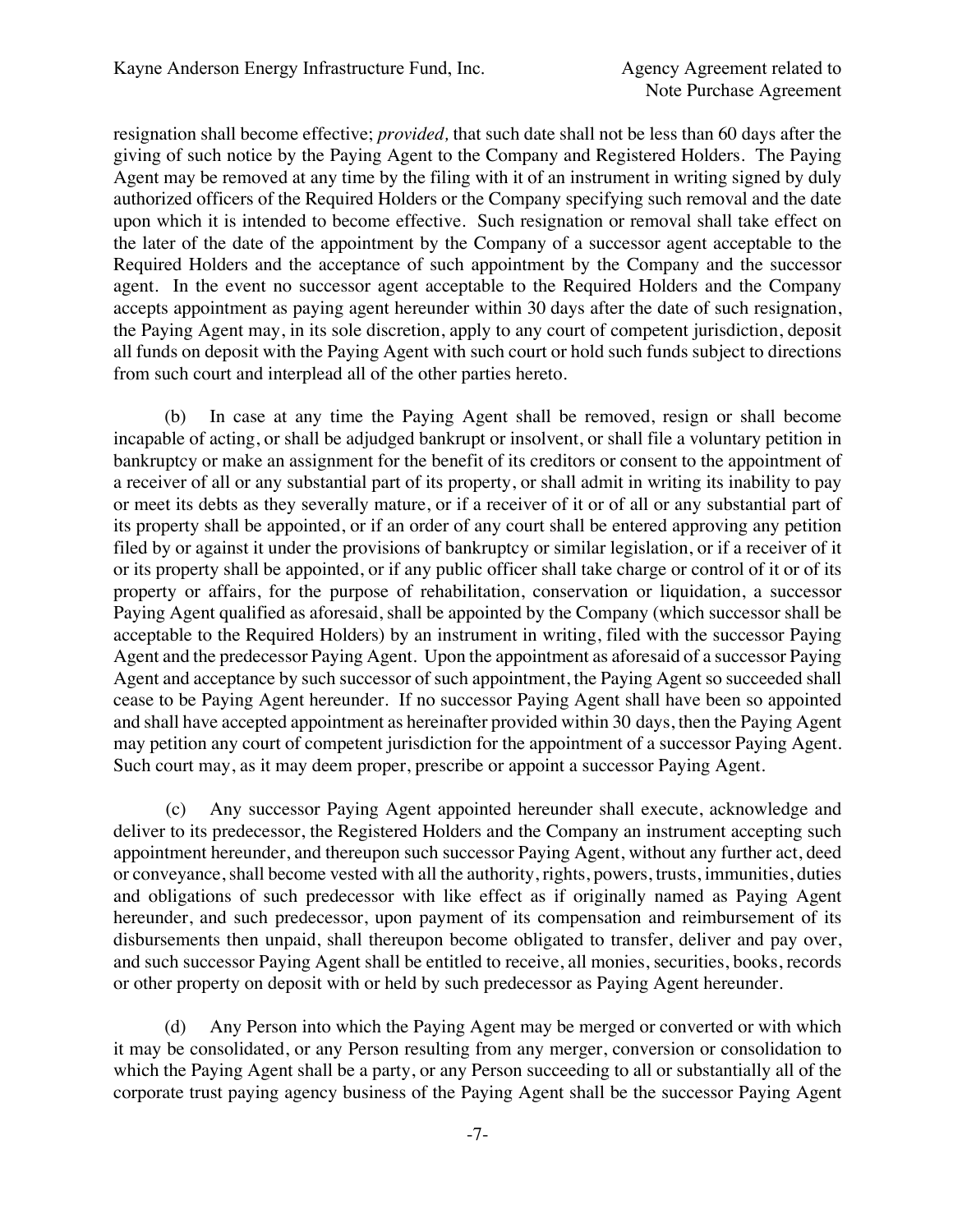resignation shall become effective; *provided,* that such date shall not be less than 60 days after the giving of such notice by the Paying Agent to the Company and Registered Holders. The Paying Agent may be removed at any time by the filing with it of an instrument in writing signed by duly authorized officers of the Required Holders or the Company specifying such removal and the date upon which it is intended to become effective. Such resignation or removal shall take effect on the later of the date of the appointment by the Company of a successor agent acceptable to the Required Holders and the acceptance of such appointment by the Company and the successor agent. In the event no successor agent acceptable to the Required Holders and the Company accepts appointment as paying agent hereunder within 30 days after the date of such resignation, the Paying Agent may, in its sole discretion, apply to any court of competent jurisdiction, deposit all funds on deposit with the Paying Agent with such court or hold such funds subject to directions from such court and interplead all of the other parties hereto.

(b) In case at any time the Paying Agent shall be removed, resign or shall become incapable of acting, or shall be adjudged bankrupt or insolvent, or shall file a voluntary petition in bankruptcy or make an assignment for the benefit of its creditors or consent to the appointment of a receiver of all or any substantial part of its property, or shall admit in writing its inability to pay or meet its debts as they severally mature, or if a receiver of it or of all or any substantial part of its property shall be appointed, or if an order of any court shall be entered approving any petition filed by or against it under the provisions of bankruptcy or similar legislation, or if a receiver of it or its property shall be appointed, or if any public officer shall take charge or control of it or of its property or affairs, for the purpose of rehabilitation, conservation or liquidation, a successor Paying Agent qualified as aforesaid, shall be appointed by the Company (which successor shall be acceptable to the Required Holders) by an instrument in writing, filed with the successor Paying Agent and the predecessor Paying Agent. Upon the appointment as aforesaid of a successor Paying Agent and acceptance by such successor of such appointment, the Paying Agent so succeeded shall cease to be Paying Agent hereunder. If no successor Paying Agent shall have been so appointed and shall have accepted appointment as hereinafter provided within 30 days, then the Paying Agent may petition any court of competent jurisdiction for the appointment of a successor Paying Agent. Such court may, as it may deem proper, prescribe or appoint a successor Paying Agent.

(c) Any successor Paying Agent appointed hereunder shall execute, acknowledge and deliver to its predecessor, the Registered Holders and the Company an instrument accepting such appointment hereunder, and thereupon such successor Paying Agent, without any further act, deed or conveyance, shall become vested with all the authority, rights, powers, trusts, immunities, duties and obligations of such predecessor with like effect as if originally named as Paying Agent hereunder, and such predecessor, upon payment of its compensation and reimbursement of its disbursements then unpaid, shall thereupon become obligated to transfer, deliver and pay over, and such successor Paying Agent shall be entitled to receive, all monies, securities, books, records or other property on deposit with or held by such predecessor as Paying Agent hereunder.

(d) Any Person into which the Paying Agent may be merged or converted or with which it may be consolidated, or any Person resulting from any merger, conversion or consolidation to which the Paying Agent shall be a party, or any Person succeeding to all or substantially all of the corporate trust paying agency business of the Paying Agent shall be the successor Paying Agent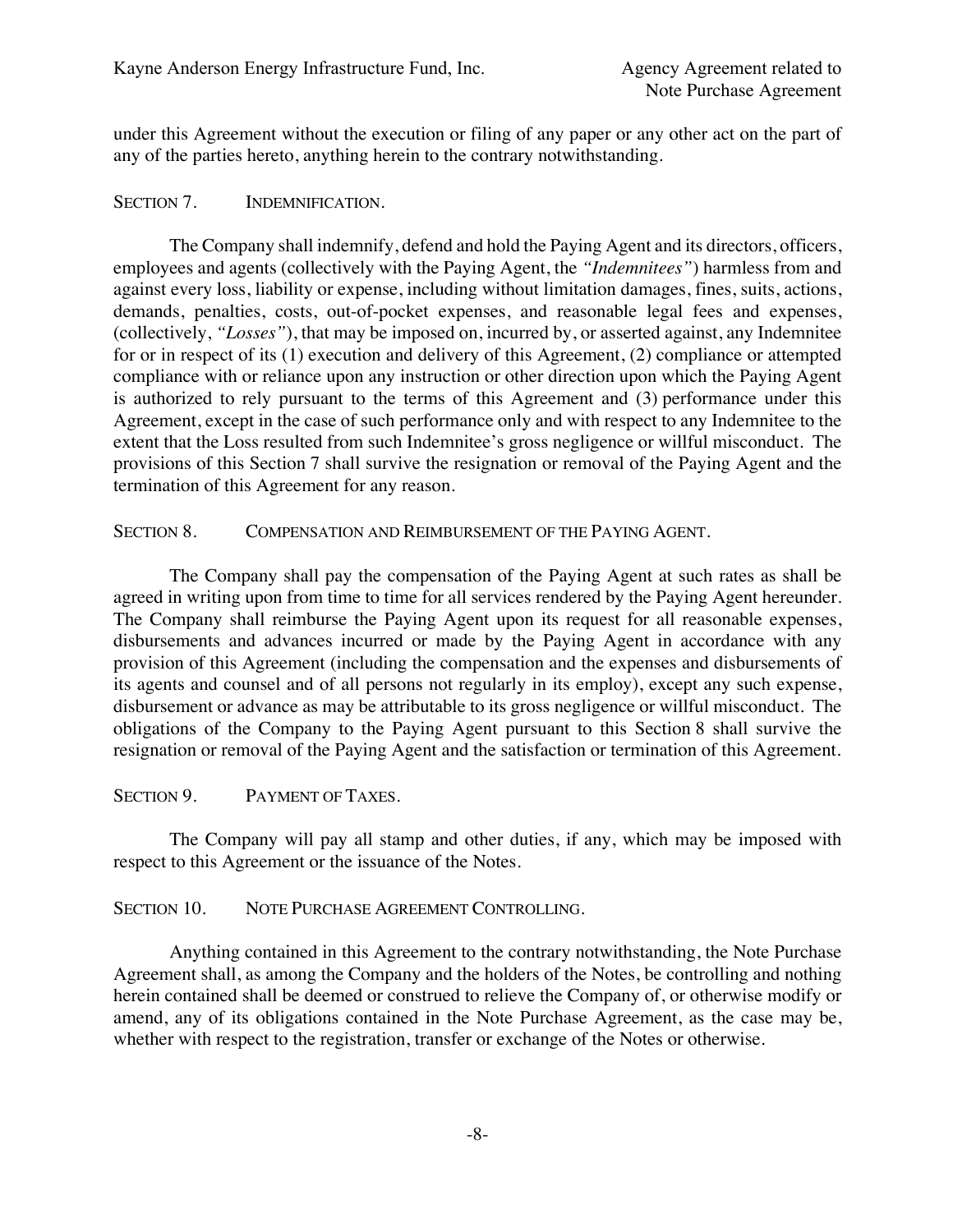under this Agreement without the execution or filing of any paper or any other act on the part of any of the parties hereto, anything herein to the contrary notwithstanding.

## SECTION 7. INDEMNIFICATION.

The Company shall indemnify, defend and hold the Paying Agent and its directors, officers, employees and agents (collectively with the Paying Agent, the *"Indemnitees"*) harmless from and against every loss, liability or expense, including without limitation damages, fines, suits, actions, demands, penalties, costs, out-of-pocket expenses, and reasonable legal fees and expenses, (collectively, *"Losses"*), that may be imposed on, incurred by, or asserted against, any Indemnitee for or in respect of its (1) execution and delivery of this Agreement, (2) compliance or attempted compliance with or reliance upon any instruction or other direction upon which the Paying Agent is authorized to rely pursuant to the terms of this Agreement and (3) performance under this Agreement, except in the case of such performance only and with respect to any Indemnitee to the extent that the Loss resulted from such Indemnitee's gross negligence or willful misconduct. The provisions of this Section 7 shall survive the resignation or removal of the Paying Agent and the termination of this Agreement for any reason.

## SECTION 8. COMPENSATION AND REIMBURSEMENT OF THE PAYING AGENT.

The Company shall pay the compensation of the Paying Agent at such rates as shall be agreed in writing upon from time to time for all services rendered by the Paying Agent hereunder. The Company shall reimburse the Paying Agent upon its request for all reasonable expenses, disbursements and advances incurred or made by the Paying Agent in accordance with any provision of this Agreement (including the compensation and the expenses and disbursements of its agents and counsel and of all persons not regularly in its employ), except any such expense, disbursement or advance as may be attributable to its gross negligence or willful misconduct. The obligations of the Company to the Paying Agent pursuant to this Section 8 shall survive the resignation or removal of the Paying Agent and the satisfaction or termination of this Agreement.

## SECTION 9. PAYMENT OF TAXES.

The Company will pay all stamp and other duties, if any, which may be imposed with respect to this Agreement or the issuance of the Notes.

## SECTION 10. NOTE PURCHASE AGREEMENT CONTROLLING.

Anything contained in this Agreement to the contrary notwithstanding, the Note Purchase Agreement shall, as among the Company and the holders of the Notes, be controlling and nothing herein contained shall be deemed or construed to relieve the Company of, or otherwise modify or amend, any of its obligations contained in the Note Purchase Agreement, as the case may be, whether with respect to the registration, transfer or exchange of the Notes or otherwise.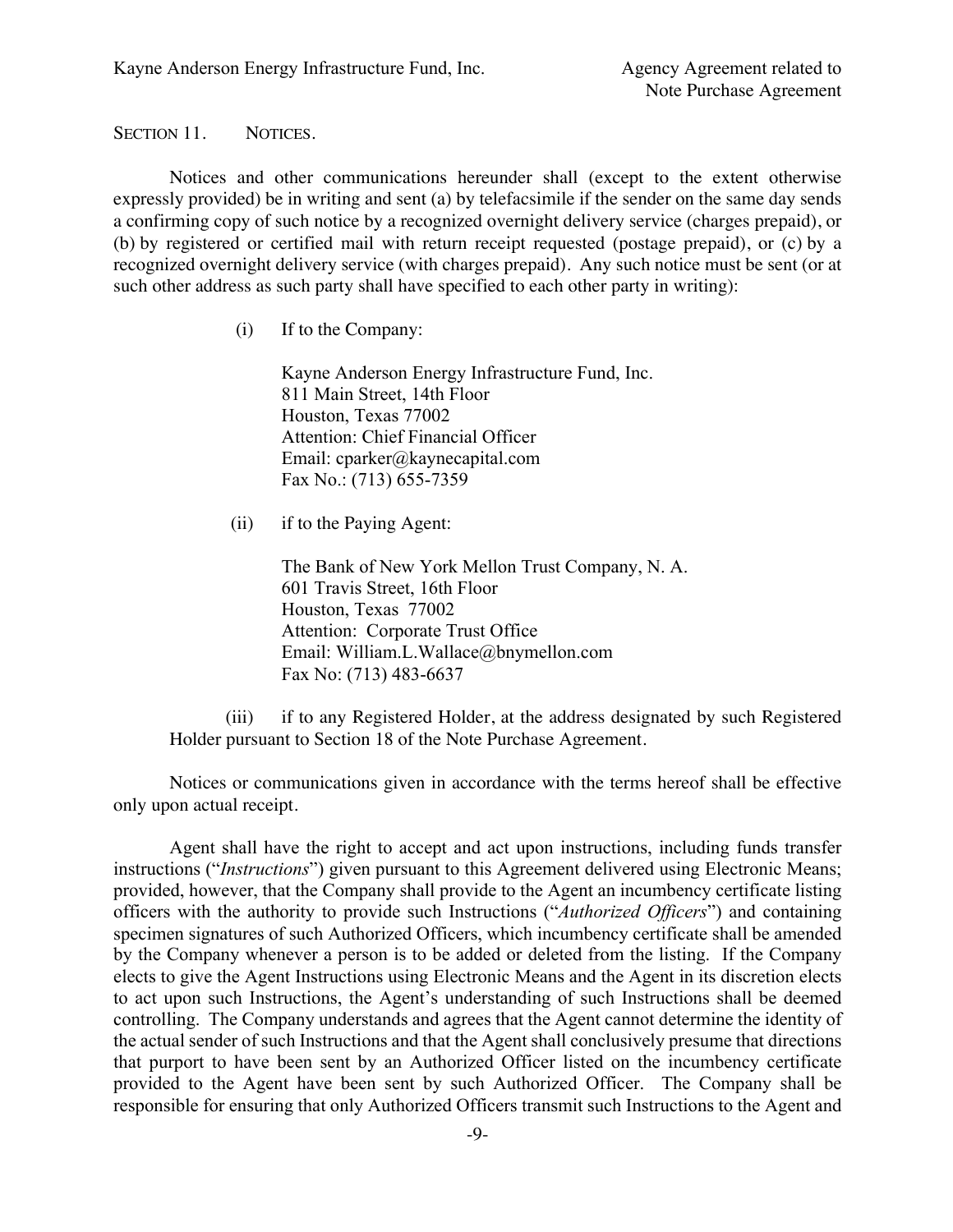Section 11. Notices.

Notices and other communications hereunder shall (except to the extent otherwise expressly provided) be in writing and sent (a) by telefacsimile if the sender on the same day sends a confirming copy of such notice by a recognized overnight delivery service (charges prepaid), or (b) by registered or certified mail with return receipt requested (postage prepaid), or (c) by a recognized overnight delivery service (with charges prepaid). Any such notice must be sent (or at such other address as such party shall have specified to each other party in writing):

(i) If to the Company:

Kayne Anderson Energy Infrastructure Fund, Inc.
811 Main Street, 14th Floor
Houston, Texas 77002
Attention: Chief Financial Officer
Email: cparker@kaynecapital.com
Fax No.: (713) 655-7359

(ii) if to the Paying Agent:

The Bank of New York Mellon Trust Company, N. A.
601 Travis Street, 16th Floor
Houston, Texas 77002
Attention: Corporate Trust Office
Email: William.L.Wallace@bnymellon.com
Fax No: (713) 483-6637

(iii) if to any Registered Holder, at the address designated by such Registered Holder pursuant to Section 18 of the Note Purchase Agreement.

Notices or communications given in accordance with the terms hereof shall be effective only upon actual receipt.

Agent shall have the right to accept and act upon instructions, including funds transfer instructions ("*Instructions*") given pursuant to this Agreement delivered using Electronic Means; provided, however, that the Company shall provide to the Agent an incumbency certificate listing officers with the authority to provide such Instructions ("*Authorized Officers*") and containing specimen signatures of such Authorized Officers, which incumbency certificate shall be amended by the Company whenever a person is to be added or deleted from the listing. If the Company elects to give the Agent Instructions using Electronic Means and the Agent in its discretion elects to act upon such Instructions, the Agent's understanding of such Instructions shall be deemed controlling. The Company understands and agrees that the Agent cannot determine the identity of the actual sender of such Instructions and that the Agent shall conclusively presume that directions that purport to have been sent by an Authorized Officer listed on the incumbency certificate provided to the Agent have been sent by such Authorized Officer. The Company shall be responsible for ensuring that only Authorized Officers transmit such Instructions to the Agent and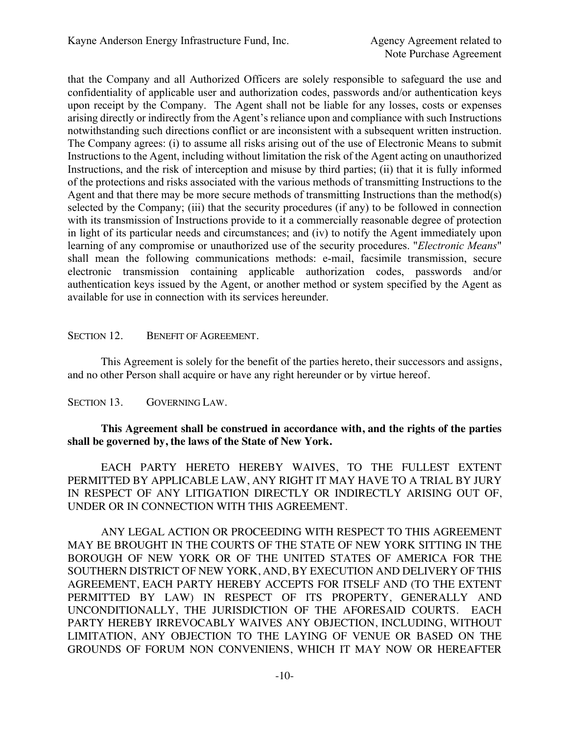that the Company and all Authorized Officers are solely responsible to safeguard the use and confidentiality of applicable user and authorization codes, passwords and/or authentication keys upon receipt by the Company. The Agent shall not be liable for any losses, costs or expenses arising directly or indirectly from the Agent's reliance upon and compliance with such Instructions notwithstanding such directions conflict or are inconsistent with a subsequent written instruction. The Company agrees: (i) to assume all risks arising out of the use of Electronic Means to submit Instructions to the Agent, including without limitation the risk of the Agent acting on unauthorized Instructions, and the risk of interception and misuse by third parties; (ii) that it is fully informed of the protections and risks associated with the various methods of transmitting Instructions to the Agent and that there may be more secure methods of transmitting Instructions than the method(s) selected by the Company; (iii) that the security procedures (if any) to be followed in connection with its transmission of Instructions provide to it a commercially reasonable degree of protection in light of its particular needs and circumstances; and (iv) to notify the Agent immediately upon learning of any compromise or unauthorized use of the security procedures. "*Electronic Means*" shall mean the following communications methods: e-mail, facsimile transmission, secure electronic transmission containing applicable authorization codes, passwords and/or authentication keys issued by the Agent, or another method or system specified by the Agent as available for use in connection with its services hereunder.

## SECTION 12. BENEFIT OF AGREEMENT.

This Agreement is solely for the benefit of the parties hereto, their successors and assigns, and no other Person shall acquire or have any right hereunder or by virtue hereof.

## SECTION 13. GOVERNING LAW.

**This Agreement shall be construed in accordance with, and the rights of the parties shall be governed by, the laws of the State of New York.**

EACH PARTY HERETO HEREBY WAIVES, TO THE FULLEST EXTENT PERMITTED BY APPLICABLE LAW, ANY RIGHT IT MAY HAVE TO A TRIAL BY JURY IN RESPECT OF ANY LITIGATION DIRECTLY OR INDIRECTLY ARISING OUT OF, UNDER OR IN CONNECTION WITH THIS AGREEMENT.

ANY LEGAL ACTION OR PROCEEDING WITH RESPECT TO THIS AGREEMENT MAY BE BROUGHT IN THE COURTS OF THE STATE OF NEW YORK SITTING IN THE BOROUGH OF NEW YORK OR OF THE UNITED STATES OF AMERICA FOR THE SOUTHERN DISTRICT OF NEW YORK, AND, BY EXECUTION AND DELIVERY OF THIS AGREEMENT, EACH PARTY HEREBY ACCEPTS FOR ITSELF AND (TO THE EXTENT PERMITTED BY LAW) IN RESPECT OF ITS PROPERTY, GENERALLY AND UNCONDITIONALLY, THE JURISDICTION OF THE AFORESAID COURTS. EACH PARTY HEREBY IRREVOCABLY WAIVES ANY OBJECTION, INCLUDING, WITHOUT LIMITATION, ANY OBJECTION TO THE LAYING OF VENUE OR BASED ON THE GROUNDS OF FORUM NON CONVENIENS, WHICH IT MAY NOW OR HEREAFTER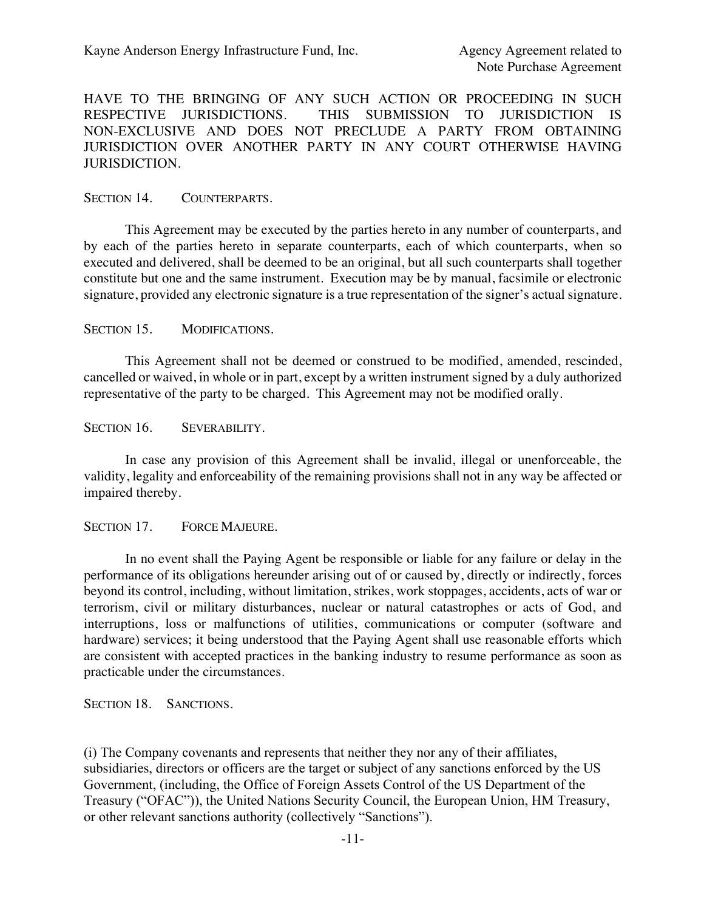HAVE TO THE BRINGING OF ANY SUCH ACTION OR PROCEEDING IN SUCH RESPECTIVE JURISDICTIONS. THIS SUBMISSION TO JURISDICTION IS NON-EXCLUSIVE AND DOES NOT PRECLUDE A PARTY FROM OBTAINING JURISDICTION OVER ANOTHER PARTY IN ANY COURT OTHERWISE HAVING JURISDICTION.

SECTION 14. COUNTERPARTS.

This Agreement may be executed by the parties hereto in any number of counterparts, and by each of the parties hereto in separate counterparts, each of which counterparts, when so executed and delivered, shall be deemed to be an original, but all such counterparts shall together constitute but one and the same instrument. Execution may be by manual, facsimile or electronic signature, provided any electronic signature is a true representation of the signer's actual signature.

SECTION 15. MODIFICATIONS.

This Agreement shall not be deemed or construed to be modified, amended, rescinded, cancelled or waived, in whole or in part, except by a written instrument signed by a duly authorized representative of the party to be charged. This Agreement may not be modified orally.

SECTION 16. SEVERABILITY.

In case any provision of this Agreement shall be invalid, illegal or unenforceable, the validity, legality and enforceability of the remaining provisions shall not in any way be affected or impaired thereby.

SECTION 17. FORCE MAJEURE.

In no event shall the Paying Agent be responsible or liable for any failure or delay in the performance of its obligations hereunder arising out of or caused by, directly or indirectly, forces beyond its control, including, without limitation, strikes, work stoppages, accidents, acts of war or terrorism, civil or military disturbances, nuclear or natural catastrophes or acts of God, and interruptions, loss or malfunctions of utilities, communications or computer (software and hardware) services; it being understood that the Paying Agent shall use reasonable efforts which are consistent with accepted practices in the banking industry to resume performance as soon as practicable under the circumstances.

SECTION 18. SANCTIONS.

(i) The Company covenants and represents that neither they nor any of their affiliates, subsidiaries, directors or officers are the target or subject of any sanctions enforced by the US Government, (including, the Office of Foreign Assets Control of the US Department of the Treasury ("OFAC")), the United Nations Security Council, the European Union, HM Treasury, or other relevant sanctions authority (collectively "Sanctions").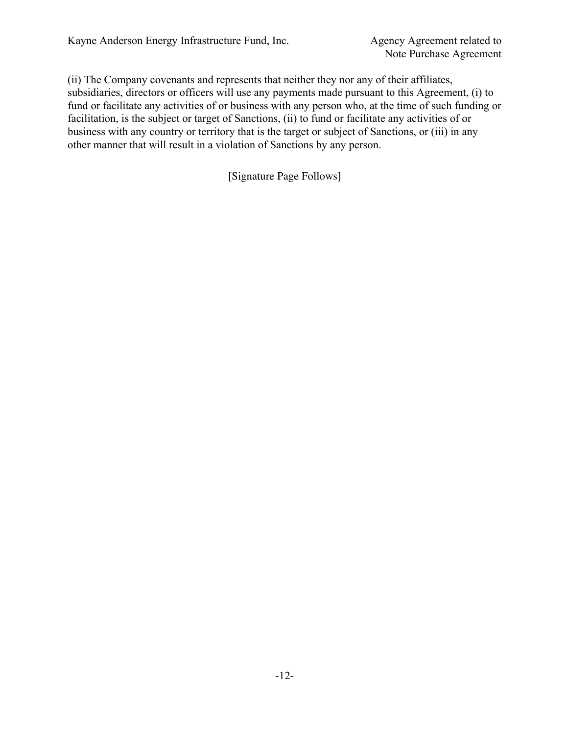(ii) The Company covenants and represents that neither they nor any of their affiliates, subsidiaries, directors or officers will use any payments made pursuant to this Agreement, (i) to fund or facilitate any activities of or business with any person who, at the time of such funding or facilitation, is the subject or target of Sanctions, (ii) to fund or facilitate any activities of or business with any country or territory that is the target or subject of Sanctions, or (iii) in any other manner that will result in a violation of Sanctions by any person.

[Signature Page Follows]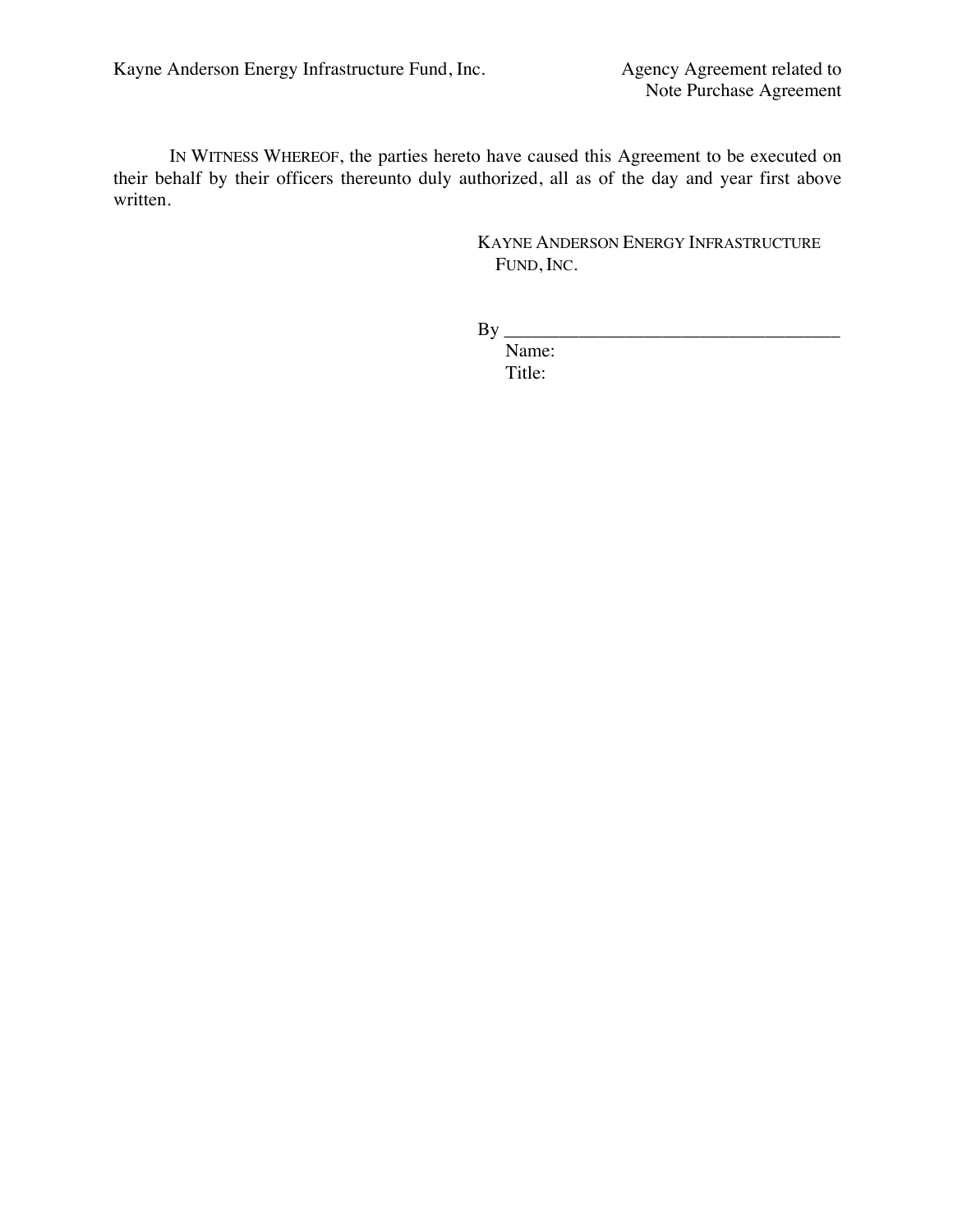IN WITNESS WHEREOF, the parties hereto have caused this Agreement to be executed on their behalf by their officers thereunto duly authorized, all as of the day and year first above written.

KAYNE ANDERSON ENERGY INFRASTRUCTURE FUND, INC.

By \_\_\_\_\_\_\_\_\_\_\_\_\_\_\_\_\_\_\_\_\_\_\_\_\_\_\_\_\_\_\_\_\_\_\_\_

Name:

Title: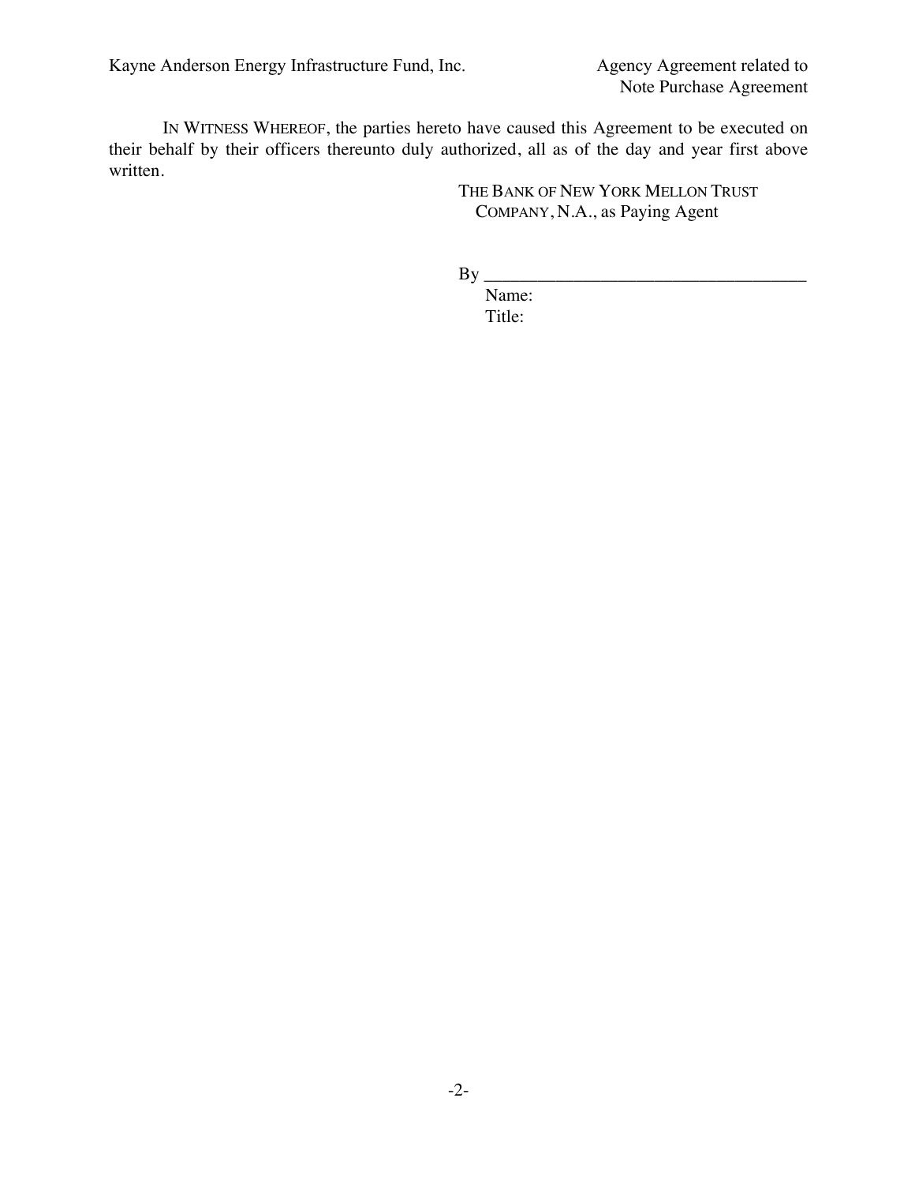IN WITNESS WHEREOF, the parties hereto have caused this Agreement to be executed on their behalf by their officers thereunto duly authorized, all as of the day and year first above written.

THE BANK OF NEW YORK MELLON TRUST COMPANY, N.A., as Paying Agent

By \_\_\_\_\_\_\_\_\_\_\_\_\_\_\_\_\_\_\_\_\_\_\_\_\_\_\_\_\_\_\_\_\_\_\_\_

Name:

Title: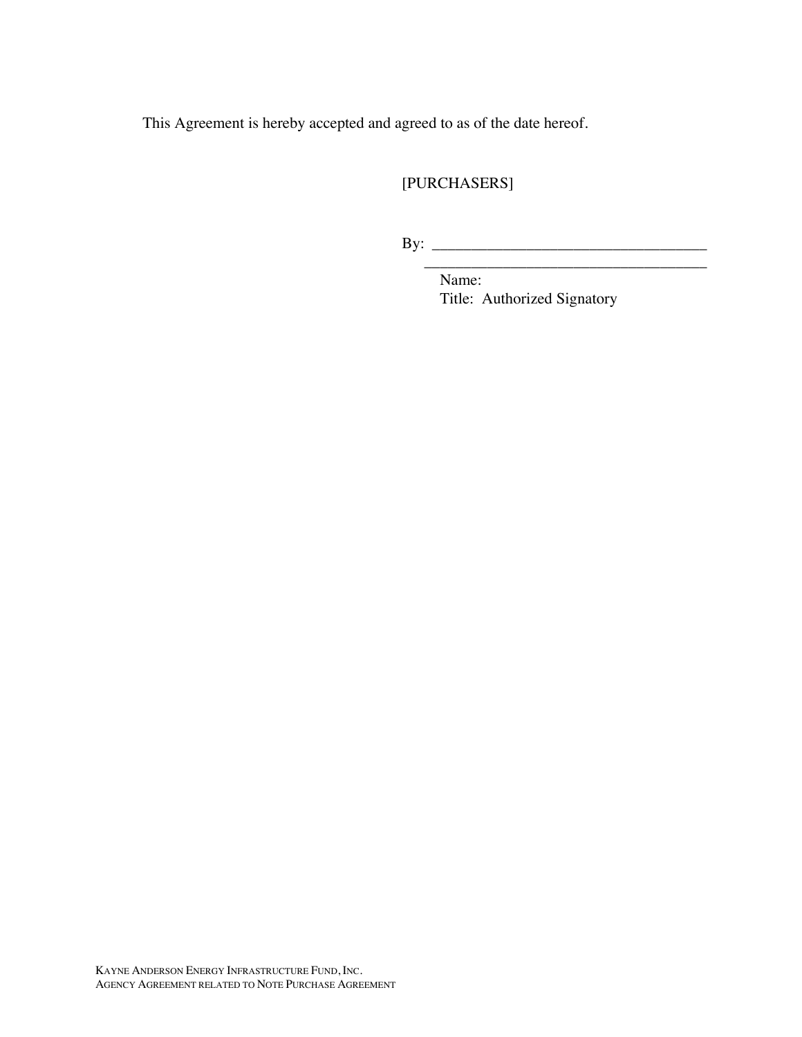This Agreement is hereby accepted and agreed to as of the date hereof.

[PURCHASERS]

By: ___________________________________

___________________________________

Name:

Title: Authorized Signatory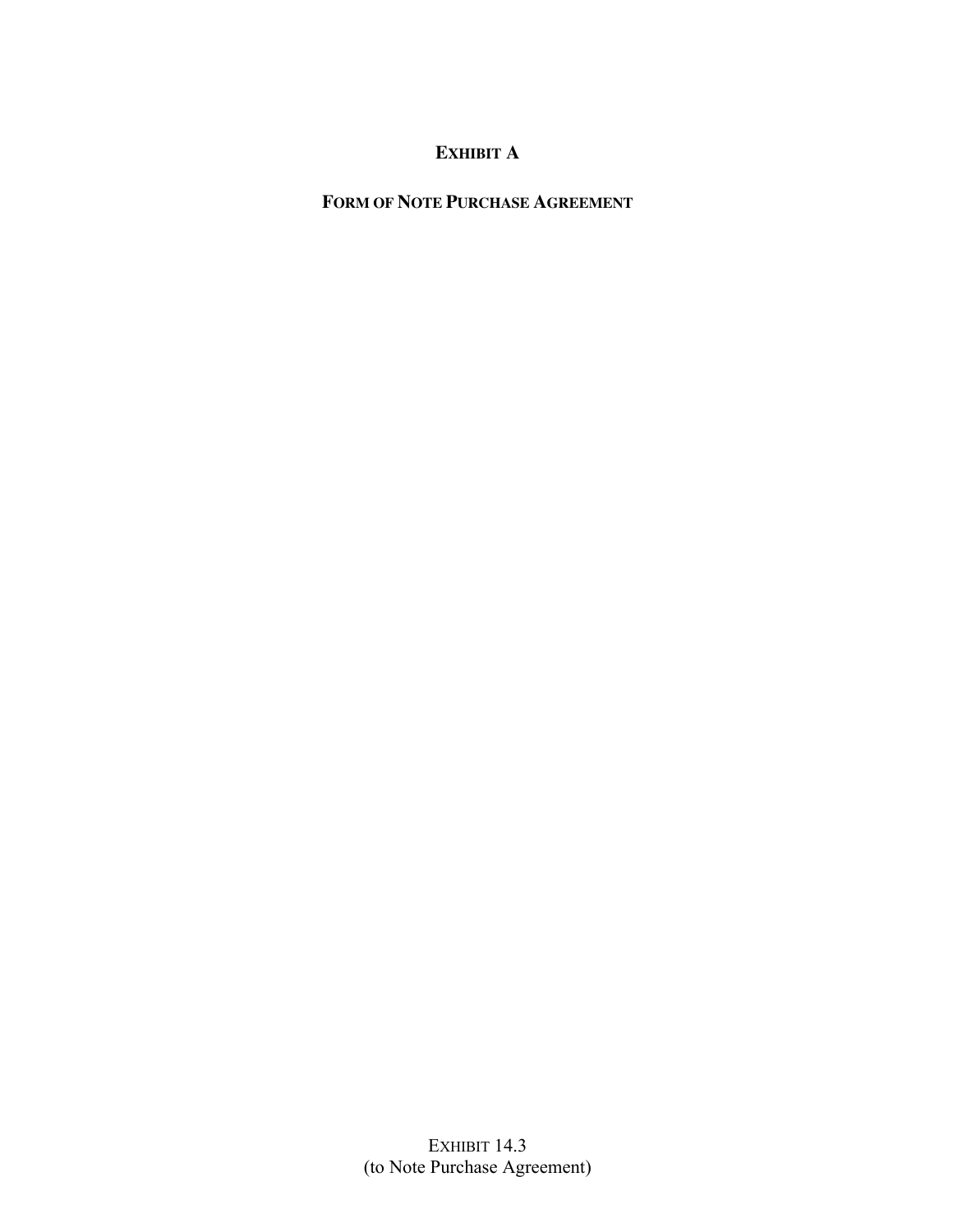**EXHIBIT A**

**FORM OF NOTE PURCHASE AGREEMENT**

EXHIBIT 14.3
(to Note Purchase Agreement)